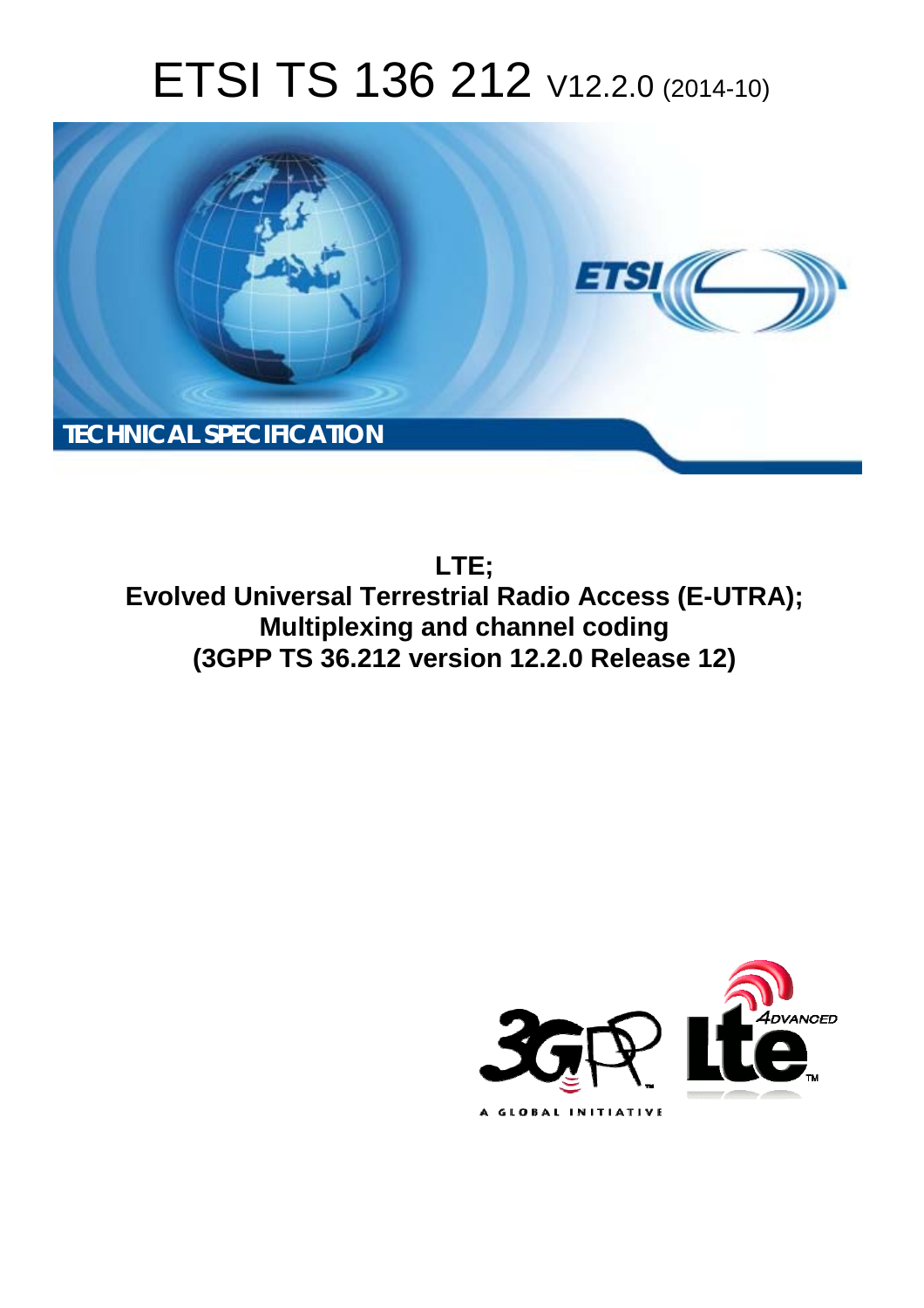# ETSI TS 136 212 V12.2.0 (2014-10)

**TECHNICAL SPECIFICATION**

**LTE;**
**Evolved Universal Terrestrial Radio Access (E-UTRA);**
**Multiplexing and channel coding**
**(3GPP TS 36.212 version 12.2.0 Release 12)**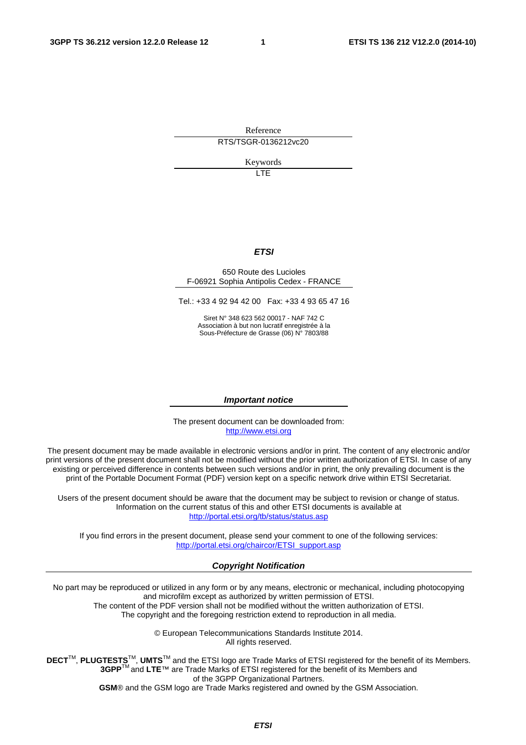Reference

RTS/TSGR-0136212vc20

Keywords

LTE

***ETSI***

650 Route des Lucioles
F-06921 Sophia Antipolis Cedex - FRANCE

Tel.: +33 4 92 94 42 00 Fax: +33 4 93 65 47 16

Siret N° 348 623 562 00017 - NAF 742 C
Association à but non lucratif enregistrée à la
Sous-Préfecture de Grasse (06) N° 7803/88

***Important notice***

The present document can be downloaded from:
http://www.etsi.org

The present document may be made available in electronic versions and/or in print. The content of any electronic and/or print versions of the present document shall not be modified without the prior written authorization of ETSI. In case of any existing or perceived difference in contents between such versions and/or in print, the only prevailing document is the print of the Portable Document Format (PDF) version kept on a specific network drive within ETSI Secretariat.

Users of the present document should be aware that the document may be subject to revision or change of status. Information on the current status of this and other ETSI documents is available at
http://portal.etsi.org/tb/status/status.asp

If you find errors in the present document, please send your comment to one of the following services:
http://portal.etsi.org/chaircor/ETSI_support.asp

***Copyright Notification***

No part may be reproduced or utilized in any form or by any means, electronic or mechanical, including photocopying and microfilm except as authorized by written permission of ETSI.
The content of the PDF version shall not be modified without the written authorization of ETSI.
The copyright and the foregoing restriction extend to reproduction in all media.

© European Telecommunications Standards Institute 2014.
All rights reserved.

**DECT**™, **PLUGTESTS**™, **UMTS**™ and the ETSI logo are Trade Marks of ETSI registered for the benefit of its Members.
**3GPP**™ and **LTE**™ are Trade Marks of ETSI registered for the benefit of its Members and of the 3GPP Organizational Partners.
**GSM**® and the GSM logo are Trade Marks registered and owned by the GSM Association.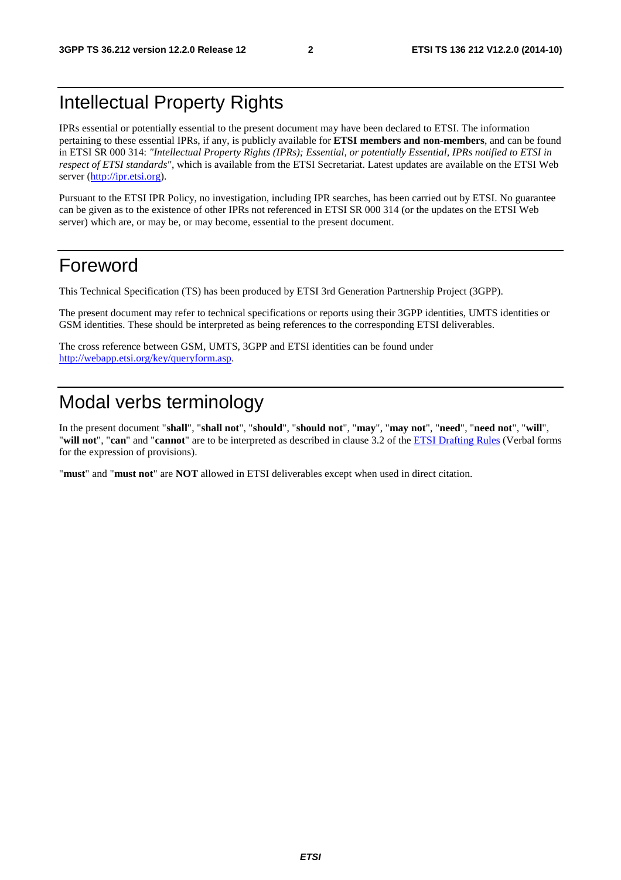# Intellectual Property Rights

IPRs essential or potentially essential to the present document may have been declared to ETSI. The information pertaining to these essential IPRs, if any, is publicly available for **ETSI members and non-members**, and can be found in ETSI SR 000 314: *"Intellectual Property Rights (IPRs); Essential, or potentially Essential, IPRs notified to ETSI in respect of ETSI standards"*, which is available from the ETSI Secretariat. Latest updates are available on the ETSI Web server (http://ipr.etsi.org).

Pursuant to the ETSI IPR Policy, no investigation, including IPR searches, has been carried out by ETSI. No guarantee can be given as to the existence of other IPRs not referenced in ETSI SR 000 314 (or the updates on the ETSI Web server) which are, or may be, or may become, essential to the present document.

# Foreword

This Technical Specification (TS) has been produced by ETSI 3rd Generation Partnership Project (3GPP).

The present document may refer to technical specifications or reports using their 3GPP identities, UMTS identities or GSM identities. These should be interpreted as being references to the corresponding ETSI deliverables.

The cross reference between GSM, UMTS, 3GPP and ETSI identities can be found under http://webapp.etsi.org/key/queryform.asp.

# Modal verbs terminology

In the present document "**shall**", "**shall not**", "**should**", "**should not**", "**may**", "**may not**", "**need**", "**need not**", "**will**", "**will not**", "**can**" and "**cannot**" are to be interpreted as described in clause 3.2 of the ETSI Drafting Rules (Verbal forms for the expression of provisions).

"**must**" and "**must not**" are **NOT** allowed in ETSI deliverables except when used in direct citation.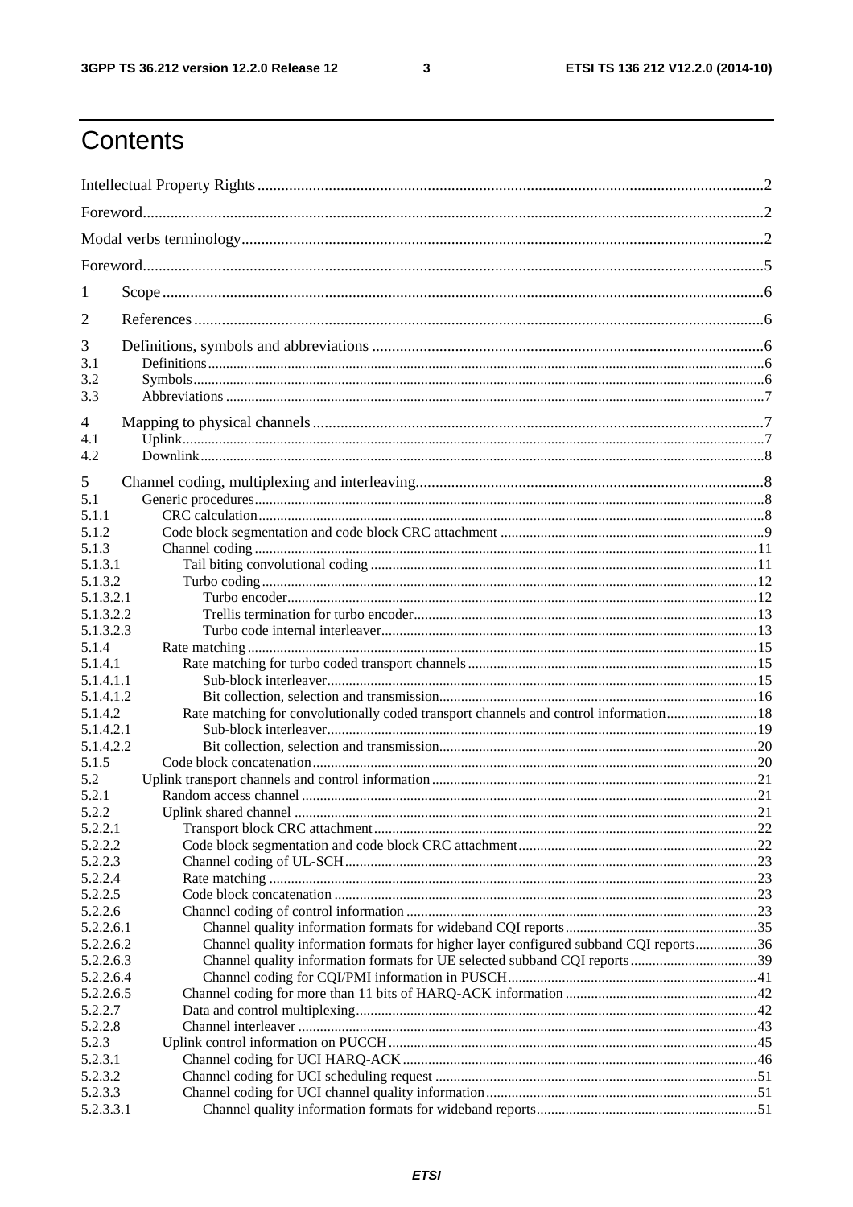# Contents

Intellectual Property Rights ........................................................................................................................... 2

Foreword ........................................................................................................................................................ 2

Modal verbs terminology ............................................................................................................................... 2

Foreword ........................................................................................................................................................ 5

1 Scope ......................................................................................................................................................... 6

2 References ................................................................................................................................................. 6

3 Definitions, symbols and abbreviations ..................................................................................................... 6
3.1 Definitions .................................................................................................................................................. 6
3.2 Symbols ...................................................................................................................................................... 6
3.3 Abbreviations ............................................................................................................................................. 7

4 Mapping to physical channels .................................................................................................................... 7
4.1 Uplink ......................................................................................................................................................... 7
4.2 Downlink .................................................................................................................................................... 8

5 Channel coding, multiplexing and interleaving .......................................................................................... 8
5.1 Generic procedures ..................................................................................................................................... 8
5.1.1 CRC calculation ...................................................................................................................................... 8
5.1.2 Code block segmentation and code block CRC attachment .................................................................... 9
5.1.3 Channel coding ...................................................................................................................................... 11
5.1.3.1 Tail biting convolutional coding ........................................................................................................ 11
5.1.3.2 Turbo coding ...................................................................................................................................... 12
5.1.3.2.1 Turbo encoder ................................................................................................................................. 12
5.1.3.2.2 Trellis termination for turbo encoder .............................................................................................. 13
5.1.3.2.3 Turbo code internal interleaver ....................................................................................................... 13
5.1.4 Rate matching ........................................................................................................................................ 15
5.1.4.1 Rate matching for turbo coded transport channels ............................................................................. 15
5.1.4.1.1 Sub-block interleaver ...................................................................................................................... 15
5.1.4.1.2 Bit collection, selection and transmission ....................................................................................... 16
5.1.4.2 Rate matching for convolutionally coded transport channels and control information ........................ 18
5.1.4.2.1 Sub-block interleaver ...................................................................................................................... 19
5.1.4.2.2 Bit collection, selection and transmission ....................................................................................... 20
5.1.5 Code block concatenation ...................................................................................................................... 20
5.2 Uplink transport channels and control information ................................................................................... 21
5.2.1 Random access channel ......................................................................................................................... 21
5.2.2 Uplink shared channel ........................................................................................................................... 21
5.2.2.1 Transport block CRC attachment ....................................................................................................... 22
5.2.2.2 Code block segmentation and code block CRC attachment ................................................................ 22
5.2.2.3 Channel coding of UL-SCH ............................................................................................................... 23
5.2.2.4 Rate matching .................................................................................................................................... 23
5.2.2.5 Code block concatenation ................................................................................................................... 23
5.2.2.6 Channel coding of control information ............................................................................................... 23
5.2.2.6.1 Channel quality information formats for wideband CQI reports ...................................................... 35
5.2.2.6.2 Channel quality information formats for higher layer configured subband CQI reports ................. 36
5.2.2.6.3 Channel quality information formats for UE selected subband CQI reports .................................... 39
5.2.2.6.4 Channel coding for CQI/PMI information in PUSCH ..................................................................... 41
5.2.2.6.5 Channel coding for more than 11 bits of HARQ-ACK information ................................................. 42
5.2.2.7 Data and control multiplexing ............................................................................................................ 42
5.2.2.8 Channel interleaver ............................................................................................................................ 43
5.2.3 Uplink control information on PUCCH ................................................................................................. 45
5.2.3.1 Channel coding for UCI HARQ-ACK ................................................................................................ 46
5.2.3.2 Channel coding for UCI scheduling request ....................................................................................... 51
5.2.3.3 Channel coding for UCI channel quality information ......................................................................... 51
5.2.3.3.1 Channel quality information formats for wideband reports ............................................................. 51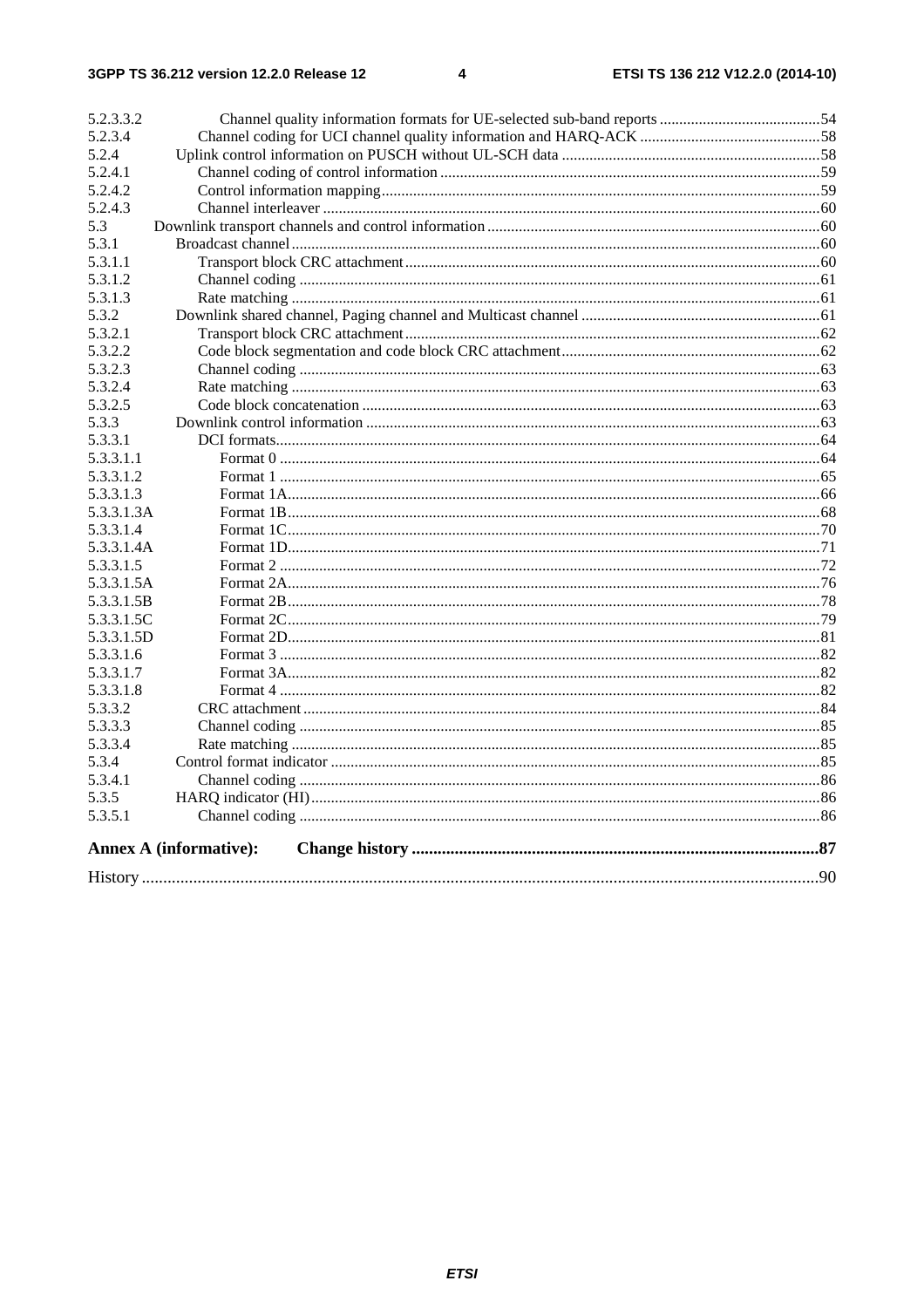5.2.3.3.2 Channel quality information formats for UE-selected sub-band reports ........................................54
5.2.3.4 Channel coding for UCI channel quality information and HARQ-ACK .............................................58
5.2.4 Uplink control information on PUSCH without UL-SCH data ..................................................................58
5.2.4.1 Channel coding of control information .................................................................................................59
5.2.4.2 Control information mapping................................................................................................................59
5.2.4.3 Channel interleaver ...............................................................................................................................60
5.3 Downlink transport channels and control information .....................................................................................60
5.3.1 Broadcast channel.......................................................................................................................................60
5.3.1.1 Transport block CRC attachment..........................................................................................................60
5.3.1.2 Channel coding .....................................................................................................................................61
5.3.1.3 Rate matching .......................................................................................................................................61
5.3.2 Downlink shared channel, Paging channel and Multicast channel .............................................................61
5.3.2.1 Transport block CRC attachment..........................................................................................................62
5.3.2.2 Code block segmentation and code block CRC attachment..................................................................62
5.3.2.3 Channel coding .....................................................................................................................................63
5.3.2.4 Rate matching .......................................................................................................................................63
5.3.2.5 Code block concatenation .....................................................................................................................63
5.3.3 Downlink control information ....................................................................................................................63
5.3.3.1 DCI formats...........................................................................................................................................64
5.3.3.1.1 Format 0 ..........................................................................................................................................64
5.3.3.1.2 Format 1 ..........................................................................................................................................65
5.3.3.1.3 Format 1A........................................................................................................................................66
5.3.3.1.3A Format 1B........................................................................................................................................68
5.3.3.1.4 Format 1C........................................................................................................................................70
5.3.3.1.4A Format 1D........................................................................................................................................71
5.3.3.1.5 Format 2 ..........................................................................................................................................72
5.3.3.1.5A Format 2A........................................................................................................................................76
5.3.3.1.5B Format 2B........................................................................................................................................78
5.3.3.1.5C Format 2C........................................................................................................................................79
5.3.3.1.5D Format 2D........................................................................................................................................81
5.3.3.1.6 Format 3 ..........................................................................................................................................82
5.3.3.1.7 Format 3A........................................................................................................................................82
5.3.3.1.8 Format 4 ..........................................................................................................................................82
5.3.3.2 CRC attachment ....................................................................................................................................84
5.3.3.3 Channel coding .....................................................................................................................................85
5.3.3.4 Rate matching .......................................................................................................................................85
5.3.4 Control format indicator .............................................................................................................................85
5.3.4.1 Channel coding .....................................................................................................................................86
5.3.5 HARQ indicator (HI)..................................................................................................................................86
5.3.5.1 Channel coding .....................................................................................................................................86

**Annex A (informative): Change history ..............................................................................................87**

History ..............................................................................................................................................................90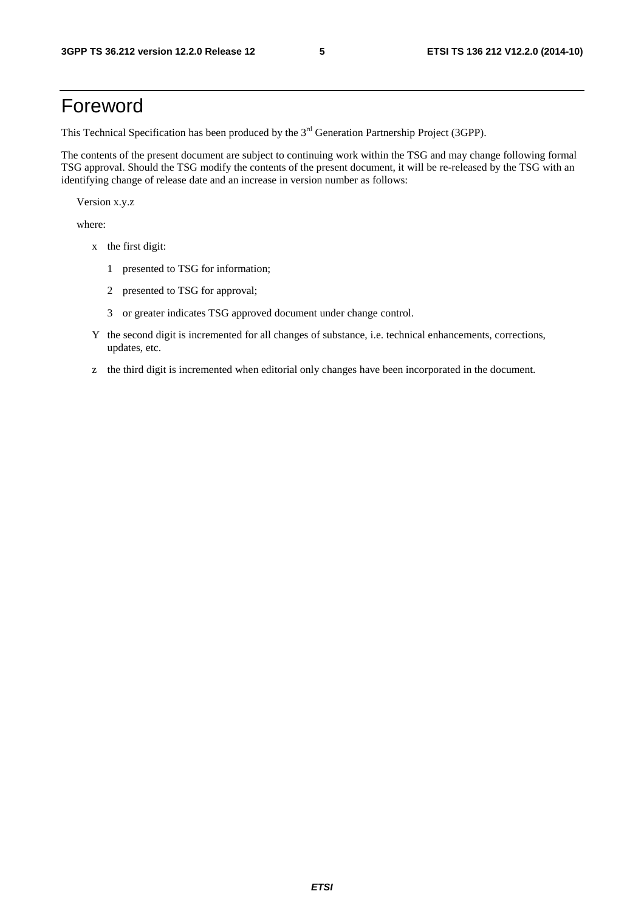# Foreword

This Technical Specification has been produced by the 3rd Generation Partnership Project (3GPP).

The contents of the present document are subject to continuing work within the TSG and may change following formal TSG approval. Should the TSG modify the contents of the present document, it will be re-released by the TSG with an identifying change of release date and an increase in version number as follows:

Version x.y.z

where:

- x the first digit:
  - 1 presented to TSG for information;
  - 2 presented to TSG for approval;
  - 3 or greater indicates TSG approved document under change control.
- Y the second digit is incremented for all changes of substance, i.e. technical enhancements, corrections, updates, etc.
- z the third digit is incremented when editorial only changes have been incorporated in the document.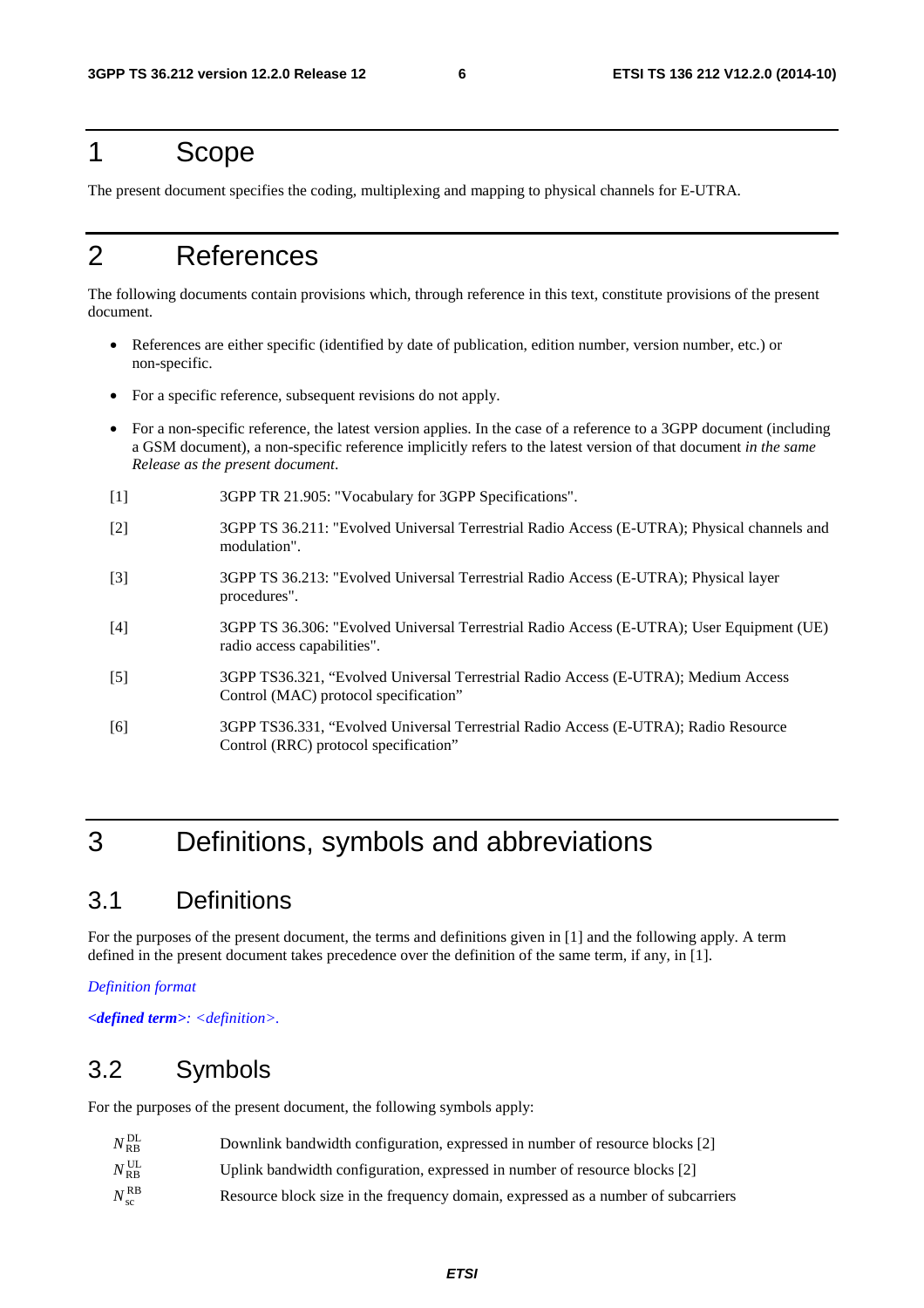# 1 Scope

The present document specifies the coding, multiplexing and mapping to physical channels for E-UTRA.

# 2 References

The following documents contain provisions which, through reference in this text, constitute provisions of the present document.

- References are either specific (identified by date of publication, edition number, version number, etc.) or non-specific.
- For a specific reference, subsequent revisions do not apply.
- For a non-specific reference, the latest version applies. In the case of a reference to a 3GPP document (including a GSM document), a non-specific reference implicitly refers to the latest version of that document *in the same Release as the present document*.

[1] 3GPP TR 21.905: "Vocabulary for 3GPP Specifications".

[2] 3GPP TS 36.211: "Evolved Universal Terrestrial Radio Access (E-UTRA); Physical channels and modulation".

[3] 3GPP TS 36.213: "Evolved Universal Terrestrial Radio Access (E-UTRA); Physical layer procedures".

[4] 3GPP TS 36.306: "Evolved Universal Terrestrial Radio Access (E-UTRA); User Equipment (UE) radio access capabilities".

[5] 3GPP TS36.321, "Evolved Universal Terrestrial Radio Access (E-UTRA); Medium Access Control (MAC) protocol specification"

[6] 3GPP TS36.331, "Evolved Universal Terrestrial Radio Access (E-UTRA); Radio Resource Control (RRC) protocol specification"

# 3 Definitions, symbols and abbreviations

## 3.1 Definitions

For the purposes of the present document, the terms and definitions given in [1] and the following apply. A term defined in the present document takes precedence over the definition of the same term, if any, in [1].

*Definition format*

***<defined term>**: <definition>.*

## 3.2 Symbols

For the purposes of the present document, the following symbols apply:

$N_{\mathrm{RB}}^{\mathrm{DL}}$ Downlink bandwidth configuration, expressed in number of resource blocks [2]

$N_{\mathrm{RB}}^{\mathrm{UL}}$ Uplink bandwidth configuration, expressed in number of resource blocks [2]

$N_{\mathrm{sc}}^{\mathrm{RB}}$ Resource block size in the frequency domain, expressed as a number of subcarriers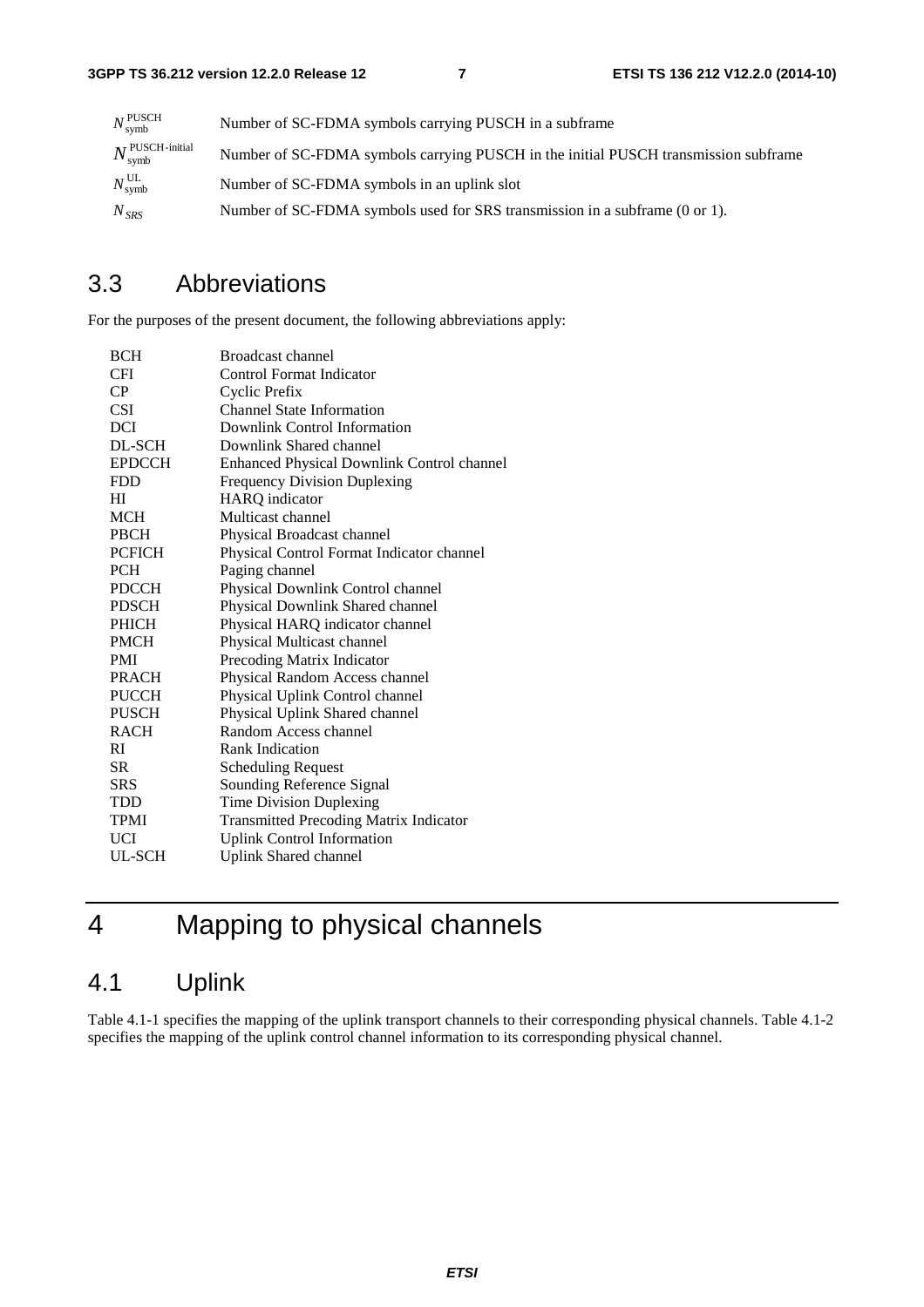$N_{\text{symb}}^{\text{PUSCH}}$ Number of SC-FDMA symbols carrying PUSCH in a subframe

$N_{\text{symb}}^{\text{PUSCH-initial}}$ Number of SC-FDMA symbols carrying PUSCH in the initial PUSCH transmission subframe

$N_{\text{symb}}^{\text{UL}}$ Number of SC-FDMA symbols in an uplink slot

$N_{SRS}$ Number of SC-FDMA symbols used for SRS transmission in a subframe (0 or 1).

## 3.3 Abbreviations

For the purposes of the present document, the following abbreviations apply:

| | |
|---|---|
| BCH | Broadcast channel |
| CFI | Control Format Indicator |
| CP | Cyclic Prefix |
| CSI | Channel State Information |
| DCI | Downlink Control Information |
| DL-SCH | Downlink Shared channel |
| EPDCCH | Enhanced Physical Downlink Control channel |
| FDD | Frequency Division Duplexing |
| HI | HARQ indicator |
| MCH | Multicast channel |
| PBCH | Physical Broadcast channel |
| PCFICH | Physical Control Format Indicator channel |
| PCH | Paging channel |
| PDCCH | Physical Downlink Control channel |
| PDSCH | Physical Downlink Shared channel |
| PHICH | Physical HARQ indicator channel |
| PMCH | Physical Multicast channel |
| PMI | Precoding Matrix Indicator |
| PRACH | Physical Random Access channel |
| PUCCH | Physical Uplink Control channel |
| PUSCH | Physical Uplink Shared channel |
| RACH | Random Access channel |
| RI | Rank Indication |
| SR | Scheduling Request |
| SRS | Sounding Reference Signal |
| TDD | Time Division Duplexing |
| TPMI | Transmitted Precoding Matrix Indicator |
| UCI | Uplink Control Information |
| UL-SCH | Uplink Shared channel |

# 4 Mapping to physical channels

## 4.1 Uplink

Table 4.1-1 specifies the mapping of the uplink transport channels to their corresponding physical channels. Table 4.1-2 specifies the mapping of the uplink control channel information to its corresponding physical channel.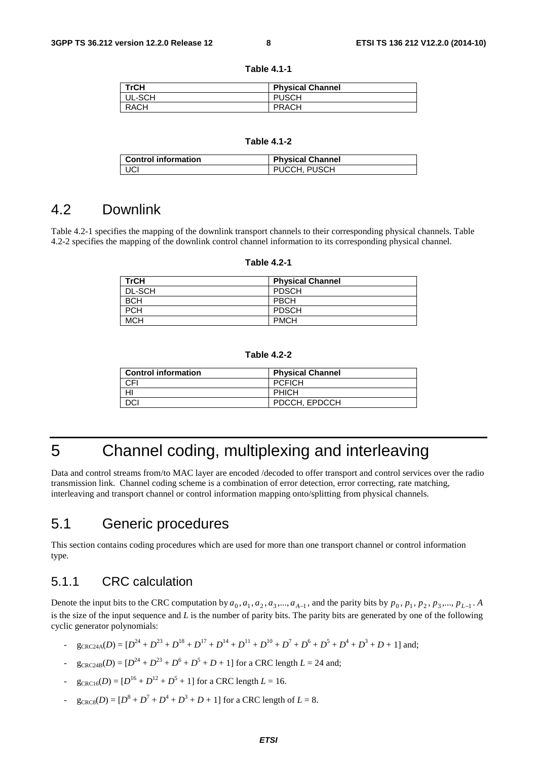**Table 4.1-1**

| TrCH | Physical Channel |
| --- | --- |
| UL-SCH | PUSCH |
| RACH | PRACH |

**Table 4.1-2**

| Control information | Physical Channel |
| --- | --- |
| UCI | PUCCH, PUSCH |

## 4.2 Downlink

Table 4.2-1 specifies the mapping of the downlink transport channels to their corresponding physical channels. Table 4.2-2 specifies the mapping of the downlink control channel information to its corresponding physical channel.

**Table 4.2-1**

| TrCH | Physical Channel |
| --- | --- |
| DL-SCH | PDSCH |
| BCH | PBCH |
| PCH | PDSCH |
| MCH | PMCH |

**Table 4.2-2**

| Control information | Physical Channel |
| --- | --- |
| CFI | PCFICH |
| HI | PHICH |
| DCI | PDCCH, EPDCCH |

# 5 Channel coding, multiplexing and interleaving

Data and control streams from/to MAC layer are encoded /decoded to offer transport and control services over the radio transmission link. Channel coding scheme is a combination of error detection, error correcting, rate matching, interleaving and transport channel or control information mapping onto/splitting from physical channels.

## 5.1 Generic procedures

This section contains coding procedures which are used for more than one transport channel or control information type.

### 5.1.1 CRC calculation

Denote the input bits to the CRC computation by $a_0, a_1, a_2, a_3, ..., a_{A-1}$, and the parity bits by $p_0, p_1, p_2, p_3, ..., p_{L-1}$. $A$ is the size of the input sequence and $L$ is the number of parity bits. The parity bits are generated by one of the following cyclic generator polynomials:

- $g_{CRC24A}(D) = [D^{24} + D^{23} + D^{18} + D^{17} + D^{14} + D^{11} + D^{10} + D^{7} + D^{6} + D^{5} + D^{4} + D^{3} + D + 1]$ and;
- $g_{CRC24B}(D) = [D^{24} + D^{23} + D^{6} + D^{5} + D + 1]$ for a CRC length $L = 24$ and;
- $g_{CRC16}(D) = [D^{16} + D^{12} + D^{5} + 1]$ for a CRC length $L = 16$.
- $g_{CRC8}(D) = [D^{8} + D^{7} + D^{4} + D^{3} + D + 1]$ for a CRC length of $L = 8$.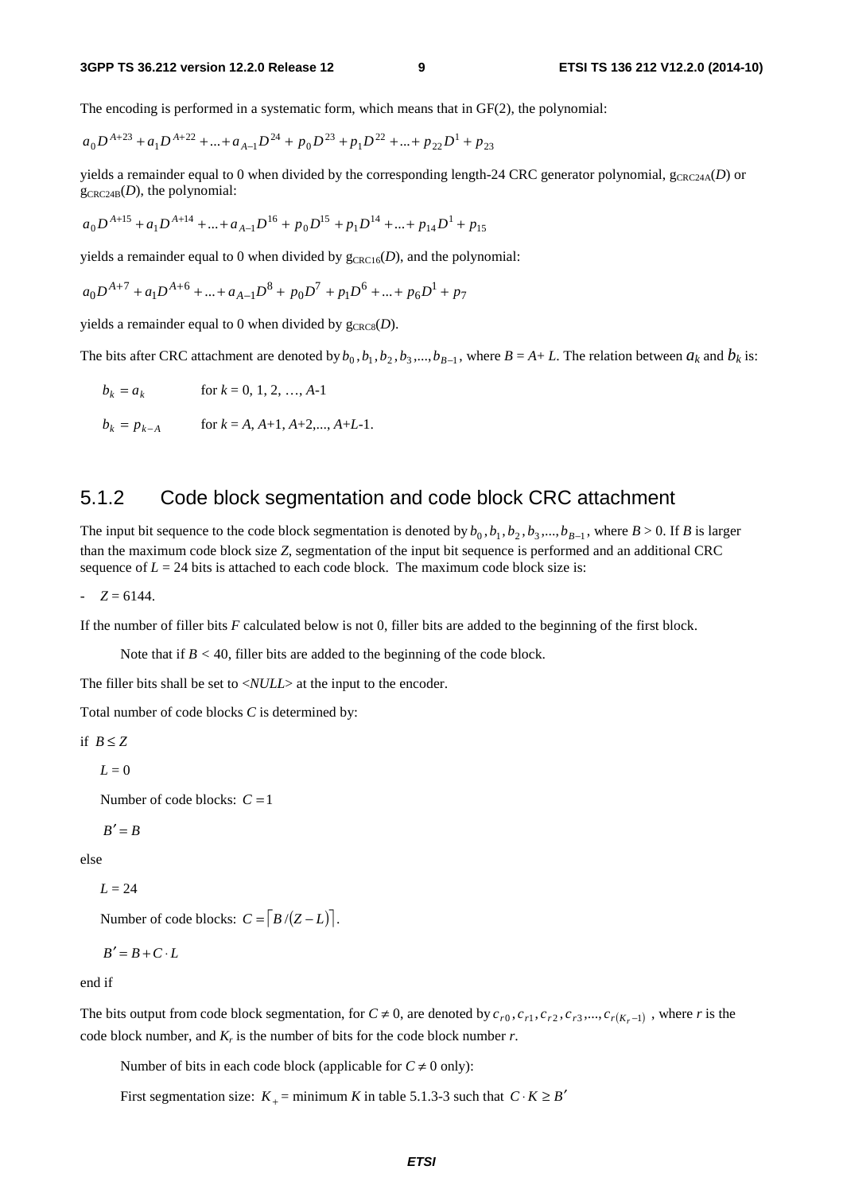The encoding is performed in a systematic form, which means that in GF(2), the polynomial:

$$a_0 D^{A+23} + a_1 D^{A+22} + ... + a_{A-1} D^{24} + p_0 D^{23} + p_1 D^{22} + ... + p_{22} D^1 + p_{23}$$

yields a remainder equal to 0 when divided by the corresponding length-24 CRC generator polynomial, $g_{CRC24A}(D)$ or $g_{CRC24B}(D)$, the polynomial:

$$a_0 D^{A+15} + a_1 D^{A+14} + ... + a_{A-1} D^{16} + p_0 D^{15} + p_1 D^{14} + ... + p_{14} D^1 + p_{15}$$

yields a remainder equal to 0 when divided by $g_{CRC16}(D)$, and the polynomial:

$$a_0 D^{A+7} + a_1 D^{A+6} + ... + a_{A-1} D^{8} + p_0 D^{7} + p_1 D^{6} + ... + p_{6} D^1 + p_{7}$$

yields a remainder equal to 0 when divided by $g_{CRC8}(D)$.

The bits after CRC attachment are denoted by $b_0, b_1, b_2, b_3, ..., b_{B-1}$, where $B = A + L$. The relation between $a_k$ and $b_k$ is:

$b_k = a_k$ for $k$ = 0, 1, 2, …, $A$-1

$b_k = p_{k-A}$ for $k$ = $A$, $A$+1, $A$+2,..., $A$+$L$-1.

### 5.1.2 Code block segmentation and code block CRC attachment

The input bit sequence to the code block segmentation is denoted by $b_0, b_1, b_2, b_3, ..., b_{B-1}$, where $B > 0$. If $B$ is larger than the maximum code block size $Z$, segmentation of the input bit sequence is performed and an additional CRC sequence of $L$ = 24 bits is attached to each code block. The maximum code block size is:

- $Z = 6144$.

If the number of filler bits $F$ calculated below is not 0, filler bits are added to the beginning of the first block.

Note that if $B < 40$, filler bits are added to the beginning of the code block.

The filler bits shall be set to <*NULL*> at the input to the encoder.

Total number of code blocks $C$ is determined by:

if $B \leq Z$

$L = 0$

Number of code blocks: $C = 1$

$B' = B$

else

$L = 24$

Number of code blocks: $C = \lceil B/(Z - L) \rceil$.

$B' = B + C \cdot L$

end if

The bits output from code block segmentation, for $C \neq 0$, are denoted by $c_{r0}, c_{r1}, c_{r2}, c_{r3}, ..., c_{r(K_r-1)}$, where $r$ is the code block number, and $K_r$ is the number of bits for the code block number $r$.

Number of bits in each code block (applicable for $C \neq 0$ only):

First segmentation size: $K_+$ = minimum $K$ in table 5.1.3-3 such that $C \cdot K \geq B'$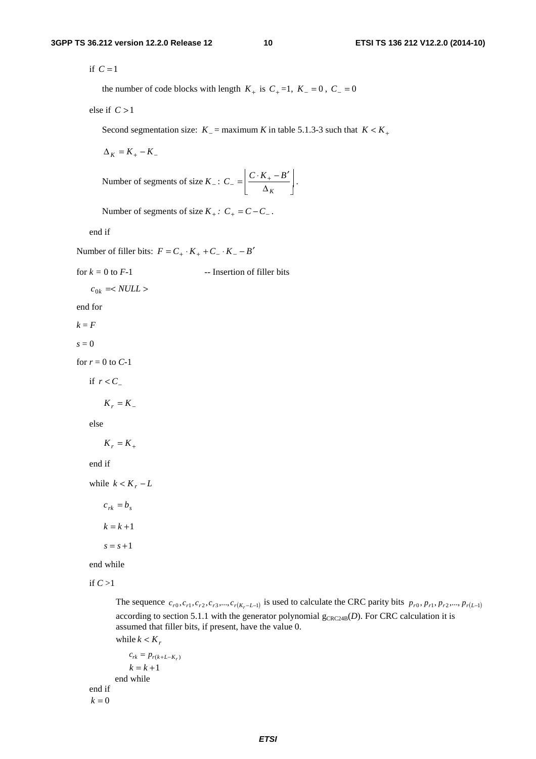if $C = 1$

the number of code blocks with length $K_+$ is $C_+ = 1$, $K_- = 0$, $C_- = 0$

else if $C > 1$

Second segmentation size: $K_-$ = maximum $K$ in table 5.1.3-3 such that $K < K_+$

$\Delta_K = K_+ - K_-$

Number of segments of size $K_-$: $C_- = \left\lfloor \dfrac{C \cdot K_+ - B'}{\Delta_K} \right\rfloor$.

Number of segments of size $K_+$: $C_+ = C - C_-$.

end if

Number of filler bits: $F = C_+ \cdot K_+ + C_- \cdot K_- - B'$

for $k$ = 0 to $F$-1 -- Insertion of filler bits

$c_{0k} = < NULL >$

end for

$k = F$

$s = 0$

for $r$ = 0 to $C$-1

if $r < C_-$

$K_r = K_-$

else

$K_r = K_+$

end if

while $k < K_r - L$

$c_{rk} = b_s$

$k = k + 1$

$s = s + 1$

end while

if $C > 1$

The sequence $c_{r0}, c_{r1}, c_{r2}, c_{r3}, ..., c_{r(K_r - L - 1)}$ is used to calculate the CRC parity bits $p_{r0}, p_{r1}, p_{r2}, ..., p_{r(L-1)}$ according to section 5.1.1 with the generator polynomial $g_{CRC24B}(D)$. For CRC calculation it is assumed that filler bits, if present, have the value 0.

while $k < K_r$

$c_{rk} = p_{r(k + L - K_r)}$

$k = k + 1$

end while

end if

$k = 0$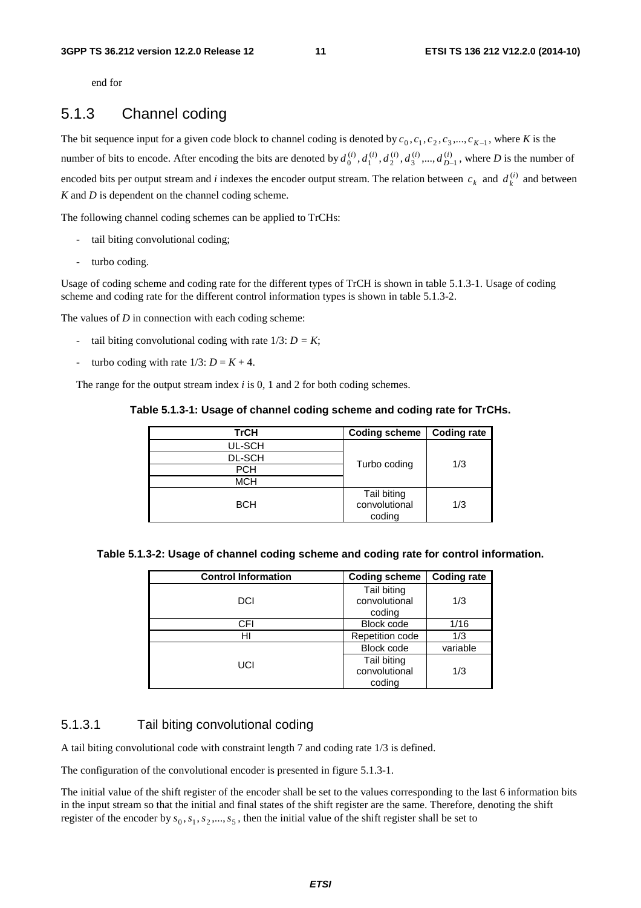end for

### 5.1.3 Channel coding

The bit sequence input for a given code block to channel coding is denoted by $c_0, c_1, c_2, c_3, ..., c_{K-1}$, where *K* is the number of bits to encode. After encoding the bits are denoted by $d_0^{(i)}, d_1^{(i)}, d_2^{(i)}, d_3^{(i)}, ..., d_{D-1}^{(i)}$, where *D* is the number of encoded bits per output stream and *i* indexes the encoder output stream. The relation between $c_k$ and $d_k^{(i)}$ and between *K* and *D* is dependent on the channel coding scheme.

The following channel coding schemes can be applied to TrCHs:

- tail biting convolutional coding;
- turbo coding.

Usage of coding scheme and coding rate for the different types of TrCH is shown in table 5.1.3-1. Usage of coding scheme and coding rate for the different control information types is shown in table 5.1.3-2.

The values of *D* in connection with each coding scheme:

- tail biting convolutional coding with rate 1/3: $D = K$;
- turbo coding with rate 1/3: $D = K + 4$.

The range for the output stream index *i* is 0, 1 and 2 for both coding schemes.

**Table 5.1.3-1: Usage of channel coding scheme and coding rate for TrCHs.**

| TrCH | Coding scheme | Coding rate |
|---|---|---|
| UL-SCH | Turbo coding | 1/3 |
| DL-SCH | | |
| PCH | | |
| MCH | | |
| BCH | Tail biting convolutional coding | 1/3 |

**Table 5.1.3-2: Usage of channel coding scheme and coding rate for control information.**

| Control Information | Coding scheme | Coding rate |
|---|---|---|
| DCI | Tail biting convolutional coding | 1/3 |
| CFI | Block code | 1/16 |
| HI | Repetition code | 1/3 |
| UCI | Block code | variable |
| | Tail biting convolutional coding | 1/3 |

#### 5.1.3.1 Tail biting convolutional coding

A tail biting convolutional code with constraint length 7 and coding rate 1/3 is defined.

The configuration of the convolutional encoder is presented in figure 5.1.3-1.

The initial value of the shift register of the encoder shall be set to the values corresponding to the last 6 information bits in the input stream so that the initial and final states of the shift register are the same. Therefore, denoting the shift register of the encoder by $s_0, s_1, s_2, ..., s_5$, then the initial value of the shift register shall be set to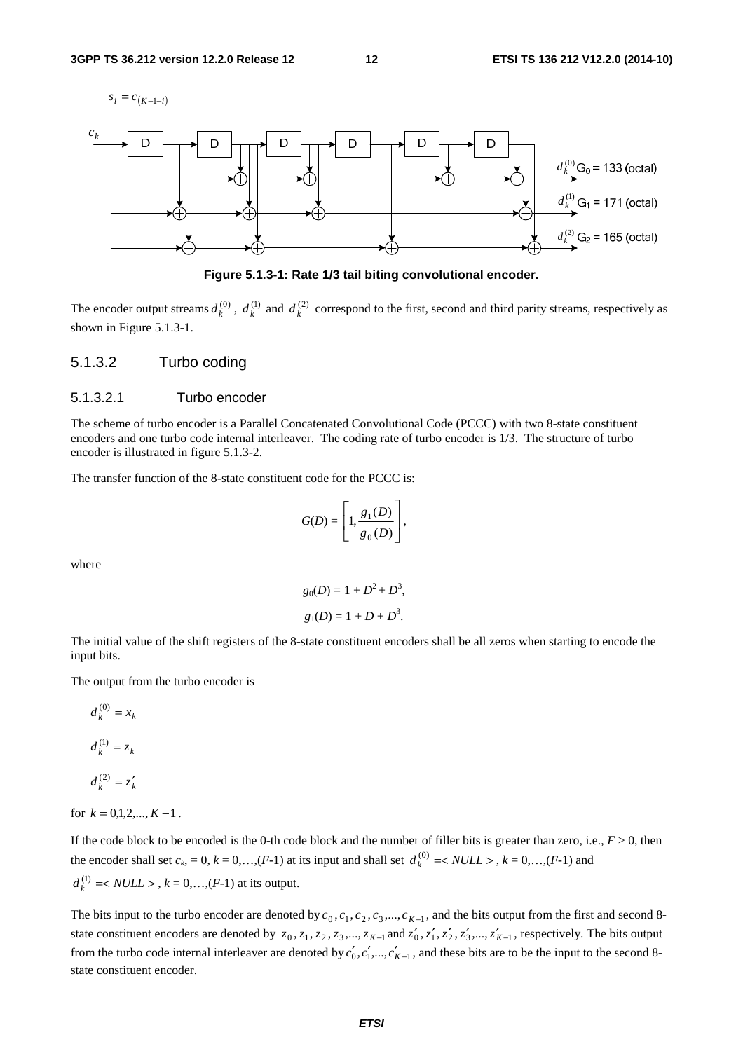$s_i = c_{(K-1-i)}$

**Figure 5.1.3-1: Rate 1/3 tail biting convolutional encoder.**

The encoder output streams $d_k^{(0)}$, $d_k^{(1)}$ and $d_k^{(2)}$ correspond to the first, second and third parity streams, respectively as shown in Figure 5.1.3-1.

### 5.1.3.2 Turbo coding

#### 5.1.3.2.1 Turbo encoder

The scheme of turbo encoder is a Parallel Concatenated Convolutional Code (PCCC) with two 8-state constituent encoders and one turbo code internal interleaver. The coding rate of turbo encoder is 1/3. The structure of turbo encoder is illustrated in figure 5.1.3-2.

The transfer function of the 8-state constituent code for the PCCC is:

$$G(D) = \left[ 1, \frac{g_1(D)}{g_0(D)} \right],$$

where

$$g_0(D) = 1 + D^2 + D^3,$$

$$g_1(D) = 1 + D + D^3.$$

The initial value of the shift registers of the 8-state constituent encoders shall be all zeros when starting to encode the input bits.

The output from the turbo encoder is

$$d_k^{(0)} = x_k$$

$$d_k^{(1)} = z_k$$

$$d_k^{(2)} = z'_k$$

for $k = 0,1,2,..., K-1$.

If the code block to be encoded is the 0-th code block and the number of filler bits is greater than zero, i.e., $F > 0$, then the encoder shall set $c_k$, = 0, $k = 0,…,(F\text{-}1)$ at its input and shall set $d_k^{(0)} = <NULL>$, $k = 0,…,(F\text{-}1)$ and $d_k^{(1)} = <NULL>$, $k = 0,…,(F\text{-}1)$ at its output.

The bits input to the turbo encoder are denoted by $c_0, c_1, c_2, c_3,..., c_{K-1}$, and the bits output from the first and second 8-state constituent encoders are denoted by $z_0, z_1, z_2, z_3,..., z_{K-1}$ and $z'_0, z'_1, z'_2, z'_3,..., z'_{K-1}$, respectively. The bits output from the turbo code internal interleaver are denoted by $c'_0, c'_1,..., c'_{K-1}$, and these bits are to be the input to the second 8-state constituent encoder.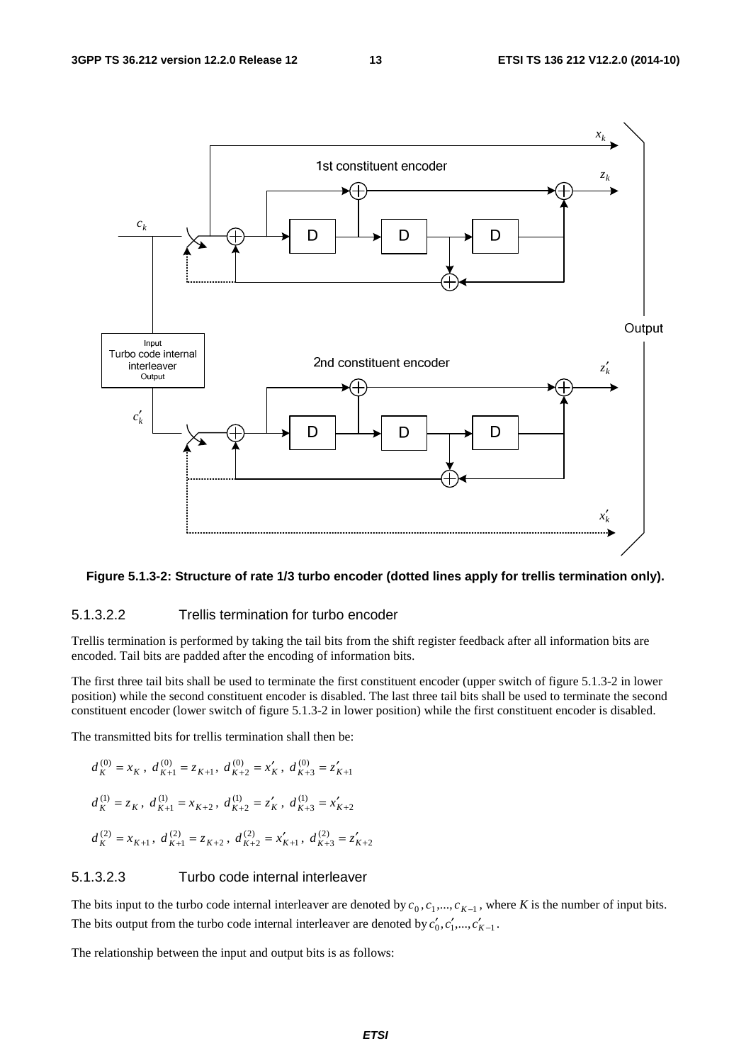**Figure 5.1.3-2: Structure of rate 1/3 turbo encoder (dotted lines apply for trellis termination only).**

#### 5.1.3.2.2 Trellis termination for turbo encoder

Trellis termination is performed by taking the tail bits from the shift register feedback after all information bits are encoded. Tail bits are padded after the encoding of information bits.

The first three tail bits shall be used to terminate the first constituent encoder (upper switch of figure 5.1.3-2 in lower position) while the second constituent encoder is disabled. The last three tail bits shall be used to terminate the second constituent encoder (lower switch of figure 5.1.3-2 in lower position) while the first constituent encoder is disabled.

The transmitted bits for trellis termination shall then be:

$$d_K^{(0)} = x_K,\ d_{K+1}^{(0)} = z_{K+1},\ d_{K+2}^{(0)} = x'_K,\ d_{K+3}^{(0)} = z'_{K+1}$$

$$d_K^{(1)} = z_K,\ d_{K+1}^{(1)} = x_{K+2},\ d_{K+2}^{(1)} = z'_K,\ d_{K+3}^{(1)} = x'_{K+2}$$

$$d_K^{(2)} = x_{K+1},\ d_{K+1}^{(2)} = z_{K+2},\ d_{K+2}^{(2)} = x'_{K+1},\ d_{K+3}^{(2)} = z'_{K+2}$$

#### 5.1.3.2.3 Turbo code internal interleaver

The bits input to the turbo code internal interleaver are denoted by $c_0, c_1, ..., c_{K-1}$, where $K$ is the number of input bits. The bits output from the turbo code internal interleaver are denoted by $c'_0, c'_1, ..., c'_{K-1}$.

The relationship between the input and output bits is as follows: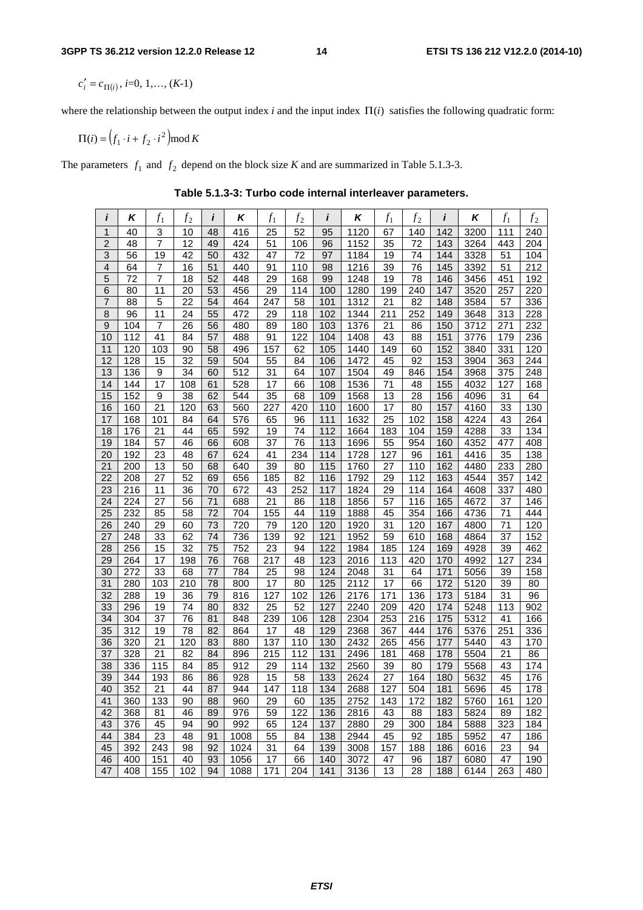$c'_i = c_{\Pi(i)}$, $i$=0, 1,…, ($K$-1)

where the relationship between the output index $i$ and the input index $\Pi(i)$ satisfies the following quadratic form:

$$\Pi(i) = \left(f_1 \cdot i + f_2 \cdot i^2\right) \bmod K$$

The parameters $f_1$ and $f_2$ depend on the block size $K$ and are summarized in Table 5.1.3-3.

**Table 5.1.3-3: Turbo code internal interleaver parameters.**

| *i* | *K* | $f_1$ | $f_2$ | *i* | *K* | $f_1$ | $f_2$ | *i* | *K* | $f_1$ | $f_2$ | *i* | *K* | $f_1$ | $f_2$ |
|---|---|---|---|---|---|---|---|---|---|---|---|---|---|---|---|
| 1 | 40 | 3 | 10 | 48 | 416 | 25 | 52 | 95 | 1120 | 67 | 140 | 142 | 3200 | 111 | 240 |
| 2 | 48 | 7 | 12 | 49 | 424 | 51 | 106 | 96 | 1152 | 35 | 72 | 143 | 3264 | 443 | 204 |
| 3 | 56 | 19 | 42 | 50 | 432 | 47 | 72 | 97 | 1184 | 19 | 74 | 144 | 3328 | 51 | 104 |
| 4 | 64 | 7 | 16 | 51 | 440 | 91 | 110 | 98 | 1216 | 39 | 76 | 145 | 3392 | 51 | 212 |
| 5 | 72 | 7 | 18 | 52 | 448 | 29 | 168 | 99 | 1248 | 19 | 78 | 146 | 3456 | 451 | 192 |
| 6 | 80 | 11 | 20 | 53 | 456 | 29 | 114 | 100 | 1280 | 199 | 240 | 147 | 3520 | 257 | 220 |
| 7 | 88 | 5 | 22 | 54 | 464 | 247 | 58 | 101 | 1312 | 21 | 82 | 148 | 3584 | 57 | 336 |
| 8 | 96 | 11 | 24 | 55 | 472 | 29 | 118 | 102 | 1344 | 211 | 252 | 149 | 3648 | 313 | 228 |
| 9 | 104 | 7 | 26 | 56 | 480 | 89 | 180 | 103 | 1376 | 21 | 86 | 150 | 3712 | 271 | 232 |
| 10 | 112 | 41 | 84 | 57 | 488 | 91 | 122 | 104 | 1408 | 43 | 88 | 151 | 3776 | 179 | 236 |
| 11 | 120 | 103 | 90 | 58 | 496 | 157 | 62 | 105 | 1440 | 149 | 60 | 152 | 3840 | 331 | 120 |
| 12 | 128 | 15 | 32 | 59 | 504 | 55 | 84 | 106 | 1472 | 45 | 92 | 153 | 3904 | 363 | 244 |
| 13 | 136 | 9 | 34 | 60 | 512 | 31 | 64 | 107 | 1504 | 49 | 846 | 154 | 3968 | 375 | 248 |
| 14 | 144 | 17 | 108 | 61 | 528 | 17 | 66 | 108 | 1536 | 71 | 48 | 155 | 4032 | 127 | 168 |
| 15 | 152 | 9 | 38 | 62 | 544 | 35 | 68 | 109 | 1568 | 13 | 28 | 156 | 4096 | 31 | 64 |
| 16 | 160 | 21 | 120 | 63 | 560 | 227 | 420 | 110 | 1600 | 17 | 80 | 157 | 4160 | 33 | 130 |
| 17 | 168 | 101 | 84 | 64 | 576 | 65 | 96 | 111 | 1632 | 25 | 102 | 158 | 4224 | 43 | 264 |
| 18 | 176 | 21 | 44 | 65 | 592 | 19 | 74 | 112 | 1664 | 183 | 104 | 159 | 4288 | 33 | 134 |
| 19 | 184 | 57 | 46 | 66 | 608 | 37 | 76 | 113 | 1696 | 55 | 954 | 160 | 4352 | 477 | 408 |
| 20 | 192 | 23 | 48 | 67 | 624 | 41 | 234 | 114 | 1728 | 127 | 96 | 161 | 4416 | 35 | 138 |
| 21 | 200 | 13 | 50 | 68 | 640 | 39 | 80 | 115 | 1760 | 27 | 110 | 162 | 4480 | 233 | 280 |
| 22 | 208 | 27 | 52 | 69 | 656 | 185 | 82 | 116 | 1792 | 29 | 112 | 163 | 4544 | 357 | 142 |
| 23 | 216 | 11 | 36 | 70 | 672 | 43 | 252 | 117 | 1824 | 29 | 114 | 164 | 4608 | 337 | 480 |
| 24 | 224 | 27 | 56 | 71 | 688 | 21 | 86 | 118 | 1856 | 57 | 116 | 165 | 4672 | 37 | 146 |
| 25 | 232 | 85 | 58 | 72 | 704 | 155 | 44 | 119 | 1888 | 45 | 354 | 166 | 4736 | 71 | 444 |
| 26 | 240 | 29 | 60 | 73 | 720 | 79 | 120 | 120 | 1920 | 31 | 120 | 167 | 4800 | 71 | 120 |
| 27 | 248 | 33 | 62 | 74 | 736 | 139 | 92 | 121 | 1952 | 59 | 610 | 168 | 4864 | 37 | 152 |
| 28 | 256 | 15 | 32 | 75 | 752 | 23 | 94 | 122 | 1984 | 185 | 124 | 169 | 4928 | 39 | 462 |
| 29 | 264 | 17 | 198 | 76 | 768 | 217 | 48 | 123 | 2016 | 113 | 420 | 170 | 4992 | 127 | 234 |
| 30 | 272 | 33 | 68 | 77 | 784 | 25 | 98 | 124 | 2048 | 31 | 64 | 171 | 5056 | 39 | 158 |
| 31 | 280 | 103 | 210 | 78 | 800 | 17 | 80 | 125 | 2112 | 17 | 66 | 172 | 5120 | 39 | 80 |
| 32 | 288 | 19 | 36 | 79 | 816 | 127 | 102 | 126 | 2176 | 171 | 136 | 173 | 5184 | 31 | 96 |
| 33 | 296 | 19 | 74 | 80 | 832 | 25 | 52 | 127 | 2240 | 209 | 420 | 174 | 5248 | 113 | 902 |
| 34 | 304 | 37 | 76 | 81 | 848 | 239 | 106 | 128 | 2304 | 253 | 216 | 175 | 5312 | 41 | 166 |
| 35 | 312 | 19 | 78 | 82 | 864 | 17 | 48 | 129 | 2368 | 367 | 444 | 176 | 5376 | 251 | 336 |
| 36 | 320 | 21 | 120 | 83 | 880 | 137 | 110 | 130 | 2432 | 265 | 456 | 177 | 5440 | 43 | 170 |
| 37 | 328 | 21 | 82 | 84 | 896 | 215 | 112 | 131 | 2496 | 181 | 468 | 178 | 5504 | 21 | 86 |
| 38 | 336 | 115 | 84 | 85 | 912 | 29 | 114 | 132 | 2560 | 39 | 80 | 179 | 5568 | 43 | 174 |
| 39 | 344 | 193 | 86 | 86 | 928 | 15 | 58 | 133 | 2624 | 27 | 164 | 180 | 5632 | 45 | 176 |
| 40 | 352 | 21 | 44 | 87 | 944 | 147 | 118 | 134 | 2688 | 127 | 504 | 181 | 5696 | 45 | 178 |
| 41 | 360 | 133 | 90 | 88 | 960 | 29 | 60 | 135 | 2752 | 143 | 172 | 182 | 5760 | 161 | 120 |
| 42 | 368 | 81 | 46 | 89 | 976 | 59 | 122 | 136 | 2816 | 43 | 88 | 183 | 5824 | 89 | 182 |
| 43 | 376 | 45 | 94 | 90 | 992 | 65 | 124 | 137 | 2880 | 29 | 300 | 184 | 5888 | 323 | 184 |
| 44 | 384 | 23 | 48 | 91 | 1008 | 55 | 84 | 138 | 2944 | 45 | 92 | 185 | 5952 | 47 | 186 |
| 45 | 392 | 243 | 98 | 92 | 1024 | 31 | 64 | 139 | 3008 | 157 | 188 | 186 | 6016 | 23 | 94 |
| 46 | 400 | 151 | 40 | 93 | 1056 | 17 | 66 | 140 | 3072 | 47 | 96 | 187 | 6080 | 47 | 190 |
| 47 | 408 | 155 | 102 | 94 | 1088 | 171 | 204 | 141 | 3136 | 13 | 28 | 188 | 6144 | 263 | 480 |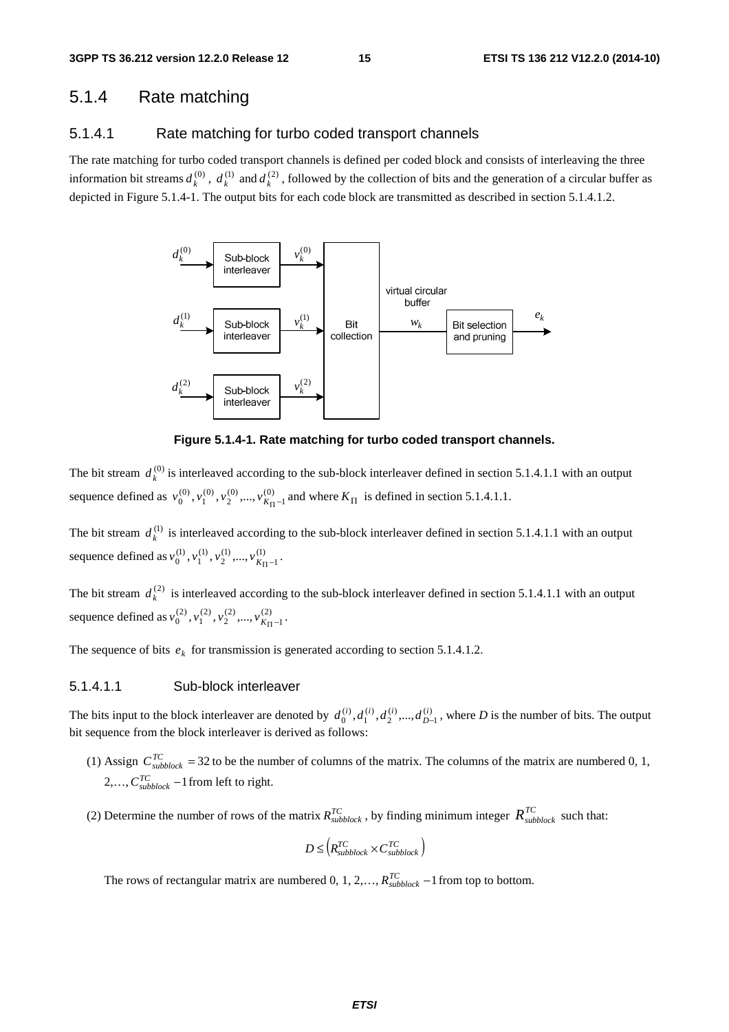## 5.1.4 Rate matching

### 5.1.4.1 Rate matching for turbo coded transport channels

The rate matching for turbo coded transport channels is defined per coded block and consists of interleaving the three information bit streams $d_k^{(0)}$, $d_k^{(1)}$ and $d_k^{(2)}$, followed by the collection of bits and the generation of a circular buffer as depicted in Figure 5.1.4-1. The output bits for each code block are transmitted as described in section 5.1.4.1.2.

**Figure 5.1.4-1. Rate matching for turbo coded transport channels.**

The bit stream $d_k^{(0)}$ is interleaved according to the sub-block interleaver defined in section 5.1.4.1.1 with an output sequence defined as $v_0^{(0)}, v_1^{(0)}, v_2^{(0)}, ..., v_{K_\Pi - 1}^{(0)}$ and where $K_\Pi$ is defined in section 5.1.4.1.1.

The bit stream $d_k^{(1)}$ is interleaved according to the sub-block interleaver defined in section 5.1.4.1.1 with an output sequence defined as $v_0^{(1)}, v_1^{(1)}, v_2^{(1)}, ..., v_{K_\Pi - 1}^{(1)}$.

The bit stream $d_k^{(2)}$ is interleaved according to the sub-block interleaver defined in section 5.1.4.1.1 with an output sequence defined as $v_0^{(2)}, v_1^{(2)}, v_2^{(2)}, ..., v_{K_\Pi - 1}^{(2)}$.

The sequence of bits $e_k$ for transmission is generated according to section 5.1.4.1.2.

#### 5.1.4.1.1 Sub-block interleaver

The bits input to the block interleaver are denoted by $d_0^{(i)}, d_1^{(i)}, d_2^{(i)}, ..., d_{D-1}^{(i)}$, where $D$ is the number of bits. The output bit sequence from the block interleaver is derived as follows:

(1) Assign $C_{subblock}^{TC} = 32$ to be the number of columns of the matrix. The columns of the matrix are numbered 0, 1, 2,…, $C_{subblock}^{TC} - 1$ from left to right.

(2) Determine the number of rows of the matrix $R_{subblock}^{TC}$, by finding minimum integer $R_{subblock}^{TC}$ such that:

$$D \le \left( R_{subblock}^{TC} \times C_{subblock}^{TC} \right)$$

The rows of rectangular matrix are numbered 0, 1, 2,…, $R_{subblock}^{TC} - 1$ from top to bottom.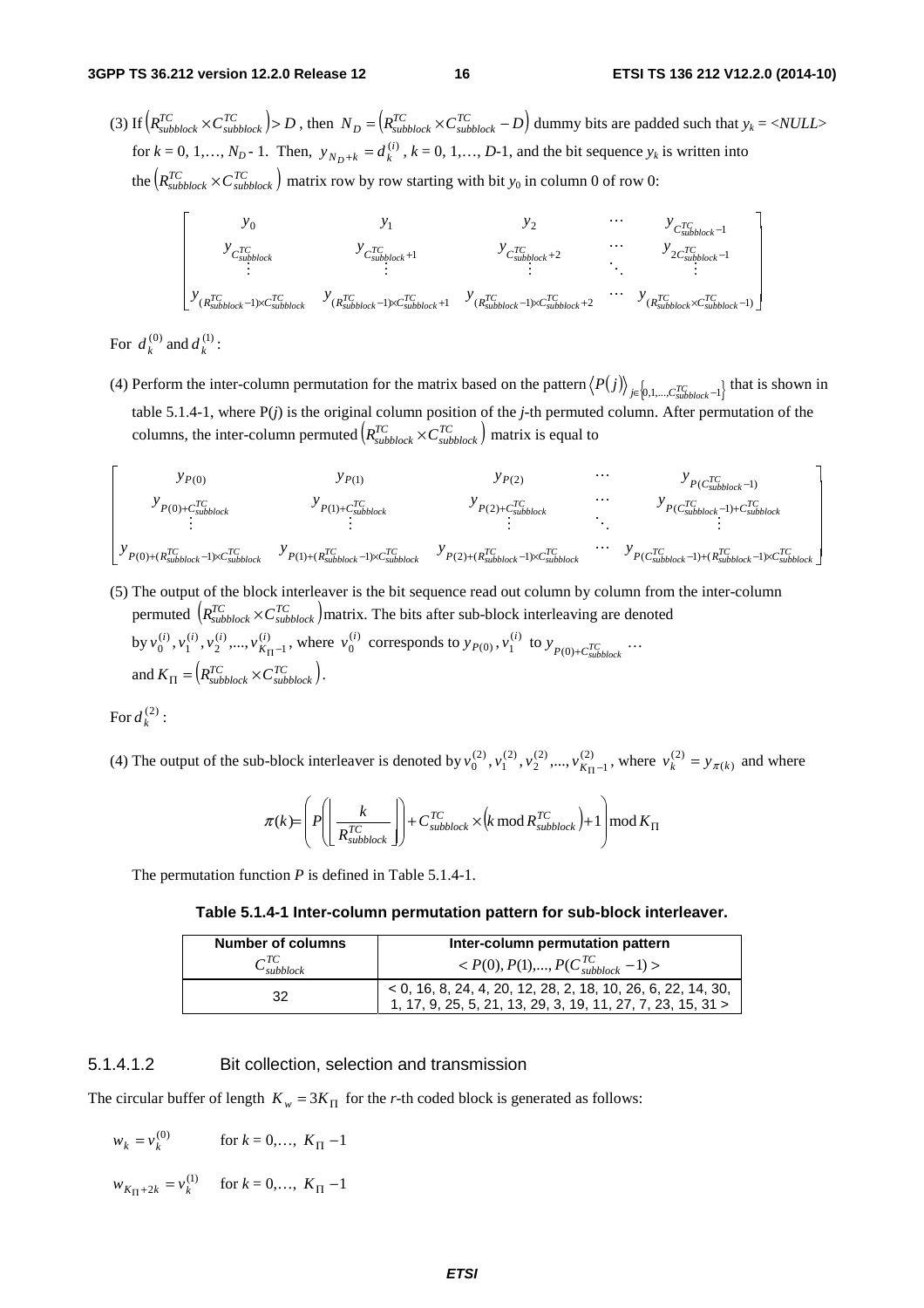(3) If $\left(R_{subblock}^{TC} \times C_{subblock}^{TC}\right) > D$, then $N_D = \left(R_{subblock}^{TC} \times C_{subblock}^{TC} - D\right)$ dummy bits are padded such that $y_k$ = <NULL> for $k$ = 0, 1,…, $N_D$ - 1. Then, $y_{N_D+k} = d_k^{(i)}$, $k$ = 0, 1,…, $D$-1, and the bit sequence $y_k$ is written into the $\left(R_{subblock}^{TC} \times C_{subblock}^{TC}\right)$ matrix row by row starting with bit $y_0$ in column 0 of row 0:

$$
\begin{bmatrix}
y_0 & y_1 & y_2 & \cdots & y_{C_{subblock}^{TC}-1} \\
y_{C_{subblock}^{TC}} & y_{C_{subblock}^{TC}+1} & y_{C_{subblock}^{TC}+2} & \cdots & y_{2C_{subblock}^{TC}-1} \\
\vdots & \vdots & \vdots & \ddots & \vdots \\
y_{(R_{subblock}^{TC}-1)\times C_{subblock}^{TC}} & y_{(R_{subblock}^{TC}-1)\times C_{subblock}^{TC}+1} & y_{(R_{subblock}^{TC}-1)\times C_{subblock}^{TC}+2} & \cdots & y_{(R_{subblock}^{TC}\times C_{subblock}^{TC}-1)}
\end{bmatrix}
$$

For $d_k^{(0)}$ and $d_k^{(1)}$:

(4) Perform the inter-column permutation for the matrix based on the pattern $\langle P(j) \rangle_{j\in\{0,1,\ldots,C_{subblock}^{TC}-1\}}$ that is shown in table 5.1.4-1, where P($j$) is the original column position of the $j$-th permuted column. After permutation of the columns, the inter-column permuted $\left(R_{subblock}^{TC} \times C_{subblock}^{TC}\right)$ matrix is equal to

$$
\begin{bmatrix}
y_{P(0)} & y_{P(1)} & y_{P(2)} & \cdots & y_{P(C_{subblock}^{TC}-1)} \\
y_{P(0)+C_{subblock}^{TC}} & y_{P(1)+C_{subblock}^{TC}} & y_{P(2)+C_{subblock}^{TC}} & \cdots & y_{P(C_{subblock}^{TC}-1)+C_{subblock}^{TC}} \\
\vdots & \vdots & \vdots & \ddots & \vdots \\
y_{P(0)+(R_{subblock}^{TC}-1)\times C_{subblock}^{TC}} & y_{P(1)+(R_{subblock}^{TC}-1)\times C_{subblock}^{TC}} & y_{P(2)+(R_{subblock}^{TC}-1)\times C_{subblock}^{TC}} & \cdots & y_{P(C_{subblock}^{TC}-1)+(R_{subblock}^{TC}-1)\times C_{subblock}^{TC}}
\end{bmatrix}
$$

(5) The output of the block interleaver is the bit sequence read out column by column from the inter-column permuted $\left(R_{subblock}^{TC} \times C_{subblock}^{TC}\right)$ matrix. The bits after sub-block interleaving are denoted by $v_0^{(i)}, v_1^{(i)}, v_2^{(i)}, \ldots, v_{K_\Pi-1}^{(i)}$, where $v_0^{(i)}$ corresponds to $y_{P(0)}$, $v_1^{(i)}$ to $y_{P(0)+C_{subblock}^{TC}}$ … and $K_\Pi = \left(R_{subblock}^{TC} \times C_{subblock}^{TC}\right)$.

For $d_k^{(2)}$:

(4) The output of the sub-block interleaver is denoted by $v_0^{(2)}, v_1^{(2)}, v_2^{(2)}, \ldots, v_{K_\Pi-1}^{(2)}$, where $v_k^{(2)} = y_{\pi(k)}$ and where

$$
\pi(k) = \left( P\left( \left\lfloor \frac{k}{R_{subblock}^{TC}} \right\rfloor \right) + C_{subblock}^{TC} \times \left(k \bmod R_{subblock}^{TC}\right) + 1 \right) \bmod K_\Pi
$$

The permutation function $P$ is defined in Table 5.1.4-1.

**Table 5.1.4-1 Inter-column permutation pattern for sub-block interleaver.**

| Number of columns $C_{subblock}^{TC}$ | Inter-column permutation pattern $< P(0), P(1), \ldots, P(C_{subblock}^{TC}-1) >$ |
|---|---|
| 32 | < 0, 16, 8, 24, 4, 20, 12, 28, 2, 18, 10, 26, 6, 22, 14, 30, 1, 17, 9, 25, 5, 21, 13, 29, 3, 19, 11, 27, 7, 23, 15, 31 > |

#### 5.1.4.1.2 Bit collection, selection and transmission

The circular buffer of length $K_w = 3K_\Pi$ for the $r$-th coded block is generated as follows:

$w_k = v_k^{(0)}$ for $k$ = 0,…, $K_\Pi - 1$

$w_{K_\Pi+2k} = v_k^{(1)}$ for $k$ = 0,…, $K_\Pi - 1$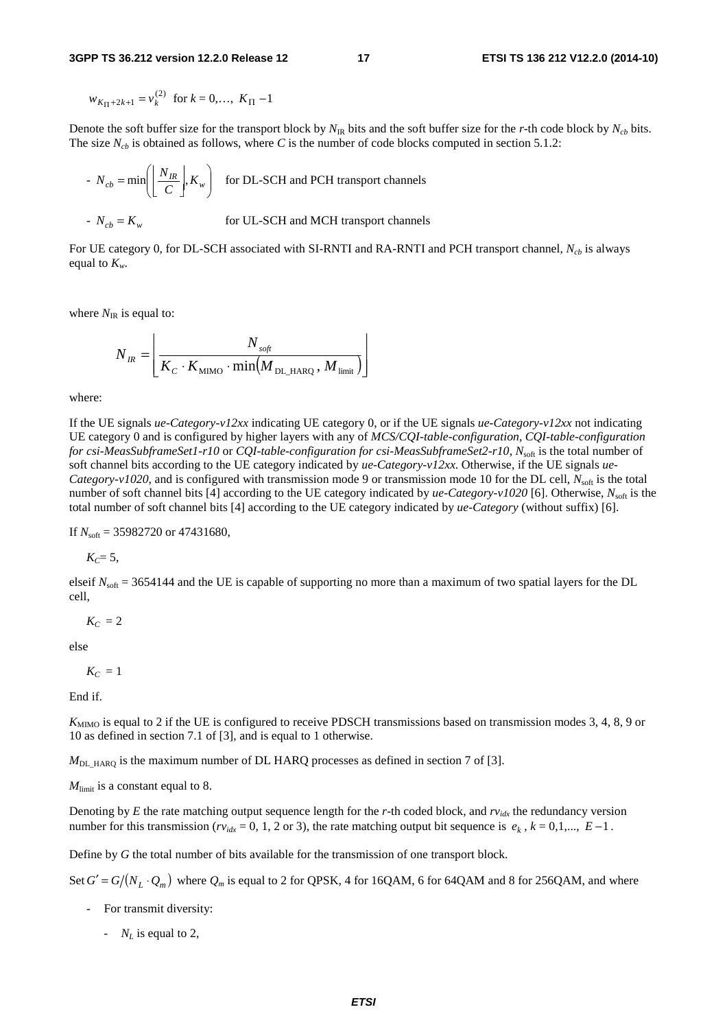$w_{K_\Pi + 2k+1} = v_k^{(2)}$ for $k = 0,\ldots, K_\Pi - 1$

Denote the soft buffer size for the transport block by $N_{IR}$ bits and the soft buffer size for the *r*-th code block by $N_{cb}$ bits. The size $N_{cb}$ is obtained as follows, where *C* is the number of code blocks computed in section 5.1.2:

- $N_{cb} = \min\left(\left\lfloor \frac{N_{IR}}{C} \right\rfloor, K_w\right)$ for DL-SCH and PCH transport channels

- $N_{cb} = K_w$ for UL-SCH and MCH transport channels

For UE category 0, for DL-SCH associated with SI-RNTI and RA-RNTI and PCH transport channel, $N_{cb}$ is always equal to $K_w$.

where $N_{IR}$ is equal to:

$$N_{IR} = \left\lfloor \frac{N_{soft}}{K_C \cdot K_{\text{MIMO}} \cdot \min\left(M_{\text{DL\_HARQ}}, M_{\text{limit}}\right)} \right\rfloor$$

where:

If the UE signals *ue-Category-v12xx* indicating UE category 0, or if the UE signals *ue-Category-v12xx* not indicating UE category 0 and is configured by higher layers with any of *MCS/CQI-table-configuration, CQI-table-configuration for csi-MeasSubframeSet1-r10* or *CQI-table-configuration for csi-MeasSubframeSet2-r10*, $N_{\text{soft}}$ is the total number of soft channel bits according to the UE category indicated by *ue-Category-v12xx.* Otherwise, if the UE signals *ue-Category-v1020*, and is configured with transmission mode 9 or transmission mode 10 for the DL cell, $N_{\text{soft}}$ is the total number of soft channel bits [4] according to the UE category indicated by *ue-Category-v1020* [6]. Otherwise, $N_{\text{soft}}$ is the total number of soft channel bits [4] according to the UE category indicated by *ue-Category* (without suffix) [6].

If $N_{\text{soft}}$ = 35982720 or 47431680,

$K_C$= 5,

elseif $N_{\text{soft}}$ = 3654144 and the UE is capable of supporting no more than a maximum of two spatial layers for the DL cell,

$K_C$ = 2

else

$K_C$ = 1

End if.

$K_{\text{MIMO}}$ is equal to 2 if the UE is configured to receive PDSCH transmissions based on transmission modes 3, 4, 8, 9 or 10 as defined in section 7.1 of [3], and is equal to 1 otherwise.

$M_{\text{DL\_HARQ}}$ is the maximum number of DL HARQ processes as defined in section 7 of [3].

$M_{\text{limit}}$ is a constant equal to 8.

Denoting by *E* the rate matching output sequence length for the *r*-th coded block, and $rv_{idx}$ the redundancy version number for this transmission ($rv_{idx}$ = 0, 1, 2 or 3), the rate matching output bit sequence is $e_k$, $k = 0,1,..., E-1$.

Define by *G* the total number of bits available for the transmission of one transport block.

Set $G' = G/\left(N_L \cdot Q_m\right)$ where $Q_m$ is equal to 2 for QPSK, 4 for 16QAM, 6 for 64QAM and 8 for 256QAM, and where

- For transmit diversity:
  - $N_L$ is equal to 2,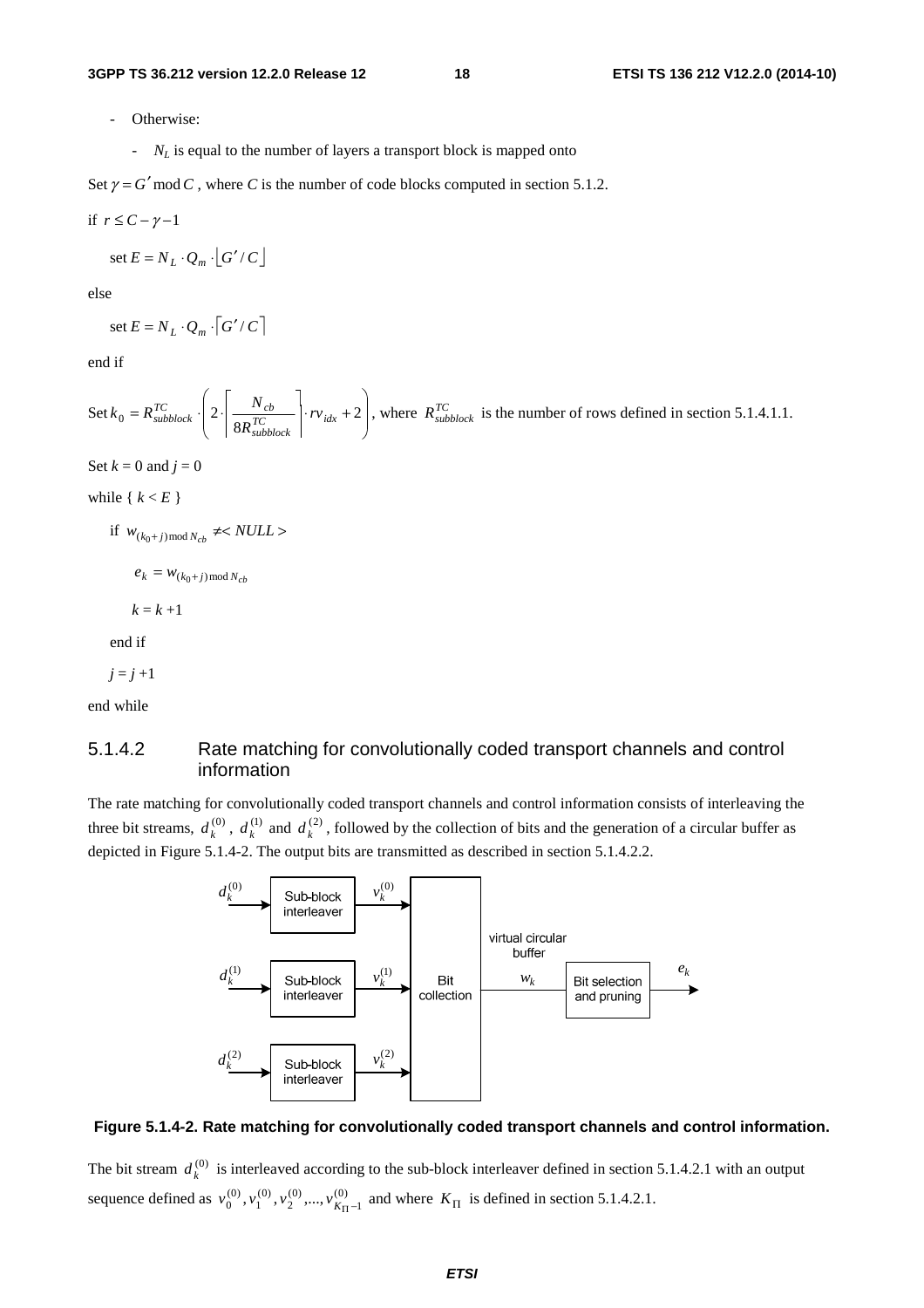- Otherwise:
    - $N_L$ is equal to the number of layers a transport block is mapped onto

Set $\gamma = G' \bmod C$, where $C$ is the number of code blocks computed in section 5.1.2.

if $r \leq C - \gamma - 1$

set $E = N_L \cdot Q_m \cdot \lfloor G' / C \rfloor$

else

set $E = N_L \cdot Q_m \cdot \lceil G' / C \rceil$

end if

Set $k_0 = R_{subblock}^{TC} \cdot \left( 2 \cdot \left\lceil \frac{N_{cb}}{8 R_{subblock}^{TC}} \right\rceil \cdot rv_{idx} + 2 \right)$, where $R_{subblock}^{TC}$ is the number of rows defined in section 5.1.4.1.1.

Set $k = 0$ and $j = 0$

while { $k < E$ }

if $w_{(k_0+j) \bmod N_{cb}} \neq < NULL >$

$e_k = w_{(k_0+j) \bmod N_{cb}}$

$k = k + 1$

end if

$j = j + 1$

end while

### 5.1.4.2 Rate matching for convolutionally coded transport channels and control information

The rate matching for convolutionally coded transport channels and control information consists of interleaving the three bit streams, $d_k^{(0)}$, $d_k^{(1)}$ and $d_k^{(2)}$, followed by the collection of bits and the generation of a circular buffer as depicted in Figure 5.1.4-2. The output bits are transmitted as described in section 5.1.4.2.2.

**Figure 5.1.4-2. Rate matching for convolutionally coded transport channels and control information.**

The bit stream $d_k^{(0)}$ is interleaved according to the sub-block interleaver defined in section 5.1.4.2.1 with an output sequence defined as $v_0^{(0)}, v_1^{(0)}, v_2^{(0)}, ..., v_{K_\Pi - 1}^{(0)}$ and where $K_\Pi$ is defined in section 5.1.4.2.1.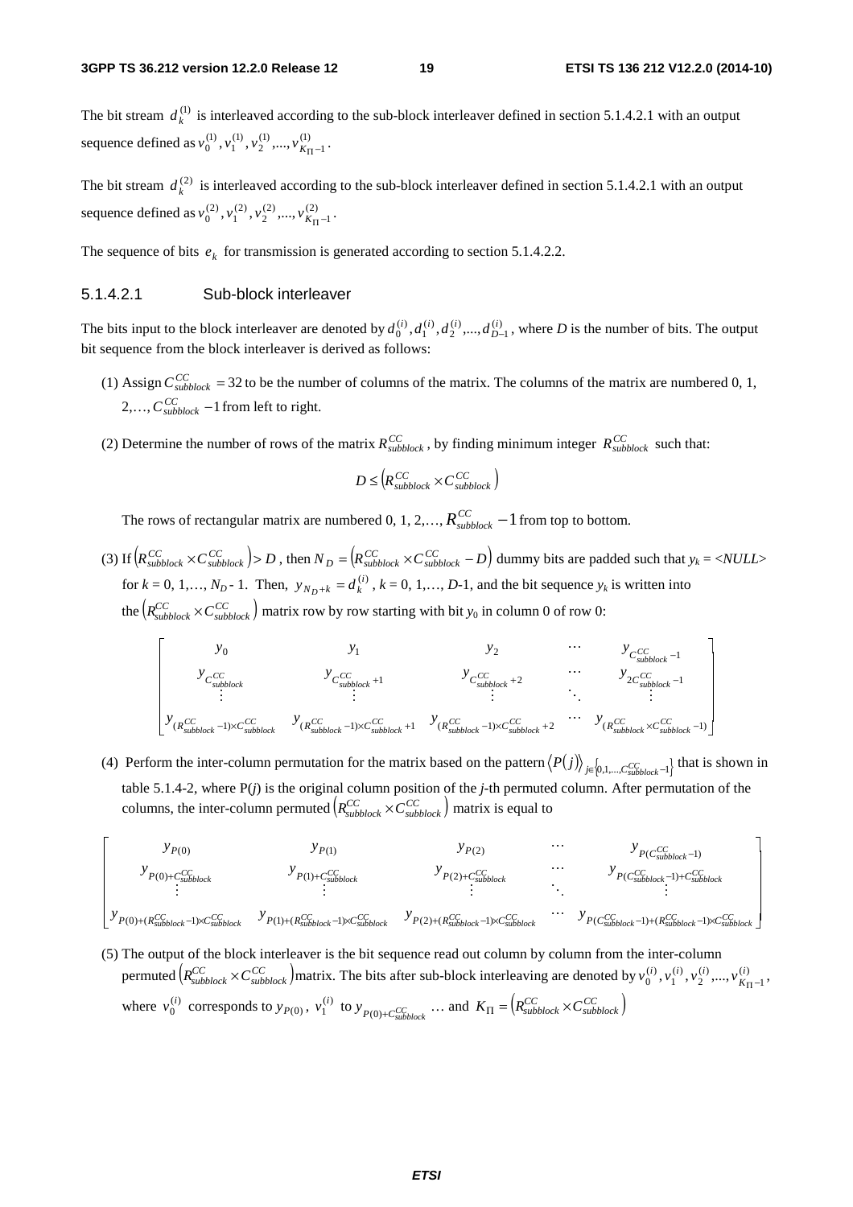The bit stream $d_k^{(1)}$ is interleaved according to the sub-block interleaver defined in section 5.1.4.2.1 with an output sequence defined as $v_0^{(1)}, v_1^{(1)}, v_2^{(1)},..., v_{K_\Pi-1}^{(1)}$.

The bit stream $d_k^{(2)}$ is interleaved according to the sub-block interleaver defined in section 5.1.4.2.1 with an output sequence defined as $v_0^{(2)}, v_1^{(2)}, v_2^{(2)},..., v_{K_\Pi-1}^{(2)}$.

The sequence of bits $e_k$ for transmission is generated according to section 5.1.4.2.2.

#### 5.1.4.2.1 Sub-block interleaver

The bits input to the block interleaver are denoted by $d_0^{(i)}, d_1^{(i)}, d_2^{(i)},..., d_{D-1}^{(i)}$, where *D* is the number of bits. The output bit sequence from the block interleaver is derived as follows:

(1) Assign $C_{subblock}^{CC} = 32$ to be the number of columns of the matrix. The columns of the matrix are numbered 0, 1, 2,…, $C_{subblock}^{CC} - 1$ from left to right.

(2) Determine the number of rows of the matrix $R_{subblock}^{CC}$, by finding minimum integer $R_{subblock}^{CC}$ such that:

$$D \le \left(R_{subblock}^{CC} \times C_{subblock}^{CC}\right)$$

The rows of rectangular matrix are numbered 0, 1, 2,…, $R_{subblock}^{CC} - 1$ from top to bottom.

(3) If $\left(R_{subblock}^{CC} \times C_{subblock}^{CC}\right) > D$, then $N_D = \left(R_{subblock}^{CC} \times C_{subblock}^{CC} - D\right)$ dummy bits are padded such that $y_k$ = <*NULL*> for $k$ = 0, 1,…, $N_D$ - 1. Then, $y_{N_D+k} = d_k^{(i)}$, $k$ = 0, 1,…, *D*-1, and the bit sequence $y_k$ is written into the $\left(R_{subblock}^{CC} \times C_{subblock}^{CC}\right)$ matrix row by row starting with bit $y_0$ in column 0 of row 0:

$$\begin{bmatrix} y_0 & y_1 & y_2 & \cdots & y_{C_{subblock}^{CC}-1} \\ y_{C_{subblock}^{CC}} & y_{C_{subblock}^{CC}+1} & y_{C_{subblock}^{CC}+2} & \cdots & y_{2C_{subblock}^{CC}-1} \\ \vdots & \vdots & \vdots & \ddots & \vdots \\ y_{(R_{subblock}^{CC}-1)\times C_{subblock}^{CC}} & y_{(R_{subblock}^{CC}-1)\times C_{subblock}^{CC}+1} & y_{(R_{subblock}^{CC}-1)\times C_{subblock}^{CC}+2} & \cdots & y_{(R_{subblock}^{CC}\times C_{subblock}^{CC}-1)} \end{bmatrix}$$

(4) Perform the inter-column permutation for the matrix based on the pattern $\left\langle P(j)\right\rangle_{j\in\{0,1,...,C_{subblock}^{CC}-1\}}$ that is shown in table 5.1.4-2, where P(*j*) is the original column position of the *j*-th permuted column. After permutation of the columns, the inter-column permuted $\left(R_{subblock}^{CC} \times C_{subblock}^{CC}\right)$ matrix is equal to

$$\begin{bmatrix} y_{P(0)} & y_{P(1)} & y_{P(2)} & \cdots & y_{P(C_{subblock}^{CC}-1)} \\ y_{P(0)+C_{subblock}^{CC}} & y_{P(1)+C_{subblock}^{CC}} & y_{P(2)+C_{subblock}^{CC}} & \cdots & y_{P(C_{subblock}^{CC}-1)+C_{subblock}^{CC}} \\ \vdots & \vdots & \vdots & \ddots & \vdots \\ y_{P(0)+(R_{subblock}^{CC}-1)\times C_{subblock}^{CC}} & y_{P(1)+(R_{subblock}^{CC}-1)\times C_{subblock}^{CC}} & y_{P(2)+(R_{subblock}^{CC}-1)\times C_{subblock}^{CC}} & \cdots & y_{P(C_{subblock}^{CC}-1)+(R_{subblock}^{CC}-1)\times C_{subblock}^{CC}} \end{bmatrix}$$

(5) The output of the block interleaver is the bit sequence read out column by column from the inter-column permuted $\left(R_{subblock}^{CC} \times C_{subblock}^{CC}\right)$ matrix. The bits after sub-block interleaving are denoted by $v_0^{(i)}, v_1^{(i)}, v_2^{(i)},..., v_{K_\Pi-1}^{(i)}$, where $v_0^{(i)}$ corresponds to $y_{P(0)}$, $v_1^{(i)}$ to $y_{P(0)+C_{subblock}^{CC}}$ … and $K_\Pi = \left(R_{subblock}^{CC} \times C_{subblock}^{CC}\right)$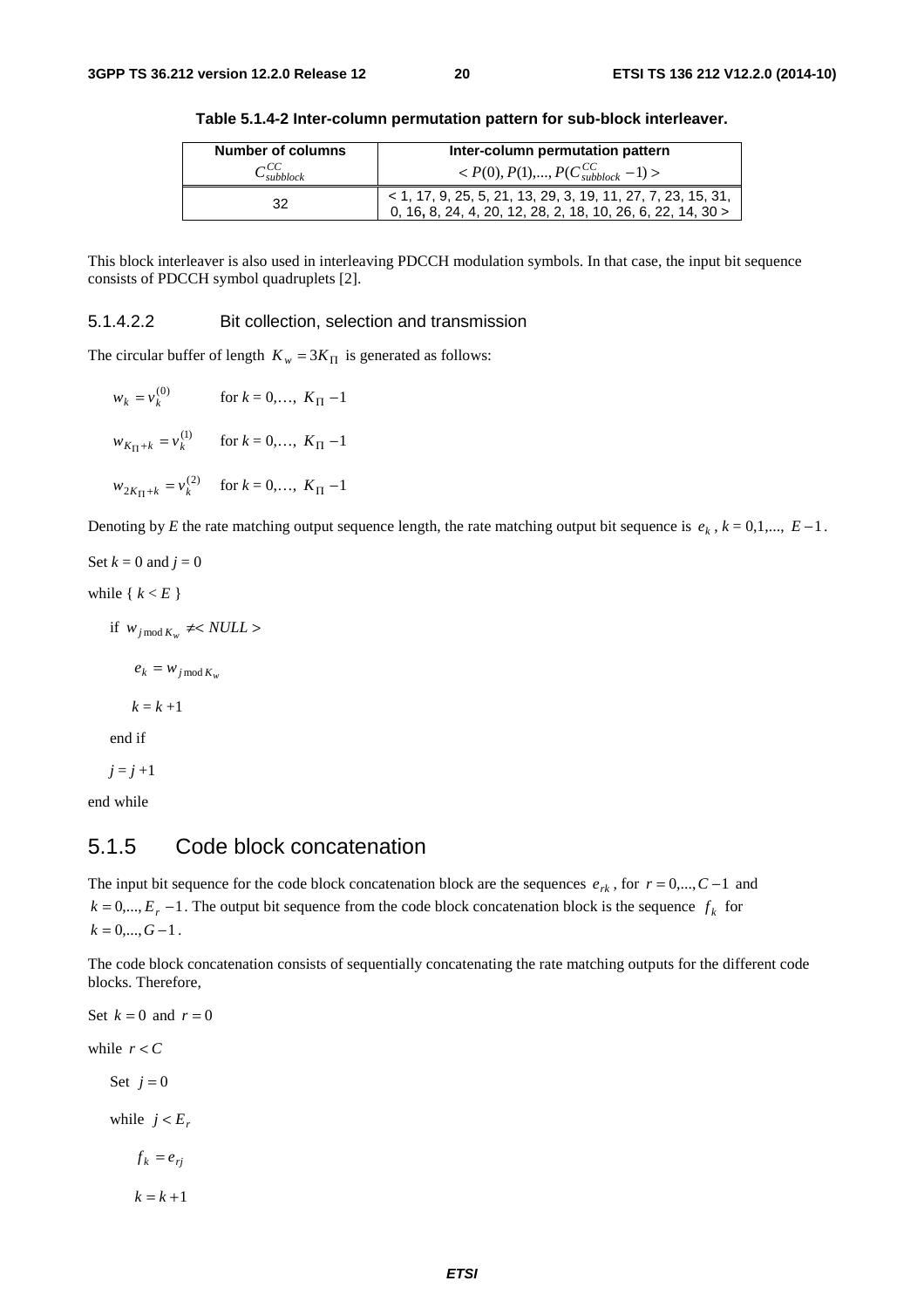**Table 5.1.4-2 Inter-column permutation pattern for sub-block interleaver.**

| Number of columns $C_{subblock}^{CC}$ | Inter-column permutation pattern $< P(0), P(1),..., P(C_{subblock}^{CC} - 1) >$ |
|---|---|
| 32 | < 1, 17, 9, 25, 5, 21, 13, 29, 3, 19, 11, 27, 7, 23, 15, 31, 0, 16, 8, 24, 4, 20, 12, 28, 2, 18, 10, 26, 6, 22, 14, 30 > |

This block interleaver is also used in interleaving PDCCH modulation symbols. In that case, the input bit sequence consists of PDCCH symbol quadruplets [2].

#### 5.1.4.2.2 Bit collection, selection and transmission

The circular buffer of length $K_w = 3K_\Pi$ is generated as follows:

$w_k = v_k^{(0)}$ for $k = 0,\ldots, K_\Pi - 1$

$w_{K_\Pi + k} = v_k^{(1)}$ for $k = 0,\ldots, K_\Pi - 1$

$w_{2K_\Pi + k} = v_k^{(2)}$ for $k = 0,\ldots, K_\Pi - 1$

Denoting by *E* the rate matching output sequence length, the rate matching output bit sequence is $e_k$, $k = 0,1,..., E - 1$.

Set $k = 0$ and $j = 0$

while { $k < E$ }

  if $w_{j \bmod K_w} \neq < NULL >$

    $e_k = w_{j \bmod K_w}$

    $k = k + 1$

  end if

  $j = j + 1$

end while

## 5.1.5 Code block concatenation

The input bit sequence for the code block concatenation block are the sequences $e_{rk}$, for $r = 0,..., C - 1$ and $k = 0,..., E_r - 1$. The output bit sequence from the code block concatenation block is the sequence $f_k$ for $k = 0,..., G - 1$.

The code block concatenation consists of sequentially concatenating the rate matching outputs for the different code blocks. Therefore,

Set $k = 0$ and $r = 0$

while $r < C$

  Set $j = 0$

  while $j < E_r$

    $f_k = e_{rj}$

    $k = k + 1$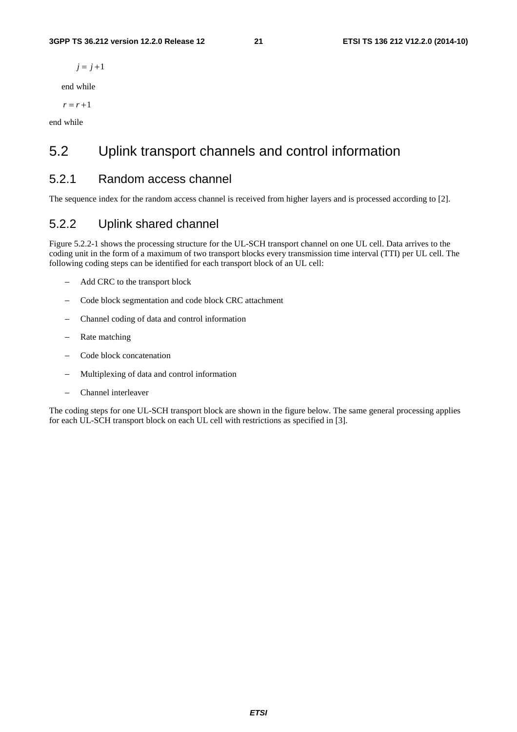$j = j + 1$

end while

$r = r + 1$

end while

## 5.2 Uplink transport channels and control information

### 5.2.1 Random access channel

The sequence index for the random access channel is received from higher layers and is processed according to [2].

### 5.2.2 Uplink shared channel

Figure 5.2.2-1 shows the processing structure for the UL-SCH transport channel on one UL cell. Data arrives to the coding unit in the form of a maximum of two transport blocks every transmission time interval (TTI) per UL cell. The following coding steps can be identified for each transport block of an UL cell:

- Add CRC to the transport block
- Code block segmentation and code block CRC attachment
- Channel coding of data and control information
- Rate matching
- Code block concatenation
- Multiplexing of data and control information
- Channel interleaver

The coding steps for one UL-SCH transport block are shown in the figure below. The same general processing applies for each UL-SCH transport block on each UL cell with restrictions as specified in [3].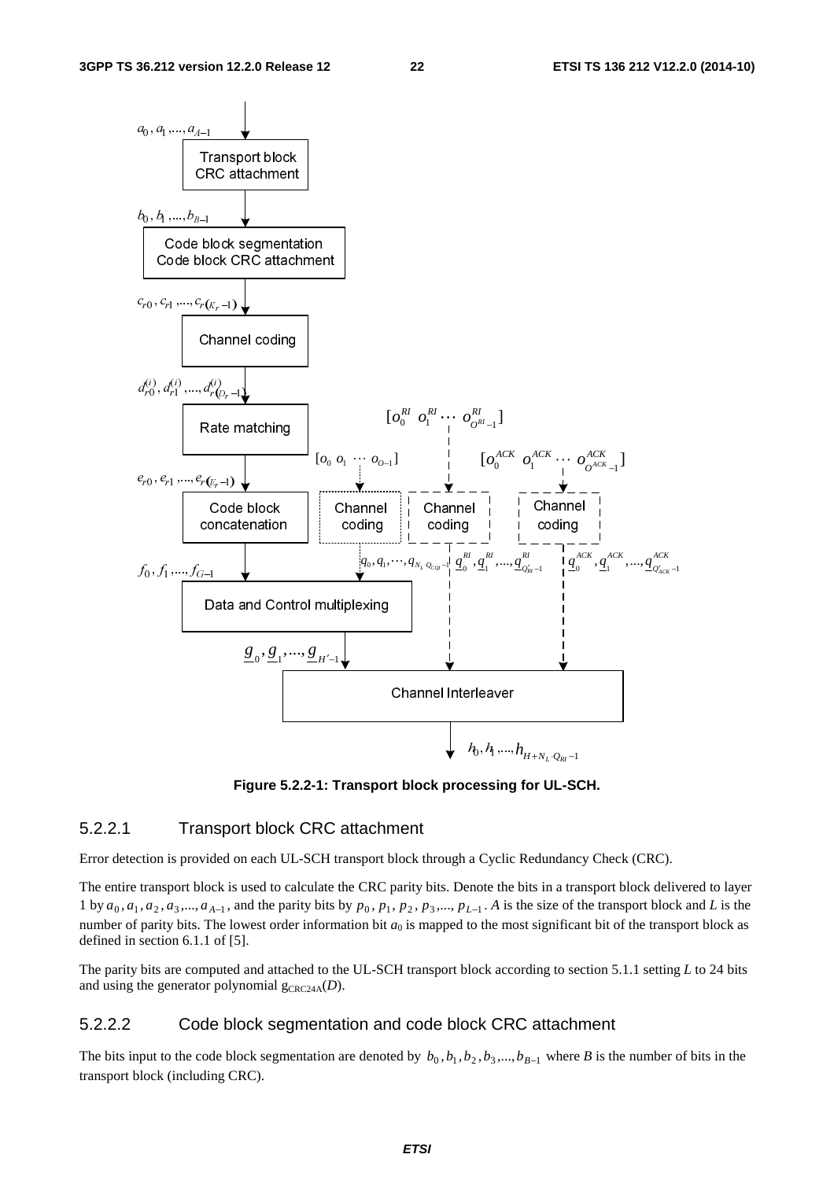**Figure 5.2.2-1: Transport block processing for UL-SCH.**

### 5.2.2.1 Transport block CRC attachment

Error detection is provided on each UL-SCH transport block through a Cyclic Redundancy Check (CRC).

The entire transport block is used to calculate the CRC parity bits. Denote the bits in a transport block delivered to layer 1 by $a_0, a_1, a_2, a_3,..., a_{A-1}$, and the parity bits by $p_0, p_1, p_2, p_3,..., p_{L-1}$. $A$ is the size of the transport block and $L$ is the number of parity bits. The lowest order information bit $a_0$ is mapped to the most significant bit of the transport block as defined in section 6.1.1 of [5].

The parity bits are computed and attached to the UL-SCH transport block according to section 5.1.1 setting $L$ to 24 bits and using the generator polynomial $g_{CRC24A}(D)$.

### 5.2.2.2 Code block segmentation and code block CRC attachment

The bits input to the code block segmentation are denoted by $b_0, b_1, b_2, b_3,..., b_{B-1}$ where $B$ is the number of bits in the transport block (including CRC).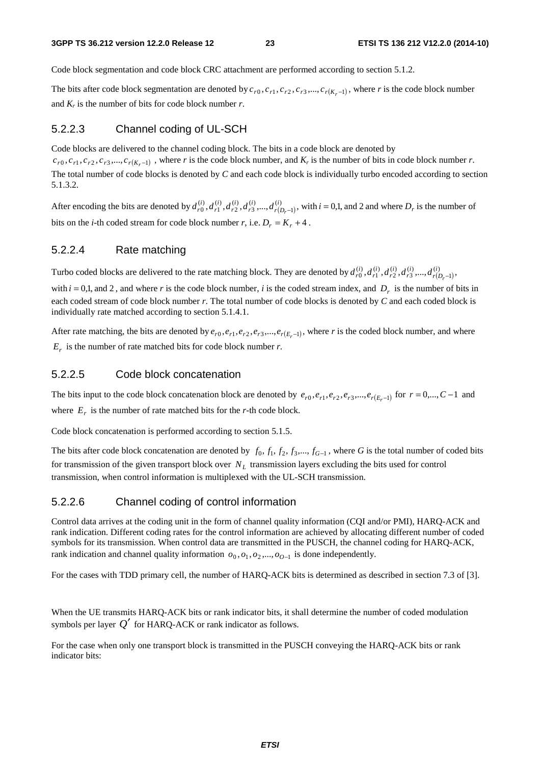Code block segmentation and code block CRC attachment are performed according to section 5.1.2.

The bits after code block segmentation are denoted by $c_{r0}, c_{r1}, c_{r2}, c_{r3}, ..., c_{r(K_r-1)}$, where *r* is the code block number and $K_r$ is the number of bits for code block number *r*.

### 5.2.2.3 Channel coding of UL-SCH

Code blocks are delivered to the channel coding block. The bits in a code block are denoted by $c_{r0}, c_{r1}, c_{r2}, c_{r3}, ..., c_{r(K_r-1)}$, where *r* is the code block number, and $K_r$ is the number of bits in code block number *r*. The total number of code blocks is denoted by *C* and each code block is individually turbo encoded according to section 5.1.3.2.

After encoding the bits are denoted by $d_{r0}^{(i)}, d_{r1}^{(i)}, d_{r2}^{(i)}, d_{r3}^{(i)}, ..., d_{r(D_r-1)}^{(i)}$, with $i = 0,1,$ and 2 and where $D_r$ is the number of bits on the *i*-th coded stream for code block number *r*, i.e. $D_r = K_r + 4$.

### 5.2.2.4 Rate matching

Turbo coded blocks are delivered to the rate matching block. They are denoted by $d_{r0}^{(i)}, d_{r1}^{(i)}, d_{r2}^{(i)}, d_{r3}^{(i)}, ..., d_{r(D_r-1)}^{(i)}$, with $i = 0,1,$ and $2$, and where *r* is the code block number, *i* is the coded stream index, and $D_r$ is the number of bits in each coded stream of code block number *r*. The total number of code blocks is denoted by *C* and each coded block is individually rate matched according to section 5.1.4.1.

After rate matching, the bits are denoted by $e_{r0}, e_{r1}, e_{r2}, e_{r3}, ..., e_{r(E_r-1)}$, where *r* is the coded block number, and where $E_r$ is the number of rate matched bits for code block number *r*.

### 5.2.2.5 Code block concatenation

The bits input to the code block concatenation block are denoted by $e_{r0}, e_{r1}, e_{r2}, e_{r3}, ..., e_{r(E_r-1)}$ for $r = 0,..., C-1$ and where $E_r$ is the number of rate matched bits for the *r*-th code block.

Code block concatenation is performed according to section 5.1.5.

The bits after code block concatenation are denoted by $f_0, f_1, f_2, f_3, ..., f_{G-1}$, where *G* is the total number of coded bits for transmission of the given transport block over $N_L$ transmission layers excluding the bits used for control transmission, when control information is multiplexed with the UL-SCH transmission.

### 5.2.2.6 Channel coding of control information

Control data arrives at the coding unit in the form of channel quality information (CQI and/or PMI), HARQ-ACK and rank indication. Different coding rates for the control information are achieved by allocating different number of coded symbols for its transmission. When control data are transmitted in the PUSCH, the channel coding for HARQ-ACK, rank indication and channel quality information $o_0, o_1, o_2, ..., o_{O-1}$ is done independently.

For the cases with TDD primary cell, the number of HARQ-ACK bits is determined as described in section 7.3 of [3].

When the UE transmits HARQ-ACK bits or rank indicator bits, it shall determine the number of coded modulation symbols per layer $Q'$ for HARQ-ACK or rank indicator as follows.

For the case when only one transport block is transmitted in the PUSCH conveying the HARQ-ACK bits or rank indicator bits: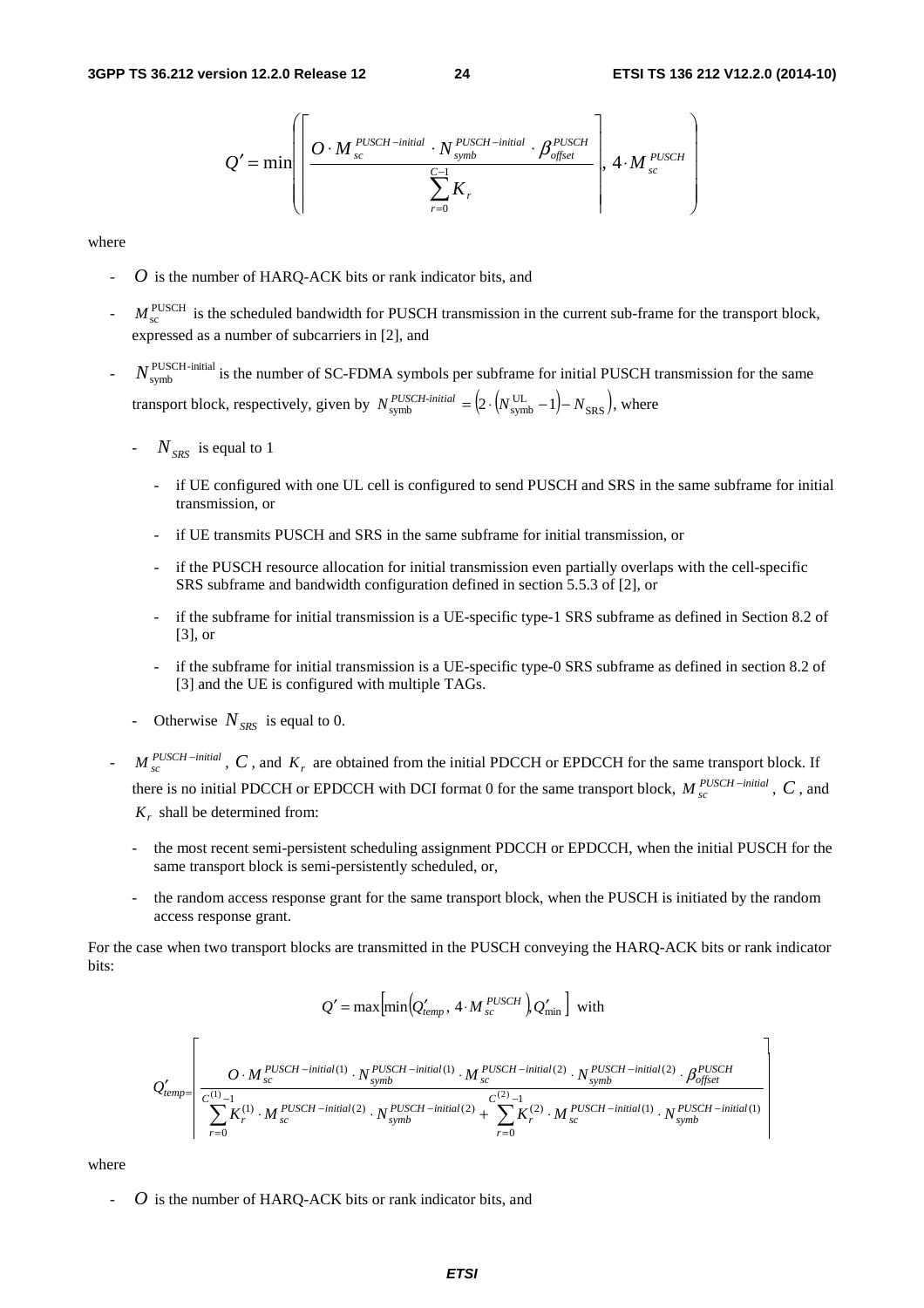$$Q' = \min\left( \left\lceil \frac{O \cdot M_{sc}^{PUSCH-initial} \cdot N_{symb}^{PUSCH-initial} \cdot \beta_{offset}^{PUSCH}}{\sum_{r=0}^{C-1} K_r} \right\rceil, 4 \cdot M_{sc}^{PUSCH} \right)$$

where

- $O$ is the number of HARQ-ACK bits or rank indicator bits, and
- $M_{sc}^{PUSCH}$ is the scheduled bandwidth for PUSCH transmission in the current sub-frame for the transport block, expressed as a number of subcarriers in [2], and
- $N_{symb}^{PUSCH\text{-}initial}$ is the number of SC-FDMA symbols per subframe for initial PUSCH transmission for the same transport block, respectively, given by $N_{symb}^{PUSCH\text{-}initial} = \left(2 \cdot \left(N_{symb}^{UL} - 1\right) - N_{SRS}\right)$, where
  - $N_{SRS}$ is equal to 1
    - if UE configured with one UL cell is configured to send PUSCH and SRS in the same subframe for initial transmission, or
    - if UE transmits PUSCH and SRS in the same subframe for initial transmission, or
    - if the PUSCH resource allocation for initial transmission even partially overlaps with the cell-specific SRS subframe and bandwidth configuration defined in section 5.5.3 of [2], or
    - if the subframe for initial transmission is a UE-specific type-1 SRS subframe as defined in Section 8.2 of [3], or
    - if the subframe for initial transmission is a UE-specific type-0 SRS subframe as defined in section 8.2 of [3] and the UE is configured with multiple TAGs.
  - Otherwise $N_{SRS}$ is equal to 0.
- $M_{sc}^{PUSCH-initial}$, $C$, and $K_r$ are obtained from the initial PDCCH or EPDCCH for the same transport block. If there is no initial PDCCH or EPDCCH with DCI format 0 for the same transport block, $M_{sc}^{PUSCH-initial}$, $C$, and $K_r$ shall be determined from:
  - the most recent semi-persistent scheduling assignment PDCCH or EPDCCH, when the initial PUSCH for the same transport block is semi-persistently scheduled, or,
  - the random access response grant for the same transport block, when the PUSCH is initiated by the random access response grant.

For the case when two transport blocks are transmitted in the PUSCH conveying the HARQ-ACK bits or rank indicator bits:

$$Q' = \max\left[\min\left(Q'_{temp}, 4 \cdot M_{sc}^{PUSCH}\right), Q'_{min}\right] \text{ with}$$

$$Q'_{temp} = \left\lceil \frac{O \cdot M_{sc}^{PUSCH-initial(1)} \cdot N_{symb}^{PUSCH-initial(1)} \cdot M_{sc}^{PUSCH-initial(2)} \cdot N_{symb}^{PUSCH-initial(2)} \cdot \beta_{offset}^{PUSCH}}{\sum_{r=0}^{C^{(1)}-1} K_r^{(1)} \cdot M_{sc}^{PUSCH-initial(2)} \cdot N_{symb}^{PUSCH-initial(2)} + \sum_{r=0}^{C^{(2)}-1} K_r^{(2)} \cdot M_{sc}^{PUSCH-initial(1)} \cdot N_{symb}^{PUSCH-initial(1)}} \right\rceil$$

where

- $O$ is the number of HARQ-ACK bits or rank indicator bits, and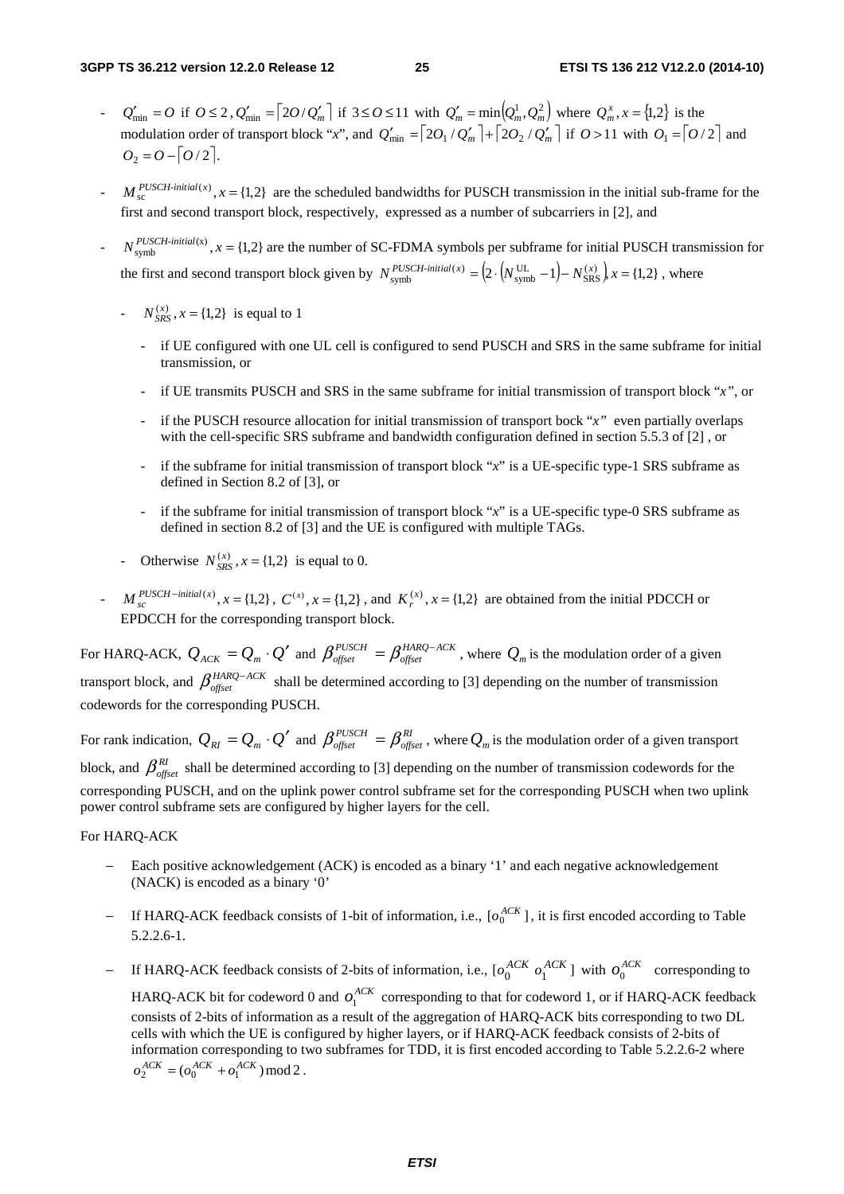- $Q'_{\min} = O$ if $O \le 2$, $Q'_{\min} = \lceil 2O / Q'_m \rceil$ if $3 \le O \le 11$ with $Q'_m = \min\left(Q_m^1, Q_m^2\right)$ where $Q_m^x, x = \{1,2\}$ is the modulation order of transport block "*x*", and $Q'_{\min} = \lceil 2O_1 / Q'_m \rceil + \lceil 2O_2 / Q'_m \rceil$ if $O > 11$ with $O_1 = \lceil O / 2 \rceil$ and $O_2 = O - \lceil O / 2 \rceil$.

- $M_{\mathrm{sc}}^{PUSCH\text{-}initial(x)}, x = \{1,2\}$ are the scheduled bandwidths for PUSCH transmission in the initial sub-frame for the first and second transport block, respectively, expressed as a number of subcarriers in [2], and

- $N_{\mathrm{symb}}^{PUSCH\text{-}initial(x)}, x = \{1,2\}$ are the number of SC-FDMA symbols per subframe for initial PUSCH transmission for the first and second transport block given by $N_{\mathrm{symb}}^{PUSCH\text{-}initial(x)} = \left(2 \cdot \left(N_{\mathrm{symb}}^{\mathrm{UL}} - 1\right) - N_{\mathrm{SRS}}^{(x)}\right), x = \{1,2\}$, where

  - $N_{SRS}^{(x)}, x = \{1,2\}$ is equal to 1

    - if UE configured with one UL cell is configured to send PUSCH and SRS in the same subframe for initial transmission, or

    - if UE transmits PUSCH and SRS in the same subframe for initial transmission of transport block "*x*", or

    - if the PUSCH resource allocation for initial transmission of transport bock "*x*" even partially overlaps with the cell-specific SRS subframe and bandwidth configuration defined in section 5.5.3 of [2] , or

    - if the subframe for initial transmission of transport block "*x*" is a UE-specific type-1 SRS subframe as defined in Section 8.2 of [3], or

    - if the subframe for initial transmission of transport block "*x*" is a UE-specific type-0 SRS subframe as defined in section 8.2 of [3] and the UE is configured with multiple TAGs.

  - Otherwise $N_{SRS}^{(x)}, x = \{1,2\}$ is equal to 0.

- $M_{sc}^{PUSCH-initial(x)}, x = \{1,2\}$, $C^{(x)}, x = \{1,2\}$, and $K_r^{(x)}, x = \{1,2\}$ are obtained from the initial PDCCH or EPDCCH for the corresponding transport block.

For HARQ-ACK, $Q_{ACK} = Q_m \cdot Q'$ and $\beta_{offset}^{PUSCH} = \beta_{offset}^{HARQ-ACK}$, where $Q_m$ is the modulation order of a given transport block, and $\beta_{offset}^{HARQ-ACK}$ shall be determined according to [3] depending on the number of transmission codewords for the corresponding PUSCH.

For rank indication, $Q_{RI} = Q_m \cdot Q'$ and $\beta_{offset}^{PUSCH} = \beta_{offset}^{RI}$, where $Q_m$ is the modulation order of a given transport block, and $\beta_{offset}^{RI}$ shall be determined according to [3] depending on the number of transmission codewords for the corresponding PUSCH, and on the uplink power control subframe set for the corresponding PUSCH when two uplink power control subframe sets are configured by higher layers for the cell.

For HARQ-ACK

- Each positive acknowledgement (ACK) is encoded as a binary '1' and each negative acknowledgement (NACK) is encoded as a binary '0'

- If HARQ-ACK feedback consists of 1-bit of information, i.e., $[o_0^{ACK}]$, it is first encoded according to Table 5.2.2.6-1.

- If HARQ-ACK feedback consists of 2-bits of information, i.e., $[o_0^{ACK}\ o_1^{ACK}]$ with $o_0^{ACK}$ corresponding to HARQ-ACK bit for codeword 0 and $o_1^{ACK}$ corresponding to that for codeword 1, or if HARQ-ACK feedback consists of 2-bits of information as a result of the aggregation of HARQ-ACK bits corresponding to two DL cells with which the UE is configured by higher layers, or if HARQ-ACK feedback consists of 2-bits of information corresponding to two subframes for TDD, it is first encoded according to Table 5.2.2.6-2 where $o_2^{ACK} = (o_0^{ACK} + o_1^{ACK}) \bmod 2$.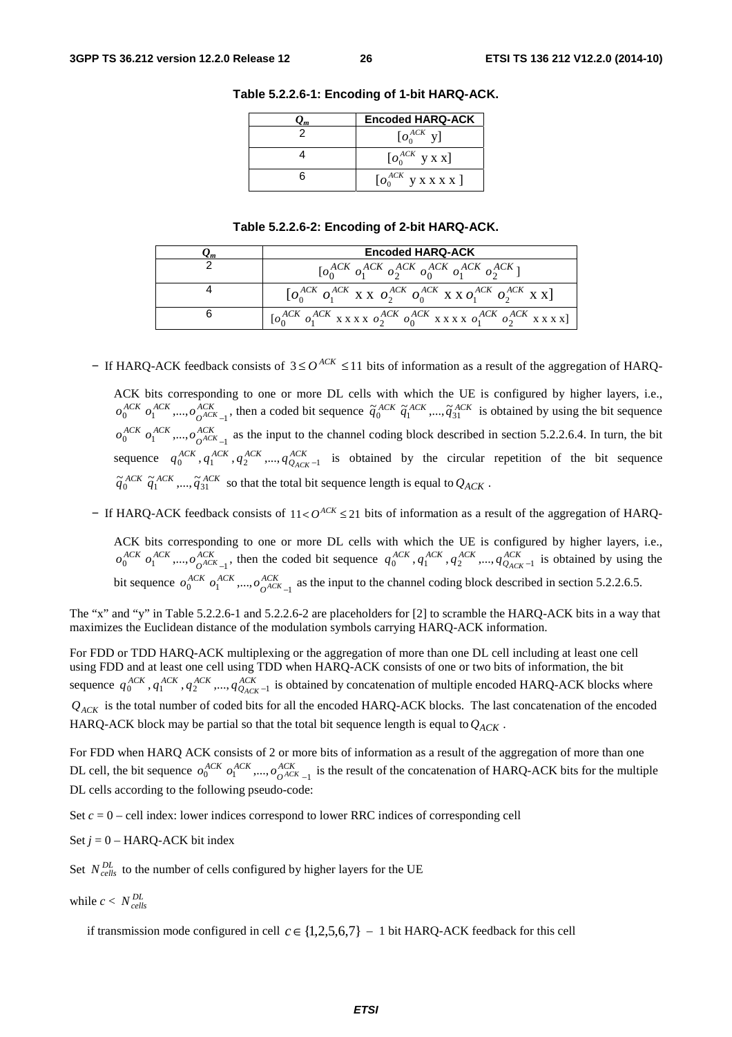**Table 5.2.2.6-1: Encoding of 1-bit HARQ-ACK.**

| $Q_m$ | Encoded HARQ-ACK |
|---|---|
| 2 | $[o_0^{ACK}\ \text{y}]$ |
| 4 | $[o_0^{ACK}\ \text{y x x}]$ |
| 6 | $[o_0^{ACK}\ \text{y x x x x}]$ |

**Table 5.2.2.6-2: Encoding of 2-bit HARQ-ACK.**

| $Q_m$ | Encoded HARQ-ACK |
|---|---|
| 2 | $[o_0^{ACK}\ o_1^{ACK}\ o_2^{ACK}\ o_0^{ACK}\ o_1^{ACK}\ o_2^{ACK}]$ |
| 4 | $[o_0^{ACK}\ o_1^{ACK}\ \text{x x}\ o_2^{ACK}\ o_0^{ACK}\ \text{x x}\ o_1^{ACK}\ o_2^{ACK}\ \text{x x}]$ |
| 6 | $[o_0^{ACK}\ o_1^{ACK}\ \text{x x x x}\ o_2^{ACK}\ o_0^{ACK}\ \text{x x x x}\ o_1^{ACK}\ o_2^{ACK}\ \text{x x x x}]$ |

- If HARQ-ACK feedback consists of $3 \le O^{ACK} \le 11$ bits of information as a result of the aggregation of HARQ-ACK bits corresponding to one or more DL cells with which the UE is configured by higher layers, i.e., $o_0^{ACK}\ o_1^{ACK},...,o_{O^{ACK}-1}^{ACK}$, then a coded bit sequence $\tilde{q}_0^{ACK}\ \tilde{q}_1^{ACK},...,\tilde{q}_{31}^{ACK}$ is obtained by using the bit sequence $o_0^{ACK}\ o_1^{ACK},...,o_{O^{ACK}-1}^{ACK}$ as the input to the channel coding block described in section 5.2.2.6.4. In turn, the bit sequence $q_0^{ACK}, q_1^{ACK}, q_2^{ACK},...,q_{Q_{ACK}-1}^{ACK}$ is obtained by the circular repetition of the bit sequence $\tilde{q}_0^{ACK}\ \tilde{q}_1^{ACK},...,\tilde{q}_{31}^{ACK}$ so that the total bit sequence length is equal to $Q_{ACK}$.
- If HARQ-ACK feedback consists of $11 < O^{ACK} \le 21$ bits of information as a result of the aggregation of HARQ-ACK bits corresponding to one or more DL cells with which the UE is configured by higher layers, i.e., $o_0^{ACK}\ o_1^{ACK},...,o_{O^{ACK}-1}^{ACK}$, then the coded bit sequence $q_0^{ACK}, q_1^{ACK}, q_2^{ACK},...,q_{Q_{ACK}-1}^{ACK}$ is obtained by using the bit sequence $o_0^{ACK}\ o_1^{ACK},...,o_{O^{ACK}-1}^{ACK}$ as the input to the channel coding block described in section 5.2.2.6.5.

The "x" and "y" in Table 5.2.2.6-1 and 5.2.2.6-2 are placeholders for [2] to scramble the HARQ-ACK bits in a way that maximizes the Euclidean distance of the modulation symbols carrying HARQ-ACK information.

For FDD or TDD HARQ-ACK multiplexing or the aggregation of more than one DL cell including at least one cell using FDD and at least one cell using TDD when HARQ-ACK consists of one or two bits of information, the bit sequence $q_0^{ACK}, q_1^{ACK}, q_2^{ACK},...,q_{Q_{ACK}-1}^{ACK}$ is obtained by concatenation of multiple encoded HARQ-ACK blocks where $Q_{ACK}$ is the total number of coded bits for all the encoded HARQ-ACK blocks. The last concatenation of the encoded HARQ-ACK block may be partial so that the total bit sequence length is equal to $Q_{ACK}$.

For FDD when HARQ ACK consists of 2 or more bits of information as a result of the aggregation of more than one DL cell, the bit sequence $o_0^{ACK}\ o_1^{ACK},...,o_{O^{ACK}-1}^{ACK}$ is the result of the concatenation of HARQ-ACK bits for the multiple DL cells according to the following pseudo-code:

Set $c = 0$ – cell index: lower indices correspond to lower RRC indices of corresponding cell

Set $j = 0$ – HARQ-ACK bit index

Set $N_{cells}^{DL}$ to the number of cells configured by higher layers for the UE

while $c < N_{cells}^{DL}$

  if transmission mode configured in cell $c \in \{1,2,5,6,7\}$ – 1 bit HARQ-ACK feedback for this cell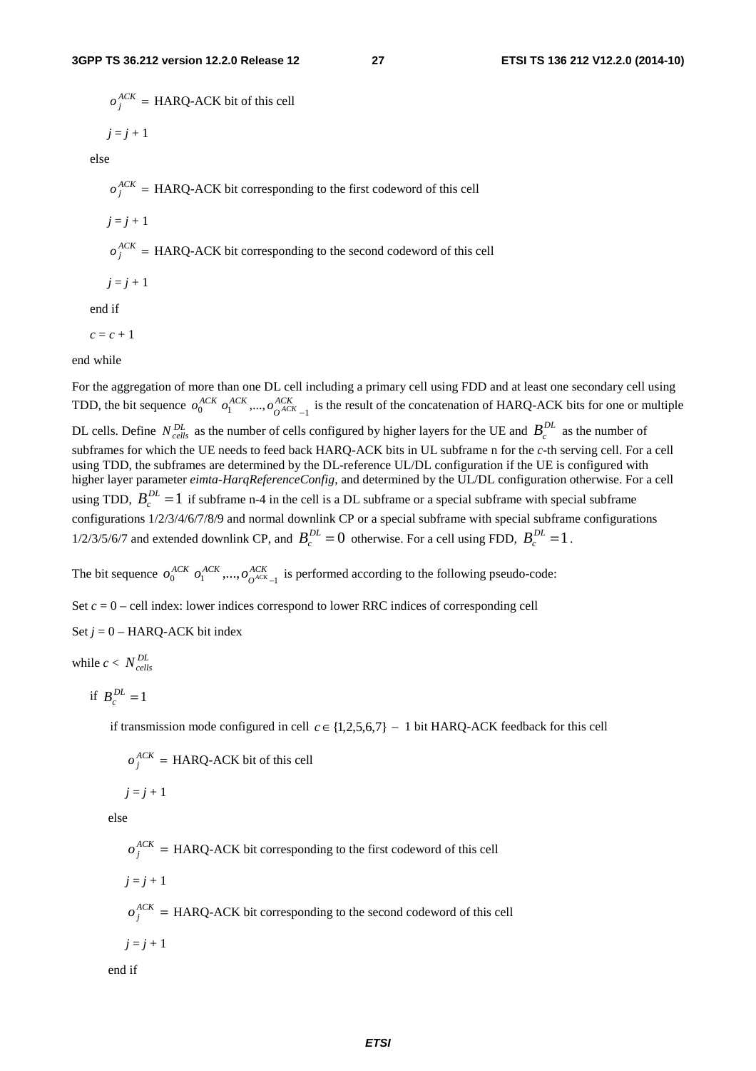$o_j^{ACK} =$ HARQ-ACK bit of this cell

$j = j + 1$

else

$o_j^{ACK} =$ HARQ-ACK bit corresponding to the first codeword of this cell

$j = j + 1$

$o_j^{ACK} =$ HARQ-ACK bit corresponding to the second codeword of this cell

$j = j + 1$

end if

$c = c + 1$

end while

For the aggregation of more than one DL cell including a primary cell using FDD and at least one secondary cell using TDD, the bit sequence $o_0^{ACK} o_1^{ACK},..., o_{O^{ACK}-1}^{ACK}$ is the result of the concatenation of HARQ-ACK bits for one or multiple DL cells. Define $N_{cells}^{DL}$ as the number of cells configured by higher layers for the UE and $B_c^{DL}$ as the number of subframes for which the UE needs to feed back HARQ-ACK bits in UL subframe n for the *c*-th serving cell. For a cell using TDD, the subframes are determined by the DL-reference UL/DL configuration if the UE is configured with higher layer parameter *eimta-HarqReferenceConfig*, and determined by the UL/DL configuration otherwise. For a cell using TDD, $B_c^{DL} = 1$ if subframe n-4 in the cell is a DL subframe or a special subframe with special subframe configurations 1/2/3/4/6/7/8/9 and normal downlink CP or a special subframe with special subframe configurations 1/2/3/5/6/7 and extended downlink CP, and $B_c^{DL} = 0$ otherwise. For a cell using FDD, $B_c^{DL} = 1$.

The bit sequence $o_0^{ACK} o_1^{ACK},..., o_{O^{ACK}-1}^{ACK}$ is performed according to the following pseudo-code:

Set $c = 0$ – cell index: lower indices correspond to lower RRC indices of corresponding cell

Set $j = 0$ – HARQ-ACK bit index

while $c < N_{cells}^{DL}$

if $B_c^{DL} = 1$

if transmission mode configured in cell $c \in \{1,2,5,6,7\}$ – 1 bit HARQ-ACK feedback for this cell

$o_j^{ACK} =$ HARQ-ACK bit of this cell

$j = j + 1$

else

$o_j^{ACK} =$ HARQ-ACK bit corresponding to the first codeword of this cell

$j = j + 1$

$o_j^{ACK} =$ HARQ-ACK bit corresponding to the second codeword of this cell

$j = j + 1$

end if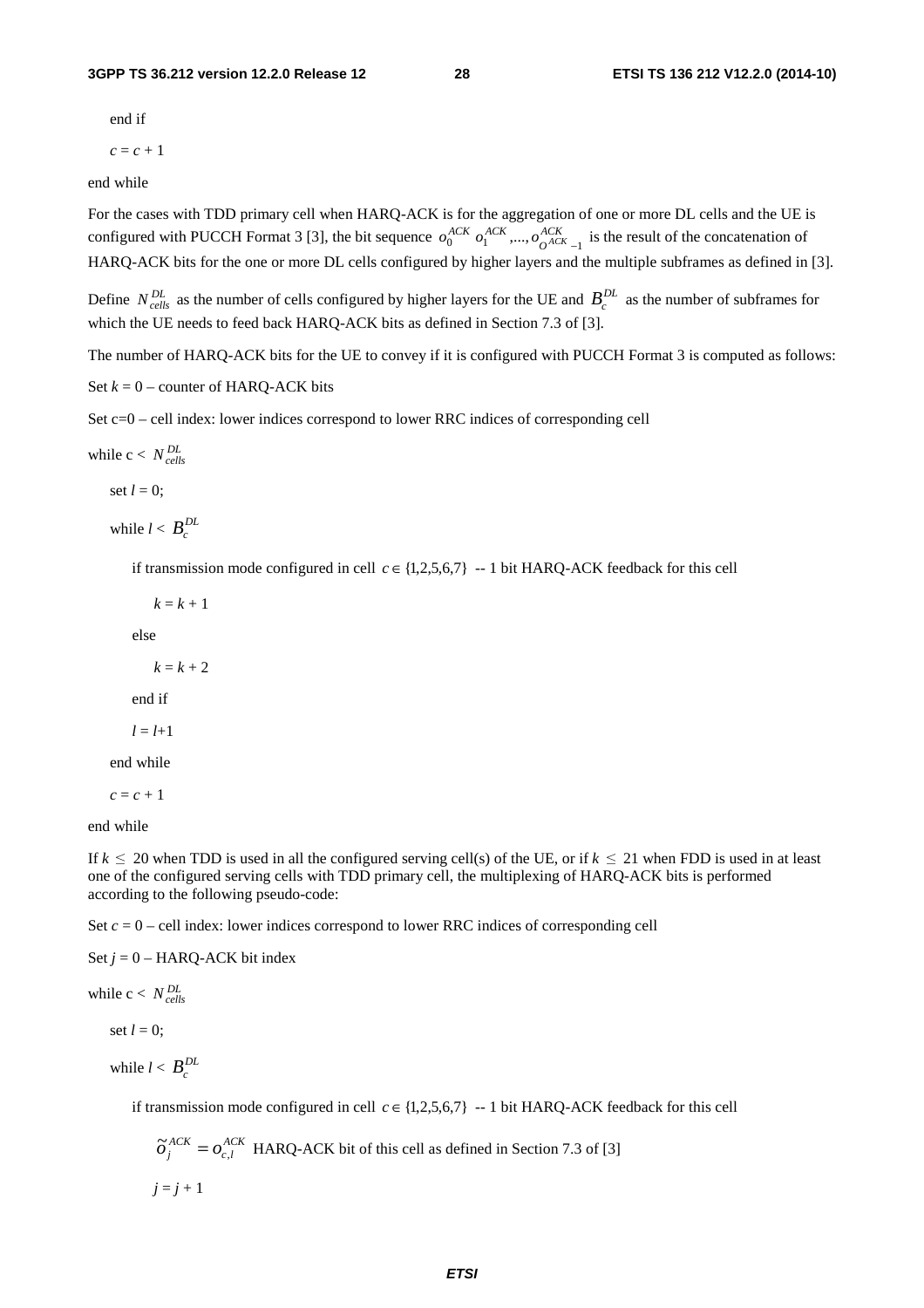end if

$c = c + 1$

end while

For the cases with TDD primary cell when HARQ-ACK is for the aggregation of one or more DL cells and the UE is configured with PUCCH Format 3 [3], the bit sequence $o_0^{ACK}\, o_1^{ACK},..., o_{O^{ACK}-1}^{ACK}$ is the result of the concatenation of HARQ-ACK bits for the one or more DL cells configured by higher layers and the multiple subframes as defined in [3].

Define $N_{cells}^{DL}$ as the number of cells configured by higher layers for the UE and $B_c^{DL}$ as the number of subframes for which the UE needs to feed back HARQ-ACK bits as defined in Section 7.3 of [3].

The number of HARQ-ACK bits for the UE to convey if it is configured with PUCCH Format 3 is computed as follows:

Set $k = 0$ – counter of HARQ-ACK bits

Set c=0 – cell index: lower indices correspond to lower RRC indices of corresponding cell

while c < $N_{cells}^{DL}$

  set $l = 0$;

  while $l$ < $B_c^{DL}$

    if transmission mode configured in cell $c \in \{1,2,5,6,7\}$ -- 1 bit HARQ-ACK feedback for this cell

      $k = k + 1$

    else

      $k = k + 2$

    end if

    $l = l+1$

  end while

  $c = c + 1$

end while

If $k \leq 20$ when TDD is used in all the configured serving cell(s) of the UE, or if $k \leq 21$ when FDD is used in at least one of the configured serving cells with TDD primary cell, the multiplexing of HARQ-ACK bits is performed according to the following pseudo-code:

Set $c = 0$ – cell index: lower indices correspond to lower RRC indices of corresponding cell

Set $j = 0$ – HARQ-ACK bit index

while c < $N_{cells}^{DL}$

  set $l = 0$;

  while $l$ < $B_c^{DL}$

    if transmission mode configured in cell $c \in \{1,2,5,6,7\}$ -- 1 bit HARQ-ACK feedback for this cell

      $\tilde{o}_j^{ACK} = o_{c,l}^{ACK}$ HARQ-ACK bit of this cell as defined in Section 7.3 of [3]

      $j = j + 1$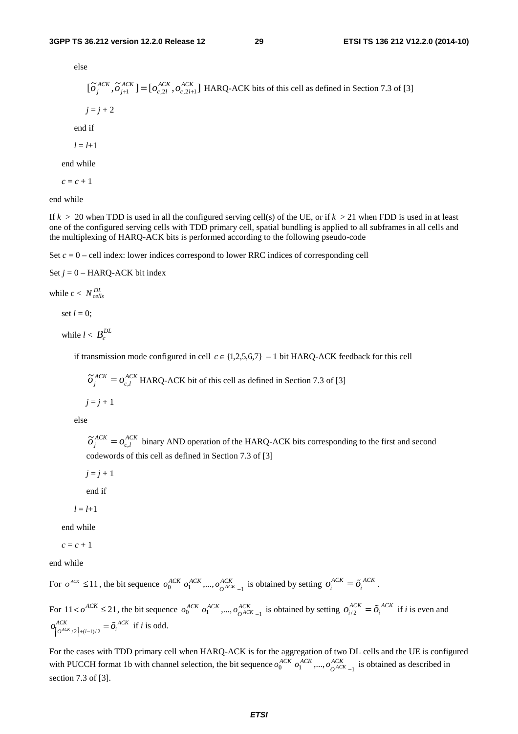else

$[\tilde{o}_j^{ACK}, \tilde{o}_{j+1}^{ACK}] = [o_{c,2l}^{ACK}, o_{c,2l+1}^{ACK}]$ HARQ-ACK bits of this cell as defined in Section 7.3 of [3]

$j = j + 2$

end if

$l = l$+1

end while

$c = c + 1$

end while

If $k > 20$ when TDD is used in all the configured serving cell(s) of the UE, or if $k > 21$ when FDD is used in at least one of the configured serving cells with TDD primary cell, spatial bundling is applied to all subframes in all cells and the multiplexing of HARQ-ACK bits is performed according to the following pseudo-code

Set $c = 0$ – cell index: lower indices correspond to lower RRC indices of corresponding cell

Set $j = 0$ – HARQ-ACK bit index

while c < $N_{cells}^{DL}$

set $l = 0$;

while $l < B_c^{DL}$

if transmission mode configured in cell $c \in \{1,2,5,6,7\}$ – 1 bit HARQ-ACK feedback for this cell

$\tilde{o}_j^{ACK} = o_{c,l}^{ACK}$ HARQ-ACK bit of this cell as defined in Section 7.3 of [3]

$j = j + 1$

else

$\tilde{o}_j^{ACK} = o_{c,l}^{ACK}$ binary AND operation of the HARQ-ACK bits corresponding to the first and second codewords of this cell as defined in Section 7.3 of [3]

$j = j + 1$

end if

$l = l$+1

end while

$c = c + 1$

end while

For $O^{ACK} \leq 11$, the bit sequence $o_0^{ACK}\ o_1^{ACK},...,o_{O^{ACK}-1}^{ACK}$ is obtained by setting $o_i^{ACK} = \tilde{o}_i^{ACK}$.

For $11 < O^{ACK} \leq 21$, the bit sequence $o_0^{ACK}\ o_1^{ACK},...,o_{O^{ACK}-1}^{ACK}$ is obtained by setting $o_{i/2}^{ACK} = \tilde{o}_i^{ACK}$ if *i* is even and $o_{\lceil O^{ACK}/2 \rceil + (i-1)/2}^{ACK} = \tilde{o}_i^{ACK}$ if *i* is odd.

For the cases with TDD primary cell when HARQ-ACK is for the aggregation of two DL cells and the UE is configured with PUCCH format 1b with channel selection, the bit sequence $o_0^{ACK}\ o_1^{ACK},...,o_{O^{ACK}-1}^{ACK}$ is obtained as described in section 7.3 of [3].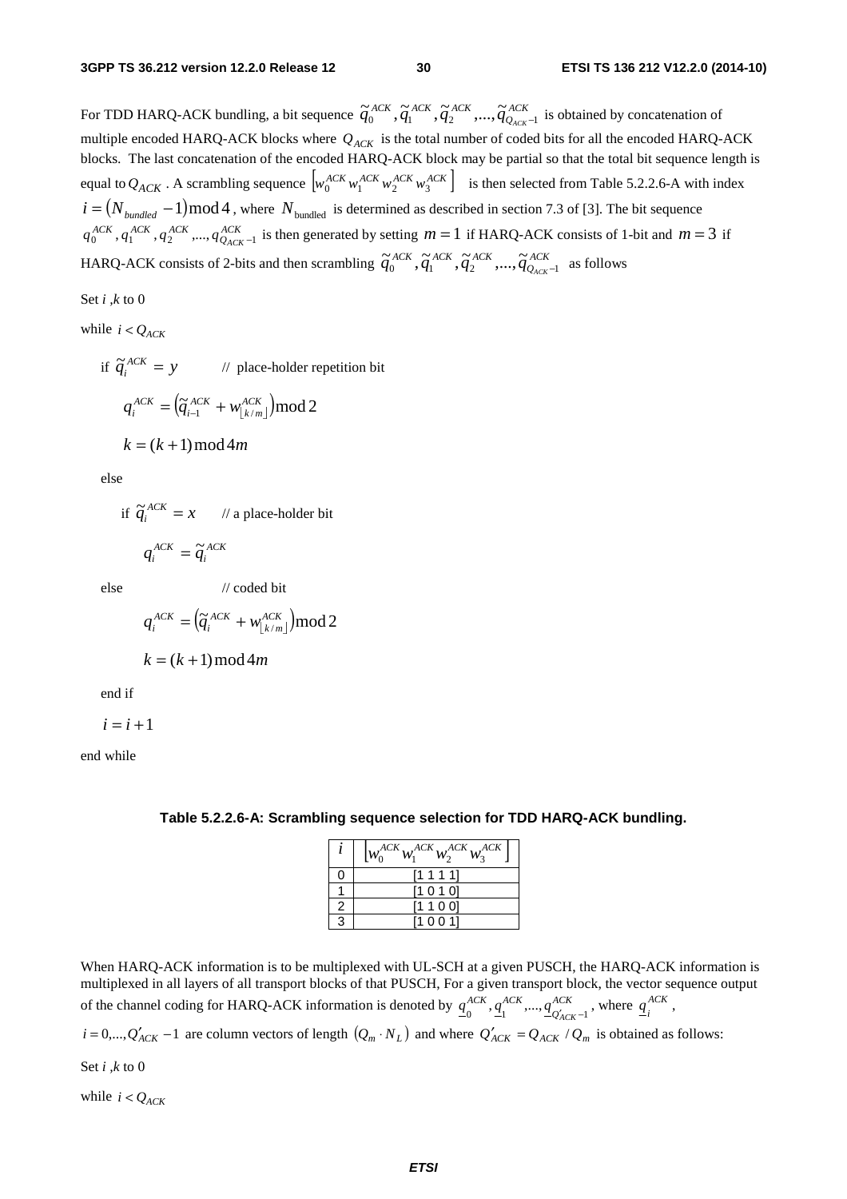For TDD HARQ-ACK bundling, a bit sequence $\tilde{q}_0^{ACK}, \tilde{q}_1^{ACK}, \tilde{q}_2^{ACK}, ..., \tilde{q}_{Q_{ACK}-1}^{ACK}$ is obtained by concatenation of multiple encoded HARQ-ACK blocks where $Q_{ACK}$ is the total number of coded bits for all the encoded HARQ-ACK blocks. The last concatenation of the encoded HARQ-ACK block may be partial so that the total bit sequence length is equal to $Q_{ACK}$. A scrambling sequence $\left[w_0^{ACK}\, w_1^{ACK}\, w_2^{ACK}\, w_3^{ACK}\right]$ is then selected from Table 5.2.2.6-A with index $i = (N_{bundled} - 1) \bmod 4$, where $N_{\text{bundled}}$ is determined as described in section 7.3 of [3]. The bit sequence $q_0^{ACK}, q_1^{ACK}, q_2^{ACK}, ..., q_{Q_{ACK}-1}^{ACK}$ is then generated by setting $m = 1$ if HARQ-ACK consists of 1-bit and $m = 3$ if HARQ-ACK consists of 2-bits and then scrambling $\tilde{q}_0^{ACK}, \tilde{q}_1^{ACK}, \tilde{q}_2^{ACK}, ..., \tilde{q}_{Q_{ACK}-1}^{ACK}$ as follows

Set $i$ ,$k$ to 0

while $i < Q_{ACK}$

if $\tilde{q}_i^{ACK} = y$ // place-holder repetition bit

$q_i^{ACK} = \left(\tilde{q}_{i-1}^{ACK} + w_{\lfloor k/m \rfloor}^{ACK}\right) \bmod 2$

$k = (k+1) \bmod 4m$

else

if $\tilde{q}_i^{ACK} = x$ // a place-holder bit

$q_i^{ACK} = \tilde{q}_i^{ACK}$

else // coded bit

$q_i^{ACK} = \left(\tilde{q}_i^{ACK} + w_{\lfloor k/m \rfloor}^{ACK}\right) \bmod 2$

$k = (k+1) \bmod 4m$

end if

$i = i + 1$

end while

**Table 5.2.2.6-A: Scrambling sequence selection for TDD HARQ-ACK bundling.**

| $i$ | $\left[w_0^{ACK}\, w_1^{ACK}\, w_2^{ACK}\, w_3^{ACK}\right]$ |
|---|---|
| 0 | [1 1 1 1] |
| 1 | [1 0 1 0] |
| 2 | [1 1 0 0] |
| 3 | [1 0 0 1] |

When HARQ-ACK information is to be multiplexed with UL-SCH at a given PUSCH, the HARQ-ACK information is multiplexed in all layers of all transport blocks of that PUSCH, For a given transport block, the vector sequence output of the channel coding for HARQ-ACK information is denoted by $\underline{q}_0^{ACK}, \underline{q}_1^{ACK}, ..., \underline{q}_{Q'_{ACK}-1}^{ACK}$, where $\underline{q}_i^{ACK}$, $i = 0, ..., Q'_{ACK} - 1$ are column vectors of length $(Q_m \cdot N_L)$ and where $Q'_{ACK} = Q_{ACK} / Q_m$ is obtained as follows:

Set $i$ ,$k$ to 0

while $i < Q_{ACK}$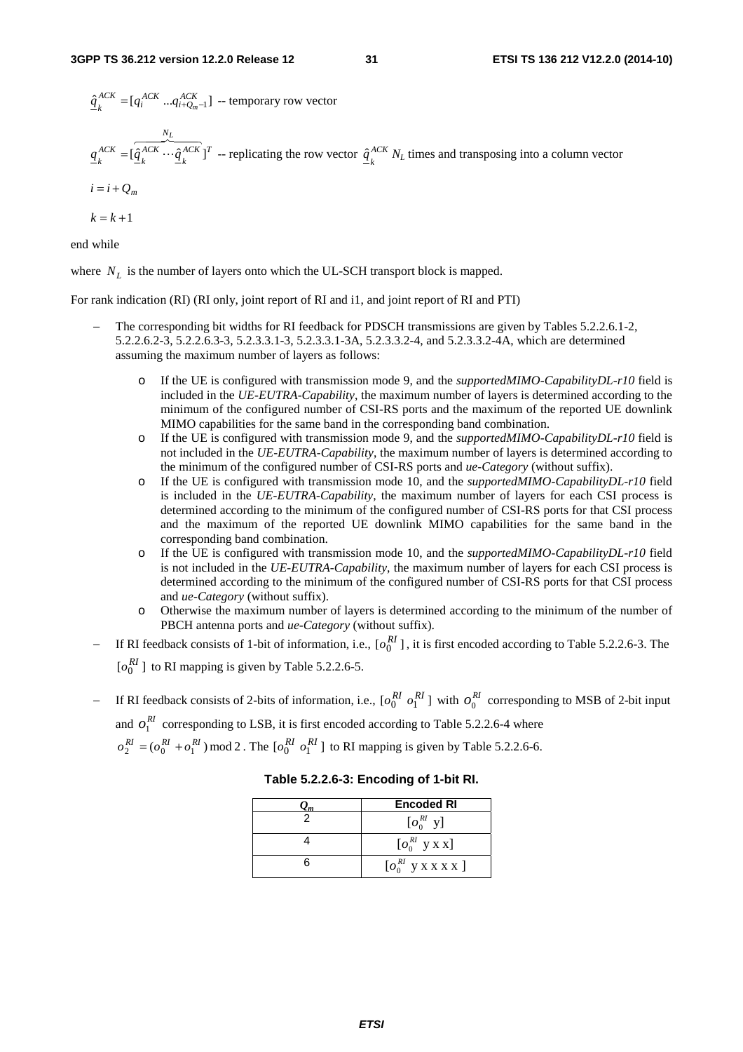$\underline{\hat{q}}_k^{ACK} = [q_i^{ACK} \ldots q_{i+Q_m-1}^{ACK}]$ -- temporary row vector

$\underline{q}_k^{ACK} = [\overbrace{\underline{\hat{q}}_k^{ACK} \cdots \underline{\hat{q}}_k^{ACK}}^{N_L}]^T$ -- replicating the row vector $\underline{\hat{q}}_k^{ACK}$ $N_L$ times and transposing into a column vector

$i = i + Q_m$

$k = k + 1$

end while

where $N_L$ is the number of layers onto which the UL-SCH transport block is mapped.

For rank indication (RI) (RI only, joint report of RI and i1, and joint report of RI and PTI)

- The corresponding bit widths for RI feedback for PDSCH transmissions are given by Tables 5.2.2.6.1-2, 5.2.2.6.2-3, 5.2.2.6.3-3, 5.2.3.3.1-3, 5.2.3.3.1-3A, 5.2.3.3.2-4, and 5.2.3.3.2-4A, which are determined assuming the maximum number of layers as follows:
  - o If the UE is configured with transmission mode 9, and the *supportedMIMO-CapabilityDL-r10* field is included in the *UE-EUTRA-Capability*, the maximum number of layers is determined according to the minimum of the configured number of CSI-RS ports and the maximum of the reported UE downlink MIMO capabilities for the same band in the corresponding band combination.
  - o If the UE is configured with transmission mode 9, and the *supportedMIMO-CapabilityDL-r10* field is not included in the *UE-EUTRA-Capability*, the maximum number of layers is determined according to the minimum of the configured number of CSI-RS ports and *ue-Category* (without suffix).
  - o If the UE is configured with transmission mode 10, and the *supportedMIMO-CapabilityDL-r10* field is included in the *UE-EUTRA-Capability*, the maximum number of layers for each CSI process is determined according to the minimum of the configured number of CSI-RS ports for that CSI process and the maximum of the reported UE downlink MIMO capabilities for the same band in the corresponding band combination.
  - o If the UE is configured with transmission mode 10, and the *supportedMIMO-CapabilityDL-r10* field is not included in the *UE-EUTRA-Capability*, the maximum number of layers for each CSI process is determined according to the minimum of the configured number of CSI-RS ports for that CSI process and *ue-Category* (without suffix).
  - o Otherwise the maximum number of layers is determined according to the minimum of the number of PBCH antenna ports and *ue-Category* (without suffix).
- If RI feedback consists of 1-bit of information, i.e., $[o_0^{RI}]$, it is first encoded according to Table 5.2.2.6-3. The $[o_0^{RI}]$ to RI mapping is given by Table 5.2.2.6-5.
- If RI feedback consists of 2-bits of information, i.e., $[o_0^{RI}\ o_1^{RI}]$ with $o_0^{RI}$ corresponding to MSB of 2-bit input and $o_1^{RI}$ corresponding to LSB, it is first encoded according to Table 5.2.2.6-4 where $o_2^{RI} = (o_0^{RI} + o_1^{RI}) \bmod 2$. The $[o_0^{RI}\ o_1^{RI}]$ to RI mapping is given by Table 5.2.2.6-6.

**Table 5.2.2.6-3: Encoding of 1-bit RI.**

| $Q_m$ | Encoded RI |
|---|---|
| 2 | $[o_0^{RI}\ \text{y}]$ |
| 4 | $[o_0^{RI}\ \text{y x x}]$ |
| 6 | $[o_0^{RI}\ \text{y x x x x}]$ |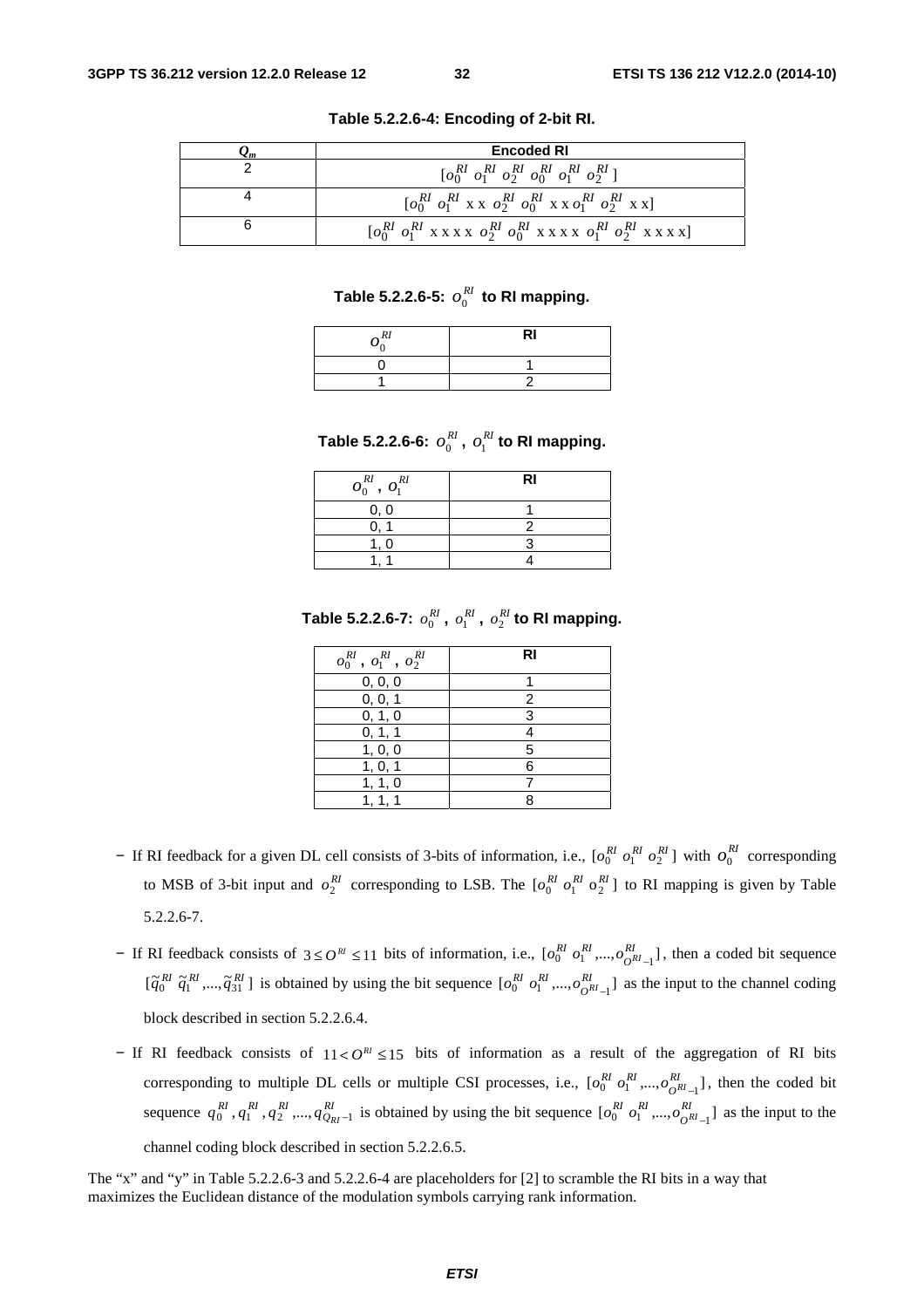**Table 5.2.2.6-4: Encoding of 2-bit RI.**

| $Q_m$ | Encoded RI |
|---|---|
| 2 | $[o_0^{RI}\ o_1^{RI}\ o_2^{RI}\ o_0^{RI}\ o_1^{RI}\ o_2^{RI}]$ |
| 4 | $[o_0^{RI}\ o_1^{RI}\ \text{x x}\ o_2^{RI}\ o_0^{RI}\ \text{x x}\ o_1^{RI}\ o_2^{RI}\ \text{x x}]$ |
| 6 | $[o_0^{RI}\ o_1^{RI}\ \text{x x x x}\ o_2^{RI}\ o_0^{RI}\ \text{x x x x}\ o_1^{RI}\ o_2^{RI}\ \text{x x x x}]$ |

**Table 5.2.2.6-5: $o_0^{RI}$ to RI mapping.**

| $o_0^{RI}$ | RI |
|---|---|
| 0 | 1 |
| 1 | 2 |

**Table 5.2.2.6-6: $o_0^{RI}$, $o_1^{RI}$ to RI mapping.**

| $o_0^{RI}$, $o_1^{RI}$ | RI |
|---|---|
| 0, 0 | 1 |
| 0, 1 | 2 |
| 1, 0 | 3 |
| 1, 1 | 4 |

**Table 5.2.2.6-7: $o_0^{RI}$, $o_1^{RI}$, $o_2^{RI}$ to RI mapping.**

| $o_0^{RI}$, $o_1^{RI}$, $o_2^{RI}$ | RI |
|---|---|
| 0, 0, 0 | 1 |
| 0, 0, 1 | 2 |
| 0, 1, 0 | 3 |
| 0, 1, 1 | 4 |
| 1, 0, 0 | 5 |
| 1, 0, 1 | 6 |
| 1, 1, 0 | 7 |
| 1, 1, 1 | 8 |

- If RI feedback for a given DL cell consists of 3-bits of information, i.e., $[o_0^{RI}\ o_1^{RI}\ o_2^{RI}]$ with $o_0^{RI}$ corresponding to MSB of 3-bit input and $o_2^{RI}$ corresponding to LSB. The $[o_0^{RI}\ o_1^{RI}\ o_2^{RI}]$ to RI mapping is given by Table 5.2.2.6-7.
- If RI feedback consists of $3 \le O^{RI} \le 11$ bits of information, i.e., $[o_0^{RI}\ o_1^{RI},...,o_{O^{RI}-1}^{RI}]$, then a coded bit sequence $[\tilde{q}_0^{RI}\ \tilde{q}_1^{RI},...,\tilde{q}_{31}^{RI}]$ is obtained by using the bit sequence $[o_0^{RI}\ o_1^{RI},...,o_{O^{RI}-1}^{RI}]$ as the input to the channel coding block described in section 5.2.2.6.4.
- If RI feedback consists of $11 < O^{RI} \le 15$ bits of information as a result of the aggregation of RI bits corresponding to multiple DL cells or multiple CSI processes, i.e., $[o_0^{RI}\ o_1^{RI},...,o_{O^{RI}-1}^{RI}]$, then the coded bit sequence $q_0^{RI}, q_1^{RI}, q_2^{RI},..., q_{Q_{RI}-1}^{RI}$ is obtained by using the bit sequence $[o_0^{RI}\ o_1^{RI},...,o_{O^{RI}-1}^{RI}]$ as the input to the channel coding block described in section 5.2.2.6.5.

The "x" and "y" in Table 5.2.2.6-3 and 5.2.2.6-4 are placeholders for [2] to scramble the RI bits in a way that maximizes the Euclidean distance of the modulation symbols carrying rank information.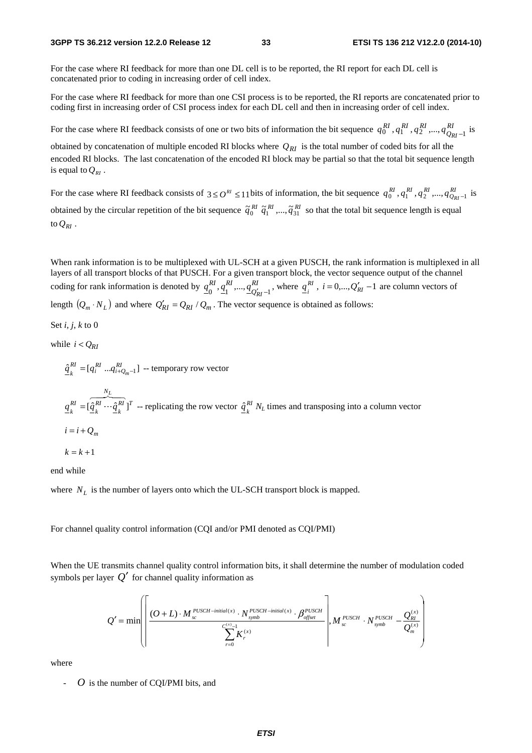For the case where RI feedback for more than one DL cell is to be reported, the RI report for each DL cell is concatenated prior to coding in increasing order of cell index.

For the case where RI feedback for more than one CSI process is to be reported, the RI reports are concatenated prior to coding first in increasing order of CSI process index for each DL cell and then in increasing order of cell index.

For the case where RI feedback consists of one or two bits of information the bit sequence $q_0^{RI}, q_1^{RI}, q_2^{RI}, ..., q_{Q_{RI}-1}^{RI}$ is obtained by concatenation of multiple encoded RI blocks where $Q_{RI}$ is the total number of coded bits for all the encoded RI blocks. The last concatenation of the encoded RI block may be partial so that the total bit sequence length is equal to $Q_{RI}$.

For the case where RI feedback consists of $3 \le O^{RI} \le 11$ bits of information, the bit sequence $q_0^{RI}, q_1^{RI}, q_2^{RI}, ..., q_{Q_{RI}-1}^{RI}$ is obtained by the circular repetition of the bit sequence $\tilde{q}_0^{RI}\ \tilde{q}_1^{RI}, ..., \tilde{q}_{31}^{RI}$ so that the total bit sequence length is equal to $Q_{RI}$.

When rank information is to be multiplexed with UL-SCH at a given PUSCH, the rank information is multiplexed in all layers of all transport blocks of that PUSCH. For a given transport block, the vector sequence output of the channel coding for rank information is denoted by $\underline{q}_0^{RI}, \underline{q}_1^{RI}, ..., \underline{q}_{Q'_{RI}-1}^{RI}$, where $\underline{q}_i^{RI}$, $i = 0, ..., Q'_{RI}-1$ are column vectors of length $(Q_m \cdot N_L)$ and where $Q'_{RI} = Q_{RI} / Q_m$. The vector sequence is obtained as follows:

Set *i*, *j*, *k* to 0

while $i < Q_{RI}$

$\underline{\hat{q}}_k^{RI} = [q_i^{RI} \ ... q_{i+Q_m-1}^{RI}]$ -- temporary row vector

$\underline{q}_k^{RI} = [\overbrace{\underline{\hat{q}}_k^{RI} \cdots \underline{\hat{q}}_k^{RI}}^{N_L}]^T$ -- replicating the row vector $\underline{\hat{q}}_k^{RI}$ $N_L$ times and transposing into a column vector

$i = i + Q_m$

$k = k + 1$

end while

where $N_L$ is the number of layers onto which the UL-SCH transport block is mapped.

For channel quality control information (CQI and/or PMI denoted as CQI/PMI)

When the UE transmits channel quality control information bits, it shall determine the number of modulation coded symbols per layer $Q'$ for channel quality information as

$$Q' = \min\left( \left\lceil \frac{(O+L) \cdot M_{sc}^{PUSCH-initial(x)} \cdot N_{symb}^{PUSCH-initial(x)} \cdot \beta_{offset}^{PUSCH}}{\sum_{r=0}^{C^{(x)}-1} K_r^{(x)}} \right\rceil, M_{sc}^{PUSCH} \cdot N_{symb}^{PUSCH} - \frac{Q_{RI}^{(x)}}{Q_m^{(x)}} \right)$$

where

- $O$ is the number of CQI/PMI bits, and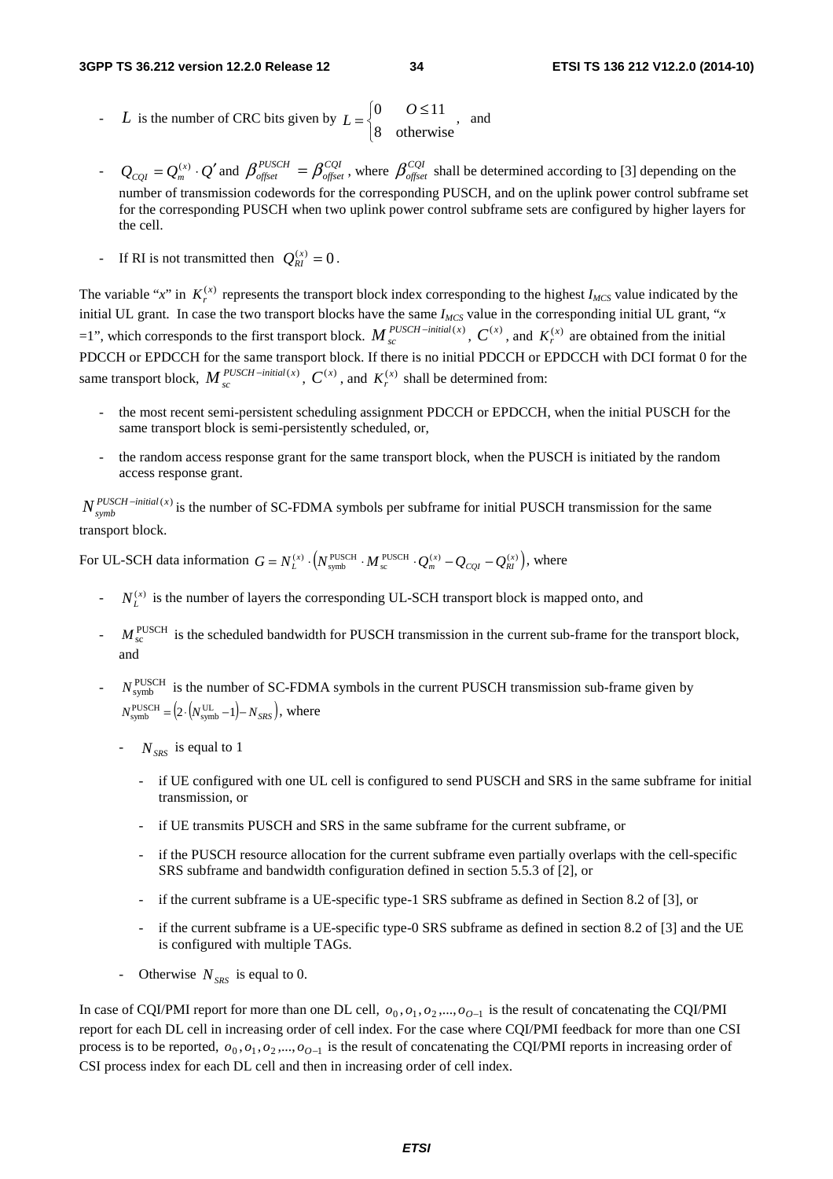- $L$ is the number of CRC bits given by $L = \begin{cases} 0 & O \le 11 \\ 8 & \text{otherwise} \end{cases}$, and

- $Q_{CQI} = Q_m^{(x)} \cdot Q'$ and $\beta_{offset}^{PUSCH} = \beta_{offset}^{CQI}$, where $\beta_{offset}^{CQI}$ shall be determined according to [3] depending on the number of transmission codewords for the corresponding PUSCH, and on the uplink power control subframe set for the corresponding PUSCH when two uplink power control subframe sets are configured by higher layers for the cell.

- If RI is not transmitted then $Q_{RI}^{(x)} = 0$.

The variable "$x$" in $K_r^{(x)}$ represents the transport block index corresponding to the highest $I_{MCS}$ value indicated by the initial UL grant. In case the two transport blocks have the same $I_{MCS}$ value in the corresponding initial UL grant, "$x$ =1", which corresponds to the first transport block. $M_{sc}^{PUSCH-initial(x)}$, $C^{(x)}$, and $K_r^{(x)}$ are obtained from the initial PDCCH or EPDCCH for the same transport block. If there is no initial PDCCH or EPDCCH with DCI format 0 for the same transport block, $M_{sc}^{PUSCH-initial(x)}$, $C^{(x)}$, and $K_r^{(x)}$ shall be determined from:

- the most recent semi-persistent scheduling assignment PDCCH or EPDCCH, when the initial PUSCH for the same transport block is semi-persistently scheduled, or,

- the random access response grant for the same transport block, when the PUSCH is initiated by the random access response grant.

$N_{symb}^{PUSCH-initial(x)}$ is the number of SC-FDMA symbols per subframe for initial PUSCH transmission for the same transport block.

For UL-SCH data information $G = N_L^{(x)} \cdot \left( N_{\text{symb}}^{\text{PUSCH}} \cdot M_{\text{sc}}^{\text{PUSCH}} \cdot Q_m^{(x)} - Q_{CQI} - Q_{RI}^{(x)} \right)$, where

- $N_L^{(x)}$ is the number of layers the corresponding UL-SCH transport block is mapped onto, and

- $M_{\text{sc}}^{\text{PUSCH}}$ is the scheduled bandwidth for PUSCH transmission in the current sub-frame for the transport block, and

- $N_{\text{symb}}^{\text{PUSCH}}$ is the number of SC-FDMA symbols in the current PUSCH transmission sub-frame given by $N_{\text{symb}}^{\text{PUSCH}} = \left( 2 \cdot \left( N_{\text{symb}}^{\text{UL}} - 1 \right) - N_{SRS} \right)$, where

  - $N_{SRS}$ is equal to 1

    - if UE configured with one UL cell is configured to send PUSCH and SRS in the same subframe for initial transmission, or

    - if UE transmits PUSCH and SRS in the same subframe for the current subframe, or

    - if the PUSCH resource allocation for the current subframe even partially overlaps with the cell-specific SRS subframe and bandwidth configuration defined in section 5.5.3 of [2], or

    - if the current subframe is a UE-specific type-1 SRS subframe as defined in Section 8.2 of [3], or

    - if the current subframe is a UE-specific type-0 SRS subframe as defined in section 8.2 of [3] and the UE is configured with multiple TAGs.

  - Otherwise $N_{SRS}$ is equal to 0.

In case of CQI/PMI report for more than one DL cell, $o_0, o_1, o_2, ..., o_{O-1}$ is the result of concatenating the CQI/PMI report for each DL cell in increasing order of cell index. For the case where CQI/PMI feedback for more than one CSI process is to be reported, $o_0, o_1, o_2, ..., o_{O-1}$ is the result of concatenating the CQI/PMI reports in increasing order of CSI process index for each DL cell and then in increasing order of cell index.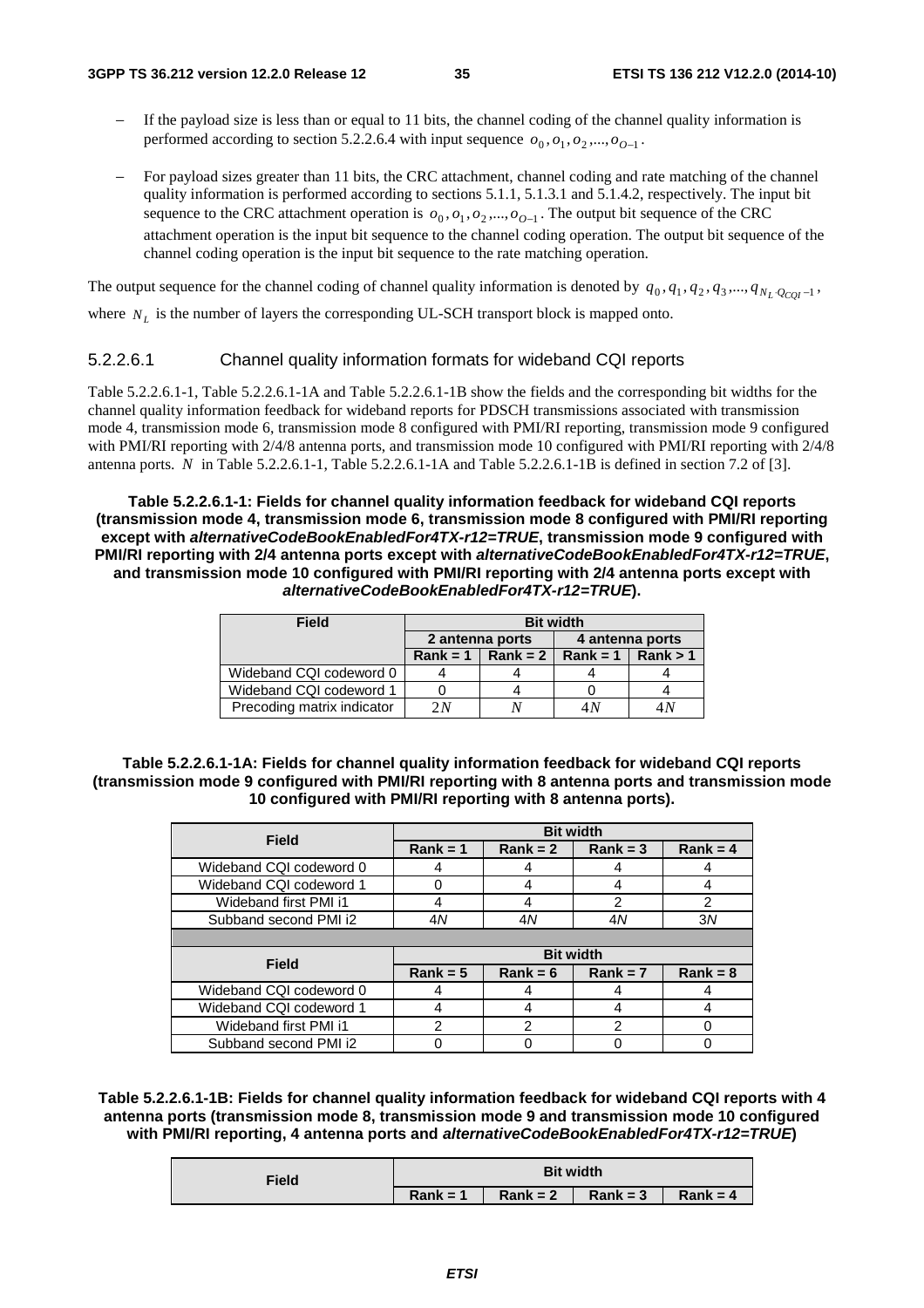- If the payload size is less than or equal to 11 bits, the channel coding of the channel quality information is performed according to section 5.2.2.6.4 with input sequence $o_0, o_1, o_2, ..., o_{O-1}$.

- For payload sizes greater than 11 bits, the CRC attachment, channel coding and rate matching of the channel quality information is performed according to sections 5.1.1, 5.1.3.1 and 5.1.4.2, respectively. The input bit sequence to the CRC attachment operation is $o_0, o_1, o_2, ..., o_{O-1}$. The output bit sequence of the CRC attachment operation is the input bit sequence to the channel coding operation. The output bit sequence of the channel coding operation is the input bit sequence to the rate matching operation.

The output sequence for the channel coding of channel quality information is denoted by $q_0, q_1, q_2, q_3, ..., q_{N_L \cdot Q_{CQI}-1}$, where $N_L$ is the number of layers the corresponding UL-SCH transport block is mapped onto.

#### 5.2.2.6.1 Channel quality information formats for wideband CQI reports

Table 5.2.2.6.1-1, Table 5.2.2.6.1-1A and Table 5.2.2.6.1-1B show the fields and the corresponding bit widths for the channel quality information feedback for wideband reports for PDSCH transmissions associated with transmission mode 4, transmission mode 6, transmission mode 8 configured with PMI/RI reporting, transmission mode 9 configured with PMI/RI reporting with 2/4/8 antenna ports, and transmission mode 10 configured with PMI/RI reporting with 2/4/8 antenna ports. $N$ in Table 5.2.2.6.1-1, Table 5.2.2.6.1-1A and Table 5.2.2.6.1-1B is defined in section 7.2 of [3].

**Table 5.2.2.6.1-1: Fields for channel quality information feedback for wideband CQI reports (transmission mode 4, transmission mode 6, transmission mode 8 configured with PMI/RI reporting except with *alternativeCodeBookEnabledFor4TX-r12=TRUE*, transmission mode 9 configured with PMI/RI reporting with 2/4 antenna ports except with *alternativeCodeBookEnabledFor4TX-r12=TRUE*, and transmission mode 10 configured with PMI/RI reporting with 2/4 antenna ports except with *alternativeCodeBookEnabledFor4TX-r12=TRUE*).**

| Field | Bit width | | | |
|---|---|---|---|---|
| | 2 antenna ports | | 4 antenna ports | |
| | Rank = 1 | Rank = 2 | Rank = 1 | Rank > 1 |
| Wideband CQI codeword 0 | 4 | 4 | 4 | 4 |
| Wideband CQI codeword 1 | 0 | 4 | 0 | 4 |
| Precoding matrix indicator | $2N$ | $N$ | $4N$ | $4N$ |

**Table 5.2.2.6.1-1A: Fields for channel quality information feedback for wideband CQI reports (transmission mode 9 configured with PMI/RI reporting with 8 antenna ports and transmission mode 10 configured with PMI/RI reporting with 8 antenna ports).**

| Field | Bit width | | | |
|---|---|---|---|---|
| | Rank = 1 | Rank = 2 | Rank = 3 | Rank = 4 |
| Wideband CQI codeword 0 | 4 | 4 | 4 | 4 |
| Wideband CQI codeword 1 | 0 | 4 | 4 | 4 |
| Wideband first PMI i1 | 4 | 4 | 2 | 2 |
| Subband second PMI i2 | 4$N$ | 4$N$ | 4$N$ | 3$N$ |
| | | | | |
| **Field** | **Bit width** | | | |
| | **Rank = 5** | **Rank = 6** | **Rank = 7** | **Rank = 8** |
| Wideband CQI codeword 0 | 4 | 4 | 4 | 4 |
| Wideband CQI codeword 1 | 4 | 4 | 4 | 4 |
| Wideband first PMI i1 | 2 | 2 | 2 | 0 |
| Subband second PMI i2 | 0 | 0 | 0 | 0 |

**Table 5.2.2.6.1-1B: Fields for channel quality information feedback for wideband CQI reports with 4 antenna ports (transmission mode 8, transmission mode 9 and transmission mode 10 configured with PMI/RI reporting, 4 antenna ports and *alternativeCodeBookEnabledFor4TX-r12=TRUE*)**

| Field | Bit width | | | |
|---|---|---|---|---|
| | Rank = 1 | Rank = 2 | Rank = 3 | Rank = 4 |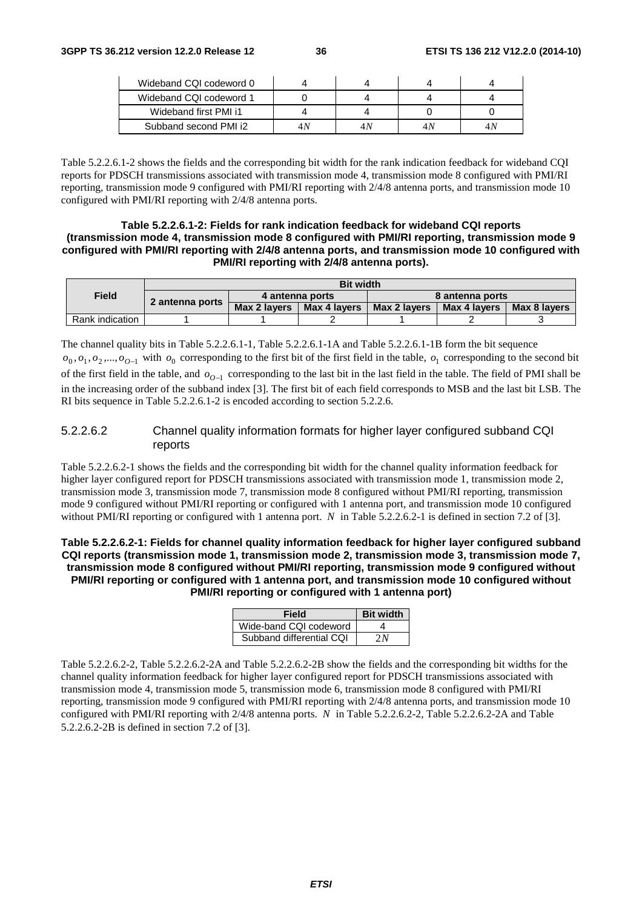| Wideband CQI codeword 0 | 4 | 4 | 4 | 4 |
|---|---|---|---|---|
| Wideband CQI codeword 1 | 0 | 4 | 4 | 4 |
| Wideband first PMI i1 | 4 | 4 | 0 | 0 |
| Subband second PMI i2 | $4N$ | $4N$ | $4N$ | $4N$ |

Table 5.2.2.6.1-2 shows the fields and the corresponding bit width for the rank indication feedback for wideband CQI reports for PDSCH transmissions associated with transmission mode 4, transmission mode 8 configured with PMI/RI reporting, transmission mode 9 configured with PMI/RI reporting with 2/4/8 antenna ports, and transmission mode 10 configured with PMI/RI reporting with 2/4/8 antenna ports.

**Table 5.2.2.6.1-2: Fields for rank indication feedback for wideband CQI reports (transmission mode 4, transmission mode 8 configured with PMI/RI reporting, transmission mode 9 configured with PMI/RI reporting with 2/4/8 antenna ports, and transmission mode 10 configured with PMI/RI reporting with 2/4/8 antenna ports).**

| Field | Bit width | | | | | |
|---|---|---|---|---|---|---|
| | 2 antenna ports | 4 antenna ports | | 8 antenna ports | | |
| | | Max 2 layers | Max 4 layers | Max 2 layers | Max 4 layers | Max 8 layers |
| Rank indication | 1 | 1 | 2 | 1 | 2 | 3 |

The channel quality bits in Table 5.2.2.6.1-1, Table 5.2.2.6.1-1A and Table 5.2.2.6.1-1B form the bit sequence $o_0, o_1, o_2, ..., o_{O-1}$ with $o_0$ corresponding to the first bit of the first field in the table, $o_1$ corresponding to the second bit of the first field in the table, and $o_{O-1}$ corresponding to the last bit in the last field in the table. The field of PMI shall be in the increasing order of the subband index [3]. The first bit of each field corresponds to MSB and the last bit LSB. The RI bits sequence in Table 5.2.2.6.1-2 is encoded according to section 5.2.2.6.

#### 5.2.2.6.2 Channel quality information formats for higher layer configured subband CQI reports

Table 5.2.2.6.2-1 shows the fields and the corresponding bit width for the channel quality information feedback for higher layer configured report for PDSCH transmissions associated with transmission mode 1, transmission mode 2, transmission mode 3, transmission mode 7, transmission mode 8 configured without PMI/RI reporting, transmission mode 9 configured without PMI/RI reporting or configured with 1 antenna port, and transmission mode 10 configured without PMI/RI reporting or configured with 1 antenna port. $N$ in Table 5.2.2.6.2-1 is defined in section 7.2 of [3].

**Table 5.2.2.6.2-1: Fields for channel quality information feedback for higher layer configured subband CQI reports (transmission mode 1, transmission mode 2, transmission mode 3, transmission mode 7, transmission mode 8 configured without PMI/RI reporting, transmission mode 9 configured without PMI/RI reporting or configured with 1 antenna port, and transmission mode 10 configured without PMI/RI reporting or configured with 1 antenna port)**

| Field | Bit width |
|---|---|
| Wide-band CQI codeword | 4 |
| Subband differential CQI | $2N$ |

Table 5.2.2.6.2-2, Table 5.2.2.6.2-2A and Table 5.2.2.6.2-2B show the fields and the corresponding bit widths for the channel quality information feedback for higher layer configured report for PDSCH transmissions associated with transmission mode 4, transmission mode 5, transmission mode 6, transmission mode 8 configured with PMI/RI reporting, transmission mode 9 configured with PMI/RI reporting with 2/4/8 antenna ports, and transmission mode 10 configured with PMI/RI reporting with 2/4/8 antenna ports. $N$ in Table 5.2.2.6.2-2, Table 5.2.2.6.2-2A and Table 5.2.2.6.2-2B is defined in section 7.2 of [3].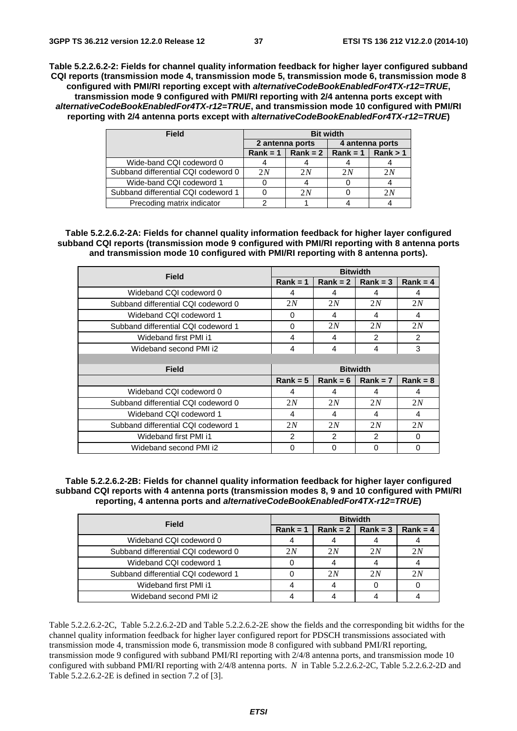**Table 5.2.2.6.2-2: Fields for channel quality information feedback for higher layer configured subband CQI reports (transmission mode 4, transmission mode 5, transmission mode 6, transmission mode 8 configured with PMI/RI reporting except with *alternativeCodeBookEnabledFor4TX-r12=TRUE*, transmission mode 9 configured with PMI/RI reporting with 2/4 antenna ports except with *alternativeCodeBookEnabledFor4TX-r12=TRUE*, and transmission mode 10 configured with PMI/RI reporting with 2/4 antenna ports except with *alternativeCodeBookEnabledFor4TX-r12=TRUE*)**

| Field | Bit width | | | |
|---|---|---|---|---|
| | 2 antenna ports | | 4 antenna ports | |
| | Rank = 1 | Rank = 2 | Rank = 1 | Rank > 1 |
| Wide-band CQI codeword 0 | 4 | 4 | 4 | 4 |
| Subband differential CQI codeword 0 | $2N$ | $2N$ | $2N$ | $2N$ |
| Wide-band CQI codeword 1 | 0 | 4 | 0 | 4 |
| Subband differential CQI codeword 1 | 0 | $2N$ | 0 | $2N$ |
| Precoding matrix indicator | 2 | 1 | 4 | 4 |

**Table 5.2.2.6.2-2A: Fields for channel quality information feedback for higher layer configured subband CQI reports (transmission mode 9 configured with PMI/RI reporting with 8 antenna ports and transmission mode 10 configured with PMI/RI reporting with 8 antenna ports).**

| Field | Bitwidth | | | |
|---|---|---|---|---|
| | Rank = 1 | Rank = 2 | Rank = 3 | Rank = 4 |
| Wideband CQI codeword 0 | 4 | 4 | 4 | 4 |
| Subband differential CQI codeword 0 | $2N$ | $2N$ | $2N$ | $2N$ |
| Wideband CQI codeword 1 | 0 | 4 | 4 | 4 |
| Subband differential CQI codeword 1 | 0 | $2N$ | $2N$ | $2N$ |
| Wideband first PMI i1 | 4 | 4 | 2 | 2 |
| Wideband second PMI i2 | 4 | 4 | 4 | 3 |
| | | | | |
| **Field** | **Bitwidth** | | | |
| | **Rank = 5** | **Rank = 6** | **Rank = 7** | **Rank = 8** |
| Wideband CQI codeword 0 | 4 | 4 | 4 | 4 |
| Subband differential CQI codeword 0 | $2N$ | $2N$ | $2N$ | $2N$ |
| Wideband CQI codeword 1 | 4 | 4 | 4 | 4 |
| Subband differential CQI codeword 1 | $2N$ | $2N$ | $2N$ | $2N$ |
| Wideband first PMI i1 | 2 | 2 | 2 | 0 |
| Wideband second PMI i2 | 0 | 0 | 0 | 0 |

**Table 5.2.2.6.2-2B: Fields for channel quality information feedback for higher layer configured subband CQI reports with 4 antenna ports (transmission modes 8, 9 and 10 configured with PMI/RI reporting, 4 antenna ports and *alternativeCodeBookEnabledFor4TX-r12=TRUE*)**

| Field | Bitwidth | | | |
|---|---|---|---|---|
| | Rank = 1 | Rank = 2 | Rank = 3 | Rank = 4 |
| Wideband CQI codeword 0 | 4 | 4 | 4 | 4 |
| Subband differential CQI codeword 0 | $2N$ | $2N$ | $2N$ | $2N$ |
| Wideband CQI codeword 1 | 0 | 4 | 4 | 4 |
| Subband differential CQI codeword 1 | 0 | $2N$ | $2N$ | $2N$ |
| Wideband first PMI i1 | 4 | 4 | 0 | 0 |
| Wideband second PMI i2 | 4 | 4 | 4 | 4 |

Table 5.2.2.6.2-2C, Table 5.2.2.6.2-2D and Table 5.2.2.6.2-2E show the fields and the corresponding bit widths for the channel quality information feedback for higher layer configured report for PDSCH transmissions associated with transmission mode 4, transmission mode 6, transmission mode 8 configured with subband PMI/RI reporting, transmission mode 9 configured with subband PMI/RI reporting with 2/4/8 antenna ports, and transmission mode 10 configured with subband PMI/RI reporting with 2/4/8 antenna ports. $N$ in Table 5.2.2.6.2-2C, Table 5.2.2.6.2-2D and Table 5.2.2.6.2-2E is defined in section 7.2 of [3].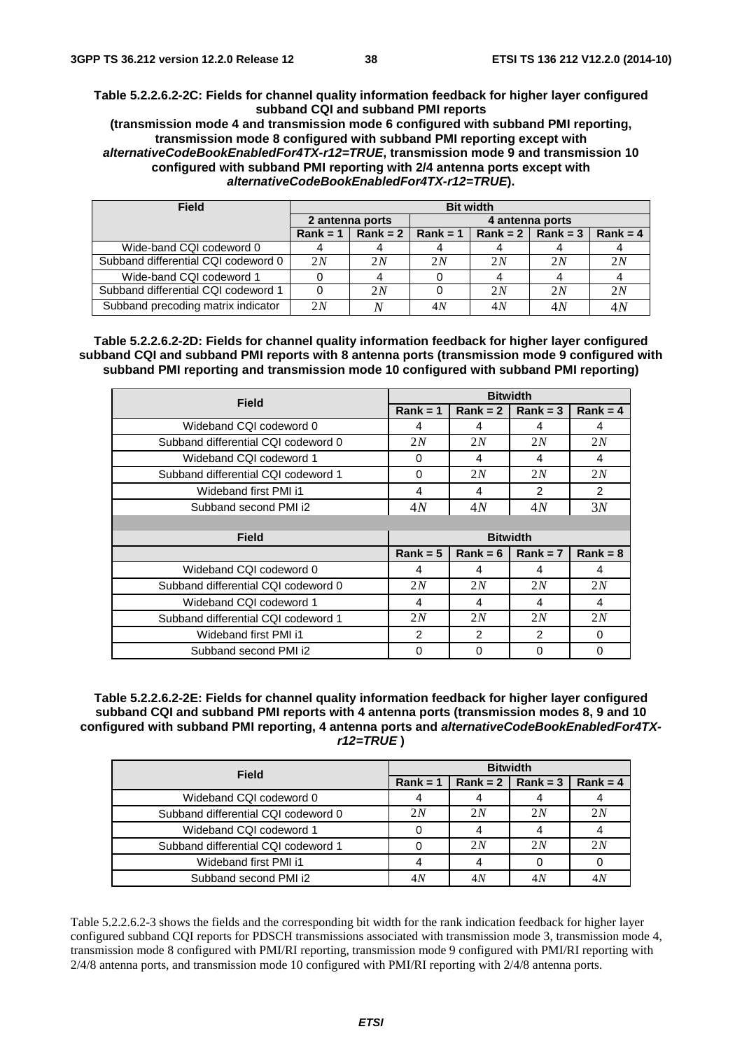**Table 5.2.2.6.2-2C: Fields for channel quality information feedback for higher layer configured subband CQI and subband PMI reports (transmission mode 4 and transmission mode 6 configured with subband PMI reporting, transmission mode 8 configured with subband PMI reporting except with *alternativeCodeBookEnabledFor4TX-r12=TRUE*, transmission mode 9 and transmission 10 configured with subband PMI reporting with 2/4 antenna ports except with *alternativeCodeBookEnabledFor4TX-r12=TRUE*).**

| Field | Bit width | | | | | |
|---|---|---|---|---|---|---|
| | 2 antenna ports | | 4 antenna ports | | | |
| | Rank = 1 | Rank = 2 | Rank = 1 | Rank = 2 | Rank = 3 | Rank = 4 |
| Wide-band CQI codeword 0 | 4 | 4 | 4 | 4 | 4 | 4 |
| Subband differential CQI codeword 0 | $2N$ | $2N$ | $2N$ | $2N$ | $2N$ | $2N$ |
| Wide-band CQI codeword 1 | 0 | 4 | 0 | 4 | 4 | 4 |
| Subband differential CQI codeword 1 | 0 | $2N$ | 0 | $2N$ | $2N$ | $2N$ |
| Subband precoding matrix indicator | $2N$ | $N$ | $4N$ | $4N$ | $4N$ | $4N$ |

**Table 5.2.2.6.2-2D: Fields for channel quality information feedback for higher layer configured subband CQI and subband PMI reports with 8 antenna ports (transmission mode 9 configured with subband PMI reporting and transmission mode 10 configured with subband PMI reporting)**

| Field | Bitwidth | | | |
|---|---|---|---|---|
| | Rank = 1 | Rank = 2 | Rank = 3 | Rank = 4 |
| Wideband CQI codeword 0 | 4 | 4 | 4 | 4 |
| Subband differential CQI codeword 0 | $2N$ | $2N$ | $2N$ | $2N$ |
| Wideband CQI codeword 1 | 0 | 4 | 4 | 4 |
| Subband differential CQI codeword 1 | 0 | $2N$ | $2N$ | $2N$ |
| Wideband first PMI i1 | 4 | 4 | 2 | 2 |
| Subband second PMI i2 | $4N$ | $4N$ | $4N$ | $3N$ |
| | | | | |
| **Field** | **Bitwidth** | | | |
| | Rank = 5 | Rank = 6 | Rank = 7 | Rank = 8 |
| Wideband CQI codeword 0 | 4 | 4 | 4 | 4 |
| Subband differential CQI codeword 0 | $2N$ | $2N$ | $2N$ | $2N$ |
| Wideband CQI codeword 1 | 4 | 4 | 4 | 4 |
| Subband differential CQI codeword 1 | $2N$ | $2N$ | $2N$ | $2N$ |
| Wideband first PMI i1 | 2 | 2 | 2 | 0 |
| Subband second PMI i2 | 0 | 0 | 0 | 0 |

**Table 5.2.2.6.2-2E: Fields for channel quality information feedback for higher layer configured subband CQI and subband PMI reports with 4 antenna ports (transmission modes 8, 9 and 10 configured with subband PMI reporting, 4 antenna ports and *alternativeCodeBookEnabledFor4TX-r12=TRUE* )**

| Field | Bitwidth | | | |
|---|---|---|---|---|
| | Rank = 1 | Rank = 2 | Rank = 3 | Rank = 4 |
| Wideband CQI codeword 0 | 4 | 4 | 4 | 4 |
| Subband differential CQI codeword 0 | $2N$ | $2N$ | $2N$ | $2N$ |
| Wideband CQI codeword 1 | 0 | 4 | 4 | 4 |
| Subband differential CQI codeword 1 | 0 | $2N$ | $2N$ | $2N$ |
| Wideband first PMI i1 | 4 | 4 | 0 | 0 |
| Subband second PMI i2 | $4N$ | $4N$ | $4N$ | $4N$ |

Table 5.2.2.6.2-3 shows the fields and the corresponding bit width for the rank indication feedback for higher layer configured subband CQI reports for PDSCH transmissions associated with transmission mode 3, transmission mode 4, transmission mode 8 configured with PMI/RI reporting, transmission mode 9 configured with PMI/RI reporting with 2/4/8 antenna ports, and transmission mode 10 configured with PMI/RI reporting with 2/4/8 antenna ports.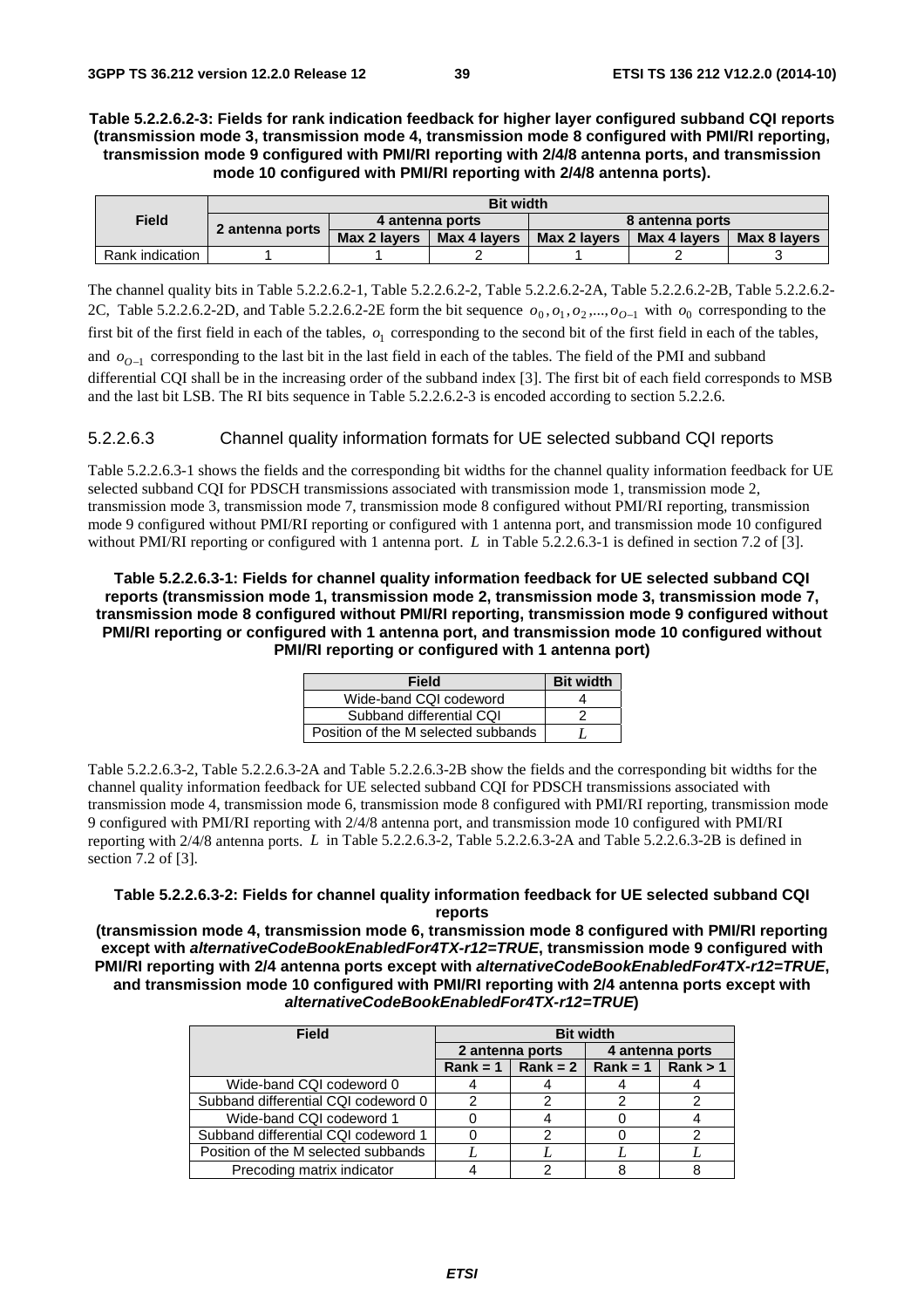**Table 5.2.2.6.2-3: Fields for rank indication feedback for higher layer configured subband CQI reports (transmission mode 3, transmission mode 4, transmission mode 8 configured with PMI/RI reporting, transmission mode 9 configured with PMI/RI reporting with 2/4/8 antenna ports, and transmission mode 10 configured with PMI/RI reporting with 2/4/8 antenna ports).**

| Field | Bit width | | | | | |
|---|---|---|---|---|---|---|
| | 2 antenna ports | 4 antenna ports | | 8 antenna ports | | |
| | | Max 2 layers | Max 4 layers | Max 2 layers | Max 4 layers | Max 8 layers |
| Rank indication | 1 | 1 | 2 | 1 | 2 | 3 |

The channel quality bits in Table 5.2.2.6.2-1, Table 5.2.2.6.2-2, Table 5.2.2.6.2-2A, Table 5.2.2.6.2-2B, Table 5.2.2.6.2-2C, Table 5.2.2.6.2-2D, and Table 5.2.2.6.2-2E form the bit sequence $o_0, o_1, o_2, ..., o_{O-1}$ with $o_0$ corresponding to the first bit of the first field in each of the tables, $o_1$ corresponding to the second bit of the first field in each of the tables, and $o_{O-1}$ corresponding to the last bit in the last field in each of the tables. The field of the PMI and subband differential CQI shall be in the increasing order of the subband index [3]. The first bit of each field corresponds to MSB and the last bit LSB. The RI bits sequence in Table 5.2.2.6.2-3 is encoded according to section 5.2.2.6.

### 5.2.2.6.3 Channel quality information formats for UE selected subband CQI reports

Table 5.2.2.6.3-1 shows the fields and the corresponding bit widths for the channel quality information feedback for UE selected subband CQI for PDSCH transmissions associated with transmission mode 1, transmission mode 2, transmission mode 3, transmission mode 7, transmission mode 8 configured without PMI/RI reporting, transmission mode 9 configured without PMI/RI reporting or configured with 1 antenna port, and transmission mode 10 configured without PMI/RI reporting or configured with 1 antenna port. $L$ in Table 5.2.2.6.3-1 is defined in section 7.2 of [3].

**Table 5.2.2.6.3-1: Fields for channel quality information feedback for UE selected subband CQI reports (transmission mode 1, transmission mode 2, transmission mode 3, transmission mode 7, transmission mode 8 configured without PMI/RI reporting, transmission mode 9 configured without PMI/RI reporting or configured with 1 antenna port, and transmission mode 10 configured without PMI/RI reporting or configured with 1 antenna port)**

| Field | Bit width |
|---|---|
| Wide-band CQI codeword | 4 |
| Subband differential CQI | 2 |
| Position of the M selected subbands | $L$ |

Table 5.2.2.6.3-2, Table 5.2.2.6.3-2A and Table 5.2.2.6.3-2B show the fields and the corresponding bit widths for the channel quality information feedback for UE selected subband CQI for PDSCH transmissions associated with transmission mode 4, transmission mode 6, transmission mode 8 configured with PMI/RI reporting, transmission mode 9 configured with PMI/RI reporting with 2/4/8 antenna port, and transmission mode 10 configured with PMI/RI reporting with 2/4/8 antenna ports. $L$ in Table 5.2.2.6.3-2, Table 5.2.2.6.3-2A and Table 5.2.2.6.3-2B is defined in section 7.2 of [3].

**Table 5.2.2.6.3-2: Fields for channel quality information feedback for UE selected subband CQI reports**
**(transmission mode 4, transmission mode 6, transmission mode 8 configured with PMI/RI reporting except with *alternativeCodeBookEnabledFor4TX-r12=TRUE*, transmission mode 9 configured with PMI/RI reporting with 2/4 antenna ports except with *alternativeCodeBookEnabledFor4TX-r12=TRUE*, and transmission mode 10 configured with PMI/RI reporting with 2/4 antenna ports except with *alternativeCodeBookEnabledFor4TX-r12=TRUE*)**

| Field | Bit width | | | |
|---|---|---|---|---|
| | 2 antenna ports | | 4 antenna ports | |
| | Rank = 1 | Rank = 2 | Rank = 1 | Rank > 1 |
| Wide-band CQI codeword 0 | 4 | 4 | 4 | 4 |
| Subband differential CQI codeword 0 | 2 | 2 | 2 | 2 |
| Wide-band CQI codeword 1 | 0 | 4 | 0 | 4 |
| Subband differential CQI codeword 1 | 0 | 2 | 0 | 2 |
| Position of the M selected subbands | $L$ | $L$ | $L$ | $L$ |
| Precoding matrix indicator | 4 | 2 | 8 | 8 |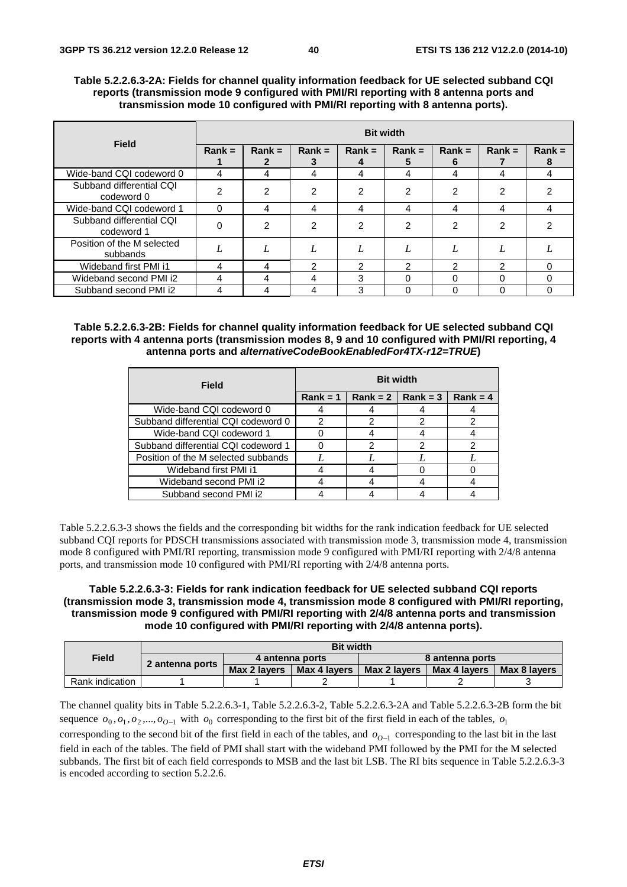**Table 5.2.2.6.3-2A: Fields for channel quality information feedback for UE selected subband CQI reports (transmission mode 9 configured with PMI/RI reporting with 8 antenna ports and transmission mode 10 configured with PMI/RI reporting with 8 antenna ports).**

| Field | Bit width | | | | | | | |
|---|---|---|---|---|---|---|---|---|
| | Rank = 1 | Rank = 2 | Rank = 3 | Rank = 4 | Rank = 5 | Rank = 6 | Rank = 7 | Rank = 8 |
| Wide-band CQI codeword 0 | 4 | 4 | 4 | 4 | 4 | 4 | 4 | 4 |
| Subband differential CQI codeword 0 | 2 | 2 | 2 | 2 | 2 | 2 | 2 | 2 |
| Wide-band CQI codeword 1 | 0 | 4 | 4 | 4 | 4 | 4 | 4 | 4 |
| Subband differential CQI codeword 1 | 0 | 2 | 2 | 2 | 2 | 2 | 2 | 2 |
| Position of the M selected subbands | $L$ | $L$ | $L$ | $L$ | $L$ | $L$ | $L$ | $L$ |
| Wideband first PMI i1 | 4 | 4 | 2 | 2 | 2 | 2 | 2 | 0 |
| Wideband second PMI i2 | 4 | 4 | 4 | 3 | 0 | 0 | 0 | 0 |
| Subband second PMI i2 | 4 | 4 | 4 | 3 | 0 | 0 | 0 | 0 |

**Table 5.2.2.6.3-2B: Fields for channel quality information feedback for UE selected subband CQI reports with 4 antenna ports (transmission modes 8, 9 and 10 configured with PMI/RI reporting, 4 antenna ports and *alternativeCodeBookEnabledFor4TX-r12=TRUE*)**

| Field | Bit width | | | |
|---|---|---|---|---|
| | Rank = 1 | Rank = 2 | Rank = 3 | Rank = 4 |
| Wide-band CQI codeword 0 | 4 | 4 | 4 | 4 |
| Subband differential CQI codeword 0 | 2 | 2 | 2 | 2 |
| Wide-band CQI codeword 1 | 0 | 4 | 4 | 4 |
| Subband differential CQI codeword 1 | 0 | 2 | 2 | 2 |
| Position of the M selected subbands | $L$ | $L$ | $L$ | $L$ |
| Wideband first PMI i1 | 4 | 4 | 0 | 0 |
| Wideband second PMI i2 | 4 | 4 | 4 | 4 |
| Subband second PMI i2 | 4 | 4 | 4 | 4 |

Table 5.2.2.6.3-3 shows the fields and the corresponding bit widths for the rank indication feedback for UE selected subband CQI reports for PDSCH transmissions associated with transmission mode 3, transmission mode 4, transmission mode 8 configured with PMI/RI reporting, transmission mode 9 configured with PMI/RI reporting with 2/4/8 antenna ports, and transmission mode 10 configured with PMI/RI reporting with 2/4/8 antenna ports.

**Table 5.2.2.6.3-3: Fields for rank indication feedback for UE selected subband CQI reports (transmission mode 3, transmission mode 4, transmission mode 8 configured with PMI/RI reporting, transmission mode 9 configured with PMI/RI reporting with 2/4/8 antenna ports and transmission mode 10 configured with PMI/RI reporting with 2/4/8 antenna ports).**

| Field | Bit width | | | | | |
|---|---|---|---|---|---|---|
| | 2 antenna ports | 4 antenna ports | | 8 antenna ports | | |
| | | Max 2 layers | Max 4 layers | Max 2 layers | Max 4 layers | Max 8 layers |
| Rank indication | 1 | 1 | 2 | 1 | 2 | 3 |

The channel quality bits in Table 5.2.2.6.3-1, Table 5.2.2.6.3-2, Table 5.2.2.6.3-2A and Table 5.2.2.6.3-2B form the bit sequence $o_0, o_1, o_2, ..., o_{O-1}$ with $o_0$ corresponding to the first bit of the first field in each of the tables, $o_1$ corresponding to the second bit of the first field in each of the tables, and $o_{O-1}$ corresponding to the last bit in the last field in each of the tables. The field of PMI shall start with the wideband PMI followed by the PMI for the M selected subbands. The first bit of each field corresponds to MSB and the last bit LSB. The RI bits sequence in Table 5.2.2.6.3-3 is encoded according to section 5.2.2.6.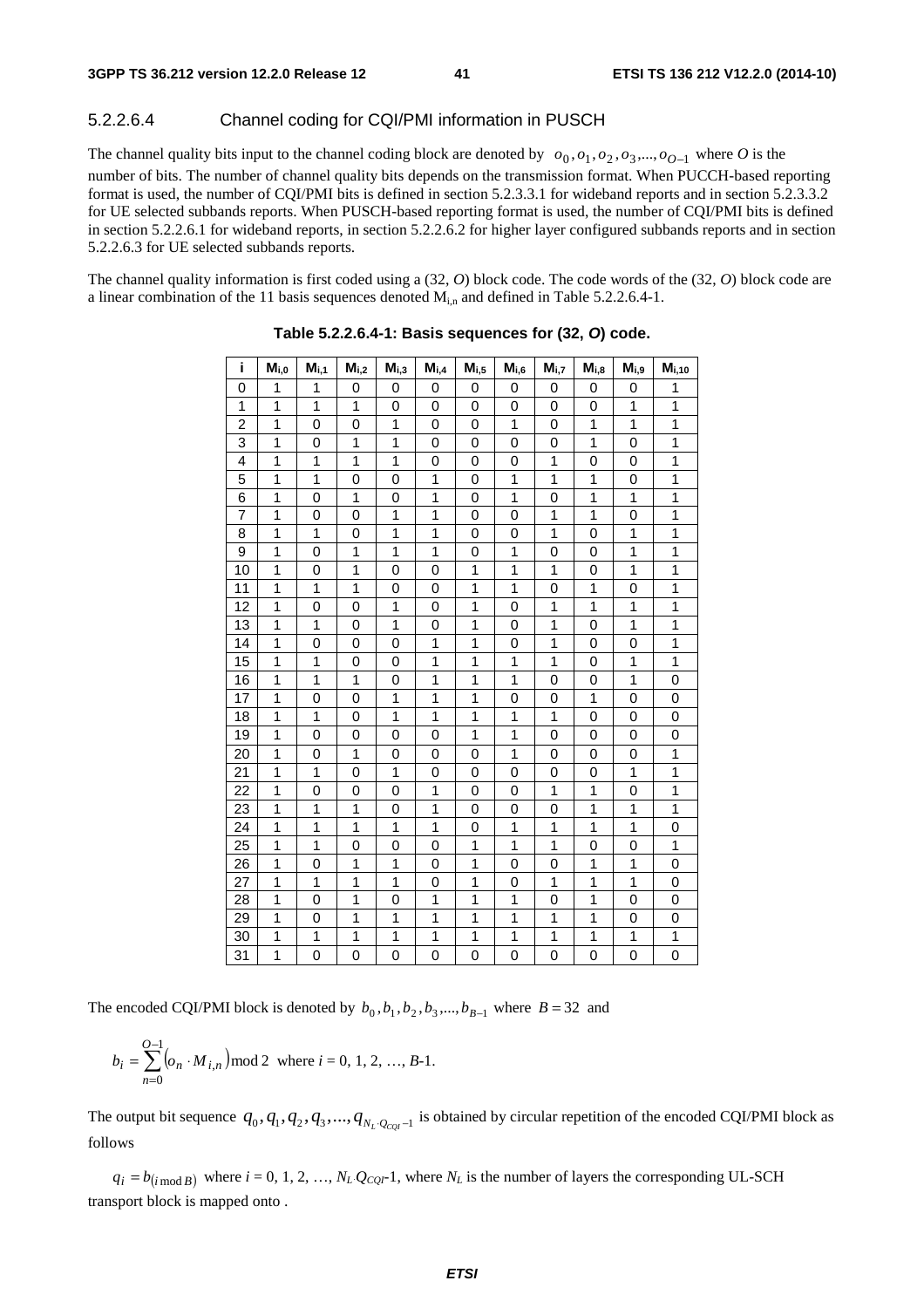### 5.2.2.6.4 Channel coding for CQI/PMI information in PUSCH

The channel quality bits input to the channel coding block are denoted by $o_0, o_1, o_2, o_3, ..., o_{O-1}$ where $O$ is the number of bits. The number of channel quality bits depends on the transmission format. When PUCCH-based reporting format is used, the number of CQI/PMI bits is defined in section 5.2.3.3.1 for wideband reports and in section 5.2.3.3.2 for UE selected subbands reports. When PUSCH-based reporting format is used, the number of CQI/PMI bits is defined in section 5.2.2.6.1 for wideband reports, in section 5.2.2.6.2 for higher layer configured subbands reports and in section 5.2.2.6.3 for UE selected subbands reports.

The channel quality information is first coded using a (32, $O$) block code. The code words of the (32, $O$) block code are a linear combination of the 11 basis sequences denoted $M_{i,n}$ and defined in Table 5.2.2.6.4-1.

**Table 5.2.2.6.4-1: Basis sequences for (32, *O*) code.**

| i | $M_{i,0}$ | $M_{i,1}$ | $M_{i,2}$ | $M_{i,3}$ | $M_{i,4}$ | $M_{i,5}$ | $M_{i,6}$ | $M_{i,7}$ | $M_{i,8}$ | $M_{i,9}$ | $M_{i,10}$ |
|---|---|---|---|---|---|---|---|---|---|---|---|
| 0 | 1 | 1 | 0 | 0 | 0 | 0 | 0 | 0 | 0 | 0 | 1 |
| 1 | 1 | 1 | 1 | 0 | 0 | 0 | 0 | 0 | 0 | 1 | 1 |
| 2 | 1 | 0 | 0 | 1 | 0 | 0 | 1 | 0 | 1 | 1 | 1 |
| 3 | 1 | 0 | 1 | 1 | 0 | 0 | 0 | 0 | 1 | 0 | 1 |
| 4 | 1 | 1 | 1 | 1 | 0 | 0 | 0 | 1 | 0 | 0 | 1 |
| 5 | 1 | 1 | 0 | 0 | 1 | 0 | 1 | 1 | 1 | 0 | 1 |
| 6 | 1 | 0 | 1 | 0 | 1 | 0 | 1 | 0 | 1 | 1 | 1 |
| 7 | 1 | 0 | 0 | 1 | 1 | 0 | 0 | 1 | 1 | 0 | 1 |
| 8 | 1 | 1 | 0 | 1 | 1 | 0 | 0 | 1 | 0 | 1 | 1 |
| 9 | 1 | 0 | 1 | 1 | 1 | 0 | 1 | 0 | 0 | 1 | 1 |
| 10 | 1 | 0 | 1 | 0 | 0 | 1 | 1 | 1 | 0 | 1 | 1 |
| 11 | 1 | 1 | 1 | 0 | 0 | 1 | 1 | 0 | 1 | 0 | 1 |
| 12 | 1 | 0 | 0 | 1 | 0 | 1 | 0 | 1 | 1 | 1 | 1 |
| 13 | 1 | 1 | 0 | 1 | 0 | 1 | 0 | 1 | 0 | 1 | 1 |
| 14 | 1 | 0 | 0 | 0 | 1 | 1 | 0 | 1 | 0 | 0 | 1 |
| 15 | 1 | 1 | 0 | 0 | 1 | 1 | 1 | 1 | 0 | 1 | 1 |
| 16 | 1 | 1 | 1 | 0 | 1 | 1 | 1 | 0 | 0 | 1 | 0 |
| 17 | 1 | 0 | 0 | 1 | 1 | 1 | 0 | 0 | 1 | 0 | 0 |
| 18 | 1 | 1 | 0 | 1 | 1 | 1 | 1 | 1 | 0 | 0 | 0 |
| 19 | 1 | 0 | 0 | 0 | 0 | 1 | 1 | 0 | 0 | 0 | 0 |
| 20 | 1 | 0 | 1 | 0 | 0 | 0 | 1 | 0 | 0 | 0 | 1 |
| 21 | 1 | 1 | 0 | 1 | 0 | 0 | 0 | 0 | 0 | 1 | 1 |
| 22 | 1 | 0 | 0 | 0 | 1 | 0 | 0 | 1 | 1 | 0 | 1 |
| 23 | 1 | 1 | 1 | 0 | 1 | 0 | 0 | 0 | 1 | 1 | 1 |
| 24 | 1 | 1 | 1 | 1 | 1 | 0 | 1 | 1 | 1 | 1 | 0 |
| 25 | 1 | 1 | 0 | 0 | 0 | 1 | 1 | 1 | 0 | 0 | 1 |
| 26 | 1 | 0 | 1 | 1 | 0 | 1 | 0 | 0 | 1 | 1 | 0 |
| 27 | 1 | 1 | 1 | 1 | 0 | 1 | 0 | 1 | 1 | 1 | 0 |
| 28 | 1 | 0 | 1 | 0 | 1 | 1 | 1 | 0 | 1 | 0 | 0 |
| 29 | 1 | 0 | 1 | 1 | 1 | 1 | 1 | 1 | 1 | 0 | 0 |
| 30 | 1 | 1 | 1 | 1 | 1 | 1 | 1 | 1 | 1 | 1 | 1 |
| 31 | 1 | 0 | 0 | 0 | 0 | 0 | 0 | 0 | 0 | 0 | 0 |

The encoded CQI/PMI block is denoted by $b_0, b_1, b_2, b_3, ..., b_{B-1}$ where $B = 32$ and

$$b_i = \sum_{n=0}^{O-1} \left(o_n \cdot M_{i,n}\right) \bmod 2 \text{ where } i = 0, 1, 2, ..., B\text{-}1.$$

The output bit sequence $q_0, q_1, q_2, q_3, ..., q_{N_L \cdot Q_{CQI}-1}$ is obtained by circular repetition of the encoded CQI/PMI block as follows

$q_i = b_{(i \bmod B)}$ where $i = 0, 1, 2, ..., N_L{\cdot}Q_{CQI}\text{-}1$, where $N_L$ is the number of layers the corresponding UL-SCH transport block is mapped onto .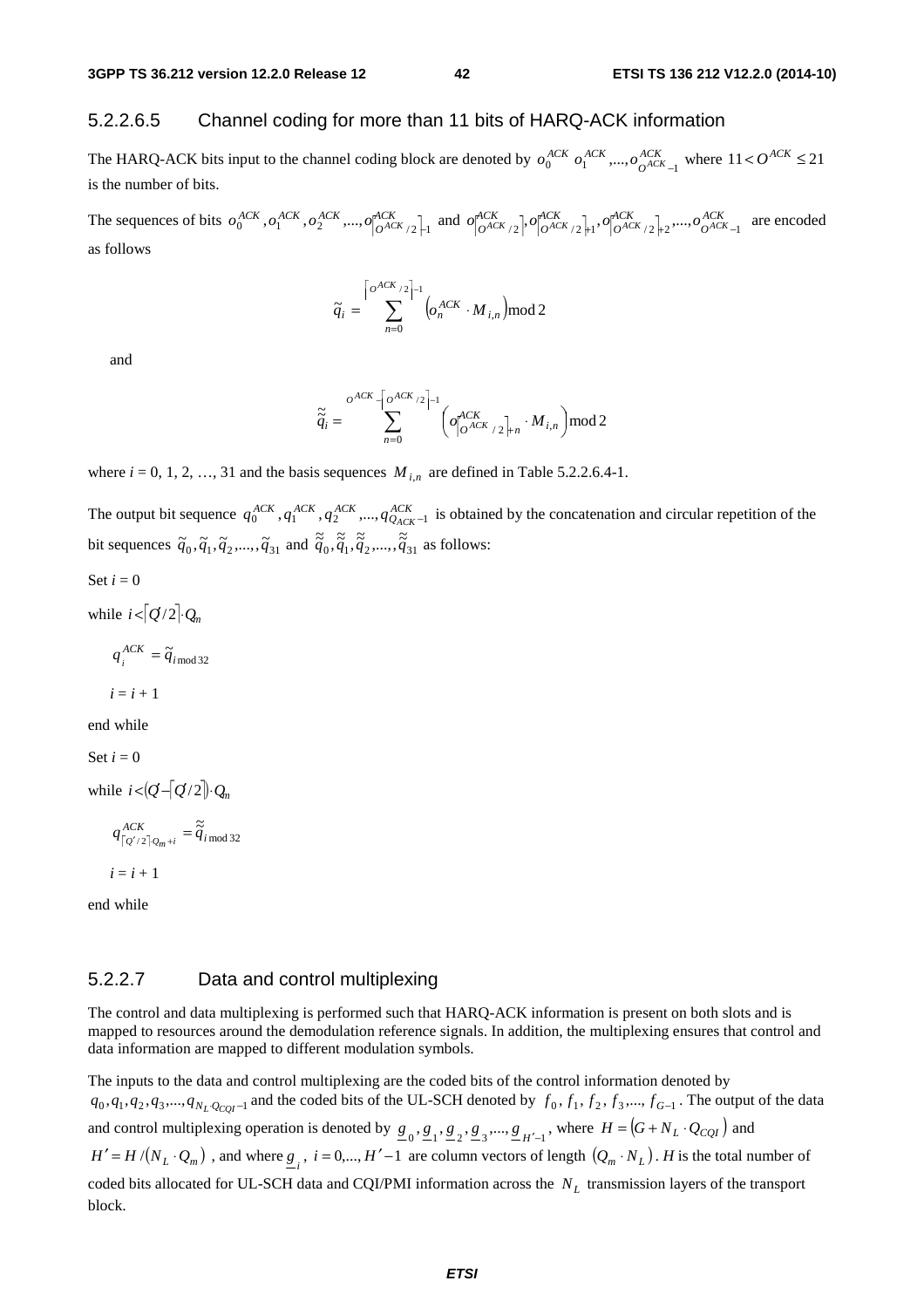#### 5.2.2.6.5 Channel coding for more than 11 bits of HARQ-ACK information

The HARQ-ACK bits input to the channel coding block are denoted by $o_0^{ACK}\ o_1^{ACK},...,o_{O^{ACK}-1}^{ACK}$ where $11 < O^{ACK} \le 21$ is the number of bits.

The sequences of bits $o_0^{ACK}, o_1^{ACK}, o_2^{ACK},..., o_{\lceil O^{ACK}/2 \rceil -1}^{ACK}$ and $o_{\lceil O^{ACK}/2 \rceil}^{ACK}, o_{\lceil O^{ACK}/2 \rceil+1}^{ACK}, o_{\lceil O^{ACK}/2 \rceil+2}^{ACK},..., o_{O^{ACK}-1}^{ACK}$ are encoded as follows

$$\tilde{q}_i = \sum_{n=0}^{\lceil O^{ACK}/2 \rceil -1} \left( o_n^{ACK} \cdot M_{i,n} \right) \bmod 2$$

and

$$\tilde{\tilde{q}}_i = \sum_{n=0}^{O^{ACK} - \lceil O^{ACK}/2 \rceil -1} \left( o_{\lceil O^{ACK}/2 \rceil + n}^{ACK} \cdot M_{i,n} \right) \bmod 2$$

where $i$ = 0, 1, 2, …, 31 and the basis sequences $M_{i,n}$ are defined in Table 5.2.2.6.4-1.

The output bit sequence $q_0^{ACK}, q_1^{ACK}, q_2^{ACK},..., q_{Q_{ACK}-1}^{ACK}$ is obtained by the concatenation and circular repetition of the bit sequences $\tilde{q}_0, \tilde{q}_1, \tilde{q}_2,..., \tilde{q}_{31}$ and $\tilde{\tilde{q}}_0, \tilde{\tilde{q}}_1, \tilde{\tilde{q}}_2,..., \tilde{\tilde{q}}_{31}$ as follows:

Set $i = 0$

while $i < \lceil Q'/2 \rceil \cdot Q_m$

$q_i^{ACK} = \tilde{q}_{i \bmod 32}$

$i = i + 1$

end while

Set $i = 0$

while $i < (Q' - \lceil Q'/2 \rceil) \cdot Q_m$

$q_{\lceil Q'/2 \rceil \cdot Q_m + i}^{ACK} = \tilde{\tilde{q}}_{i \bmod 32}$

$i = i + 1$

end while

### 5.2.2.7 Data and control multiplexing

The control and data multiplexing is performed such that HARQ-ACK information is present on both slots and is mapped to resources around the demodulation reference signals. In addition, the multiplexing ensures that control and data information are mapped to different modulation symbols.

The inputs to the data and control multiplexing are the coded bits of the control information denoted by $q_0, q_1, q_2, q_3,..., q_{N_L \cdot Q_{CQI}-1}$ and the coded bits of the UL-SCH denoted by $f_0, f_1, f_2, f_3,..., f_{G-1}$. The output of the data and control multiplexing operation is denoted by $\underline{g}_0, \underline{g}_1, \underline{g}_2, \underline{g}_3,..., \underline{g}_{H'-1}$, where $H = (G + N_L \cdot Q_{CQI})$ and $H' = H / (N_L \cdot Q_m)$, and where $\underline{g}_i$, $i = 0,..., H'-1$ are column vectors of length $(Q_m \cdot N_L)$. $H$ is the total number of coded bits allocated for UL-SCH data and CQI/PMI information across the $N_L$ transmission layers of the transport block.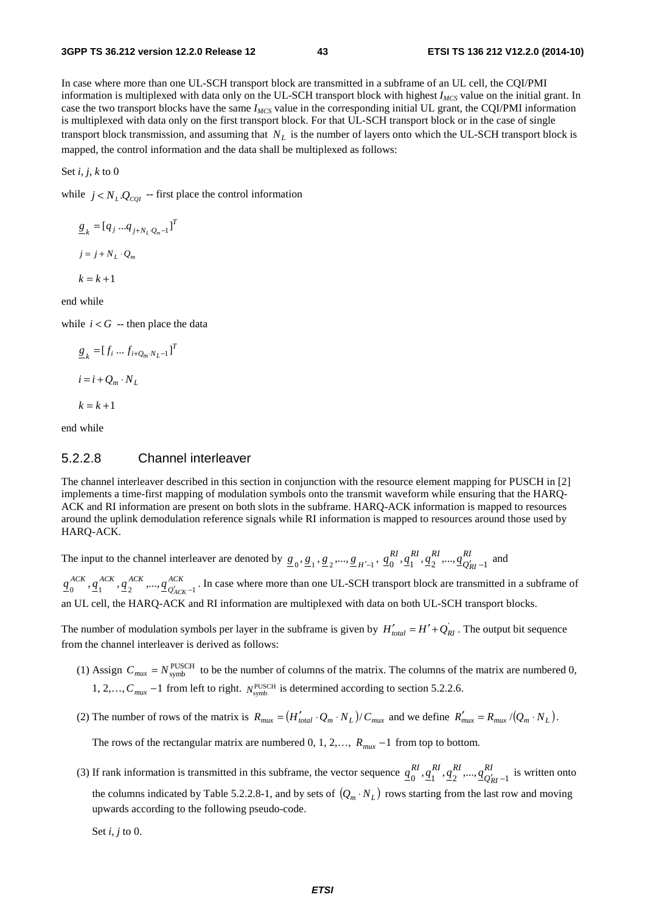In case where more than one UL-SCH transport block are transmitted in a subframe of an UL cell, the CQI/PMI information is multiplexed with data only on the UL-SCH transport block with highest $I_{MCS}$ value on the initial grant. In case the two transport blocks have the same $I_{MCS}$ value in the corresponding initial UL grant, the CQI/PMI information is multiplexed with data only on the first transport block. For that UL-SCH transport block or in the case of single transport block transmission, and assuming that $N_L$ is the number of layers onto which the UL-SCH transport block is mapped, the control information and the data shall be multiplexed as follows:

Set *i*, *j*, *k* to 0

while $j < N_L.Q_{CQI}$ -- first place the control information

$$\underline{g}_k = [q_j \ldots q_{j+N_L \cdot Q_m - 1}]^T$$

$$j = j + N_L \cdot Q_m$$

$$k = k + 1$$

end while

while $i < G$ -- then place the data

$$\underline{g}_k = [f_i \ldots f_{i+Q_m \cdot N_L - 1}]^T$$

$$i = i + Q_m \cdot N_L$$

$$k = k + 1$$

end while

### 5.2.2.8 Channel interleaver

The channel interleaver described in this section in conjunction with the resource element mapping for PUSCH in [2] implements a time-first mapping of modulation symbols onto the transmit waveform while ensuring that the HARQ-ACK and RI information are present on both slots in the subframe. HARQ-ACK information is mapped to resources around the uplink demodulation reference signals while RI information is mapped to resources around those used by HARQ-ACK.

The input to the channel interleaver are denoted by $\underline{g}_0, \underline{g}_1, \underline{g}_2, ..., \underline{g}_{H'-1}$, $\underline{q}_0^{RI}, \underline{q}_1^{RI}, \underline{q}_2^{RI}, ..., \underline{q}_{Q'_{RI}-1}^{RI}$ and $\underline{q}_0^{ACK}, \underline{q}_1^{ACK}, \underline{q}_2^{ACK}, ..., \underline{q}_{Q'_{ACK}-1}^{ACK}$. In case where more than one UL-SCH transport block are transmitted in a subframe of an UL cell, the HARQ-ACK and RI information are multiplexed with data on both UL-SCH transport blocks.

The number of modulation symbols per layer in the subframe is given by $H'_{total} = H' + Q'_{RI}$. The output bit sequence from the channel interleaver is derived as follows:

(1) Assign $C_{mux} = N_{\text{symb}}^{\text{PUSCH}}$ to be the number of columns of the matrix. The columns of the matrix are numbered 0, 1, 2,…, $C_{mux} - 1$ from left to right. $N_{\text{symb}}^{\text{PUSCH}}$ is determined according to section 5.2.2.6.

(2) The number of rows of the matrix is $R_{mux} = (H'_{total} \cdot Q_m \cdot N_L) / C_{mux}$ and we define $R'_{mux} = R_{mux} / (Q_m \cdot N_L)$.

The rows of the rectangular matrix are numbered 0, 1, 2,…, $R_{mux} - 1$ from top to bottom.

(3) If rank information is transmitted in this subframe, the vector sequence $\underline{q}_0^{RI}, \underline{q}_1^{RI}, \underline{q}_2^{RI}, ..., \underline{q}_{Q'_{RI}-1}^{RI}$ is written onto the columns indicated by Table 5.2.2.8-1, and by sets of $(Q_m \cdot N_L)$ rows starting from the last row and moving upwards according to the following pseudo-code.

Set *i*, *j* to 0.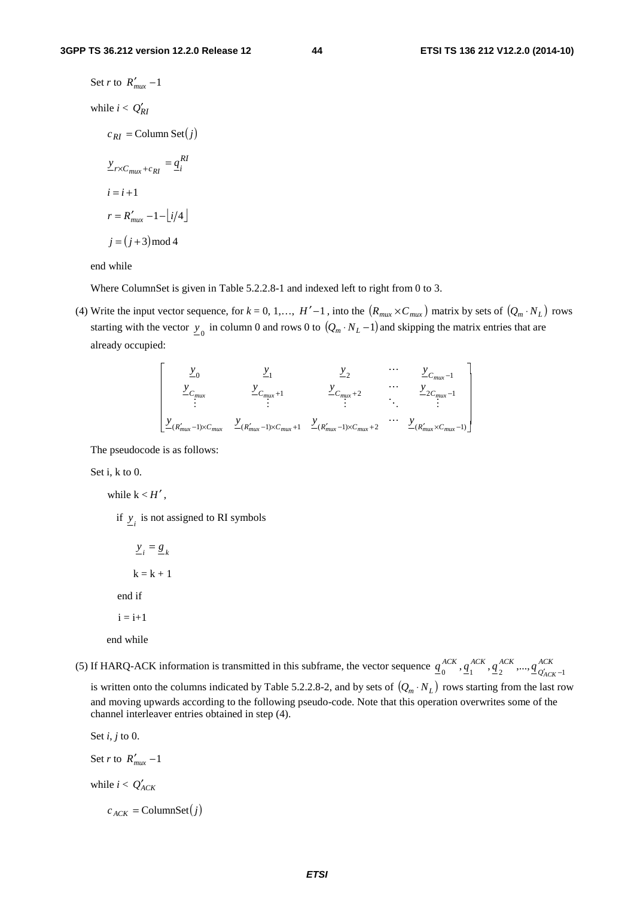Set $r$ to $R'_{mux} - 1$

while $i < Q'_{RI}$

$c_{RI} = \text{Column Set}(j)$

$\underline{y}_{r \times C_{mux} + c_{RI}} = \underline{q}_i^{RI}$

$i = i + 1$

$r = R'_{mux} - 1 - \lfloor i/4 \rfloor$

$j = (j + 3) \bmod 4$

end while

Where ColumnSet is given in Table 5.2.2.8-1 and indexed left to right from 0 to 3.

(4) Write the input vector sequence, for $k = 0, 1, \ldots, H' - 1$, into the $(R_{mux} \times C_{mux})$ matrix by sets of $(Q_m \cdot N_L)$ rows starting with the vector $\underline{y}_0$ in column 0 and rows 0 to $(Q_m \cdot N_L - 1)$ and skipping the matrix entries that are already occupied:

$$\begin{bmatrix} \underline{y}_0 & \underline{y}_1 & \underline{y}_2 & \cdots & \underline{y}_{C_{mux}-1} \\ \underline{y}_{C_{mux}} & \underline{y}_{C_{mux}+1} & \underline{y}_{C_{mux}+2} & \cdots & \underline{y}_{2C_{mux}-1} \\ \vdots & \vdots & \vdots & \ddots & \vdots \\ \underline{y}_{(R'_{mux}-1)\times C_{mux}} & \underline{y}_{(R'_{mux}-1)\times C_{mux}+1} & \underline{y}_{(R'_{mux}-1)\times C_{mux}+2} & \cdots & \underline{y}_{(R'_{mux}\times C_{mux}-1)} \end{bmatrix}$$

The pseudocode is as follows:

Set i, k to 0.

while $k < H'$,

if $\underline{y}_i$ is not assigned to RI symbols

$\underline{y}_i = \underline{g}_k$

k = k + 1

end if

i = i+1

end while

(5) If HARQ-ACK information is transmitted in this subframe, the vector sequence $\underline{q}_0^{ACK}, \underline{q}_1^{ACK}, \underline{q}_2^{ACK}, \ldots, \underline{q}_{Q'_{ACK}-1}^{ACK}$ is written onto the columns indicated by Table 5.2.2.8-2, and by sets of $(Q_m \cdot N_L)$ rows starting from the last row and moving upwards according to the following pseudo-code. Note that this operation overwrites some of the channel interleaver entries obtained in step (4).

Set $i$, $j$ to 0.

Set $r$ to $R'_{mux} - 1$

while $i < Q'_{ACK}$

$c_{ACK} = \text{ColumnSet}(j)$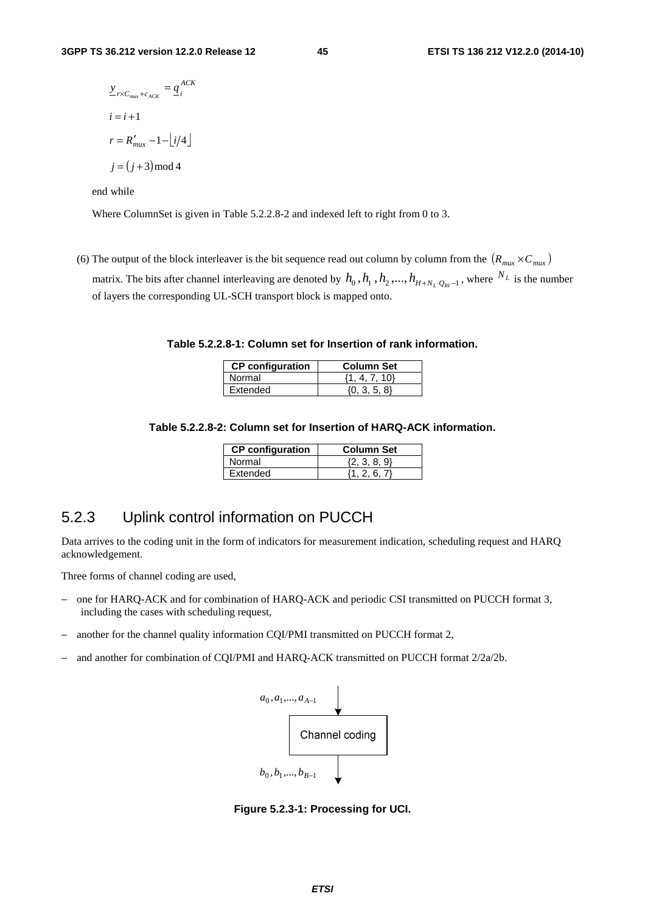$$\underline{y}_{r \times C_{mux} + c_{ACK}} = \underline{q}_i^{ACK}$$

$$i = i + 1$$

$$r = R'_{mux} - 1 - \lfloor i/4 \rfloor$$

$$j = (j + 3) \bmod 4$$

end while

Where ColumnSet is given in Table 5.2.2.8-2 and indexed left to right from 0 to 3.

(6) The output of the block interleaver is the bit sequence read out column by column from the $(R_{mux} \times C_{mux})$ matrix. The bits after channel interleaving are denoted by $h_0, h_1, h_2, ..., h_{H + N_L \cdot Q_{RI} - 1}$, where $N_L$ is the number of layers the corresponding UL-SCH transport block is mapped onto.

**Table 5.2.2.8-1: Column set for Insertion of rank information.**

| CP configuration | Column Set |
|---|---|
| Normal | {1, 4, 7, 10} |
| Extended | {0, 3, 5, 8} |

**Table 5.2.2.8-2: Column set for Insertion of HARQ-ACK information.**

| CP configuration | Column Set |
|---|---|
| Normal | {2, 3, 8, 9} |
| Extended | {1, 2, 6, 7} |

## 5.2.3 Uplink control information on PUCCH

Data arrives to the coding unit in the form of indicators for measurement indication, scheduling request and HARQ acknowledgement.

Three forms of channel coding are used,

- one for HARQ-ACK and for combination of HARQ-ACK and periodic CSI transmitted on PUCCH format 3, including the cases with scheduling request,
- another for the channel quality information CQI/PMI transmitted on PUCCH format 2,
- and another for combination of CQI/PMI and HARQ-ACK transmitted on PUCCH format 2/2a/2b.

$a_0, a_1, ..., a_{A-1}$

Channel coding

$b_0, b_1, ..., b_{B-1}$

**Figure 5.2.3-1: Processing for UCI.**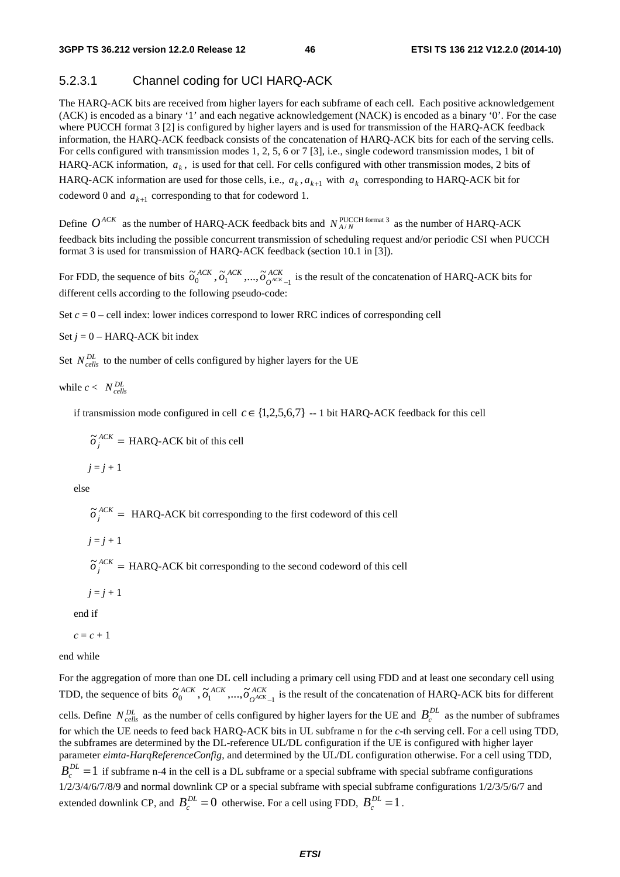#### 5.2.3.1 Channel coding for UCI HARQ-ACK

The HARQ-ACK bits are received from higher layers for each subframe of each cell. Each positive acknowledgement (ACK) is encoded as a binary '1' and each negative acknowledgement (NACK) is encoded as a binary '0'. For the case where PUCCH format 3 [2] is configured by higher layers and is used for transmission of the HARQ-ACK feedback information, the HARQ-ACK feedback consists of the concatenation of HARQ-ACK bits for each of the serving cells. For cells configured with transmission modes 1, 2, 5, 6 or 7 [3], i.e., single codeword transmission modes, 1 bit of HARQ-ACK information, $a_k$, is used for that cell. For cells configured with other transmission modes, 2 bits of HARQ-ACK information are used for those cells, i.e., $a_k, a_{k+1}$ with $a_k$ corresponding to HARQ-ACK bit for codeword 0 and $a_{k+1}$ corresponding to that for codeword 1.

Define $O^{ACK}$ as the number of HARQ-ACK feedback bits and $N_{A/N}^{\text{PUCCH format 3}}$ as the number of HARQ-ACK feedback bits including the possible concurrent transmission of scheduling request and/or periodic CSI when PUCCH format 3 is used for transmission of HARQ-ACK feedback (section 10.1 in [3]).

For FDD, the sequence of bits $\tilde{o}_0^{ACK}, \tilde{o}_1^{ACK}, ..., \tilde{o}_{O^{ACK}-1}^{ACK}$ is the result of the concatenation of HARQ-ACK bits for different cells according to the following pseudo-code:

Set $c = 0$ – cell index: lower indices correspond to lower RRC indices of corresponding cell

Set $j = 0$ – HARQ-ACK bit index

Set $N_{cells}^{DL}$ to the number of cells configured by higher layers for the UE

while $c < N_{cells}^{DL}$

  if transmission mode configured in cell $c \in \{1,2,5,6,7\}$ -- 1 bit HARQ-ACK feedback for this cell

    $\tilde{o}_j^{ACK} =$ HARQ-ACK bit of this cell

    $j = j + 1$

  else

    $\tilde{o}_j^{ACK} =$ HARQ-ACK bit corresponding to the first codeword of this cell

    $j = j + 1$

    $\tilde{o}_j^{ACK} =$ HARQ-ACK bit corresponding to the second codeword of this cell

    $j = j + 1$

  end if

  $c = c + 1$

end while

For the aggregation of more than one DL cell including a primary cell using FDD and at least one secondary cell using TDD, the sequence of bits $\tilde{o}_0^{ACK}, \tilde{o}_1^{ACK}, ..., \tilde{o}_{O^{ACK}-1}^{ACK}$ is the result of the concatenation of HARQ-ACK bits for different cells. Define $N_{cells}^{DL}$ as the number of cells configured by higher layers for the UE and $B_c^{DL}$ as the number of subframes for which the UE needs to feed back HARQ-ACK bits in UL subframe n for the *c*-th serving cell. For a cell using TDD, the subframes are determined by the DL-reference UL/DL configuration if the UE is configured with higher layer parameter *eimta-HarqReferenceConfig*, and determined by the UL/DL configuration otherwise. For a cell using TDD, $B_c^{DL} = 1$ if subframe n-4 in the cell is a DL subframe or a special subframe with special subframe configurations 1/2/3/4/6/7/8/9 and normal downlink CP or a special subframe with special subframe configurations 1/2/3/5/6/7 and extended downlink CP, and $B_c^{DL} = 0$ otherwise. For a cell using FDD, $B_c^{DL} = 1$.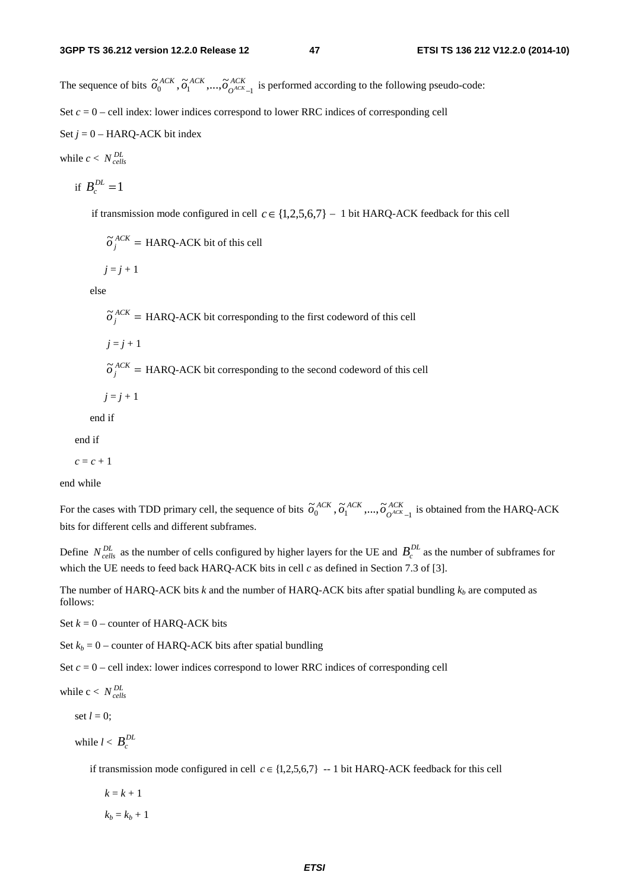The sequence of bits $\tilde{o}_0^{ACK}, \tilde{o}_1^{ACK}, ..., \tilde{o}_{O^{ACK}-1}^{ACK}$ is performed according to the following pseudo-code:

Set $c = 0$ – cell index: lower indices correspond to lower RRC indices of corresponding cell

Set $j = 0$ – HARQ-ACK bit index

while $c < N_{cells}^{DL}$

  if $B_c^{DL} = 1$

    if transmission mode configured in cell $c \in \{1,2,5,6,7\}$ – 1 bit HARQ-ACK feedback for this cell

      $\tilde{o}_j^{ACK} =$ HARQ-ACK bit of this cell

      $j = j + 1$

    else

      $\tilde{o}_j^{ACK} =$ HARQ-ACK bit corresponding to the first codeword of this cell

      $j = j + 1$

      $\tilde{o}_j^{ACK} =$ HARQ-ACK bit corresponding to the second codeword of this cell

      $j = j + 1$

    end if

  end if

  $c = c + 1$

end while

For the cases with TDD primary cell, the sequence of bits $\tilde{o}_0^{ACK}, \tilde{o}_1^{ACK}, ..., \tilde{o}_{O^{ACK}-1}^{ACK}$ is obtained from the HARQ-ACK bits for different cells and different subframes.

Define $N_{cells}^{DL}$ as the number of cells configured by higher layers for the UE and $B_c^{DL}$ as the number of subframes for which the UE needs to feed back HARQ-ACK bits in cell *c* as defined in Section 7.3 of [3].

The number of HARQ-ACK bits *k* and the number of HARQ-ACK bits after spatial bundling $k_b$ are computed as follows:

Set $k = 0$ – counter of HARQ-ACK bits

Set $k_b = 0$ – counter of HARQ-ACK bits after spatial bundling

Set $c = 0$ – cell index: lower indices correspond to lower RRC indices of corresponding cell

while c < $N_{cells}^{DL}$

  set $l = 0$;

  while $l < B_c^{DL}$

    if transmission mode configured in cell $c \in \{1,2,5,6,7\}$ -- 1 bit HARQ-ACK feedback for this cell

      $k = k + 1$

      $k_b = k_b + 1$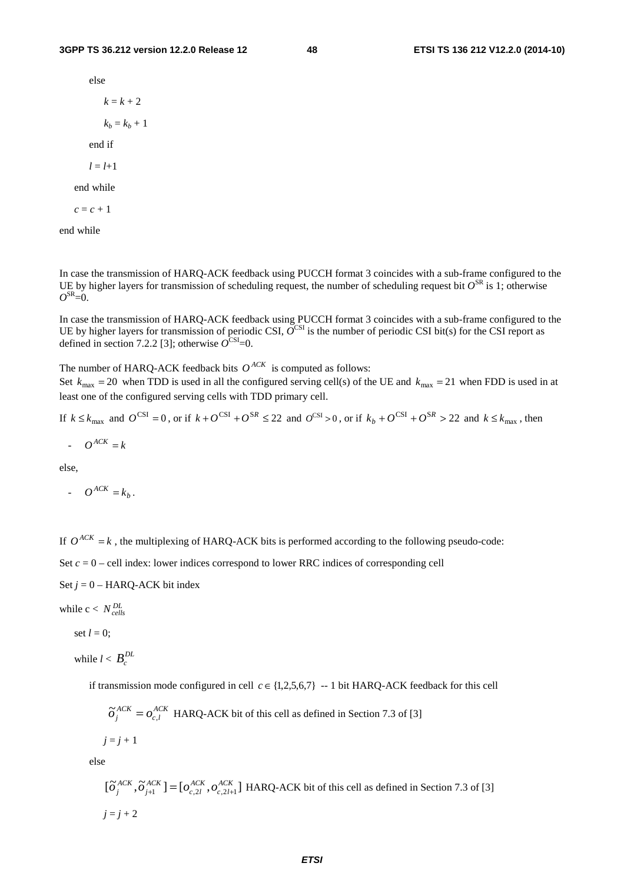else

$k = k + 2$

$k_b = k_b + 1$

end if

$l = l+1$

end while

$c = c + 1$

end while

In case the transmission of HARQ-ACK feedback using PUCCH format 3 coincides with a sub-frame configured to the UE by higher layers for transmission of scheduling request, the number of scheduling request bit $O^{\text{SR}}$ is 1; otherwise $O^{\text{SR}}$=0.

In case the transmission of HARQ-ACK feedback using PUCCH format 3 coincides with a sub-frame configured to the UE by higher layers for transmission of periodic CSI, $O^{\text{CSI}}$ is the number of periodic CSI bit(s) for the CSI report as defined in section 7.2.2 [3]; otherwise $O^{\text{CSI}}$=0.

The number of HARQ-ACK feedback bits $O^{ACK}$ is computed as follows:
Set $k_{\max} = 20$ when TDD is used in all the configured serving cell(s) of the UE and $k_{\max} = 21$ when FDD is used in at least one of the configured serving cells with TDD primary cell.

If $k \le k_{\max}$ and $O^{\text{CSI}} = 0$, or if $k + O^{\text{CSI}} + O^{SR} \le 22$ and $O^{\text{CSI}} > 0$, or if $k_b + O^{\text{CSI}} + O^{SR} > 22$ and $k \le k_{\max}$, then

- $O^{ACK} = k$

else,

- $O^{ACK} = k_b$.

If $O^{ACK} = k$, the multiplexing of HARQ-ACK bits is performed according to the following pseudo-code:

Set $c = 0$ – cell index: lower indices correspond to lower RRC indices of corresponding cell

Set $j = 0$ – HARQ-ACK bit index

while c < $N_{cells}^{DL}$

set $l = 0$;

while $l$ < $B_c^{DL}$

if transmission mode configured in cell $c \in \{1,2,5,6,7\}$ -- 1 bit HARQ-ACK feedback for this cell

$\tilde{o}_j^{ACK} = o_{c,l}^{ACK}$ HARQ-ACK bit of this cell as defined in Section 7.3 of [3]

$j = j + 1$

else

$[\tilde{o}_j^{ACK}, \tilde{o}_{j+1}^{ACK}] = [o_{c,2l}^{ACK}, o_{c,2l+1}^{ACK}]$ HARQ-ACK bit of this cell as defined in Section 7.3 of [3]

$j = j + 2$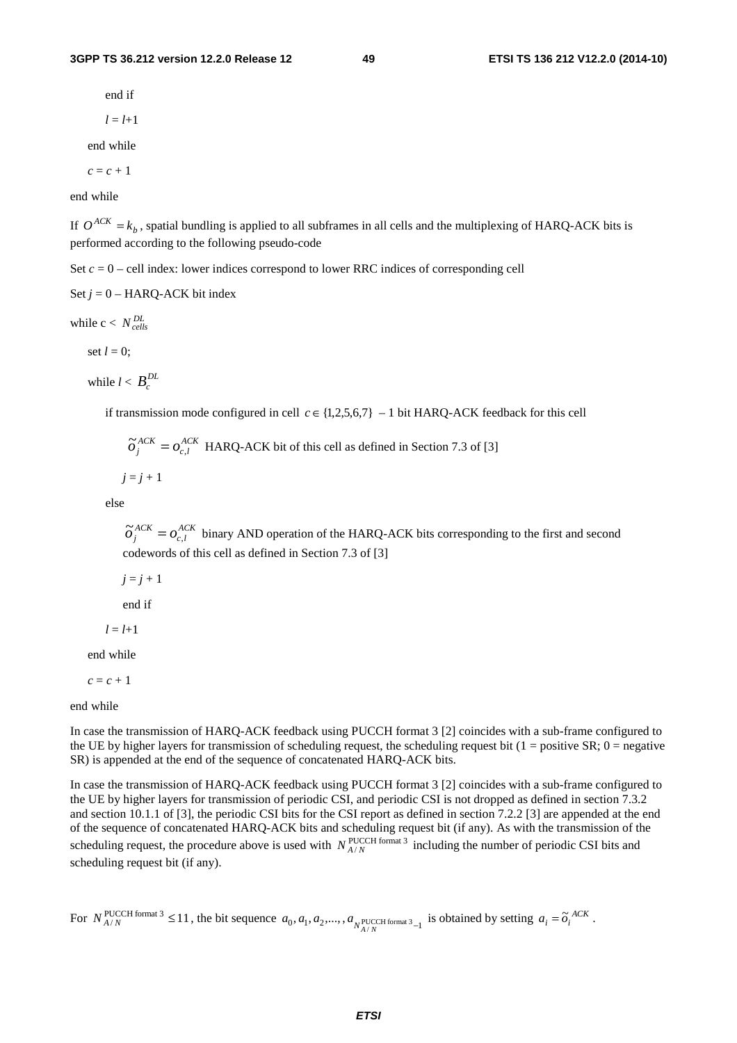end if

$l = l+1$

end while

$c = c + 1$

end while

If $O^{ACK} = k_b$, spatial bundling is applied to all subframes in all cells and the multiplexing of HARQ-ACK bits is performed according to the following pseudo-code

Set $c$ = 0 – cell index: lower indices correspond to lower RRC indices of corresponding cell

Set $j$ = 0 – HARQ-ACK bit index

while c < $N_{cells}^{DL}$

set $l = 0$;

while $l$ < $B_c^{DL}$

if transmission mode configured in cell $c \in \{1,2,5,6,7\}$ – 1 bit HARQ-ACK feedback for this cell

$\tilde{o}_j^{ACK} = o_{c,l}^{ACK}$ HARQ-ACK bit of this cell as defined in Section 7.3 of [3]

$j = j + 1$

else

$\tilde{o}_j^{ACK} = o_{c,l}^{ACK}$ binary AND operation of the HARQ-ACK bits corresponding to the first and second codewords of this cell as defined in Section 7.3 of [3]

$j = j + 1$

end if

$l = l+1$

end while

$c = c + 1$

end while

In case the transmission of HARQ-ACK feedback using PUCCH format 3 [2] coincides with a sub-frame configured to the UE by higher layers for transmission of scheduling request, the scheduling request bit (1 = positive SR; 0 = negative SR) is appended at the end of the sequence of concatenated HARQ-ACK bits.

In case the transmission of HARQ-ACK feedback using PUCCH format 3 [2] coincides with a sub-frame configured to the UE by higher layers for transmission of periodic CSI, and periodic CSI is not dropped as defined in section 7.3.2 and section 10.1.1 of [3], the periodic CSI bits for the CSI report as defined in section 7.2.2 [3] are appended at the end of the sequence of concatenated HARQ-ACK bits and scheduling request bit (if any). As with the transmission of the scheduling request, the procedure above is used with $N_{A/N}^{\text{PUCCH format 3}}$ including the number of periodic CSI bits and scheduling request bit (if any).

For $N_{A/N}^{\text{PUCCH format 3}} \leq 11$, the bit sequence $a_0, a_1, a_2, ..., a_{N_{A/N}^{\text{PUCCH format 3}}-1}$ is obtained by setting $a_i = \tilde{o}_i^{ACK}$.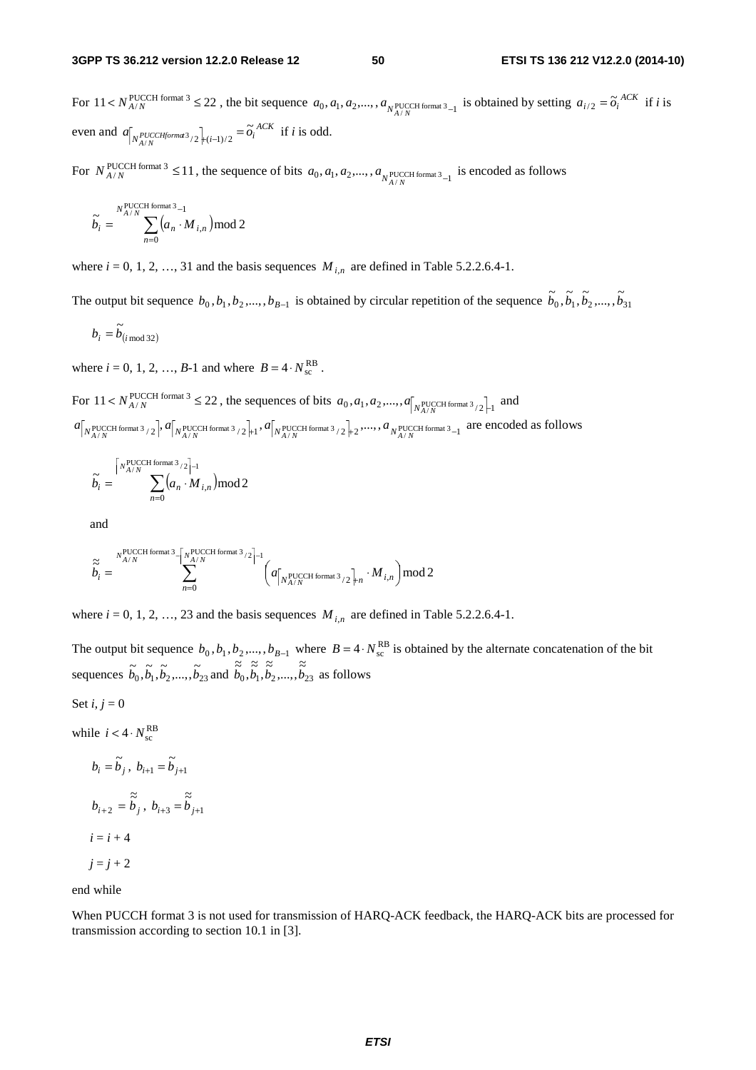For $11 < N_{A/N}^{\text{PUCCH format 3}} \leq 22$, the bit sequence $a_0, a_1, a_2, ...., a_{N_{A/N}^{\text{PUCCH format 3}}-1}$ is obtained by setting $a_{i/2} = \tilde{o}_i^{ACK}$ if $i$ is even and $a_{\lceil N_{A/N}^{PUCCH format 3}/2 \rceil + (i-1)/2} = \tilde{o}_i^{ACK}$ if $i$ is odd.

For $N_{A/N}^{\text{PUCCH format 3}} \leq 11$, the sequence of bits $a_0, a_1, a_2, ...., a_{N_{A/N}^{\text{PUCCH format 3}}-1}$ is encoded as follows

$$\tilde{b}_i = \sum_{n=0}^{N_{A/N}^{\text{PUCCH format 3}}-1} \left(a_n \cdot M_{i,n}\right) \bmod 2$$

where $i$ = 0, 1, 2, …, 31 and the basis sequences $M_{i,n}$ are defined in Table 5.2.2.6.4-1.

The output bit sequence $b_0, b_1, b_2, ...., b_{B-1}$ is obtained by circular repetition of the sequence $\tilde{b}_0, \tilde{b}_1, \tilde{b}_2, ...., \tilde{b}_{31}$

$$b_i = \tilde{b}_{(i \bmod 32)}$$

where $i$ = 0, 1, 2, …, $B$-1 and where $B = 4 \cdot N_{\text{sc}}^{\text{RB}}$.

For $11 < N_{A/N}^{\text{PUCCH format 3}} \leq 22$, the sequences of bits $a_0, a_1, a_2, ...., a_{\lceil N_{A/N}^{\text{PUCCH format 3}}/2 \rceil - 1}$ and $a_{\lceil N_{A/N}^{\text{PUCCH format 3}}/2 \rceil}, a_{\lceil N_{A/N}^{\text{PUCCH format 3}}/2 \rceil + 1}, a_{\lceil N_{A/N}^{\text{PUCCH format 3}}/2 \rceil + 2}, ...., a_{N_{A/N}^{\text{PUCCH format 3}}-1}$ are encoded as follows

$$\tilde{b}_i = \sum_{n=0}^{\lceil N_{A/N}^{\text{PUCCH format 3}}/2 \rceil - 1} \left(a_n \cdot M_{i,n}\right) \bmod 2$$

and

$$\tilde{\tilde{b}}_i = \sum_{n=0}^{N_{A/N}^{\text{PUCCH format 3}} - \lceil N_{A/N}^{\text{PUCCH format 3}}/2 \rceil - 1} \left(a_{\lceil N_{A/N}^{\text{PUCCH format 3}}/2 \rceil + n} \cdot M_{i,n}\right) \bmod 2$$

where $i$ = 0, 1, 2, …, 23 and the basis sequences $M_{i,n}$ are defined in Table 5.2.2.6.4-1.

The output bit sequence $b_0, b_1, b_2, ...., b_{B-1}$ where $B = 4 \cdot N_{\text{sc}}^{\text{RB}}$ is obtained by the alternate concatenation of the bit sequences $\tilde{b}_0, \tilde{b}_1, \tilde{b}_2, ...., \tilde{b}_{23}$ and $\tilde{\tilde{b}}_0, \tilde{\tilde{b}}_1, \tilde{\tilde{b}}_2, ...., \tilde{\tilde{b}}_{23}$ as follows

Set $i$, $j$ = 0

while $i < 4 \cdot N_{\text{sc}}^{\text{RB}}$

$b_i = \tilde{b}_j$, $b_{i+1} = \tilde{b}_{j+1}$

$b_{i+2} = \tilde{\tilde{b}}_j$, $b_{i+3} = \tilde{\tilde{b}}_{j+1}$

$i = i + 4$

$j = j + 2$

end while

When PUCCH format 3 is not used for transmission of HARQ-ACK feedback, the HARQ-ACK bits are processed for transmission according to section 10.1 in [3].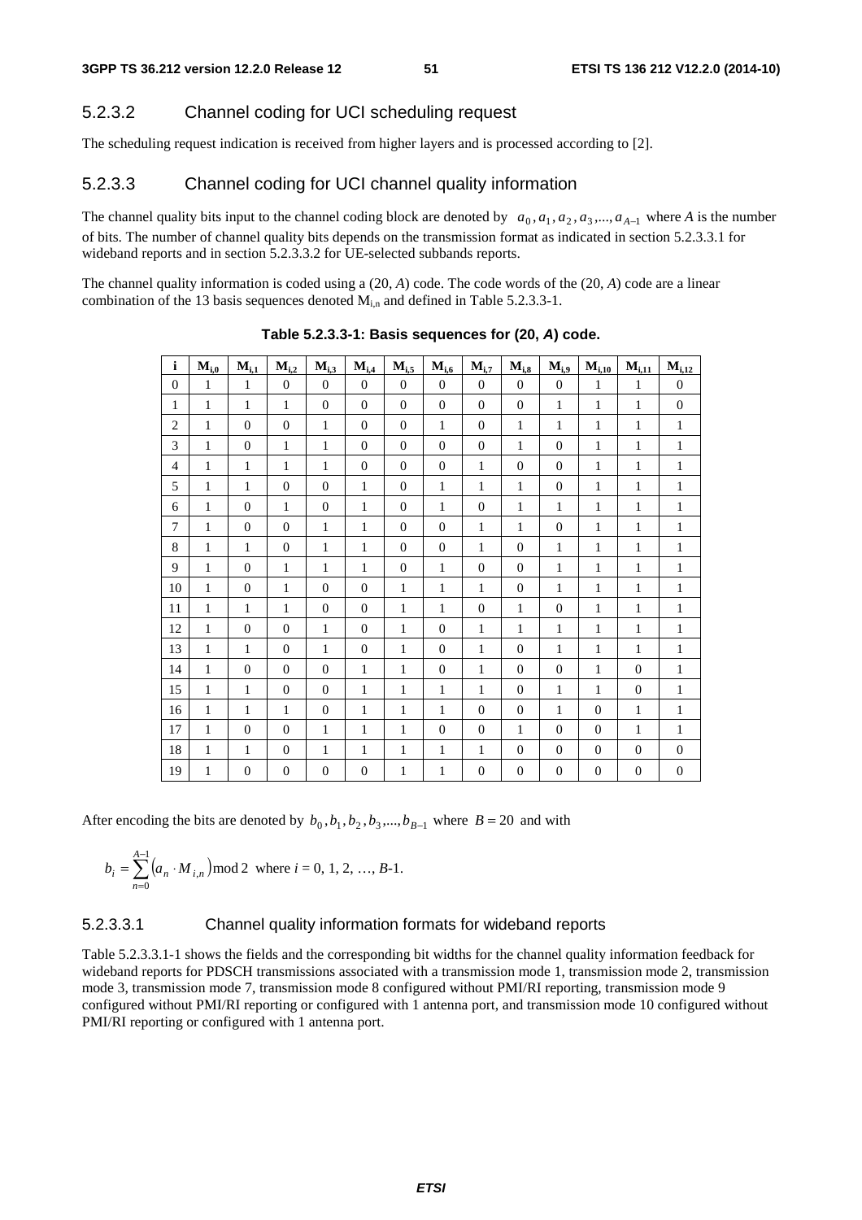### 5.2.3.2 Channel coding for UCI scheduling request

The scheduling request indication is received from higher layers and is processed according to [2].

### 5.2.3.3 Channel coding for UCI channel quality information

The channel quality bits input to the channel coding block are denoted by $a_0, a_1, a_2, a_3, ..., a_{A-1}$ where $A$ is the number of bits. The number of channel quality bits depends on the transmission format as indicated in section 5.2.3.3.1 for wideband reports and in section 5.2.3.3.2 for UE-selected subbands reports.

The channel quality information is coded using a (20, $A$) code. The code words of the (20, $A$) code are a linear combination of the 13 basis sequences denoted $M_{i,n}$ and defined in Table 5.2.3.3-1.

**Table 5.2.3.3-1: Basis sequences for (20, *A*) code.**

| i | $M_{i,0}$ | $M_{i,1}$ | $M_{i,2}$ | $M_{i,3}$ | $M_{i,4}$ | $M_{i,5}$ | $M_{i,6}$ | $M_{i,7}$ | $M_{i,8}$ | $M_{i,9}$ | $M_{i,10}$ | $M_{i,11}$ | $M_{i,12}$ |
|---|---|---|---|---|---|---|---|---|---|---|---|---|---|
| 0 | 1 | 1 | 0 | 0 | 0 | 0 | 0 | 0 | 0 | 0 | 1 | 1 | 0 |
| 1 | 1 | 1 | 1 | 0 | 0 | 0 | 0 | 0 | 0 | 1 | 1 | 1 | 0 |
| 2 | 1 | 0 | 0 | 1 | 0 | 0 | 1 | 0 | 1 | 1 | 1 | 1 | 1 |
| 3 | 1 | 0 | 1 | 1 | 0 | 0 | 0 | 0 | 1 | 0 | 1 | 1 | 1 |
| 4 | 1 | 1 | 1 | 1 | 0 | 0 | 0 | 1 | 0 | 0 | 1 | 1 | 1 |
| 5 | 1 | 1 | 0 | 0 | 1 | 0 | 1 | 1 | 1 | 0 | 1 | 1 | 1 |
| 6 | 1 | 0 | 1 | 0 | 1 | 0 | 1 | 0 | 1 | 1 | 1 | 1 | 1 |
| 7 | 1 | 0 | 0 | 1 | 1 | 0 | 0 | 1 | 1 | 0 | 1 | 1 | 1 |
| 8 | 1 | 1 | 0 | 1 | 1 | 0 | 0 | 1 | 0 | 1 | 1 | 1 | 1 |
| 9 | 1 | 0 | 1 | 1 | 1 | 0 | 1 | 0 | 0 | 1 | 1 | 1 | 1 |
| 10 | 1 | 0 | 1 | 0 | 0 | 1 | 1 | 1 | 0 | 1 | 1 | 1 | 1 |
| 11 | 1 | 1 | 1 | 0 | 0 | 1 | 1 | 0 | 1 | 0 | 1 | 1 | 1 |
| 12 | 1 | 0 | 0 | 1 | 0 | 1 | 0 | 1 | 1 | 1 | 1 | 1 | 1 |
| 13 | 1 | 1 | 0 | 1 | 0 | 1 | 0 | 1 | 0 | 1 | 1 | 1 | 1 |
| 14 | 1 | 0 | 0 | 0 | 1 | 1 | 0 | 1 | 0 | 0 | 1 | 0 | 1 |
| 15 | 1 | 1 | 0 | 0 | 1 | 1 | 1 | 1 | 0 | 1 | 1 | 0 | 1 |
| 16 | 1 | 1 | 1 | 0 | 1 | 1 | 1 | 0 | 0 | 1 | 0 | 1 | 1 |
| 17 | 1 | 0 | 0 | 1 | 1 | 1 | 0 | 0 | 1 | 0 | 0 | 1 | 1 |
| 18 | 1 | 1 | 0 | 1 | 1 | 1 | 1 | 1 | 0 | 0 | 0 | 0 | 0 |
| 19 | 1 | 0 | 0 | 0 | 0 | 1 | 1 | 0 | 0 | 0 | 0 | 0 | 0 |

After encoding the bits are denoted by $b_0, b_1, b_2, b_3, ..., b_{B-1}$ where $B = 20$ and with

$$b_i = \sum_{n=0}^{A-1} \left(a_n \cdot M_{i,n}\right) \bmod 2 \text{ where } i = 0, 1, 2, \ldots, B\text{-1}.$$

#### 5.2.3.3.1 Channel quality information formats for wideband reports

Table 5.2.3.3.1-1 shows the fields and the corresponding bit widths for the channel quality information feedback for wideband reports for PDSCH transmissions associated with a transmission mode 1, transmission mode 2, transmission mode 3, transmission mode 7, transmission mode 8 configured without PMI/RI reporting, transmission mode 9 configured without PMI/RI reporting or configured with 1 antenna port, and transmission mode 10 configured without PMI/RI reporting or configured with 1 antenna port.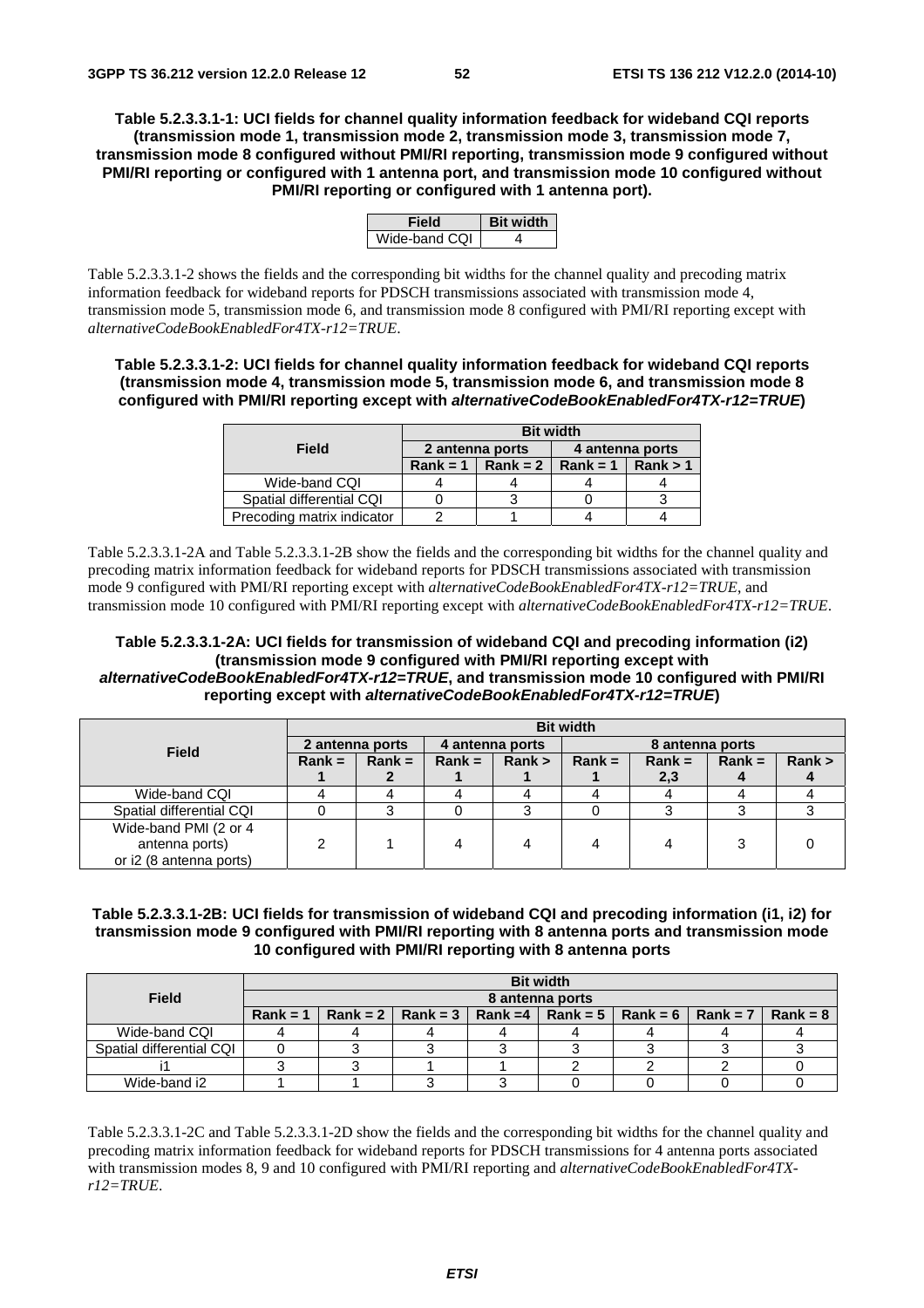**Table 5.2.3.3.1-1: UCI fields for channel quality information feedback for wideband CQI reports (transmission mode 1, transmission mode 2, transmission mode 3, transmission mode 7, transmission mode 8 configured without PMI/RI reporting, transmission mode 9 configured without PMI/RI reporting or configured with 1 antenna port, and transmission mode 10 configured without PMI/RI reporting or configured with 1 antenna port).**

| Field | Bit width |
|---|---|
| Wide-band CQI | 4 |

Table 5.2.3.3.1-2 shows the fields and the corresponding bit widths for the channel quality and precoding matrix information feedback for wideband reports for PDSCH transmissions associated with transmission mode 4, transmission mode 5, transmission mode 6, and transmission mode 8 configured with PMI/RI reporting except with *alternativeCodeBookEnabledFor4TX-r12=TRUE*.

**Table 5.2.3.3.1-2: UCI fields for channel quality information feedback for wideband CQI reports (transmission mode 4, transmission mode 5, transmission mode 6, and transmission mode 8 configured with PMI/RI reporting except with *alternativeCodeBookEnabledFor4TX-r12=TRUE*)**

| Field | Bit width | | | |
|---|---|---|---|---|
| | 2 antenna ports | | 4 antenna ports | |
| | Rank = 1 | Rank = 2 | Rank = 1 | Rank > 1 |
| Wide-band CQI | 4 | 4 | 4 | 4 |
| Spatial differential CQI | 0 | 3 | 0 | 3 |
| Precoding matrix indicator | 2 | 1 | 4 | 4 |

Table 5.2.3.3.1-2A and Table 5.2.3.3.1-2B show the fields and the corresponding bit widths for the channel quality and precoding matrix information feedback for wideband reports for PDSCH transmissions associated with transmission mode 9 configured with PMI/RI reporting except with *alternativeCodeBookEnabledFor4TX-r12=TRUE*, and transmission mode 10 configured with PMI/RI reporting except with *alternativeCodeBookEnabledFor4TX-r12=TRUE*.

**Table 5.2.3.3.1-2A: UCI fields for transmission of wideband CQI and precoding information (i2) (transmission mode 9 configured with PMI/RI reporting except with *alternativeCodeBookEnabledFor4TX-r12=TRUE*, and transmission mode 10 configured with PMI/RI reporting except with *alternativeCodeBookEnabledFor4TX-r12=TRUE*)**

| Field | Bit width | | | | | | | |
|---|---|---|---|---|---|---|---|---|
| | 2 antenna ports | | 4 antenna ports | | 8 antenna ports | | | |
| | Rank = 1 | Rank = 2 | Rank = 1 | Rank > 1 | Rank = 1 | Rank = 2,3 | Rank = 4 | Rank > 4 |
| Wide-band CQI | 4 | 4 | 4 | 4 | 4 | 4 | 4 | 4 |
| Spatial differential CQI | 0 | 3 | 0 | 3 | 0 | 3 | 3 | 3 |
| Wide-band PMI (2 or 4 antenna ports) or i2 (8 antenna ports) | 2 | 1 | 4 | 4 | 4 | 4 | 3 | 0 |

**Table 5.2.3.3.1-2B: UCI fields for transmission of wideband CQI and precoding information (i1, i2) for transmission mode 9 configured with PMI/RI reporting with 8 antenna ports and transmission mode 10 configured with PMI/RI reporting with 8 antenna ports**

| Field | Bit width | | | | | | | |
|---|---|---|---|---|---|---|---|---|
| | 8 antenna ports | | | | | | | |
| | Rank = 1 | Rank = 2 | Rank = 3 | Rank =4 | Rank = 5 | Rank = 6 | Rank = 7 | Rank = 8 |
| Wide-band CQI | 4 | 4 | 4 | 4 | 4 | 4 | 4 | 4 |
| Spatial differential CQI | 0 | 3 | 3 | 3 | 3 | 3 | 3 | 3 |
| i1 | 3 | 3 | 1 | 1 | 2 | 2 | 2 | 0 |
| Wide-band i2 | 1 | 1 | 3 | 3 | 0 | 0 | 0 | 0 |

Table 5.2.3.3.1-2C and Table 5.2.3.3.1-2D show the fields and the corresponding bit widths for the channel quality and precoding matrix information feedback for wideband reports for PDSCH transmissions for 4 antenna ports associated with transmission modes 8, 9 and 10 configured with PMI/RI reporting and *alternativeCodeBookEnabledFor4TX-r12=TRUE*.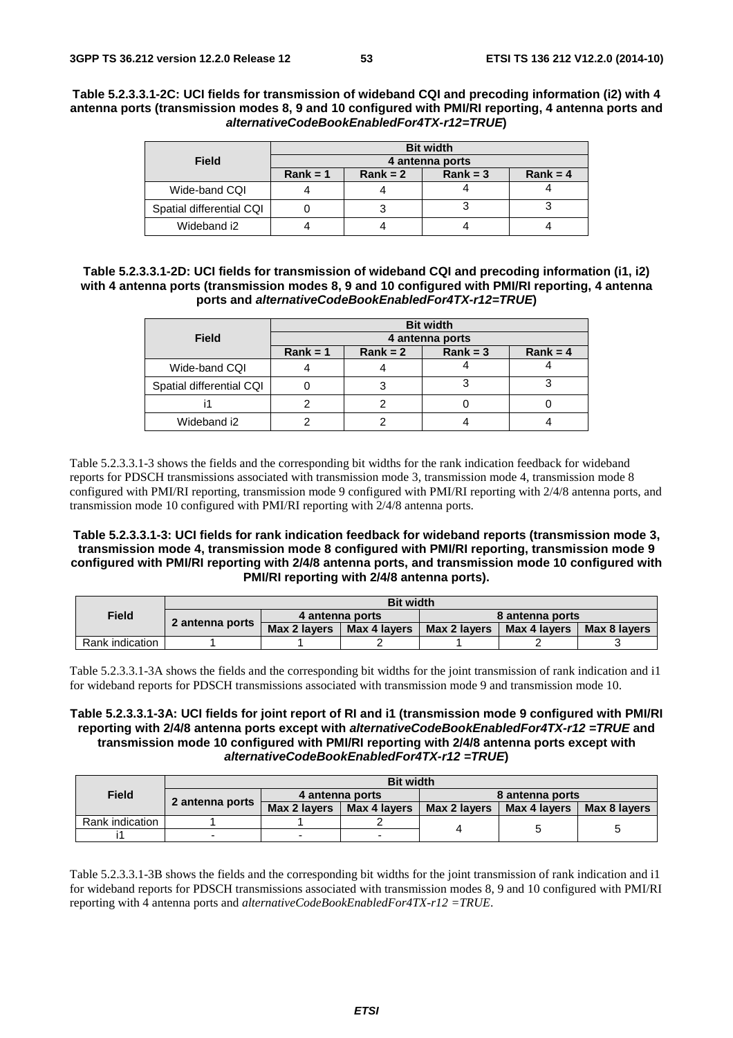**Table 5.2.3.3.1-2C: UCI fields for transmission of wideband CQI and precoding information (i2) with 4 antenna ports (transmission modes 8, 9 and 10 configured with PMI/RI reporting, 4 antenna ports and *alternativeCodeBookEnabledFor4TX-r12=TRUE*)**

| Field | Bit width | | | |
|---|---|---|---|---|
| | 4 antenna ports | | | |
| | Rank = 1 | Rank = 2 | Rank = 3 | Rank = 4 |
| Wide-band CQI | 4 | 4 | 4 | 4 |
| Spatial differential CQI | 0 | 3 | 3 | 3 |
| Wideband i2 | 4 | 4 | 4 | 4 |

**Table 5.2.3.3.1-2D: UCI fields for transmission of wideband CQI and precoding information (i1, i2) with 4 antenna ports (transmission modes 8, 9 and 10 configured with PMI/RI reporting, 4 antenna ports and *alternativeCodeBookEnabledFor4TX-r12=TRUE*)**

| Field | Bit width | | | |
|---|---|---|---|---|
| | 4 antenna ports | | | |
| | Rank = 1 | Rank = 2 | Rank = 3 | Rank = 4 |
| Wide-band CQI | 4 | 4 | 4 | 4 |
| Spatial differential CQI | 0 | 3 | 3 | 3 |
| i1 | 2 | 2 | 0 | 0 |
| Wideband i2 | 2 | 2 | 4 | 4 |

Table 5.2.3.3.1-3 shows the fields and the corresponding bit widths for the rank indication feedback for wideband reports for PDSCH transmissions associated with transmission mode 3, transmission mode 4, transmission mode 8 configured with PMI/RI reporting, transmission mode 9 configured with PMI/RI reporting with 2/4/8 antenna ports, and transmission mode 10 configured with PMI/RI reporting with 2/4/8 antenna ports.

**Table 5.2.3.3.1-3: UCI fields for rank indication feedback for wideband reports (transmission mode 3, transmission mode 4, transmission mode 8 configured with PMI/RI reporting, transmission mode 9 configured with PMI/RI reporting with 2/4/8 antenna ports, and transmission mode 10 configured with PMI/RI reporting with 2/4/8 antenna ports).**

| Field | Bit width | | | | | |
|---|---|---|---|---|---|---|
| | 2 antenna ports | 4 antenna ports | | 8 antenna ports | | |
| | | Max 2 layers | Max 4 layers | Max 2 layers | Max 4 layers | Max 8 layers |
| Rank indication | 1 | 1 | 2 | 1 | 2 | 3 |

Table 5.2.3.3.1-3A shows the fields and the corresponding bit widths for the joint transmission of rank indication and i1 for wideband reports for PDSCH transmissions associated with transmission mode 9 and transmission mode 10.

**Table 5.2.3.3.1-3A: UCI fields for joint report of RI and i1 (transmission mode 9 configured with PMI/RI reporting with 2/4/8 antenna ports except with *alternativeCodeBookEnabledFor4TX-r12 =TRUE* and transmission mode 10 configured with PMI/RI reporting with 2/4/8 antenna ports except with *alternativeCodeBookEnabledFor4TX-r12 =TRUE*)**

| Field | Bit width | | | | | |
|---|---|---|---|---|---|---|
| | 2 antenna ports | 4 antenna ports | | 8 antenna ports | | |
| | | Max 2 layers | Max 4 layers | Max 2 layers | Max 4 layers | Max 8 layers |
| Rank indication | 1 | 1 | 2 | 4 | 5 | 5 |
| i1 | - | - | - | | | |

Table 5.2.3.3.1-3B shows the fields and the corresponding bit widths for the joint transmission of rank indication and i1 for wideband reports for PDSCH transmissions associated with transmission modes 8, 9 and 10 configured with PMI/RI reporting with 4 antenna ports and *alternativeCodeBookEnabledFor4TX-r12 =TRUE*.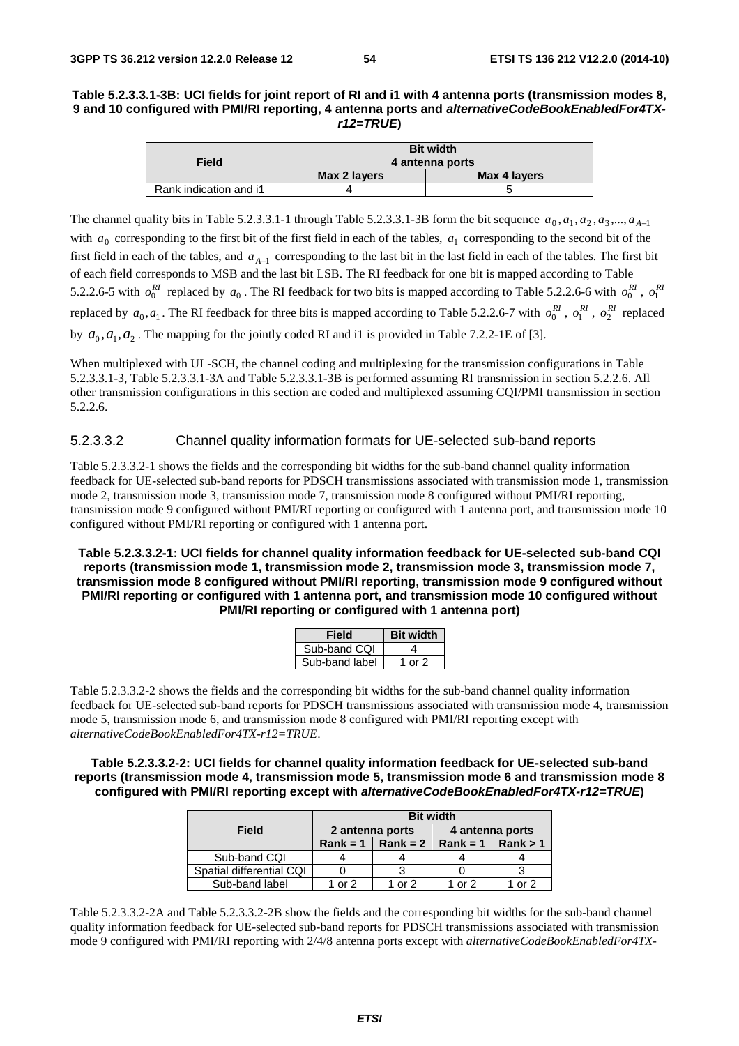**Table 5.2.3.3.1-3B: UCI fields for joint report of RI and i1 with 4 antenna ports (transmission modes 8, 9 and 10 configured with PMI/RI reporting, 4 antenna ports and *alternativeCodeBookEnabledFor4TX-r12=TRUE*)**

| Field | Bit width | |
|---|---|---|
| | 4 antenna ports | |
| | Max 2 layers | Max 4 layers |
| Rank indication and i1 | 4 | 5 |

The channel quality bits in Table 5.2.3.3.1-1 through Table 5.2.3.3.1-3B form the bit sequence $a_0, a_1, a_2, a_3, ..., a_{A-1}$ with $a_0$ corresponding to the first bit of the first field in each of the tables, $a_1$ corresponding to the second bit of the first field in each of the tables, and $a_{A-1}$ corresponding to the last bit in the last field in each of the tables. The first bit of each field corresponds to MSB and the last bit LSB. The RI feedback for one bit is mapped according to Table 5.2.2.6-5 with $o_0^{RI}$ replaced by $a_0$. The RI feedback for two bits is mapped according to Table 5.2.2.6-6 with $o_0^{RI}$, $o_1^{RI}$ replaced by $a_0, a_1$. The RI feedback for three bits is mapped according to Table 5.2.2.6-7 with $o_0^{RI}$, $o_1^{RI}$, $o_2^{RI}$ replaced by $a_0, a_1, a_2$. The mapping for the jointly coded RI and i1 is provided in Table 7.2.2-1E of [3].

When multiplexed with UL-SCH, the channel coding and multiplexing for the transmission configurations in Table 5.2.3.3.1-3, Table 5.2.3.3.1-3A and Table 5.2.3.3.1-3B is performed assuming RI transmission in section 5.2.2.6. All other transmission configurations in this section are coded and multiplexed assuming CQI/PMI transmission in section 5.2.2.6.

### 5.2.3.3.2 Channel quality information formats for UE-selected sub-band reports

Table 5.2.3.3.2-1 shows the fields and the corresponding bit widths for the sub-band channel quality information feedback for UE-selected sub-band reports for PDSCH transmissions associated with transmission mode 1, transmission mode 2, transmission mode 3, transmission mode 7, transmission mode 8 configured without PMI/RI reporting, transmission mode 9 configured without PMI/RI reporting or configured with 1 antenna port, and transmission mode 10 configured without PMI/RI reporting or configured with 1 antenna port.

**Table 5.2.3.3.2-1: UCI fields for channel quality information feedback for UE-selected sub-band CQI reports (transmission mode 1, transmission mode 2, transmission mode 3, transmission mode 7, transmission mode 8 configured without PMI/RI reporting, transmission mode 9 configured without PMI/RI reporting or configured with 1 antenna port, and transmission mode 10 configured without PMI/RI reporting or configured with 1 antenna port)**

| Field | Bit width |
|---|---|
| Sub-band CQI | 4 |
| Sub-band label | 1 or 2 |

Table 5.2.3.3.2-2 shows the fields and the corresponding bit widths for the sub-band channel quality information feedback for UE-selected sub-band reports for PDSCH transmissions associated with transmission mode 4, transmission mode 5, transmission mode 6, and transmission mode 8 configured with PMI/RI reporting except with *alternativeCodeBookEnabledFor4TX-r12=TRUE*.

**Table 5.2.3.3.2-2: UCI fields for channel quality information feedback for UE-selected sub-band reports (transmission mode 4, transmission mode 5, transmission mode 6 and transmission mode 8 configured with PMI/RI reporting except with *alternativeCodeBookEnabledFor4TX-r12=TRUE*)**

| Field | Bit width | | | |
|---|---|---|---|---|
| | 2 antenna ports | | 4 antenna ports | |
| | Rank = 1 | Rank = 2 | Rank = 1 | Rank > 1 |
| Sub-band CQI | 4 | 4 | 4 | 4 |
| Spatial differential CQI | 0 | 3 | 0 | 3 |
| Sub-band label | 1 or 2 | 1 or 2 | 1 or 2 | 1 or 2 |

Table 5.2.3.3.2-2A and Table 5.2.3.3.2-2B show the fields and the corresponding bit widths for the sub-band channel quality information feedback for UE-selected sub-band reports for PDSCH transmissions associated with transmission mode 9 configured with PMI/RI reporting with 2/4/8 antenna ports except with *alternativeCodeBookEnabledFor4TX-*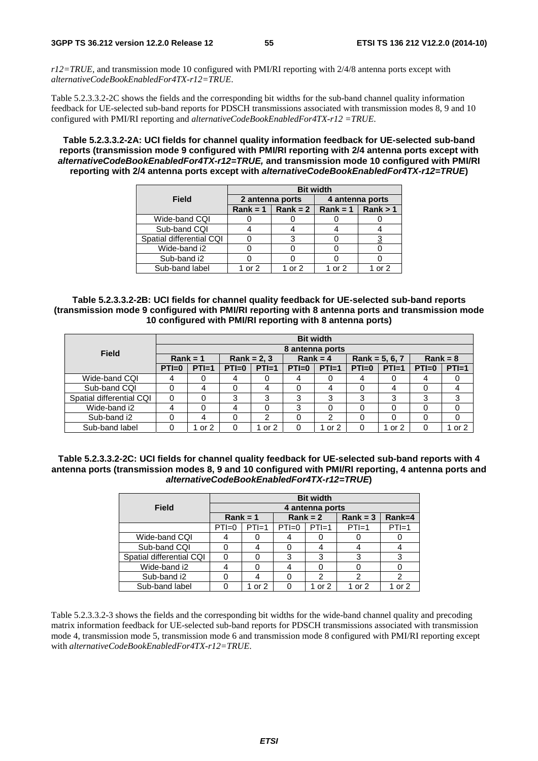*r12=TRUE*, and transmission mode 10 configured with PMI/RI reporting with 2/4/8 antenna ports except with *alternativeCodeBookEnabledFor4TX-r12=TRUE*.

Table 5.2.3.3.2-2C shows the fields and the corresponding bit widths for the sub-band channel quality information feedback for UE-selected sub-band reports for PDSCH transmissions associated with transmission modes 8, 9 and 10 configured with PMI/RI reporting and *alternativeCodeBookEnabledFor4TX-r12 =TRUE*.

**Table 5.2.3.3.2-2A: UCI fields for channel quality information feedback for UE-selected sub-band reports (transmission mode 9 configured with PMI/RI reporting with 2/4 antenna ports except with *alternativeCodeBookEnabledFor4TX-r12=TRUE,* and transmission mode 10 configured with PMI/RI reporting with 2/4 antenna ports except with *alternativeCodeBookEnabledFor4TX-r12=TRUE*)**

| Field | Bit width | | | |
|---|---|---|---|---|
| | 2 antenna ports | | 4 antenna ports | |
| | Rank = 1 | Rank = 2 | Rank = 1 | Rank > 1 |
| Wide-band CQI | 0 | 0 | 0 | 0 |
| Sub-band CQI | 4 | 4 | 4 | 4 |
| Spatial differential CQI | 0 | 3 | 0 | 3 |
| Wide-band i2 | 0 | 0 | 0 | 0 |
| Sub-band i2 | 0 | 0 | 0 | 0 |
| Sub-band label | 1 or 2 | 1 or 2 | 1 or 2 | 1 or 2 |

**Table 5.2.3.3.2-2B: UCI fields for channel quality feedback for UE-selected sub-band reports (transmission mode 9 configured with PMI/RI reporting with 8 antenna ports and transmission mode 10 configured with PMI/RI reporting with 8 antenna ports)**

| Field | Bit width | | | | | | | | | |
|---|---|---|---|---|---|---|---|---|---|---|
| | 8 antenna ports | | | | | | | | | |
| | Rank = 1 | | Rank = 2, 3 | | Rank = 4 | | Rank = 5, 6, 7 | | Rank = 8 | |
| | PTI=0 | PTI=1 | PTI=0 | PTI=1 | PTI=0 | PTI=1 | PTI=0 | PTI=1 | PTI=0 | PTI=1 |
| Wide-band CQI | 4 | 0 | 4 | 0 | 4 | 0 | 4 | 0 | 4 | 0 |
| Sub-band CQI | 0 | 4 | 0 | 4 | 0 | 4 | 0 | 4 | 0 | 4 |
| Spatial differential CQI | 0 | 0 | 3 | 3 | 3 | 3 | 3 | 3 | 3 | 3 |
| Wide-band i2 | 4 | 0 | 4 | 0 | 3 | 0 | 0 | 0 | 0 | 0 |
| Sub-band i2 | 0 | 4 | 0 | 2 | 0 | 2 | 0 | 0 | 0 | 0 |
| Sub-band label | 0 | 1 or 2 | 0 | 1 or 2 | 0 | 1 or 2 | 0 | 1 or 2 | 0 | 1 or 2 |

**Table 5.2.3.3.2-2C: UCI fields for channel quality feedback for UE-selected sub-band reports with 4 antenna ports (transmission modes 8, 9 and 10 configured with PMI/RI reporting, 4 antenna ports and *alternativeCodeBookEnabledFor4TX-r12=TRUE*)**

| Field | Bit width | | | | | |
|---|---|---|---|---|---|---|
| | 4 antenna ports | | | | | |
| | Rank = 1 | | Rank = 2 | | Rank = 3 | Rank=4 |
| | PTI=0 | PTI=1 | PTI=0 | PTI=1 | PTI=1 | PTI=1 |
| Wide-band CQI | 4 | 0 | 4 | 0 | 0 | 0 |
| Sub-band CQI | 0 | 4 | 0 | 4 | 4 | 4 |
| Spatial differential CQI | 0 | 0 | 3 | 3 | 3 | 3 |
| Wide-band i2 | 4 | 0 | 4 | 0 | 0 | 0 |
| Sub-band i2 | 0 | 4 | 0 | 2 | 2 | 2 |
| Sub-band label | 0 | 1 or 2 | 0 | 1 or 2 | 1 or 2 | 1 or 2 |

Table 5.2.3.3.2-3 shows the fields and the corresponding bit widths for the wide-band channel quality and precoding matrix information feedback for UE-selected sub-band reports for PDSCH transmissions associated with transmission mode 4, transmission mode 5, transmission mode 6 and transmission mode 8 configured with PMI/RI reporting except with *alternativeCodeBookEnabledFor4TX-r12=TRUE*.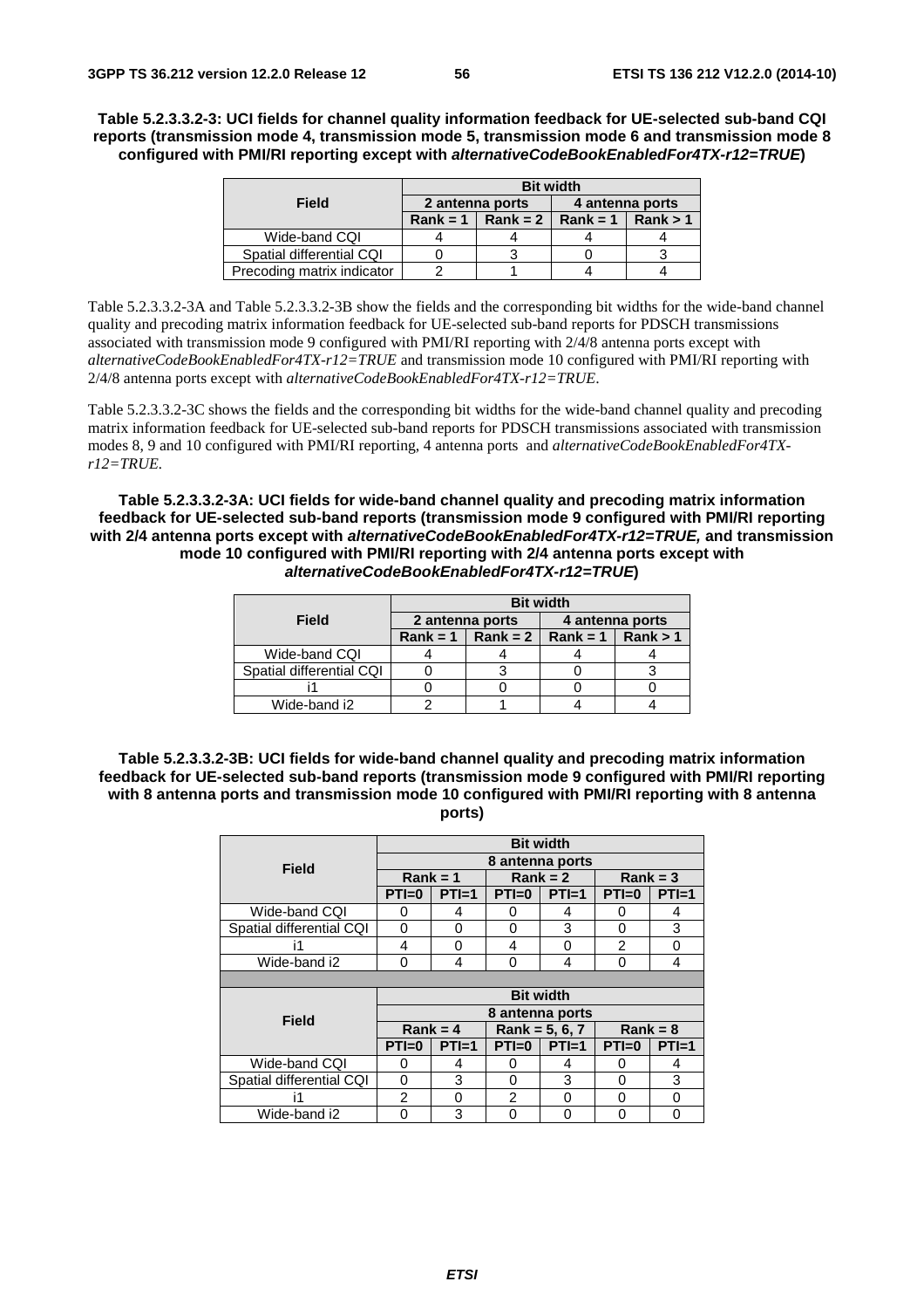**Table 5.2.3.3.2-3: UCI fields for channel quality information feedback for UE-selected sub-band CQI reports (transmission mode 4, transmission mode 5, transmission mode 6 and transmission mode 8 configured with PMI/RI reporting except with *alternativeCodeBookEnabledFor4TX-r12=TRUE*)**

| Field | Bit width | | | |
|---|---|---|---|---|
| | 2 antenna ports | | 4 antenna ports | |
| | Rank = 1 | Rank = 2 | Rank = 1 | Rank > 1 |
| Wide-band CQI | 4 | 4 | 4 | 4 |
| Spatial differential CQI | 0 | 3 | 0 | 3 |
| Precoding matrix indicator | 2 | 1 | 4 | 4 |

Table 5.2.3.3.2-3A and Table 5.2.3.3.2-3B show the fields and the corresponding bit widths for the wide-band channel quality and precoding matrix information feedback for UE-selected sub-band reports for PDSCH transmissions associated with transmission mode 9 configured with PMI/RI reporting with 2/4/8 antenna ports except with *alternativeCodeBookEnabledFor4TX-r12=TRUE* and transmission mode 10 configured with PMI/RI reporting with 2/4/8 antenna ports except with *alternativeCodeBookEnabledFor4TX-r12=TRUE*.

Table 5.2.3.3.2-3C shows the fields and the corresponding bit widths for the wide-band channel quality and precoding matrix information feedback for UE-selected sub-band reports for PDSCH transmissions associated with transmission modes 8, 9 and 10 configured with PMI/RI reporting, 4 antenna ports and *alternativeCodeBookEnabledFor4TX-r12=TRUE.*

**Table 5.2.3.3.2-3A: UCI fields for wide-band channel quality and precoding matrix information feedback for UE-selected sub-band reports (transmission mode 9 configured with PMI/RI reporting with 2/4 antenna ports except with *alternativeCodeBookEnabledFor4TX-r12=TRUE,* and transmission mode 10 configured with PMI/RI reporting with 2/4 antenna ports except with *alternativeCodeBookEnabledFor4TX-r12=TRUE*)**

| Field | Bit width | | | |
|---|---|---|---|---|
| | 2 antenna ports | | 4 antenna ports | |
| | Rank = 1 | Rank = 2 | Rank = 1 | Rank > 1 |
| Wide-band CQI | 4 | 4 | 4 | 4 |
| Spatial differential CQI | 0 | 3 | 0 | 3 |
| i1 | 0 | 0 | 0 | 0 |
| Wide-band i2 | 2 | 1 | 4 | 4 |

**Table 5.2.3.3.2-3B: UCI fields for wide-band channel quality and precoding matrix information feedback for UE-selected sub-band reports (transmission mode 9 configured with PMI/RI reporting with 8 antenna ports and transmission mode 10 configured with PMI/RI reporting with 8 antenna ports)**

| Field | Bit width | | | | | |
|---|---|---|---|---|---|---|
| | 8 antenna ports | | | | | |
| | Rank = 1 | | Rank = 2 | | Rank = 3 | |
| | PTI=0 | PTI=1 | PTI=0 | PTI=1 | PTI=0 | PTI=1 |
| Wide-band CQI | 0 | 4 | 0 | 4 | 0 | 4 |
| Spatial differential CQI | 0 | 0 | 0 | 3 | 0 | 3 |
| i1 | 4 | 0 | 4 | 0 | 2 | 0 |
| Wide-band i2 | 0 | 4 | 0 | 4 | 0 | 4 |

| Field | Bit width | | | | | |
|---|---|---|---|---|---|---|
| | 8 antenna ports | | | | | |
| | Rank = 4 | | Rank = 5, 6, 7 | | Rank = 8 | |
| | PTI=0 | PTI=1 | PTI=0 | PTI=1 | PTI=0 | PTI=1 |
| Wide-band CQI | 0 | 4 | 0 | 4 | 0 | 4 |
| Spatial differential CQI | 0 | 3 | 0 | 3 | 0 | 3 |
| i1 | 2 | 0 | 2 | 0 | 0 | 0 |
| Wide-band i2 | 0 | 3 | 0 | 0 | 0 | 0 |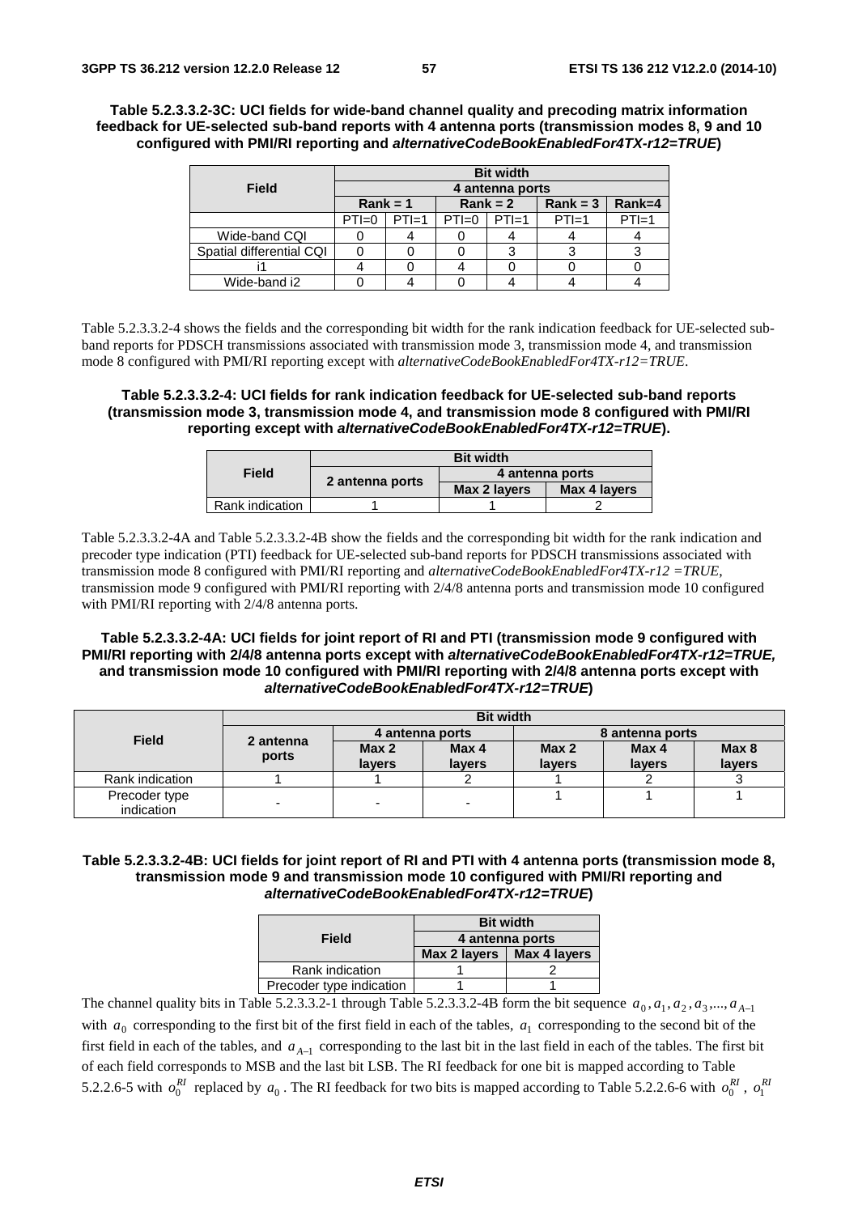**Table 5.2.3.3.2-3C: UCI fields for wide-band channel quality and precoding matrix information feedback for UE-selected sub-band reports with 4 antenna ports (transmission modes 8, 9 and 10 configured with PMI/RI reporting and *alternativeCodeBookEnabledFor4TX-r12=TRUE*)**

| Field | Bit width | | | | | |
|---|---|---|---|---|---|---|
| | 4 antenna ports | | | | | |
| | Rank = 1 | | Rank = 2 | | Rank = 3 | Rank=4 |
| | PTI=0 | PTI=1 | PTI=0 | PTI=1 | PTI=1 | PTI=1 |
| Wide-band CQI | 0 | 4 | 0 | 4 | 4 | 4 |
| Spatial differential CQI | 0 | 0 | 0 | 3 | 3 | 3 |
| i1 | 4 | 0 | 4 | 0 | 0 | 0 |
| Wide-band i2 | 0 | 4 | 0 | 4 | 4 | 4 |

Table 5.2.3.3.2-4 shows the fields and the corresponding bit width for the rank indication feedback for UE-selected sub-band reports for PDSCH transmissions associated with transmission mode 3, transmission mode 4, and transmission mode 8 configured with PMI/RI reporting except with *alternativeCodeBookEnabledFor4TX-r12=TRUE*.

**Table 5.2.3.3.2-4: UCI fields for rank indication feedback for UE-selected sub-band reports (transmission mode 3, transmission mode 4, and transmission mode 8 configured with PMI/RI reporting except with *alternativeCodeBookEnabledFor4TX-r12=TRUE*).**

| Field | Bit width | | |
|---|---|---|---|
| | 2 antenna ports | 4 antenna ports | |
| | | Max 2 layers | Max 4 layers |
| Rank indication | 1 | 1 | 2 |

Table 5.2.3.3.2-4A and Table 5.2.3.3.2-4B show the fields and the corresponding bit width for the rank indication and precoder type indication (PTI) feedback for UE-selected sub-band reports for PDSCH transmissions associated with transmission mode 8 configured with PMI/RI reporting and *alternativeCodeBookEnabledFor4TX-r12 =TRUE*, transmission mode 9 configured with PMI/RI reporting with 2/4/8 antenna ports and transmission mode 10 configured with PMI/RI reporting with 2/4/8 antenna ports.

**Table 5.2.3.3.2-4A: UCI fields for joint report of RI and PTI (transmission mode 9 configured with PMI/RI reporting with 2/4/8 antenna ports except with *alternativeCodeBookEnabledFor4TX-r12=TRUE*, and transmission mode 10 configured with PMI/RI reporting with 2/4/8 antenna ports except with *alternativeCodeBookEnabledFor4TX-r12=TRUE*)**

| Field | Bit width | | | | | |
|---|---|---|---|---|---|---|
| | 2 antenna ports | 4 antenna ports | | 8 antenna ports | | |
| | | Max 2 layers | Max 4 layers | Max 2 layers | Max 4 layers | Max 8 layers |
| Rank indication | 1 | 1 | 2 | 1 | 2 | 3 |
| Precoder type indication | - | - | - | 1 | 1 | 1 |

**Table 5.2.3.3.2-4B: UCI fields for joint report of RI and PTI with 4 antenna ports (transmission mode 8, transmission mode 9 and transmission mode 10 configured with PMI/RI reporting and *alternativeCodeBookEnabledFor4TX-r12=TRUE*)**

| Field | Bit width | |
|---|---|---|
| | 4 antenna ports | |
| | Max 2 layers | Max 4 layers |
| Rank indication | 1 | 2 |
| Precoder type indication | 1 | 1 |

The channel quality bits in Table 5.2.3.3.2-1 through Table 5.2.3.3.2-4B form the bit sequence $a_0, a_1, a_2, a_3, ..., a_{A-1}$ with $a_0$ corresponding to the first bit of the first field in each of the tables, $a_1$ corresponding to the second bit of the first field in each of the tables, and $a_{A-1}$ corresponding to the last bit in the last field in each of the tables. The first bit of each field corresponds to MSB and the last bit LSB. The RI feedback for one bit is mapped according to Table 5.2.2.6-5 with $o_0^{RI}$ replaced by $a_0$. The RI feedback for two bits is mapped according to Table 5.2.2.6-6 with $o_0^{RI}$, $o_1^{RI}$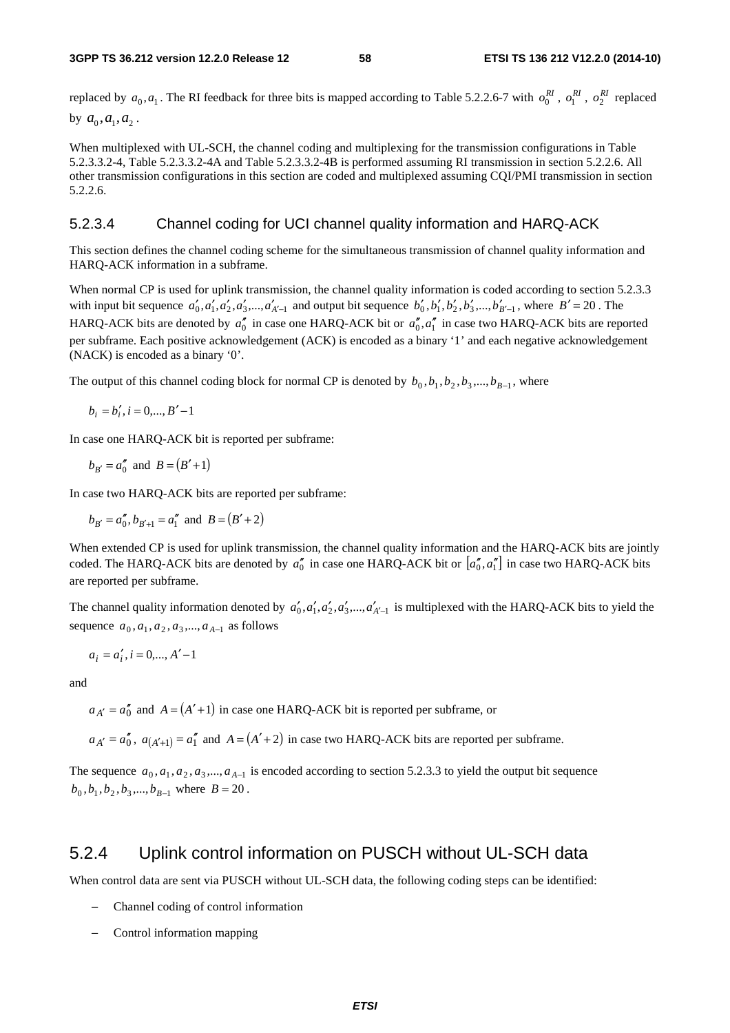replaced by $a_0, a_1$. The RI feedback for three bits is mapped according to Table 5.2.2.6-7 with $o_0^{RI}$, $o_1^{RI}$, $o_2^{RI}$ replaced by $a_0, a_1, a_2$.

When multiplexed with UL-SCH, the channel coding and multiplexing for the transmission configurations in Table 5.2.3.3.2-4, Table 5.2.3.3.2-4A and Table 5.2.3.3.2-4B is performed assuming RI transmission in section 5.2.2.6. All other transmission configurations in this section are coded and multiplexed assuming CQI/PMI transmission in section 5.2.2.6.

### 5.2.3.4 Channel coding for UCI channel quality information and HARQ-ACK

This section defines the channel coding scheme for the simultaneous transmission of channel quality information and HARQ-ACK information in a subframe.

When normal CP is used for uplink transmission, the channel quality information is coded according to section 5.2.3.3 with input bit sequence $a'_0, a'_1, a'_2, a'_3, ..., a'_{A'-1}$ and output bit sequence $b'_0, b'_1, b'_2, b'_3, ..., b'_{B'-1}$, where $B' = 20$. The HARQ-ACK bits are denoted by $a''_0$ in case one HARQ-ACK bit or $a''_0, a''_1$ in case two HARQ-ACK bits are reported per subframe. Each positive acknowledgement (ACK) is encoded as a binary '1' and each negative acknowledgement (NACK) is encoded as a binary '0'.

The output of this channel coding block for normal CP is denoted by $b_0, b_1, b_2, b_3, ..., b_{B-1}$, where

$$b_i = b'_i, i = 0,..., B'-1$$

In case one HARQ-ACK bit is reported per subframe:

$$b_{B'} = a''_0 \text{ and } B = (B'+1)$$

In case two HARQ-ACK bits are reported per subframe:

$$b_{B'} = a''_0, b_{B'+1} = a''_1 \text{ and } B = (B'+2)$$

When extended CP is used for uplink transmission, the channel quality information and the HARQ-ACK bits are jointly coded. The HARQ-ACK bits are denoted by $a''_0$ in case one HARQ-ACK bit or $[a''_0, a''_1]$ in case two HARQ-ACK bits are reported per subframe.

The channel quality information denoted by $a'_0, a'_1, a'_2, a'_3, ..., a'_{A'-1}$ is multiplexed with the HARQ-ACK bits to yield the sequence $a_0, a_1, a_2, a_3, ..., a_{A-1}$ as follows

$$a_i = a'_i, i = 0,..., A'-1$$

and

$a_{A'} = a''_0$ and $A = (A'+1)$ in case one HARQ-ACK bit is reported per subframe, or

$a_{A'} = a''_0$, $a_{(A'+1)} = a''_1$ and $A = (A'+2)$ in case two HARQ-ACK bits are reported per subframe.

The sequence $a_0, a_1, a_2, a_3, ..., a_{A-1}$ is encoded according to section 5.2.3.3 to yield the output bit sequence $b_0, b_1, b_2, b_3, ..., b_{B-1}$ where $B = 20$.

## 5.2.4 Uplink control information on PUSCH without UL-SCH data

When control data are sent via PUSCH without UL-SCH data, the following coding steps can be identified:

- Channel coding of control information
- Control information mapping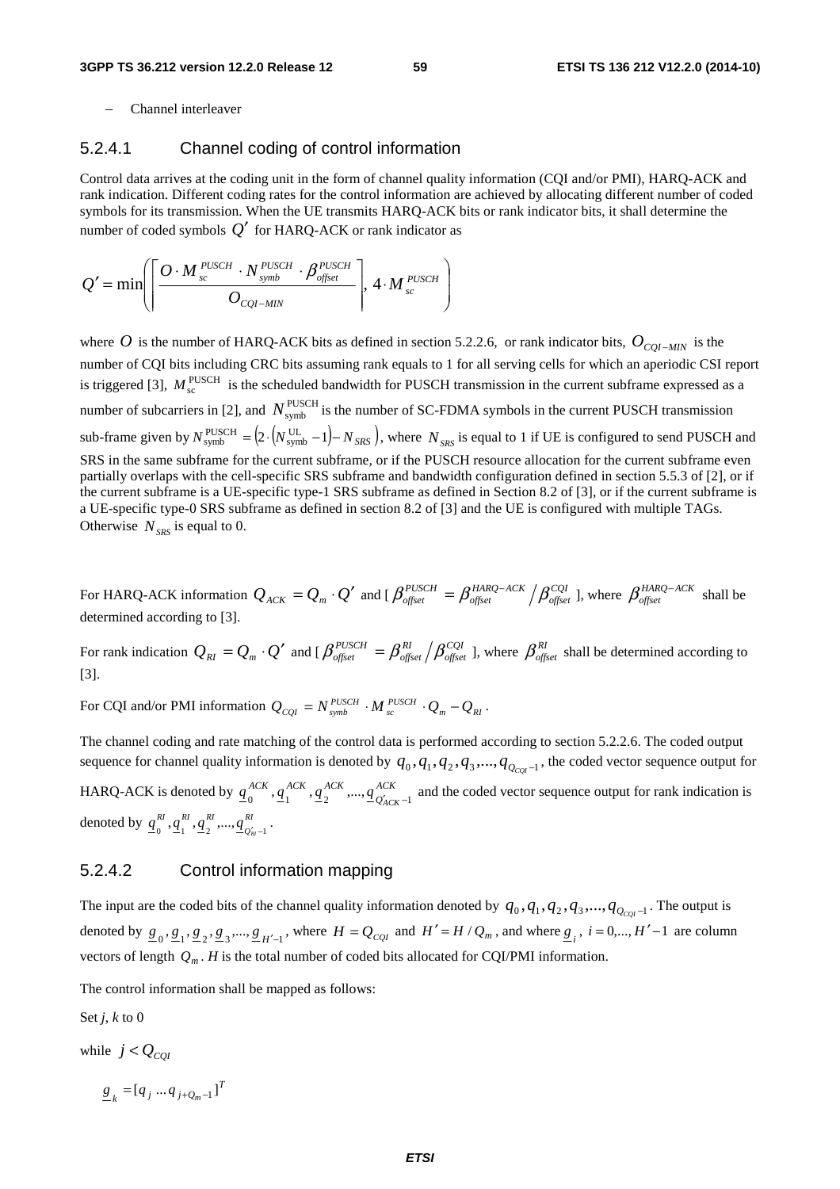- Channel interleaver

#### 5.2.4.1 Channel coding of control information

Control data arrives at the coding unit in the form of channel quality information (CQI and/or PMI), HARQ-ACK and rank indication. Different coding rates for the control information are achieved by allocating different number of coded symbols for its transmission. When the UE transmits HARQ-ACK bits or rank indicator bits, it shall determine the number of coded symbols $Q'$ for HARQ-ACK or rank indicator as

$$Q' = \min\left(\left\lceil \frac{O \cdot M_{sc}^{PUSCH} \cdot N_{symb}^{PUSCH} \cdot \beta_{offset}^{PUSCH}}{O_{CQI-MIN}} \right\rceil, 4 \cdot M_{sc}^{PUSCH}\right)$$

where $O$ is the number of HARQ-ACK bits as defined in section 5.2.2.6, or rank indicator bits, $O_{CQI-MIN}$ is the number of CQI bits including CRC bits assuming rank equals to 1 for all serving cells for which an aperiodic CSI report is triggered [3], $M_{sc}^{PUSCH}$ is the scheduled bandwidth for PUSCH transmission in the current subframe expressed as a number of subcarriers in [2], and $N_{symb}^{PUSCH}$ is the number of SC-FDMA symbols in the current PUSCH transmission sub-frame given by $N_{symb}^{PUSCH} = \left(2 \cdot \left(N_{symb}^{UL} - 1\right) - N_{SRS}\right)$, where $N_{SRS}$ is equal to 1 if UE is configured to send PUSCH and SRS in the same subframe for the current subframe, or if the PUSCH resource allocation for the current subframe even partially overlaps with the cell-specific SRS subframe and bandwidth configuration defined in section 5.5.3 of [2], or if the current subframe is a UE-specific type-1 SRS subframe as defined in Section 8.2 of [3], or if the current subframe is a UE-specific type-0 SRS subframe as defined in section 8.2 of [3] and the UE is configured with multiple TAGs. Otherwise $N_{SRS}$ is equal to 0.

For HARQ-ACK information $Q_{ACK} = Q_m \cdot Q'$ and [ $\beta_{offset}^{PUSCH} = \beta_{offset}^{HARQ-ACK} / \beta_{offset}^{CQI}$ ], where $\beta_{offset}^{HARQ-ACK}$ shall be determined according to [3].

For rank indication $Q_{RI} = Q_m \cdot Q'$ and [ $\beta_{offset}^{PUSCH} = \beta_{offset}^{RI} / \beta_{offset}^{CQI}$ ], where $\beta_{offset}^{RI}$ shall be determined according to [3].

For CQI and/or PMI information $Q_{CQI} = N_{symb}^{PUSCH} \cdot M_{sc}^{PUSCH} \cdot Q_m - Q_{RI}$.

The channel coding and rate matching of the control data is performed according to section 5.2.2.6. The coded output sequence for channel quality information is denoted by $q_0, q_1, q_2, q_3, ..., q_{Q_{CQI}-1}$, the coded vector sequence output for HARQ-ACK is denoted by $\underline{q}_0^{ACK}, \underline{q}_1^{ACK}, \underline{q}_2^{ACK}, ..., \underline{q}_{Q'_{ACK}-1}^{ACK}$ and the coded vector sequence output for rank indication is denoted by $\underline{q}_0^{RI}, \underline{q}_1^{RI}, \underline{q}_2^{RI}, ..., \underline{q}_{Q'_{RI}-1}^{RI}$.

#### 5.2.4.2 Control information mapping

The input are the coded bits of the channel quality information denoted by $q_0, q_1, q_2, q_3, ..., q_{Q_{CQI}-1}$. The output is denoted by $\underline{g}_0, \underline{g}_1, \underline{g}_2, \underline{g}_3, ..., \underline{g}_{H'-1}$, where $H = Q_{CQI}$ and $H' = H / Q_m$, and where $\underline{g}_i$, $i = 0, ..., H'-1$ are column vectors of length $Q_m$. $H$ is the total number of coded bits allocated for CQI/PMI information.

The control information shall be mapped as follows:

Set *j*, *k* to 0

while $j < Q_{CQI}$

$\underline{g}_k = [q_j \; ... \; q_{j+Q_m-1}]^T$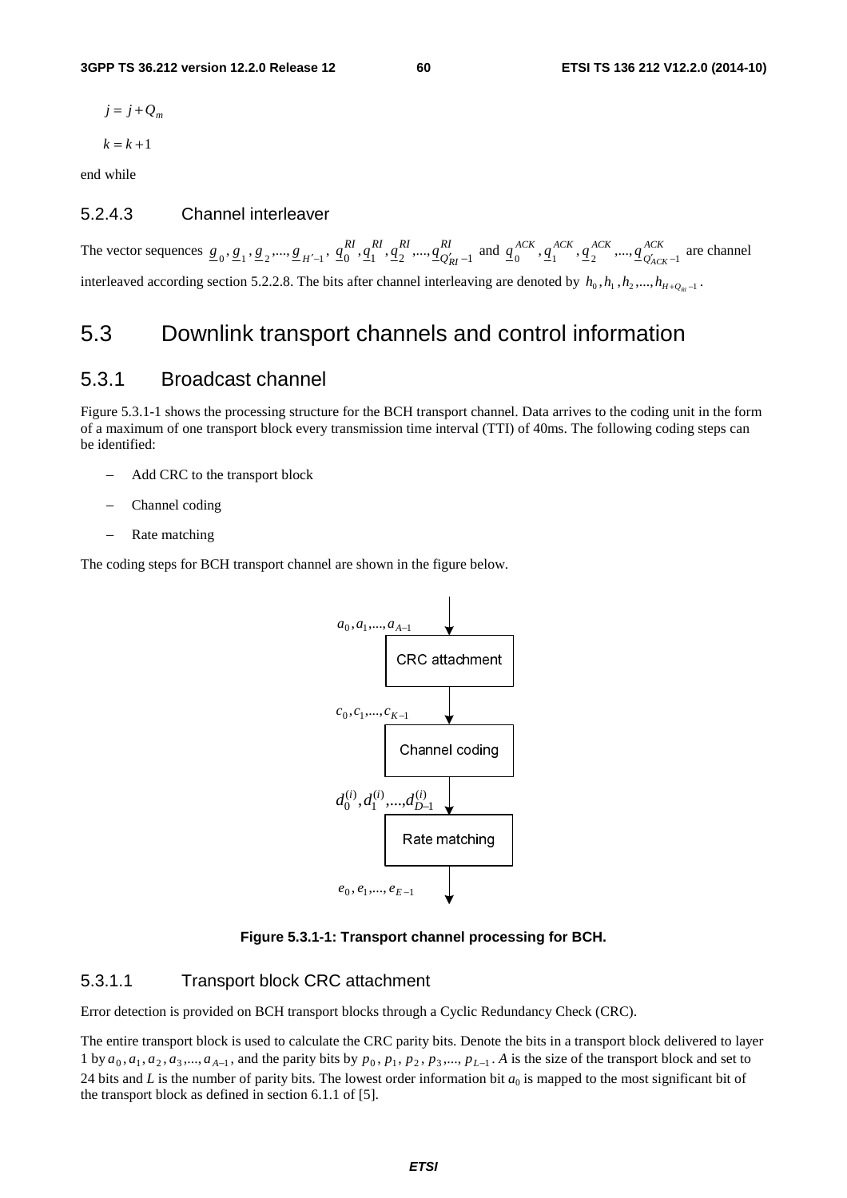$j = j + Q_m$

$k = k + 1$

end while

### 5.2.4.3 Channel interleaver

The vector sequences $\underline{g}_0, \underline{g}_1, \underline{g}_2, ..., \underline{g}_{H'-1}$, $\underline{q}_0^{RI}, \underline{q}_1^{RI}, \underline{q}_2^{RI}, ..., \underline{q}_{Q'_{RI}-1}^{RI}$ and $\underline{q}_0^{ACK}, \underline{q}_1^{ACK}, \underline{q}_2^{ACK}, ..., \underline{q}_{Q'_{ACK}-1}^{ACK}$ are channel interleaved according section 5.2.2.8. The bits after channel interleaving are denoted by $h_0, h_1, h_2, ..., h_{H+Q_{RI}-1}$.

# 5.3 Downlink transport channels and control information

## 5.3.1 Broadcast channel

Figure 5.3.1-1 shows the processing structure for the BCH transport channel. Data arrives to the coding unit in the form of a maximum of one transport block every transmission time interval (TTI) of 40ms. The following coding steps can be identified:

- Add CRC to the transport block
- Channel coding
- Rate matching

The coding steps for BCH transport channel are shown in the figure below.

$a_0, a_1, ..., a_{A-1}$ → CRC attachment → $c_0, c_1, ..., c_{K-1}$ → Channel coding → $d_0^{(i)}, d_1^{(i)}, ..., d_{D-1}^{(i)}$ → Rate matching → $e_0, e_1, ..., e_{E-1}$

**Figure 5.3.1-1: Transport channel processing for BCH.**

### 5.3.1.1 Transport block CRC attachment

Error detection is provided on BCH transport blocks through a Cyclic Redundancy Check (CRC).

The entire transport block is used to calculate the CRC parity bits. Denote the bits in a transport block delivered to layer 1 by $a_0, a_1, a_2, a_3, ..., a_{A-1}$, and the parity bits by $p_0, p_1, p_2, p_3, ..., p_{L-1}$. $A$ is the size of the transport block and set to 24 bits and $L$ is the number of parity bits. The lowest order information bit $a_0$ is mapped to the most significant bit of the transport block as defined in section 6.1.1 of [5].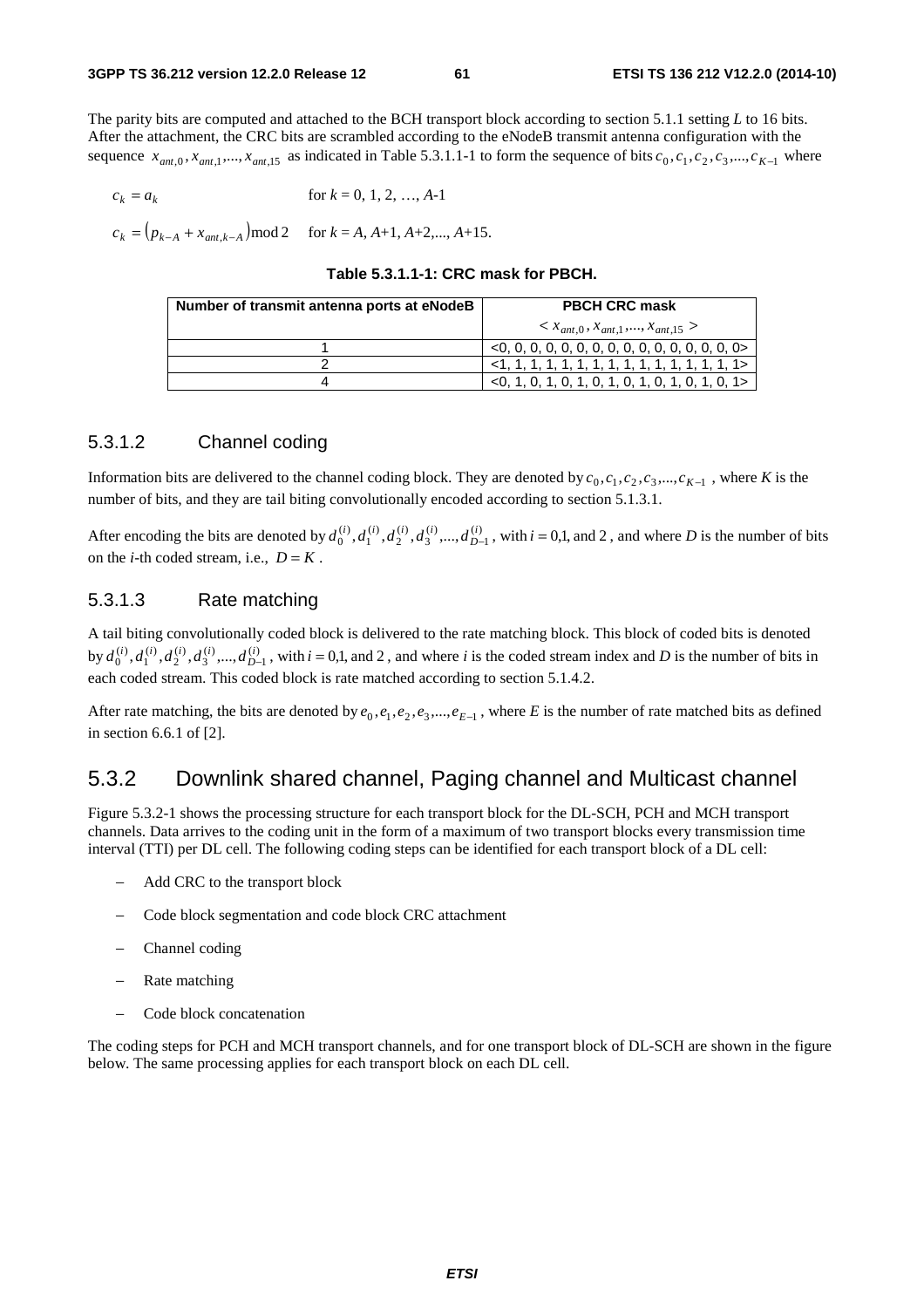The parity bits are computed and attached to the BCH transport block according to section 5.1.1 setting $L$ to 16 bits. After the attachment, the CRC bits are scrambled according to the eNodeB transmit antenna configuration with the sequence $x_{ant,0}, x_{ant,1},..., x_{ant,15}$ as indicated in Table 5.3.1.1-1 to form the sequence of bits $c_0, c_1, c_2, c_3,..., c_{K-1}$ where

$c_k = a_k$ for $k$ = 0, 1, 2, …, $A$-1

$c_k = (p_{k-A} + x_{ant,k-A}) \bmod 2$ for $k = A, A+1, A+2,..., A+15$.

**Table 5.3.1.1-1: CRC mask for PBCH.**

| Number of transmit antenna ports at eNodeB | PBCH CRC mask $< x_{ant,0}, x_{ant,1},..., x_{ant,15} >$ |
|---|---|
| 1 | <0, 0, 0, 0, 0, 0, 0, 0, 0, 0, 0, 0, 0, 0, 0, 0> |
| 2 | <1, 1, 1, 1, 1, 1, 1, 1, 1, 1, 1, 1, 1, 1, 1, 1> |
| 4 | <0, 1, 0, 1, 0, 1, 0, 1, 0, 1, 0, 1, 0, 1, 0, 1> |

### 5.3.1.2 Channel coding

Information bits are delivered to the channel coding block. They are denoted by $c_0, c_1, c_2, c_3,..., c_{K-1}$, where $K$ is the number of bits, and they are tail biting convolutionally encoded according to section 5.1.3.1.

After encoding the bits are denoted by $d_0^{(i)}, d_1^{(i)}, d_2^{(i)}, d_3^{(i)},..., d_{D-1}^{(i)}$, with $i = 0,1$, and $2$, and where $D$ is the number of bits on the $i$-th coded stream, i.e., $D = K$.

### 5.3.1.3 Rate matching

A tail biting convolutionally coded block is delivered to the rate matching block. This block of coded bits is denoted by $d_0^{(i)}, d_1^{(i)}, d_2^{(i)}, d_3^{(i)},..., d_{D-1}^{(i)}$, with $i = 0,1$, and $2$, and where $i$ is the coded stream index and $D$ is the number of bits in each coded stream. This coded block is rate matched according to section 5.1.4.2.

After rate matching, the bits are denoted by $e_0, e_1, e_2, e_3,..., e_{E-1}$, where $E$ is the number of rate matched bits as defined in section 6.6.1 of [2].

## 5.3.2 Downlink shared channel, Paging channel and Multicast channel

Figure 5.3.2-1 shows the processing structure for each transport block for the DL-SCH, PCH and MCH transport channels. Data arrives to the coding unit in the form of a maximum of two transport blocks every transmission time interval (TTI) per DL cell. The following coding steps can be identified for each transport block of a DL cell:

- Add CRC to the transport block
- Code block segmentation and code block CRC attachment
- Channel coding
- Rate matching
- Code block concatenation

The coding steps for PCH and MCH transport channels, and for one transport block of DL-SCH are shown in the figure below. The same processing applies for each transport block on each DL cell.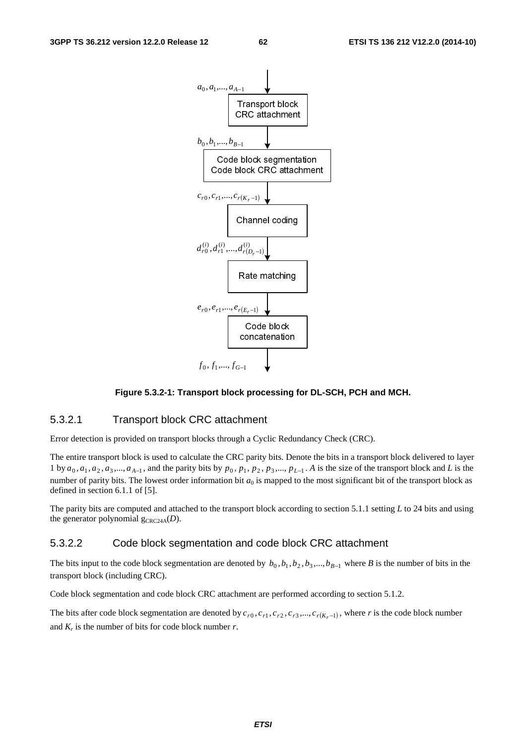**Figure 5.3.2-1: Transport block processing for DL-SCH, PCH and MCH.**

### 5.3.2.1 Transport block CRC attachment

Error detection is provided on transport blocks through a Cyclic Redundancy Check (CRC).

The entire transport block is used to calculate the CRC parity bits. Denote the bits in a transport block delivered to layer 1 by $a_0, a_1, a_2, a_3, ..., a_{A-1}$, and the parity bits by $p_0, p_1, p_2, p_3, ..., p_{L-1}$. $A$ is the size of the transport block and $L$ is the number of parity bits. The lowest order information bit $a_0$ is mapped to the most significant bit of the transport block as defined in section 6.1.1 of [5].

The parity bits are computed and attached to the transport block according to section 5.1.1 setting $L$ to 24 bits and using the generator polynomial $g_{CRC24A}(D)$.

### 5.3.2.2 Code block segmentation and code block CRC attachment

The bits input to the code block segmentation are denoted by $b_0, b_1, b_2, b_3, ..., b_{B-1}$ where $B$ is the number of bits in the transport block (including CRC).

Code block segmentation and code block CRC attachment are performed according to section 5.1.2.

The bits after code block segmentation are denoted by $c_{r0}, c_{r1}, c_{r2}, c_{r3}, ..., c_{r(K_r-1)}$, where $r$ is the code block number and $K_r$ is the number of bits for code block number $r$.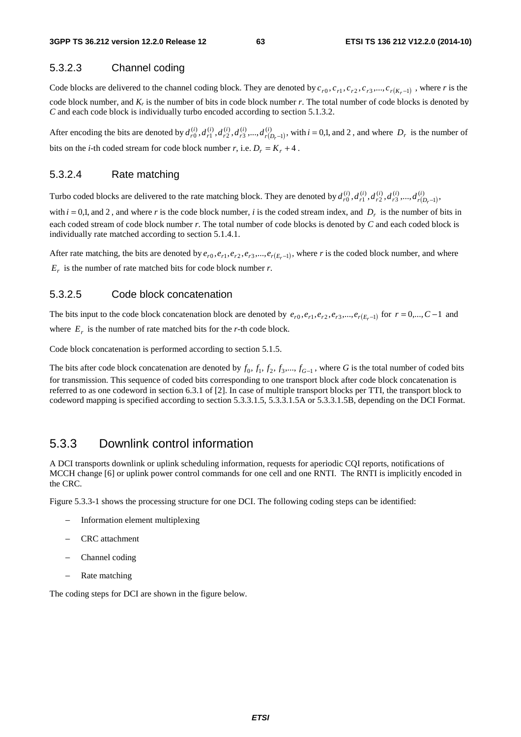### 5.3.2.3 Channel coding

Code blocks are delivered to the channel coding block. They are denoted by $c_{r0}, c_{r1}, c_{r2}, c_{r3},..., c_{r(K_r-1)}$ , where *r* is the code block number, and $K_r$ is the number of bits in code block number *r*. The total number of code blocks is denoted by *C* and each code block is individually turbo encoded according to section 5.1.3.2.

After encoding the bits are denoted by $d_{r0}^{(i)}, d_{r1}^{(i)}, d_{r2}^{(i)}, d_{r3}^{(i)},..., d_{r(D_r-1)}^{(i)}$, with $i = 0,1,$ and $2$ , and where $D_r$ is the number of bits on the *i*-th coded stream for code block number *r*, i.e. $D_r = K_r + 4$ .

### 5.3.2.4 Rate matching

Turbo coded blocks are delivered to the rate matching block. They are denoted by $d_{r0}^{(i)}, d_{r1}^{(i)}, d_{r2}^{(i)}, d_{r3}^{(i)},..., d_{r(D_r-1)}^{(i)}$, with $i = 0,1,$ and $2$ , and where *r* is the code block number, *i* is the coded stream index, and $D_r$ is the number of bits in each coded stream of code block number *r*. The total number of code blocks is denoted by *C* and each coded block is individually rate matched according to section 5.1.4.1.

After rate matching, the bits are denoted by $e_{r0}, e_{r1}, e_{r2}, e_{r3},..., e_{r(E_r-1)}$, where *r* is the coded block number, and where $E_r$ is the number of rate matched bits for code block number *r*.

### 5.3.2.5 Code block concatenation

The bits input to the code block concatenation block are denoted by $e_{r0}, e_{r1}, e_{r2}, e_{r3},..., e_{r(E_r-1)}$ for $r = 0,..., C-1$ and where $E_r$ is the number of rate matched bits for the *r*-th code block.

Code block concatenation is performed according to section 5.1.5.

The bits after code block concatenation are denoted by $f_0, f_1, f_2, f_3,..., f_{G-1}$ , where *G* is the total number of coded bits for transmission. This sequence of coded bits corresponding to one transport block after code block concatenation is referred to as one codeword in section 6.3.1 of [2]. In case of multiple transport blocks per TTI, the transport block to codeword mapping is specified according to section 5.3.3.1.5, 5.3.3.1.5A or 5.3.3.1.5B, depending on the DCI Format.

## 5.3.3 Downlink control information

A DCI transports downlink or uplink scheduling information, requests for aperiodic CQI reports, notifications of MCCH change [6] or uplink power control commands for one cell and one RNTI. The RNTI is implicitly encoded in the CRC.

Figure 5.3.3-1 shows the processing structure for one DCI. The following coding steps can be identified:

- Information element multiplexing
- CRC attachment
- Channel coding
- Rate matching

The coding steps for DCI are shown in the figure below.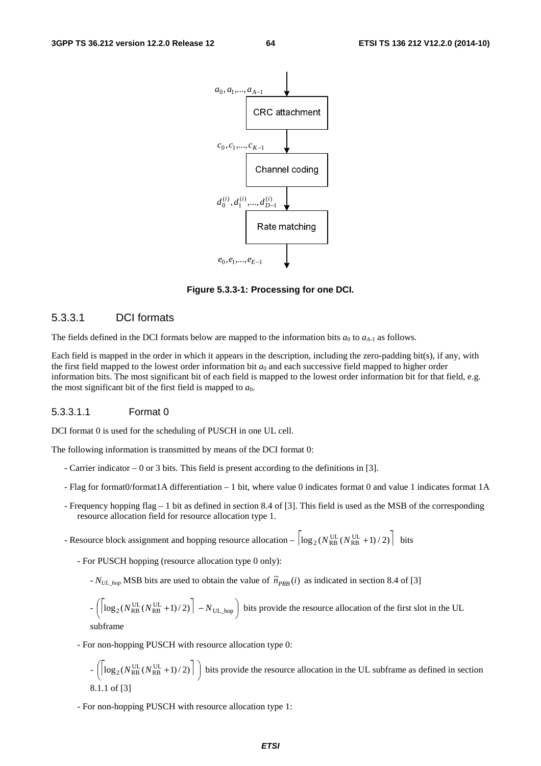$a_0, a_1, ..., a_{A-1}$

CRC attachment

$c_0, c_1, ..., c_{K-1}$

Channel coding

$d_0^{(i)}, d_1^{(i)}, ..., d_{D-1}^{(i)}$

Rate matching

$e_0, e_1, ..., e_{E-1}$

**Figure 5.3.3-1: Processing for one DCI.**

### 5.3.3.1 DCI formats

The fields defined in the DCI formats below are mapped to the information bits $a_0$ to $a_{A-1}$ as follows.

Each field is mapped in the order in which it appears in the description, including the zero-padding bit(s), if any, with the first field mapped to the lowest order information bit $a_0$ and each successive field mapped to higher order information bits. The most significant bit of each field is mapped to the lowest order information bit for that field, e.g. the most significant bit of the first field is mapped to $a_0$.

#### 5.3.3.1.1 Format 0

DCI format 0 is used for the scheduling of PUSCH in one UL cell.

The following information is transmitted by means of the DCI format 0:

- Carrier indicator – 0 or 3 bits. This field is present according to the definitions in [3].
- Flag for format0/format1A differentiation – 1 bit, where value 0 indicates format 0 and value 1 indicates format 1A
- Frequency hopping flag – 1 bit as defined in section 8.4 of [3]. This field is used as the MSB of the corresponding resource allocation field for resource allocation type 1.
- Resource block assignment and hopping resource allocation – $\left\lceil \log_2(N_{\mathrm{RB}}^{\mathrm{UL}}(N_{\mathrm{RB}}^{\mathrm{UL}}+1)/2) \right\rceil$ bits
  - For PUSCH hopping (resource allocation type 0 only):
    - $N_{UL\_hop}$ MSB bits are used to obtain the value of $\tilde{n}_{PRB}(i)$ as indicated in section 8.4 of [3]
    - $\left( \left\lceil \log_2(N_{\mathrm{RB}}^{\mathrm{UL}}(N_{\mathrm{RB}}^{\mathrm{UL}}+1)/2) \right\rceil - N_{\mathrm{UL\_hop}} \right)$ bits provide the resource allocation of the first slot in the UL subframe
  - For non-hopping PUSCH with resource allocation type 0:
    - $\left( \left\lceil \log_2(N_{\mathrm{RB}}^{\mathrm{UL}}(N_{\mathrm{RB}}^{\mathrm{UL}}+1)/2) \right\rceil \right)$ bits provide the resource allocation in the UL subframe as defined in section 8.1.1 of [3]
  - For non-hopping PUSCH with resource allocation type 1: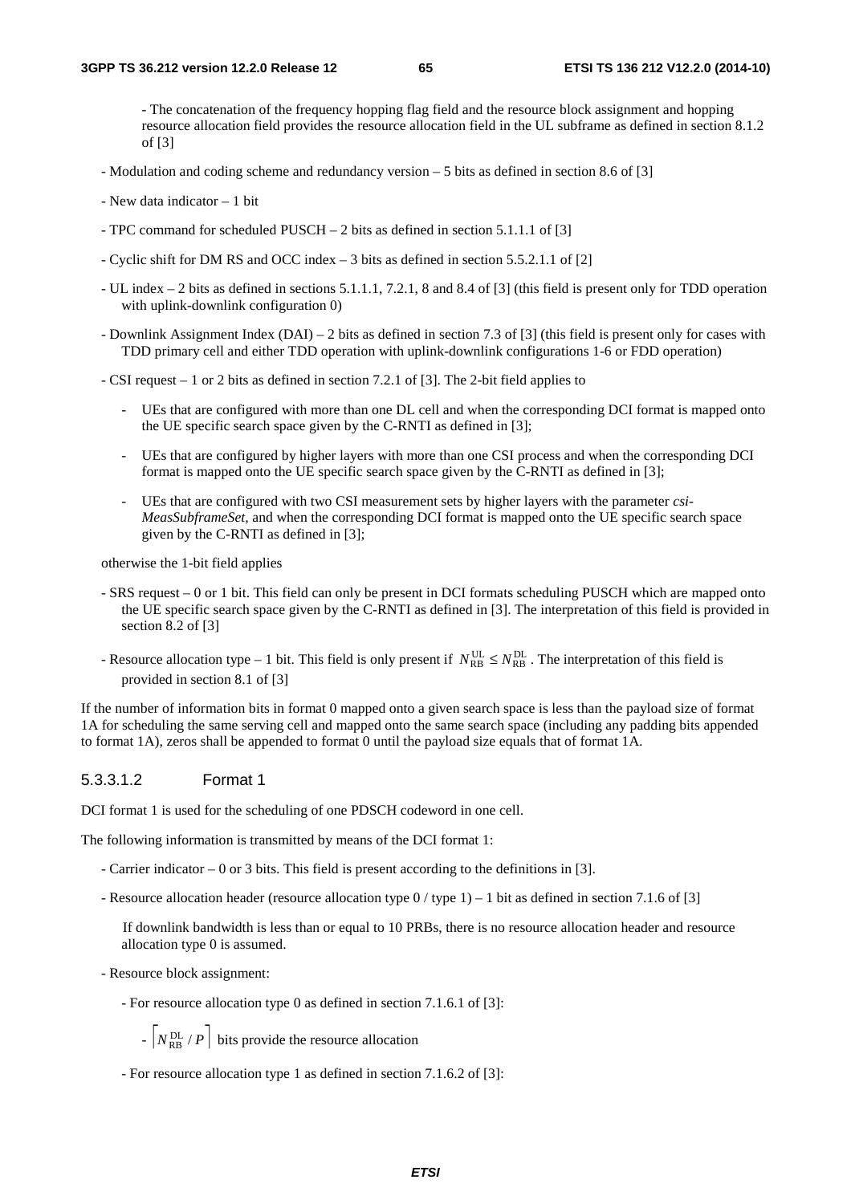- The concatenation of the frequency hopping flag field and the resource block assignment and hopping resource allocation field provides the resource allocation field in the UL subframe as defined in section 8.1.2 of [3]

- Modulation and coding scheme and redundancy version – 5 bits as defined in section 8.6 of [3]

- New data indicator – 1 bit

- TPC command for scheduled PUSCH – 2 bits as defined in section 5.1.1.1 of [3]

- Cyclic shift for DM RS and OCC index – 3 bits as defined in section 5.5.2.1.1 of [2]

- UL index – 2 bits as defined in sections 5.1.1.1, 7.2.1, 8 and 8.4 of [3] (this field is present only for TDD operation with uplink-downlink configuration 0)

- Downlink Assignment Index (DAI) – 2 bits as defined in section 7.3 of [3] (this field is present only for cases with TDD primary cell and either TDD operation with uplink-downlink configurations 1-6 or FDD operation)

- CSI request – 1 or 2 bits as defined in section 7.2.1 of [3]. The 2-bit field applies to

  - UEs that are configured with more than one DL cell and when the corresponding DCI format is mapped onto the UE specific search space given by the C-RNTI as defined in [3];

  - UEs that are configured by higher layers with more than one CSI process and when the corresponding DCI format is mapped onto the UE specific search space given by the C-RNTI as defined in [3];

  - UEs that are configured with two CSI measurement sets by higher layers with the parameter *csi-MeasSubframeSet*, and when the corresponding DCI format is mapped onto the UE specific search space given by the C-RNTI as defined in [3];

  otherwise the 1-bit field applies

- SRS request – 0 or 1 bit. This field can only be present in DCI formats scheduling PUSCH which are mapped onto the UE specific search space given by the C-RNTI as defined in [3]. The interpretation of this field is provided in section 8.2 of [3]

- Resource allocation type – 1 bit. This field is only present if $N_{RB}^{UL} \leq N_{RB}^{DL}$. The interpretation of this field is provided in section 8.1 of [3]

If the number of information bits in format 0 mapped onto a given search space is less than the payload size of format 1A for scheduling the same serving cell and mapped onto the same search space (including any padding bits appended to format 1A), zeros shall be appended to format 0 until the payload size equals that of format 1A.

#### 5.3.3.1.2 Format 1

DCI format 1 is used for the scheduling of one PDSCH codeword in one cell.

The following information is transmitted by means of the DCI format 1:

- Carrier indicator – 0 or 3 bits. This field is present according to the definitions in [3].

- Resource allocation header (resource allocation type 0 / type 1) – 1 bit as defined in section 7.1.6 of [3]

  If downlink bandwidth is less than or equal to 10 PRBs, there is no resource allocation header and resource allocation type 0 is assumed.

- Resource block assignment:

  - For resource allocation type 0 as defined in section 7.1.6.1 of [3]:

    - $\lceil N_{RB}^{DL} / P \rceil$ bits provide the resource allocation

  - For resource allocation type 1 as defined in section 7.1.6.2 of [3]: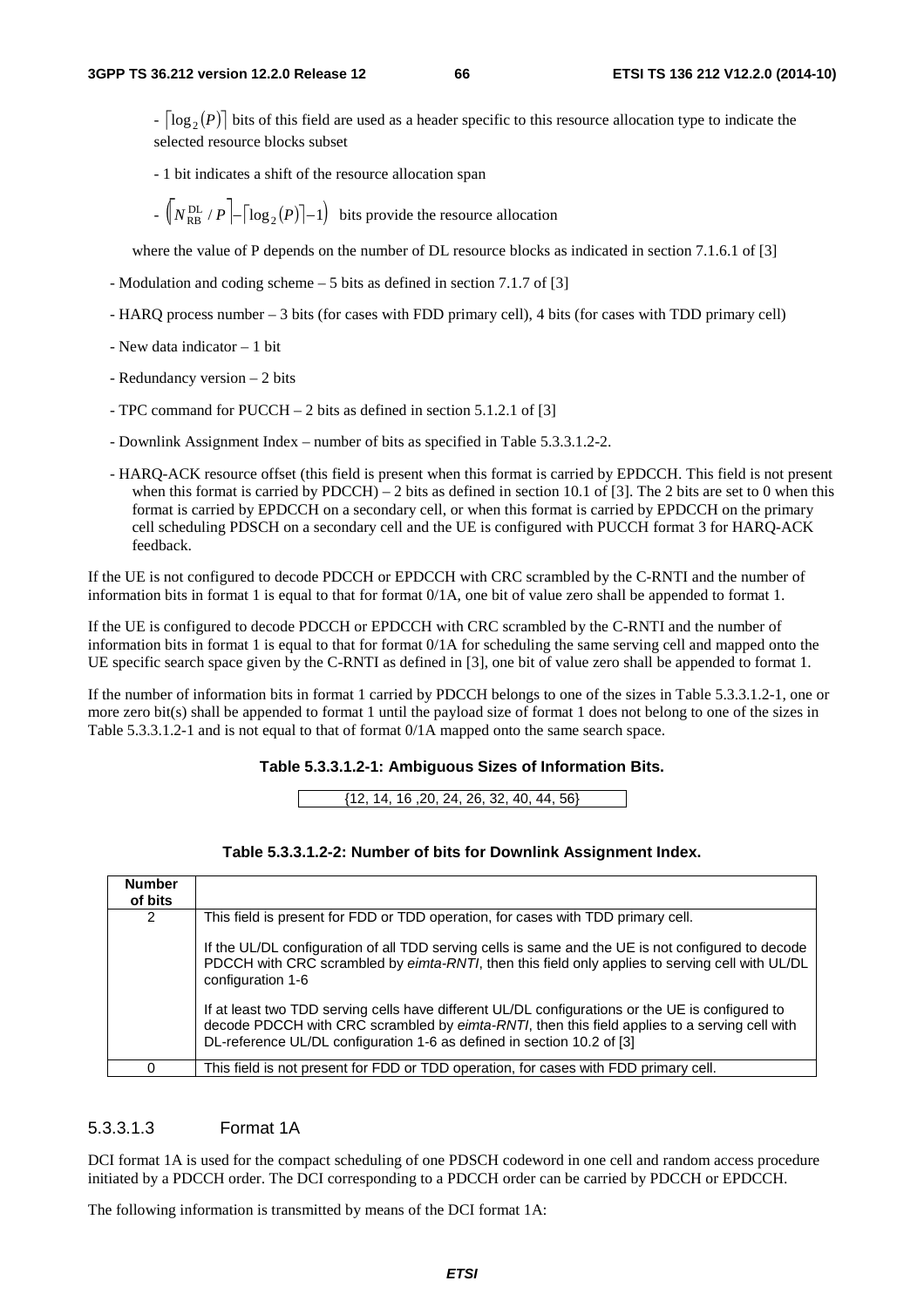- $\lceil \log_2(P) \rceil$ bits of this field are used as a header specific to this resource allocation type to indicate the selected resource blocks subset

- 1 bit indicates a shift of the resource allocation span

- $\left(\lceil N_{RB}^{DL} / P \rceil - \lceil \log_2(P) \rceil - 1\right)$ bits provide the resource allocation

where the value of P depends on the number of DL resource blocks as indicated in section 7.1.6.1 of [3]

- Modulation and coding scheme – 5 bits as defined in section 7.1.7 of [3]

- HARQ process number – 3 bits (for cases with FDD primary cell), 4 bits (for cases with TDD primary cell)

- New data indicator – 1 bit

- Redundancy version – 2 bits

- TPC command for PUCCH – 2 bits as defined in section 5.1.2.1 of [3]

- Downlink Assignment Index – number of bits as specified in Table 5.3.3.1.2-2.

- HARQ-ACK resource offset (this field is present when this format is carried by EPDCCH. This field is not present when this format is carried by PDCCH) – 2 bits as defined in section 10.1 of [3]. The 2 bits are set to 0 when this format is carried by EPDCCH on a secondary cell, or when this format is carried by EPDCCH on the primary cell scheduling PDSCH on a secondary cell and the UE is configured with PUCCH format 3 for HARQ-ACK feedback.

If the UE is not configured to decode PDCCH or EPDCCH with CRC scrambled by the C-RNTI and the number of information bits in format 1 is equal to that for format 0/1A, one bit of value zero shall be appended to format 1.

If the UE is configured to decode PDCCH or EPDCCH with CRC scrambled by the C-RNTI and the number of information bits in format 1 is equal to that for format 0/1A for scheduling the same serving cell and mapped onto the UE specific search space given by the C-RNTI as defined in [3], one bit of value zero shall be appended to format 1.

If the number of information bits in format 1 carried by PDCCH belongs to one of the sizes in Table 5.3.3.1.2-1, one or more zero bit(s) shall be appended to format 1 until the payload size of format 1 does not belong to one of the sizes in Table 5.3.3.1.2-1 and is not equal to that of format 0/1A mapped onto the same search space.

**Table 5.3.3.1.2-1: Ambiguous Sizes of Information Bits.**

| {12, 14, 16 ,20, 24, 26, 32, 40, 44, 56} |
|---|

**Table 5.3.3.1.2-2: Number of bits for Downlink Assignment Index.**

| Number of bits | |
|---|---|
| 2 | This field is present for FDD or TDD operation, for cases with TDD primary cell.<br><br>If the UL/DL configuration of all TDD serving cells is same and the UE is not configured to decode PDCCH with CRC scrambled by *eimta-RNTI*, then this field only applies to serving cell with UL/DL configuration 1-6<br><br>If at least two TDD serving cells have different UL/DL configurations or the UE is configured to decode PDCCH with CRC scrambled by *eimta-RNTI*, then this field applies to a serving cell with DL-reference UL/DL configuration 1-6 as defined in section 10.2 of [3] |
| 0 | This field is not present for FDD or TDD operation, for cases with FDD primary cell. |

#### 5.3.3.1.3 Format 1A

DCI format 1A is used for the compact scheduling of one PDSCH codeword in one cell and random access procedure initiated by a PDCCH order. The DCI corresponding to a PDCCH order can be carried by PDCCH or EPDCCH.

The following information is transmitted by means of the DCI format 1A: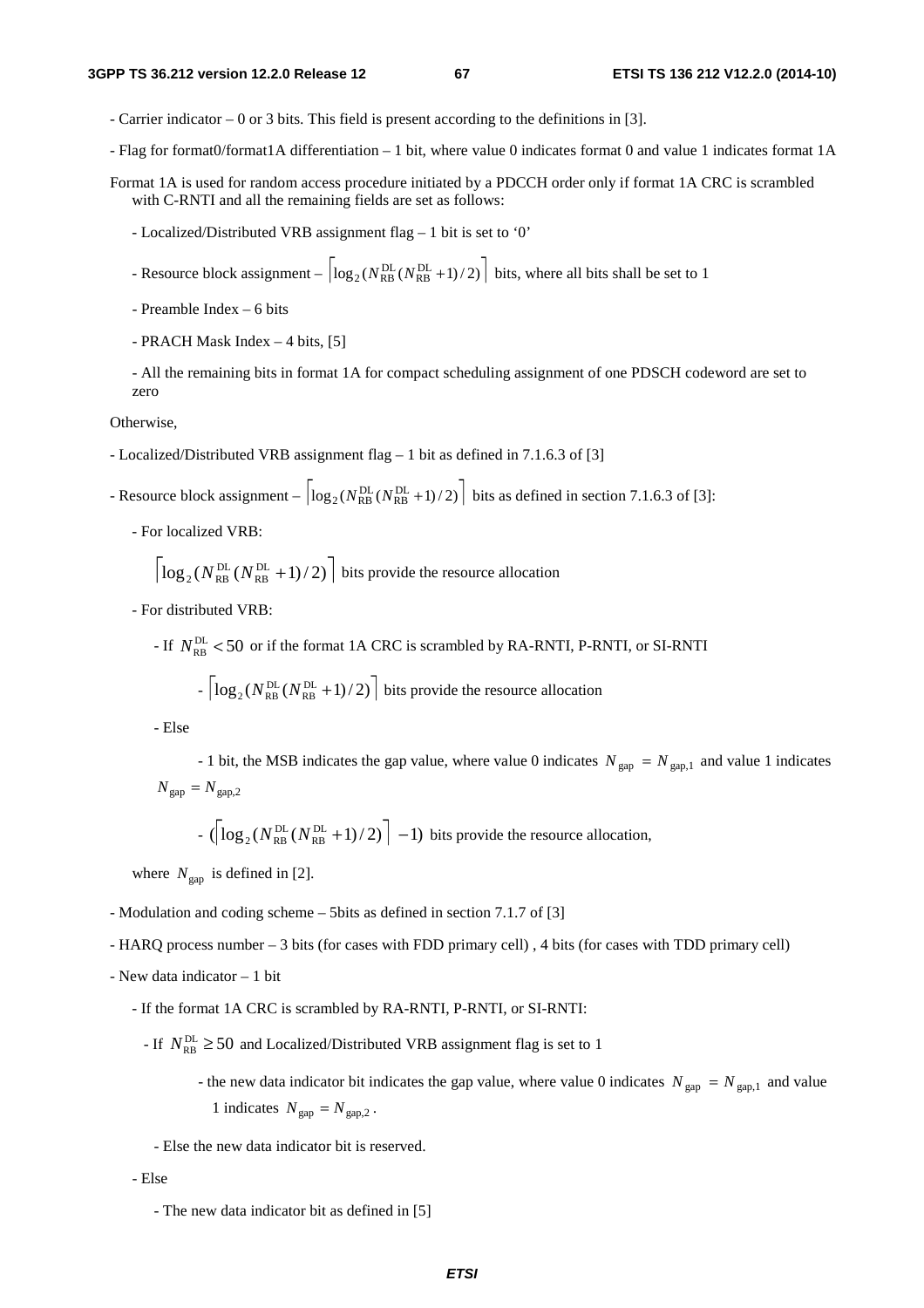- Carrier indicator – 0 or 3 bits. This field is present according to the definitions in [3].

- Flag for format0/format1A differentiation – 1 bit, where value 0 indicates format 0 and value 1 indicates format 1A

Format 1A is used for random access procedure initiated by a PDCCH order only if format 1A CRC is scrambled with C-RNTI and all the remaining fields are set as follows:

- Localized/Distributed VRB assignment flag – 1 bit is set to '0'

- Resource block assignment – $\left\lceil \log_2(N_{RB}^{DL}(N_{RB}^{DL}+1)/2) \right\rceil$ bits, where all bits shall be set to 1

- Preamble Index – 6 bits

- PRACH Mask Index – 4 bits, [5]

- All the remaining bits in format 1A for compact scheduling assignment of one PDSCH codeword are set to zero

Otherwise,

- Localized/Distributed VRB assignment flag – 1 bit as defined in 7.1.6.3 of [3]

- Resource block assignment – $\left\lceil \log_2(N_{RB}^{DL}(N_{RB}^{DL}+1)/2) \right\rceil$ bits as defined in section 7.1.6.3 of [3]:

- For localized VRB:

$\left\lceil \log_2(N_{RB}^{DL}(N_{RB}^{DL}+1)/2) \right\rceil$ bits provide the resource allocation

- For distributed VRB:

- If $N_{RB}^{DL} < 50$ or if the format 1A CRC is scrambled by RA-RNTI, P-RNTI, or SI-RNTI

- $\left\lceil \log_2(N_{RB}^{DL}(N_{RB}^{DL}+1)/2) \right\rceil$ bits provide the resource allocation

- Else

- 1 bit, the MSB indicates the gap value, where value 0 indicates $N_{gap} = N_{gap,1}$ and value 1 indicates $N_{gap} = N_{gap,2}$

- $(\left\lceil \log_2(N_{RB}^{DL}(N_{RB}^{DL}+1)/2) \right\rceil - 1)$ bits provide the resource allocation,

where $N_{gap}$ is defined in [2].

- Modulation and coding scheme – 5bits as defined in section 7.1.7 of [3]

- HARQ process number – 3 bits (for cases with FDD primary cell) , 4 bits (for cases with TDD primary cell)

- New data indicator – 1 bit

- If the format 1A CRC is scrambled by RA-RNTI, P-RNTI, or SI-RNTI:

- If $N_{RB}^{DL} \geq 50$ and Localized/Distributed VRB assignment flag is set to 1

- the new data indicator bit indicates the gap value, where value 0 indicates $N_{gap} = N_{gap,1}$ and value 1 indicates $N_{gap} = N_{gap,2}$.

- Else the new data indicator bit is reserved.

- Else

- The new data indicator bit as defined in [5]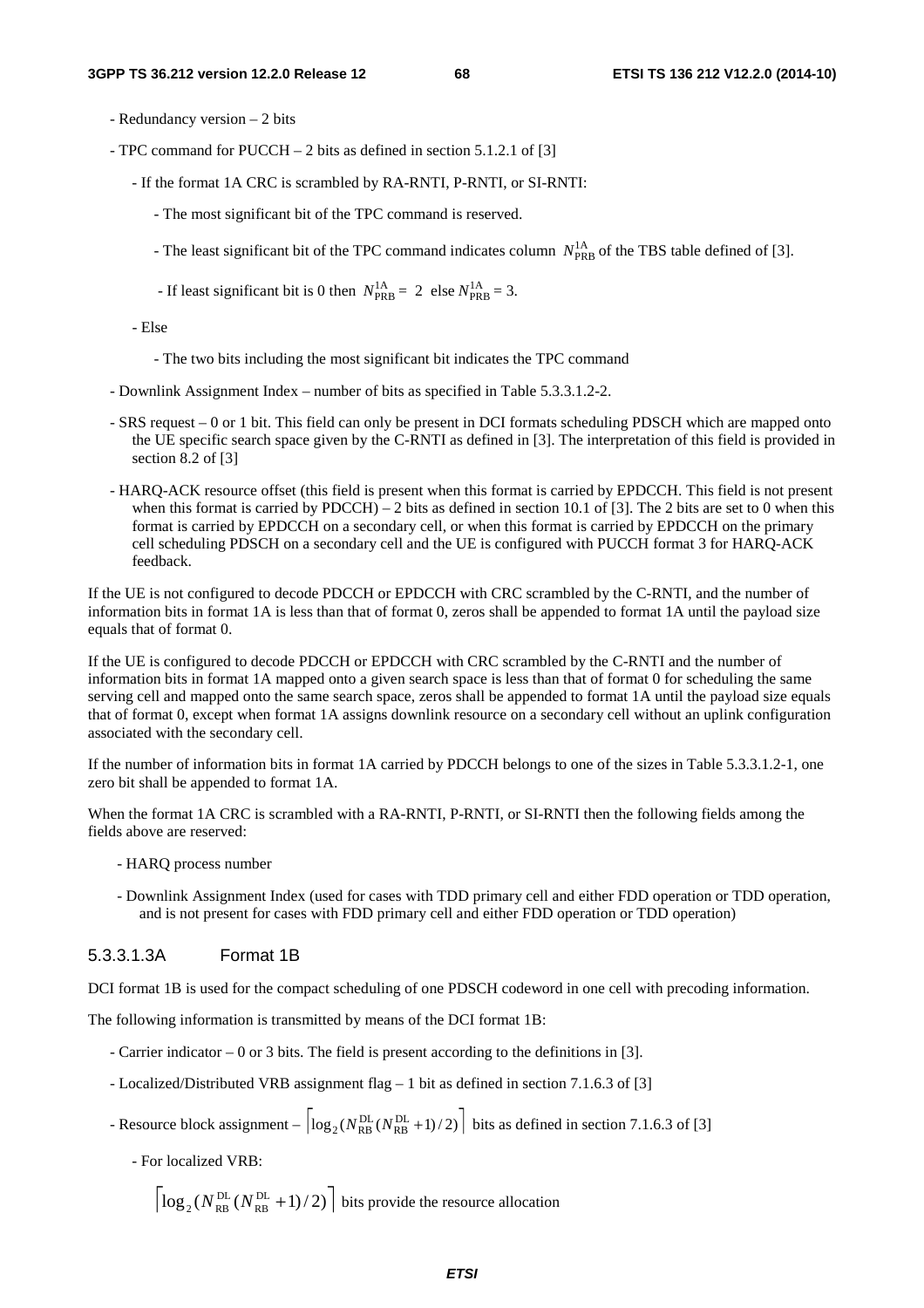- Redundancy version – 2 bits

- TPC command for PUCCH – 2 bits as defined in section 5.1.2.1 of [3]

  - If the format 1A CRC is scrambled by RA-RNTI, P-RNTI, or SI-RNTI:

    - The most significant bit of the TPC command is reserved.

    - The least significant bit of the TPC command indicates column $N_{\text{PRB}}^{1\text{A}}$ of the TBS table defined of [3].

    - If least significant bit is 0 then $N_{\text{PRB}}^{1\text{A}} = 2$ else $N_{\text{PRB}}^{1\text{A}} = 3$.

  - Else

    - The two bits including the most significant bit indicates the TPC command

- Downlink Assignment Index – number of bits as specified in Table 5.3.3.1.2-2.

- SRS request – 0 or 1 bit. This field can only be present in DCI formats scheduling PDSCH which are mapped onto the UE specific search space given by the C-RNTI as defined in [3]. The interpretation of this field is provided in section 8.2 of [3]

- HARQ-ACK resource offset (this field is present when this format is carried by EPDCCH. This field is not present when this format is carried by PDCCH) – 2 bits as defined in section 10.1 of [3]. The 2 bits are set to 0 when this format is carried by EPDCCH on a secondary cell, or when this format is carried by EPDCCH on the primary cell scheduling PDSCH on a secondary cell and the UE is configured with PUCCH format 3 for HARQ-ACK feedback.

If the UE is not configured to decode PDCCH or EPDCCH with CRC scrambled by the C-RNTI, and the number of information bits in format 1A is less than that of format 0, zeros shall be appended to format 1A until the payload size equals that of format 0.

If the UE is configured to decode PDCCH or EPDCCH with CRC scrambled by the C-RNTI and the number of information bits in format 1A mapped onto a given search space is less than that of format 0 for scheduling the same serving cell and mapped onto the same search space, zeros shall be appended to format 1A until the payload size equals that of format 0, except when format 1A assigns downlink resource on a secondary cell without an uplink configuration associated with the secondary cell.

If the number of information bits in format 1A carried by PDCCH belongs to one of the sizes in Table 5.3.3.1.2-1, one zero bit shall be appended to format 1A.

When the format 1A CRC is scrambled with a RA-RNTI, P-RNTI, or SI-RNTI then the following fields among the fields above are reserved:

- HARQ process number

- Downlink Assignment Index (used for cases with TDD primary cell and either FDD operation or TDD operation, and is not present for cases with FDD primary cell and either FDD operation or TDD operation)

##### 5.3.3.1.3A Format 1B

DCI format 1B is used for the compact scheduling of one PDSCH codeword in one cell with precoding information.

The following information is transmitted by means of the DCI format 1B:

- Carrier indicator – 0 or 3 bits. The field is present according to the definitions in [3].

- Localized/Distributed VRB assignment flag – 1 bit as defined in section 7.1.6.3 of [3]

- Resource block assignment – $\left\lceil \log_2(N_{\text{RB}}^{\text{DL}}(N_{\text{RB}}^{\text{DL}}+1)/2) \right\rceil$ bits as defined in section 7.1.6.3 of [3]

  - For localized VRB:

    $\left\lceil \log_2(N_{\text{RB}}^{\text{DL}}(N_{\text{RB}}^{\text{DL}}+1)/2) \right\rceil$ bits provide the resource allocation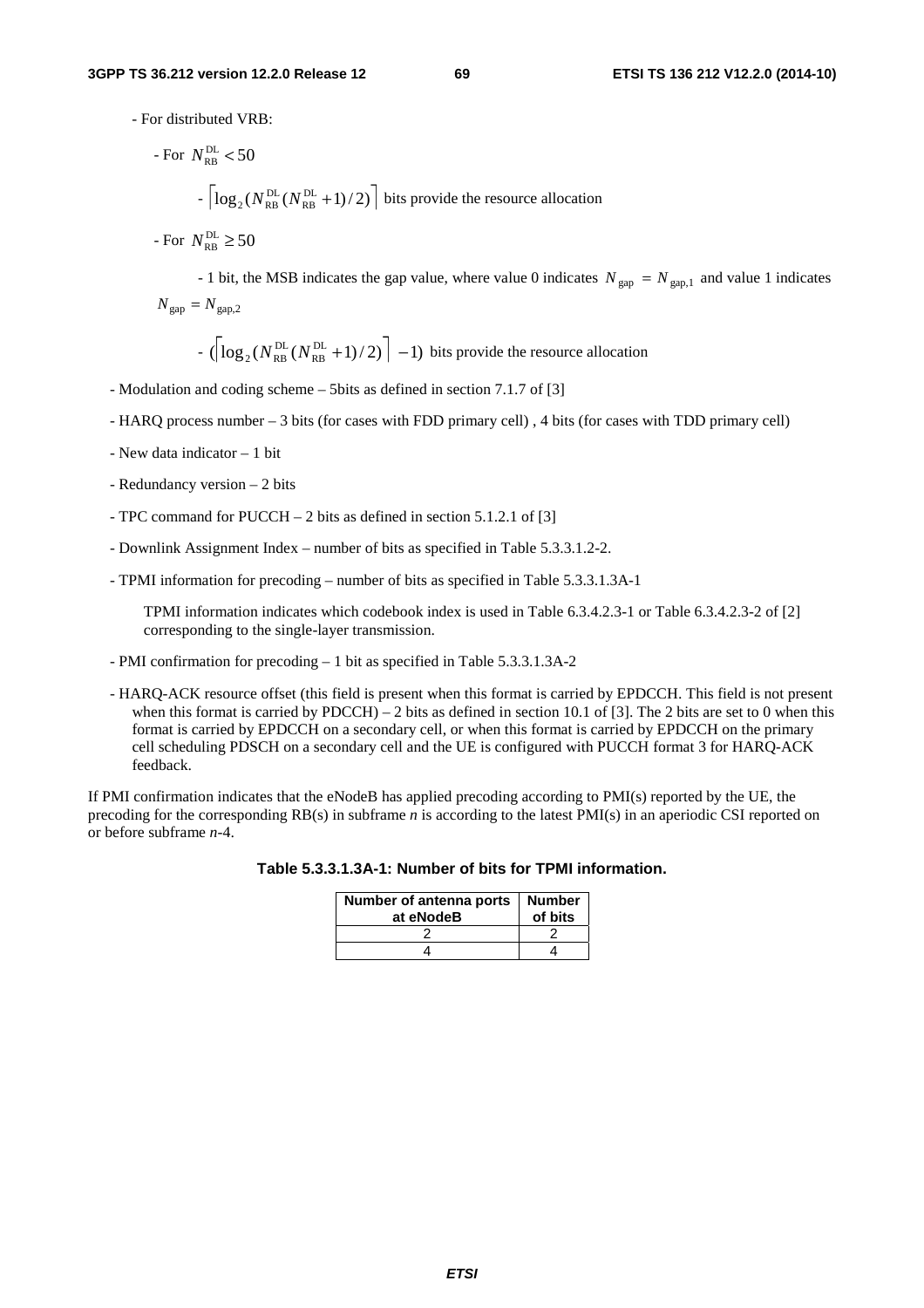- For distributed VRB:

  - For $N_{\mathrm{RB}}^{\mathrm{DL}} < 50$

    - $\left\lceil \log_2(N_{\mathrm{RB}}^{\mathrm{DL}}(N_{\mathrm{RB}}^{\mathrm{DL}}+1)/2) \right\rceil$ bits provide the resource allocation

  - For $N_{\mathrm{RB}}^{\mathrm{DL}} \geq 50$

    - 1 bit, the MSB indicates the gap value, where value 0 indicates $N_{\mathrm{gap}} = N_{\mathrm{gap},1}$ and value 1 indicates $N_{\mathrm{gap}} = N_{\mathrm{gap},2}$

    - $(\left\lceil \log_2(N_{\mathrm{RB}}^{\mathrm{DL}}(N_{\mathrm{RB}}^{\mathrm{DL}}+1)/2) \right\rceil - 1)$ bits provide the resource allocation

- Modulation and coding scheme – 5bits as defined in section 7.1.7 of [3]

- HARQ process number – 3 bits (for cases with FDD primary cell) , 4 bits (for cases with TDD primary cell)

- New data indicator – 1 bit

- Redundancy version – 2 bits

- TPC command for PUCCH – 2 bits as defined in section 5.1.2.1 of [3]

- Downlink Assignment Index – number of bits as specified in Table 5.3.3.1.2-2.

- TPMI information for precoding – number of bits as specified in Table 5.3.3.1.3A-1

  TPMI information indicates which codebook index is used in Table 6.3.4.2.3-1 or Table 6.3.4.2.3-2 of [2] corresponding to the single-layer transmission.

- PMI confirmation for precoding – 1 bit as specified in Table 5.3.3.1.3A-2

- HARQ-ACK resource offset (this field is present when this format is carried by EPDCCH. This field is not present when this format is carried by PDCCH) – 2 bits as defined in section 10.1 of [3]. The 2 bits are set to 0 when this format is carried by EPDCCH on a secondary cell, or when this format is carried by EPDCCH on the primary cell scheduling PDSCH on a secondary cell and the UE is configured with PUCCH format 3 for HARQ-ACK feedback.

If PMI confirmation indicates that the eNodeB has applied precoding according to PMI(s) reported by the UE, the precoding for the corresponding RB(s) in subframe *n* is according to the latest PMI(s) in an aperiodic CSI reported on or before subframe *n*-4.

**Table 5.3.3.1.3A-1: Number of bits for TPMI information.**

| Number of antenna ports at eNodeB | Number of bits |
|---|---|
| 2 | 2 |
| 4 | 4 |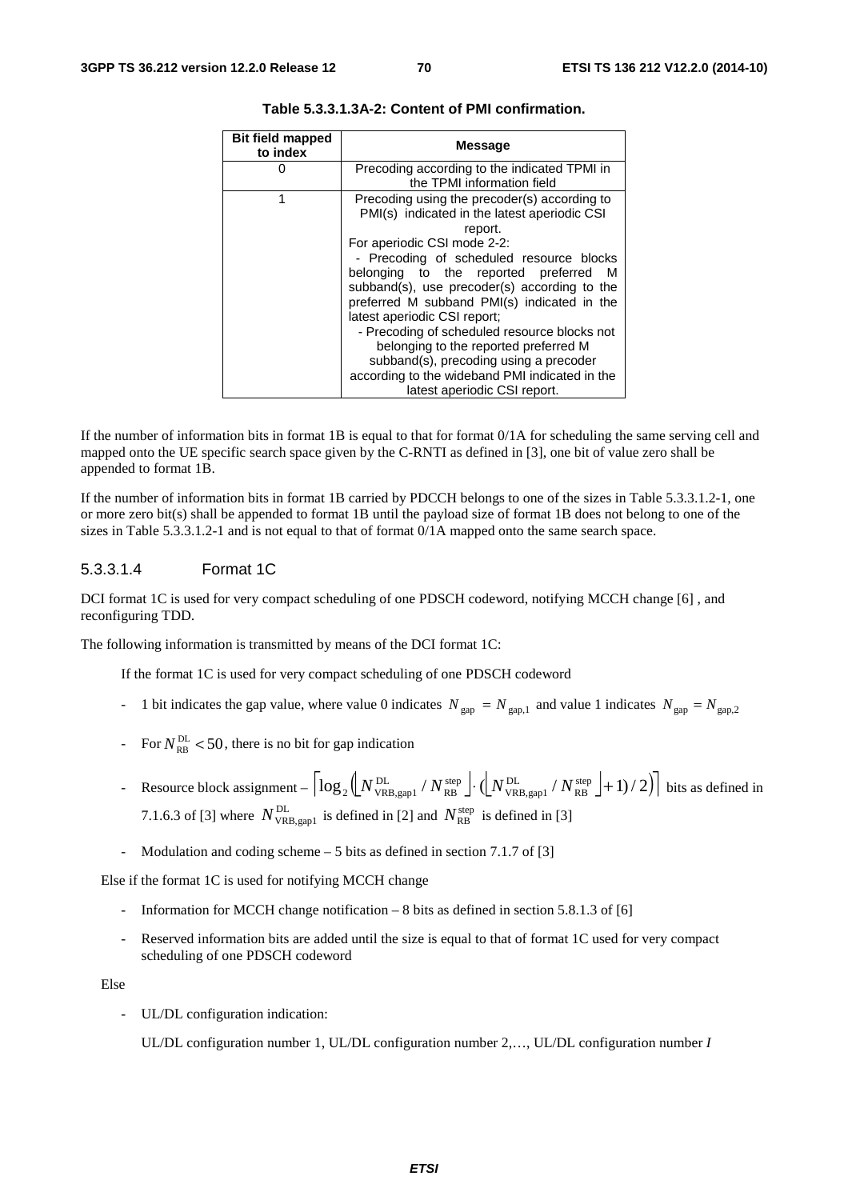**Table 5.3.3.1.3A-2: Content of PMI confirmation.**

| Bit field mapped to index | Message |
|---|---|
| 0 | Precoding according to the indicated TPMI in the TPMI information field |
| 1 | Precoding using the precoder(s) according to PMI(s) indicated in the latest aperiodic CSI report.<br>For aperiodic CSI mode 2-2:<br>- Precoding of scheduled resource blocks belonging to the reported preferred M subband(s), use precoder(s) according to the preferred M subband PMI(s) indicated in the latest aperiodic CSI report;<br>- Precoding of scheduled resource blocks not belonging to the reported preferred M subband(s), precoding using a precoder according to the wideband PMI indicated in the latest aperiodic CSI report. |

If the number of information bits in format 1B is equal to that for format 0/1A for scheduling the same serving cell and mapped onto the UE specific search space given by the C-RNTI as defined in [3], one bit of value zero shall be appended to format 1B.

If the number of information bits in format 1B carried by PDCCH belongs to one of the sizes in Table 5.3.3.1.2-1, one or more zero bit(s) shall be appended to format 1B until the payload size of format 1B does not belong to one of the sizes in Table 5.3.3.1.2-1 and is not equal to that of format 0/1A mapped onto the same search space.

### 5.3.3.1.4 Format 1C

DCI format 1C is used for very compact scheduling of one PDSCH codeword, notifying MCCH change [6] , and reconfiguring TDD.

The following information is transmitted by means of the DCI format 1C:

If the format 1C is used for very compact scheduling of one PDSCH codeword

- 1 bit indicates the gap value, where value 0 indicates $N_{\text{gap}} = N_{\text{gap},1}$ and value 1 indicates $N_{\text{gap}} = N_{\text{gap},2}$
- For $N_{\text{RB}}^{\text{DL}} < 50$, there is no bit for gap indication
- Resource block assignment – $\left\lceil \log_2\left( \left\lfloor N_{\text{VRB,gap1}}^{\text{DL}} / N_{\text{RB}}^{\text{step}} \right\rfloor \cdot \left( \left\lfloor N_{\text{VRB,gap1}}^{\text{DL}} / N_{\text{RB}}^{\text{step}} \right\rfloor + 1 \right) / 2 \right) \right\rceil$ bits as defined in 7.1.6.3 of [3] where $N_{\text{VRB,gap1}}^{\text{DL}}$ is defined in [2] and $N_{\text{RB}}^{\text{step}}$ is defined in [3]
- Modulation and coding scheme – 5 bits as defined in section 7.1.7 of [3]

Else if the format 1C is used for notifying MCCH change

- Information for MCCH change notification – 8 bits as defined in section 5.8.1.3 of [6]
- Reserved information bits are added until the size is equal to that of format 1C used for very compact scheduling of one PDSCH codeword

Else

- UL/DL configuration indication:

  UL/DL configuration number 1, UL/DL configuration number 2,…, UL/DL configuration number $I$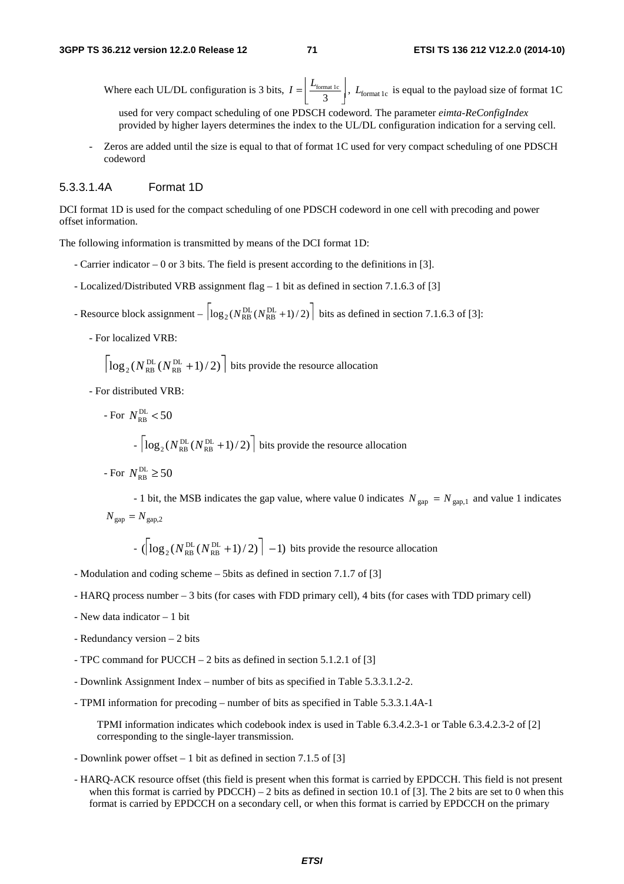Where each UL/DL configuration is 3 bits, $I = \left\lfloor \frac{L_{\text{format 1c}}}{3} \right\rfloor$, $L_{\text{format 1c}}$ is equal to the payload size of format 1C used for very compact scheduling of one PDSCH codeword. The parameter *eimta-ReConfigIndex* provided by higher layers determines the index to the UL/DL configuration indication for a serving cell.

- Zeros are added until the size is equal to that of format 1C used for very compact scheduling of one PDSCH codeword

#### 5.3.3.1.4A Format 1D

DCI format 1D is used for the compact scheduling of one PDSCH codeword in one cell with precoding and power offset information.

The following information is transmitted by means of the DCI format 1D:

- Carrier indicator – 0 or 3 bits. The field is present according to the definitions in [3].
- Localized/Distributed VRB assignment flag – 1 bit as defined in section 7.1.6.3 of [3]
- Resource block assignment – $\left\lceil \log_2(N_{\text{RB}}^{\text{DL}}(N_{\text{RB}}^{\text{DL}}+1)/2) \right\rceil$ bits as defined in section 7.1.6.3 of [3]:
  - For localized VRB:

    $\left\lceil \log_2(N_{\text{RB}}^{\text{DL}}(N_{\text{RB}}^{\text{DL}}+1)/2) \right\rceil$ bits provide the resource allocation

  - For distributed VRB:
    - For $N_{\text{RB}}^{\text{DL}} < 50$
      - $\left\lceil \log_2(N_{\text{RB}}^{\text{DL}}(N_{\text{RB}}^{\text{DL}}+1)/2) \right\rceil$ bits provide the resource allocation
    - For $N_{\text{RB}}^{\text{DL}} \geq 50$
      - 1 bit, the MSB indicates the gap value, where value 0 indicates $N_{\text{gap}} = N_{\text{gap},1}$ and value 1 indicates $N_{\text{gap}} = N_{\text{gap},2}$
      - $(\left\lceil \log_2(N_{\text{RB}}^{\text{DL}}(N_{\text{RB}}^{\text{DL}}+1)/2) \right\rceil - 1)$ bits provide the resource allocation
- Modulation and coding scheme – 5bits as defined in section 7.1.7 of [3]
- HARQ process number – 3 bits (for cases with FDD primary cell), 4 bits (for cases with TDD primary cell)
- New data indicator – 1 bit
- Redundancy version – 2 bits
- TPC command for PUCCH – 2 bits as defined in section 5.1.2.1 of [3]
- Downlink Assignment Index – number of bits as specified in Table 5.3.3.1.2-2.
- TPMI information for precoding – number of bits as specified in Table 5.3.3.1.4A-1

  TPMI information indicates which codebook index is used in Table 6.3.4.2.3-1 or Table 6.3.4.2.3-2 of [2] corresponding to the single-layer transmission.

- Downlink power offset – 1 bit as defined in section 7.1.5 of [3]
- HARQ-ACK resource offset (this field is present when this format is carried by EPDCCH. This field is not present when this format is carried by PDCCH) – 2 bits as defined in section 10.1 of [3]. The 2 bits are set to 0 when this format is carried by EPDCCH on a secondary cell, or when this format is carried by EPDCCH on the primary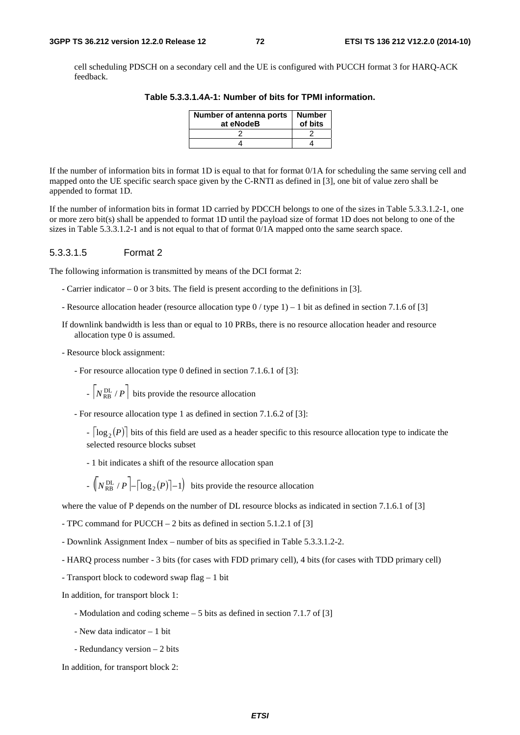cell scheduling PDSCH on a secondary cell and the UE is configured with PUCCH format 3 for HARQ-ACK feedback.

**Table 5.3.3.1.4A-1: Number of bits for TPMI information.**

| Number of antenna ports at eNodeB | Number of bits |
|---|---|
| 2 | 2 |
| 4 | 4 |

If the number of information bits in format 1D is equal to that for format 0/1A for scheduling the same serving cell and mapped onto the UE specific search space given by the C-RNTI as defined in [3], one bit of value zero shall be appended to format 1D.

If the number of information bits in format 1D carried by PDCCH belongs to one of the sizes in Table 5.3.3.1.2-1, one or more zero bit(s) shall be appended to format 1D until the payload size of format 1D does not belong to one of the sizes in Table 5.3.3.1.2-1 and is not equal to that of format 0/1A mapped onto the same search space.

#### 5.3.3.1.5 Format 2

The following information is transmitted by means of the DCI format 2:

- Carrier indicator – 0 or 3 bits. The field is present according to the definitions in [3].
- Resource allocation header (resource allocation type 0 / type 1) – 1 bit as defined in section 7.1.6 of [3]

If downlink bandwidth is less than or equal to 10 PRBs, there is no resource allocation header and resource allocation type 0 is assumed.

- Resource block assignment:
    - For resource allocation type 0 defined in section 7.1.6.1 of [3]:
        - $\left\lceil N_{\mathrm{RB}}^{\mathrm{DL}} / P \right\rceil$ bits provide the resource allocation
    - For resource allocation type 1 as defined in section 7.1.6.2 of [3]:
        - $\left\lceil \log_2(P) \right\rceil$ bits of this field are used as a header specific to this resource allocation type to indicate the selected resource blocks subset
        - 1 bit indicates a shift of the resource allocation span
        - $\left(\left\lceil N_{\mathrm{RB}}^{\mathrm{DL}} / P \right\rceil - \left\lceil \log_2(P) \right\rceil - 1\right)$ bits provide the resource allocation

where the value of P depends on the number of DL resource blocks as indicated in section 7.1.6.1 of [3]

- TPC command for PUCCH – 2 bits as defined in section 5.1.2.1 of [3]
- Downlink Assignment Index – number of bits as specified in Table 5.3.3.1.2-2.
- HARQ process number - 3 bits (for cases with FDD primary cell), 4 bits (for cases with TDD primary cell)
- Transport block to codeword swap flag – 1 bit

In addition, for transport block 1:

- Modulation and coding scheme – 5 bits as defined in section 7.1.7 of [3]
- New data indicator – 1 bit
- Redundancy version – 2 bits

In addition, for transport block 2: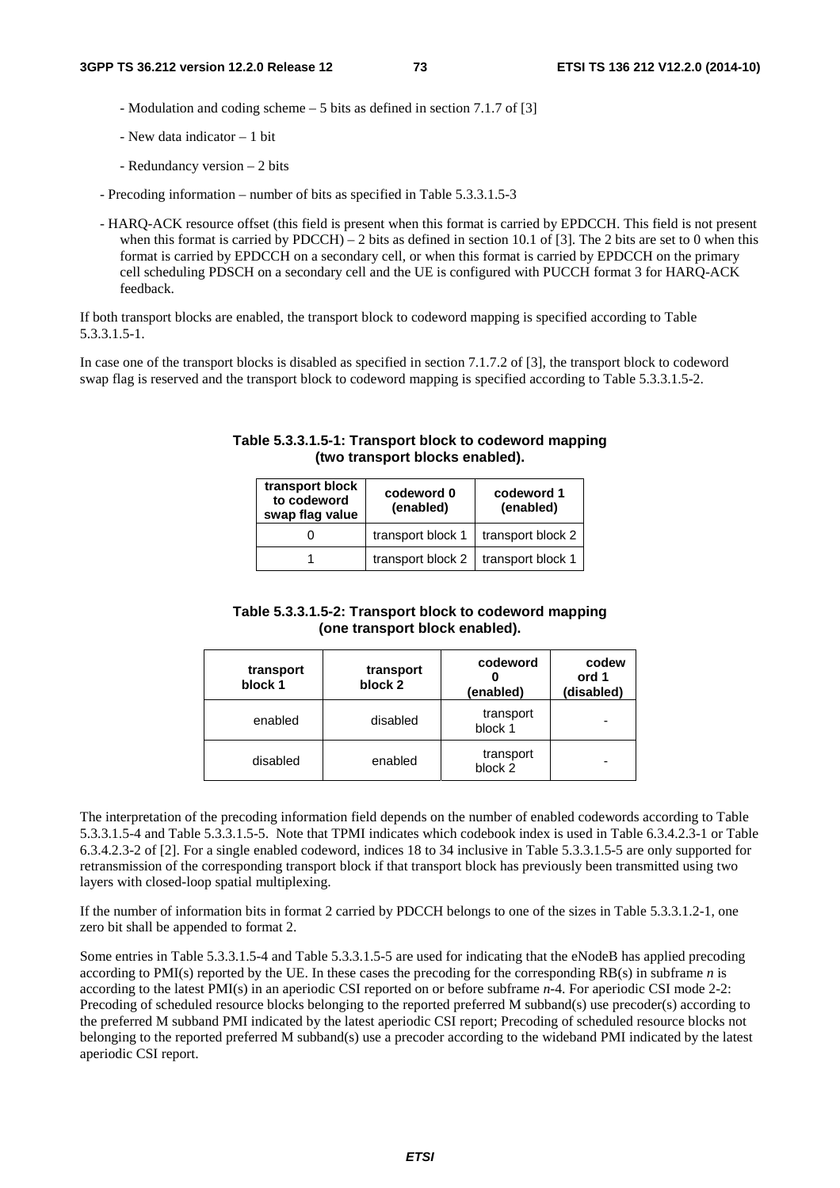- Modulation and coding scheme – 5 bits as defined in section 7.1.7 of [3]

- New data indicator – 1 bit

- Redundancy version – 2 bits

- Precoding information – number of bits as specified in Table 5.3.3.1.5-3

- HARQ-ACK resource offset (this field is present when this format is carried by EPDCCH. This field is not present when this format is carried by PDCCH) – 2 bits as defined in section 10.1 of [3]. The 2 bits are set to 0 when this format is carried by EPDCCH on a secondary cell, or when this format is carried by EPDCCH on the primary cell scheduling PDSCH on a secondary cell and the UE is configured with PUCCH format 3 for HARQ-ACK feedback.

If both transport blocks are enabled, the transport block to codeword mapping is specified according to Table 5.3.3.1.5-1.

In case one of the transport blocks is disabled as specified in section 7.1.7.2 of [3], the transport block to codeword swap flag is reserved and the transport block to codeword mapping is specified according to Table 5.3.3.1.5-2.

**Table 5.3.3.1.5-1: Transport block to codeword mapping (two transport blocks enabled).**

| transport block to codeword swap flag value | codeword 0 (enabled) | codeword 1 (enabled) |
|---|---|---|
| 0 | transport block 1 | transport block 2 |
| 1 | transport block 2 | transport block 1 |

**Table 5.3.3.1.5-2: Transport block to codeword mapping (one transport block enabled).**

| transport block 1 | transport block 2 | codeword 0 (enabled) | codeword 1 (disabled) |
|---|---|---|---|
| enabled | disabled | transport block 1 | - |
| disabled | enabled | transport block 2 | - |

The interpretation of the precoding information field depends on the number of enabled codewords according to Table 5.3.3.1.5-4 and Table 5.3.3.1.5-5. Note that TPMI indicates which codebook index is used in Table 6.3.4.2.3-1 or Table 6.3.4.2.3-2 of [2]. For a single enabled codeword, indices 18 to 34 inclusive in Table 5.3.3.1.5-5 are only supported for retransmission of the corresponding transport block if that transport block has previously been transmitted using two layers with closed-loop spatial multiplexing.

If the number of information bits in format 2 carried by PDCCH belongs to one of the sizes in Table 5.3.3.1.2-1, one zero bit shall be appended to format 2.

Some entries in Table 5.3.3.1.5-4 and Table 5.3.3.1.5-5 are used for indicating that the eNodeB has applied precoding according to PMI(s) reported by the UE. In these cases the precoding for the corresponding RB(s) in subframe $n$ is according to the latest PMI(s) in an aperiodic CSI reported on or before subframe $n$-4. For aperiodic CSI mode 2-2: Precoding of scheduled resource blocks belonging to the reported preferred M subband(s) use precoder(s) according to the preferred M subband PMI indicated by the latest aperiodic CSI report; Precoding of scheduled resource blocks not belonging to the reported preferred M subband(s) use a precoder according to the wideband PMI indicated by the latest aperiodic CSI report.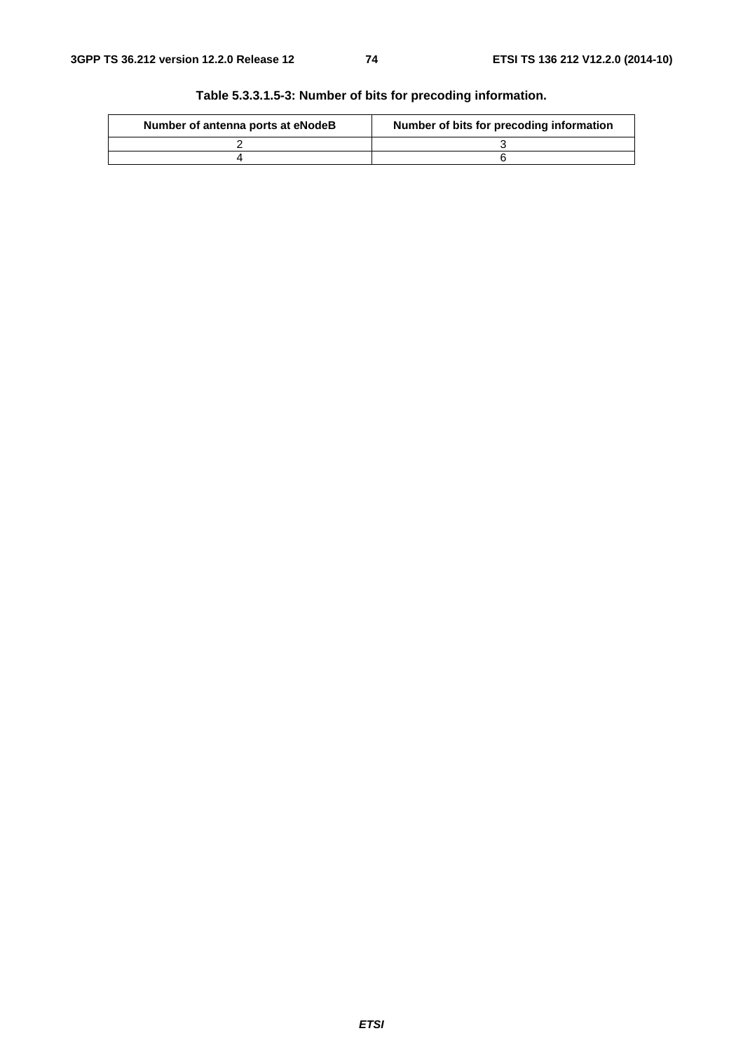**Table 5.3.3.1.5-3: Number of bits for precoding information.**

| Number of antenna ports at eNodeB | Number of bits for precoding information |
|---|---|
| 2 | 3 |
| 4 | 6 |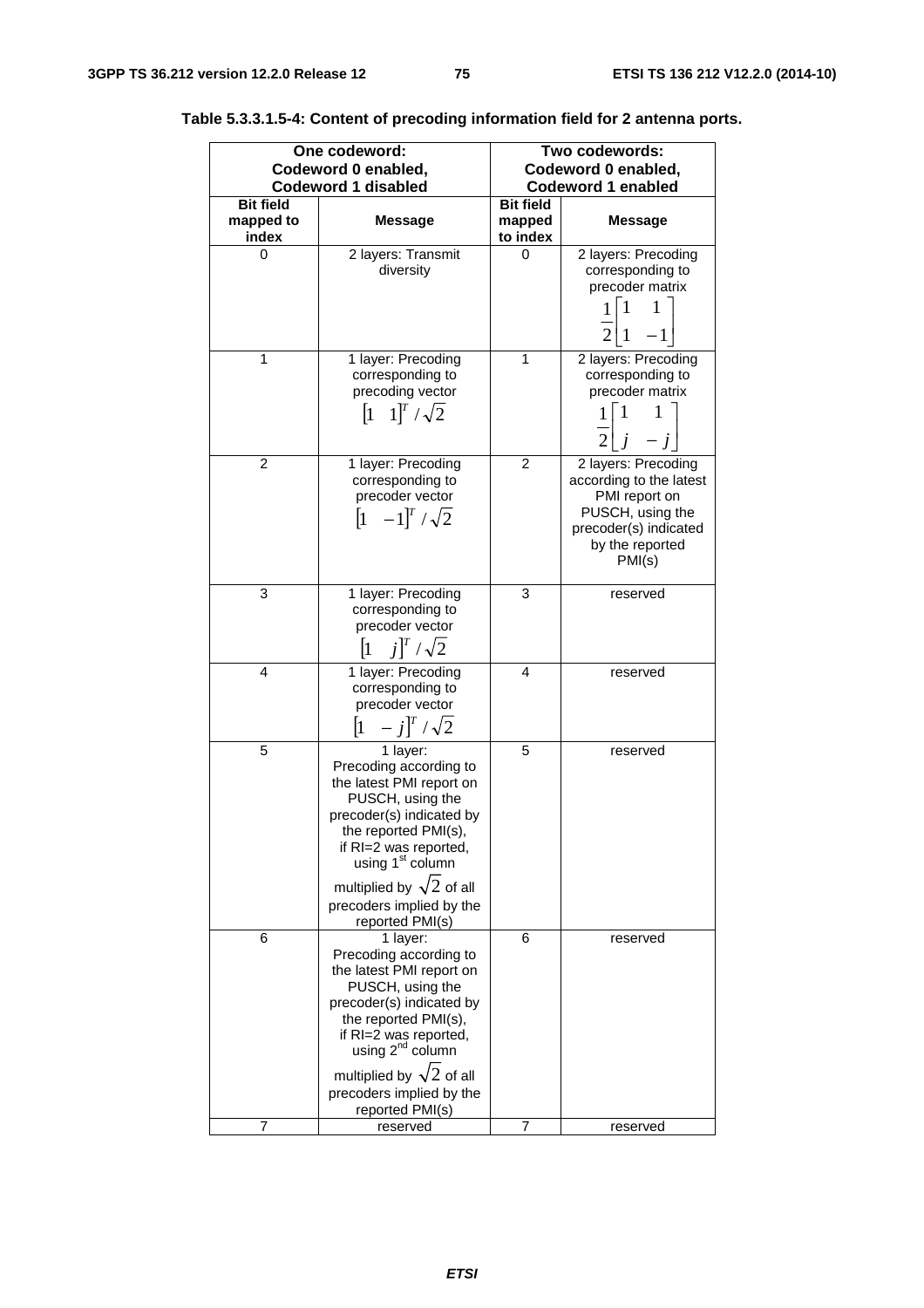**Table 5.3.3.1.5-4: Content of precoding information field for 2 antenna ports.**

| One codeword: Codeword 0 enabled, Codeword 1 disabled | | Two codewords: Codeword 0 enabled, Codeword 1 enabled | |
|---|---|---|---|
| **Bit field mapped to index** | **Message** | **Bit field mapped to index** | **Message** |
| 0 | 2 layers: Transmit diversity | 0 | 2 layers: Precoding corresponding to precoder matrix $\frac{1}{2}\begin{bmatrix} 1 & 1 \\ 1 & -1 \end{bmatrix}$ |
| 1 | 1 layer: Precoding corresponding to precoding vector $\begin{bmatrix} 1 & 1 \end{bmatrix}^T / \sqrt{2}$ | 1 | 2 layers: Precoding corresponding to precoder matrix $\frac{1}{2}\begin{bmatrix} 1 & 1 \\ j & -j \end{bmatrix}$ |
| 2 | 1 layer: Precoding corresponding to precoder vector $\begin{bmatrix} 1 & -1 \end{bmatrix}^T / \sqrt{2}$ | 2 | 2 layers: Precoding according to the latest PMI report on PUSCH, using the precoder(s) indicated by the reported PMI(s) |
| 3 | 1 layer: Precoding corresponding to precoder vector $\begin{bmatrix} 1 & j \end{bmatrix}^T / \sqrt{2}$ | 3 | reserved |
| 4 | 1 layer: Precoding corresponding to precoder vector $\begin{bmatrix} 1 & -j \end{bmatrix}^T / \sqrt{2}$ | 4 | reserved |
| 5 | 1 layer: Precoding according to the latest PMI report on PUSCH, using the precoder(s) indicated by the reported PMI(s), if RI=2 was reported, using 1st column multiplied by $\sqrt{2}$ of all precoders implied by the reported PMI(s) | 5 | reserved |
| 6 | 1 layer: Precoding according to the latest PMI report on PUSCH, using the precoder(s) indicated by the reported PMI(s), if RI=2 was reported, using 2nd column multiplied by $\sqrt{2}$ of all precoders implied by the reported PMI(s) | 6 | reserved |
| 7 | reserved | 7 | reserved |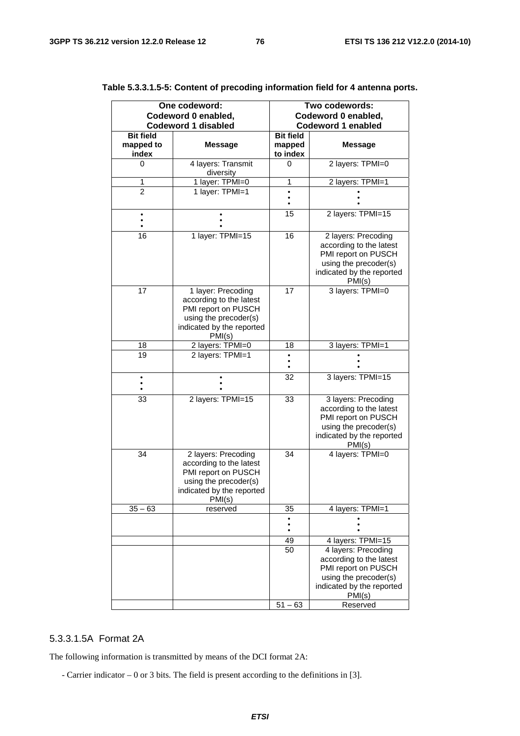**Table 5.3.3.1.5-5: Content of precoding information field for 4 antenna ports.**

| One codeword: Codeword 0 enabled, Codeword 1 disabled | | Two codewords: Codeword 0 enabled, Codeword 1 enabled | |
|---|---|---|---|
| **Bit field mapped to index** | **Message** | **Bit field mapped to index** | **Message** |
| 0 | 4 layers: Transmit diversity | 0 | 2 layers: TPMI=0 |
| 1 | 1 layer: TPMI=0 | 1 | 2 layers: TPMI=1 |
| 2 | 1 layer: TPMI=1 | ⋮ | ⋮ |
| ⋮ | ⋮ | 15 | 2 layers: TPMI=15 |
| 16 | 1 layer: TPMI=15 | 16 | 2 layers: Precoding according to the latest PMI report on PUSCH using the precoder(s) indicated by the reported PMI(s) |
| 17 | 1 layer: Precoding according to the latest PMI report on PUSCH using the precoder(s) indicated by the reported PMI(s) | 17 | 3 layers: TPMI=0 |
| 18 | 2 layers: TPMI=0 | 18 | 3 layers: TPMI=1 |
| 19 | 2 layers: TPMI=1 | ⋮ | ⋮ |
| ⋮ | ⋮ | 32 | 3 layers: TPMI=15 |
| 33 | 2 layers: TPMI=15 | 33 | 3 layers: Precoding according to the latest PMI report on PUSCH using the precoder(s) indicated by the reported PMI(s) |
| 34 | 2 layers: Precoding according to the latest PMI report on PUSCH using the precoder(s) indicated by the reported PMI(s) | 34 | 4 layers: TPMI=0 |
| 35 – 63 | reserved | 35 | 4 layers: TPMI=1 |
| | | ⋮ | ⋮ |
| | | 49 | 4 layers: TPMI=15 |
| | | 50 | 4 layers: Precoding according to the latest PMI report on PUSCH using the precoder(s) indicated by the reported PMI(s) |
| | | 51 – 63 | Reserved |

#### 5.3.3.1.5A Format 2A

The following information is transmitted by means of the DCI format 2A:

- Carrier indicator – 0 or 3 bits. The field is present according to the definitions in [3].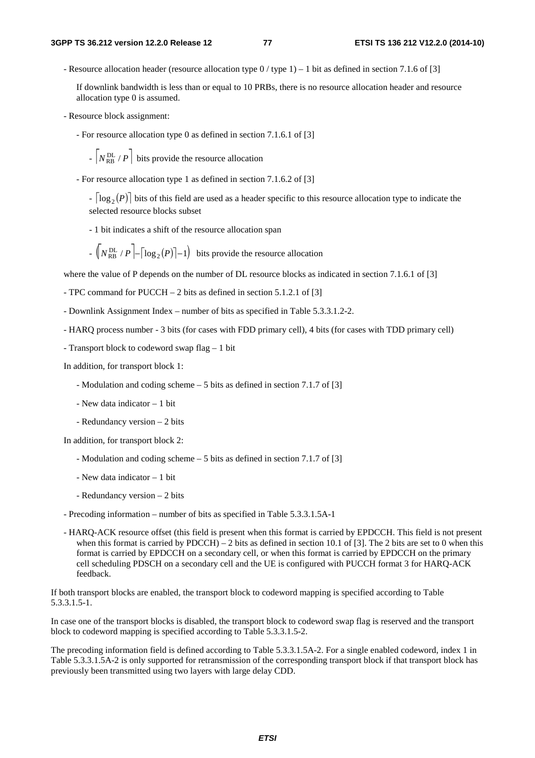- Resource allocation header (resource allocation type 0 / type 1) – 1 bit as defined in section 7.1.6 of [3]

  If downlink bandwidth is less than or equal to 10 PRBs, there is no resource allocation header and resource allocation type 0 is assumed.

- Resource block assignment:

  - For resource allocation type 0 as defined in section 7.1.6.1 of [3]

    - $\lceil N_{\mathrm{RB}}^{\mathrm{DL}} / P \rceil$ bits provide the resource allocation

  - For resource allocation type 1 as defined in section 7.1.6.2 of [3]

    - $\lceil \log_2(P) \rceil$ bits of this field are used as a header specific to this resource allocation type to indicate the selected resource blocks subset

    - 1 bit indicates a shift of the resource allocation span

    - $\left(\lceil N_{\mathrm{RB}}^{\mathrm{DL}} / P \rceil - \lceil \log_2(P) \rceil - 1\right)$ bits provide the resource allocation

  where the value of P depends on the number of DL resource blocks as indicated in section 7.1.6.1 of [3]

- TPC command for PUCCH – 2 bits as defined in section 5.1.2.1 of [3]

- Downlink Assignment Index – number of bits as specified in Table 5.3.3.1.2-2.

- HARQ process number - 3 bits (for cases with FDD primary cell), 4 bits (for cases with TDD primary cell)

- Transport block to codeword swap flag – 1 bit

  In addition, for transport block 1:

  - Modulation and coding scheme – 5 bits as defined in section 7.1.7 of [3]

  - New data indicator – 1 bit

  - Redundancy version – 2 bits

  In addition, for transport block 2:

  - Modulation and coding scheme – 5 bits as defined in section 7.1.7 of [3]

  - New data indicator – 1 bit

  - Redundancy version – 2 bits

- Precoding information – number of bits as specified in Table 5.3.3.1.5A-1

- HARQ-ACK resource offset (this field is present when this format is carried by EPDCCH. This field is not present when this format is carried by PDCCH) – 2 bits as defined in section 10.1 of [3]. The 2 bits are set to 0 when this format is carried by EPDCCH on a secondary cell, or when this format is carried by EPDCCH on the primary cell scheduling PDSCH on a secondary cell and the UE is configured with PUCCH format 3 for HARQ-ACK feedback.

If both transport blocks are enabled, the transport block to codeword mapping is specified according to Table 5.3.3.1.5-1.

In case one of the transport blocks is disabled, the transport block to codeword swap flag is reserved and the transport block to codeword mapping is specified according to Table 5.3.3.1.5-2.

The precoding information field is defined according to Table 5.3.3.1.5A-2. For a single enabled codeword, index 1 in Table 5.3.3.1.5A-2 is only supported for retransmission of the corresponding transport block if that transport block has previously been transmitted using two layers with large delay CDD.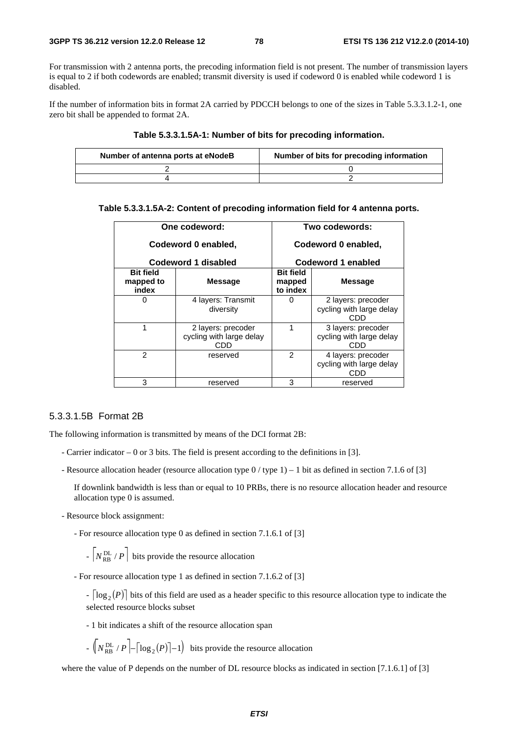For transmission with 2 antenna ports, the precoding information field is not present. The number of transmission layers is equal to 2 if both codewords are enabled; transmit diversity is used if codeword 0 is enabled while codeword 1 is disabled.

If the number of information bits in format 2A carried by PDCCH belongs to one of the sizes in Table 5.3.3.1.2-1, one zero bit shall be appended to format 2A.

**Table 5.3.3.1.5A-1: Number of bits for precoding information.**

| Number of antenna ports at eNodeB | Number of bits for precoding information |
|---|---|
| 2 | 0 |
| 4 | 2 |

**Table 5.3.3.1.5A-2: Content of precoding information field for 4 antenna ports.**

| One codeword: Codeword 0 enabled, Codeword 1 disabled | | Two codewords: Codeword 0 enabled, Codeword 1 enabled | |
|---|---|---|---|
| **Bit field mapped to index** | **Message** | **Bit field mapped to index** | **Message** |
| 0 | 4 layers: Transmit diversity | 0 | 2 layers: precoder cycling with large delay CDD |
| 1 | 2 layers: precoder cycling with large delay CDD | 1 | 3 layers: precoder cycling with large delay CDD |
| 2 | reserved | 2 | 4 layers: precoder cycling with large delay CDD |
| 3 | reserved | 3 | reserved |

### 5.3.3.1.5B Format 2B

The following information is transmitted by means of the DCI format 2B:

- Carrier indicator – 0 or 3 bits. The field is present according to the definitions in [3].
- Resource allocation header (resource allocation type 0 / type 1) – 1 bit as defined in section 7.1.6 of [3]

  If downlink bandwidth is less than or equal to 10 PRBs, there is no resource allocation header and resource allocation type 0 is assumed.

- Resource block assignment:
  - For resource allocation type 0 as defined in section 7.1.6.1 of [3]
    - $\lceil N_{\mathrm{RB}}^{\mathrm{DL}} / P \rceil$ bits provide the resource allocation
  - For resource allocation type 1 as defined in section 7.1.6.2 of [3]
    - $\lceil \log_2(P) \rceil$ bits of this field are used as a header specific to this resource allocation type to indicate the selected resource blocks subset
    - 1 bit indicates a shift of the resource allocation span
    - $\left( \lceil N_{\mathrm{RB}}^{\mathrm{DL}} / P \rceil - \lceil \log_2(P) \rceil - 1 \right)$ bits provide the resource allocation

  where the value of P depends on the number of DL resource blocks as indicated in section [7.1.6.1] of [3]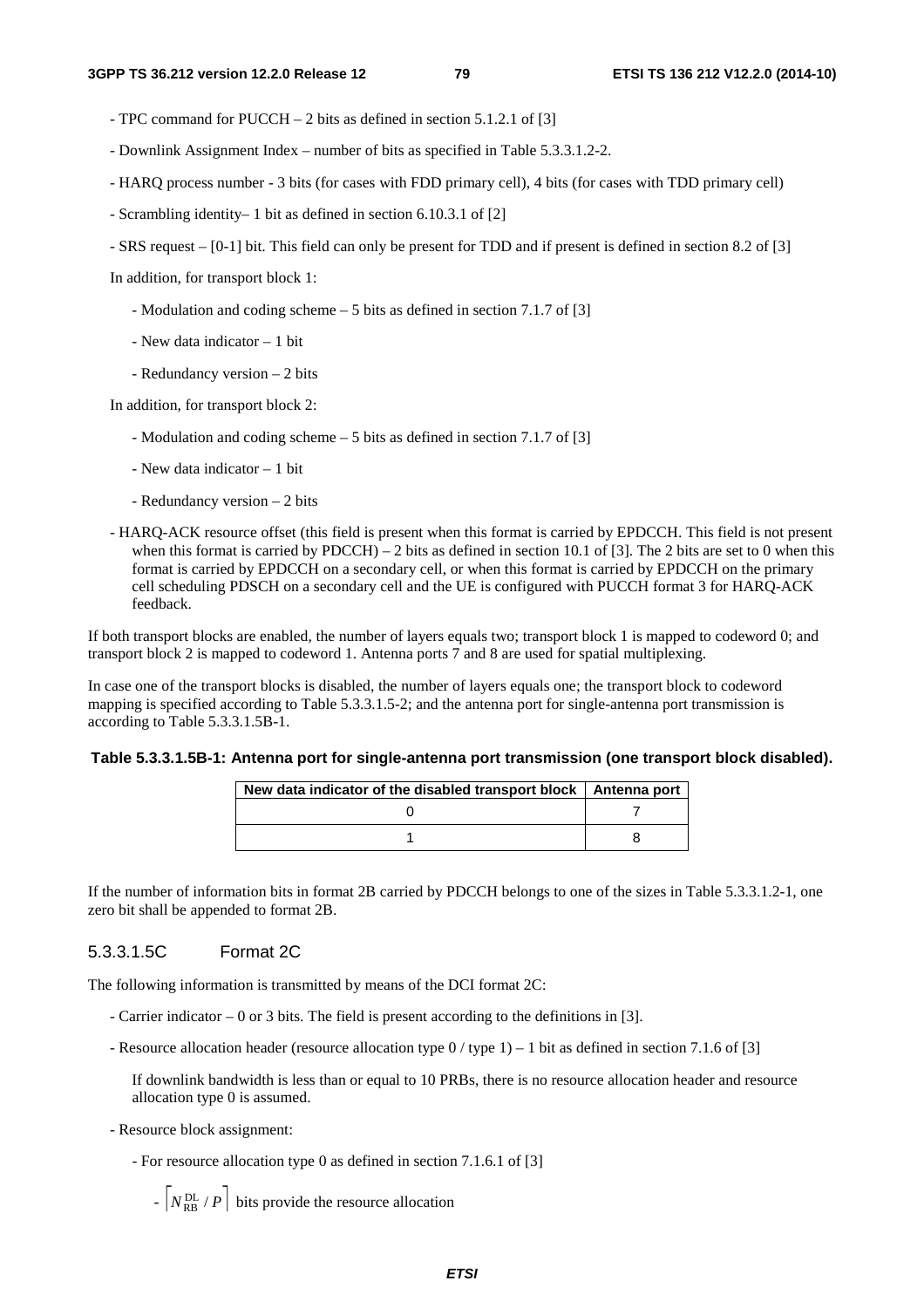- TPC command for PUCCH – 2 bits as defined in section 5.1.2.1 of [3]

- Downlink Assignment Index – number of bits as specified in Table 5.3.3.1.2-2.

- HARQ process number - 3 bits (for cases with FDD primary cell), 4 bits (for cases with TDD primary cell)

- Scrambling identity– 1 bit as defined in section 6.10.3.1 of [2]

- SRS request – [0-1] bit. This field can only be present for TDD and if present is defined in section 8.2 of [3]

In addition, for transport block 1:

- Modulation and coding scheme – 5 bits as defined in section 7.1.7 of [3]

- New data indicator – 1 bit

- Redundancy version – 2 bits

In addition, for transport block 2:

- Modulation and coding scheme – 5 bits as defined in section 7.1.7 of [3]

- New data indicator – 1 bit

- Redundancy version – 2 bits

- HARQ-ACK resource offset (this field is present when this format is carried by EPDCCH. This field is not present when this format is carried by PDCCH) – 2 bits as defined in section 10.1 of [3]. The 2 bits are set to 0 when this format is carried by EPDCCH on a secondary cell, or when this format is carried by EPDCCH on the primary cell scheduling PDSCH on a secondary cell and the UE is configured with PUCCH format 3 for HARQ-ACK feedback.

If both transport blocks are enabled, the number of layers equals two; transport block 1 is mapped to codeword 0; and transport block 2 is mapped to codeword 1. Antenna ports 7 and 8 are used for spatial multiplexing.

In case one of the transport blocks is disabled, the number of layers equals one; the transport block to codeword mapping is specified according to Table 5.3.3.1.5-2; and the antenna port for single-antenna port transmission is according to Table 5.3.3.1.5B-1.

**Table 5.3.3.1.5B-1: Antenna port for single-antenna port transmission (one transport block disabled).**

| New data indicator of the disabled transport block | Antenna port |
|---|---|
| 0 | 7 |
| 1 | 8 |

If the number of information bits in format 2B carried by PDCCH belongs to one of the sizes in Table 5.3.3.1.2-1, one zero bit shall be appended to format 2B.

#### 5.3.3.1.5C Format 2C

The following information is transmitted by means of the DCI format 2C:

- Carrier indicator – 0 or 3 bits. The field is present according to the definitions in [3].

- Resource allocation header (resource allocation type 0 / type 1) – 1 bit as defined in section 7.1.6 of [3]

  If downlink bandwidth is less than or equal to 10 PRBs, there is no resource allocation header and resource allocation type 0 is assumed.

- Resource block assignment:

  - For resource allocation type 0 as defined in section 7.1.6.1 of [3]

    - $\lceil N_{RB}^{DL} / P \rceil$ bits provide the resource allocation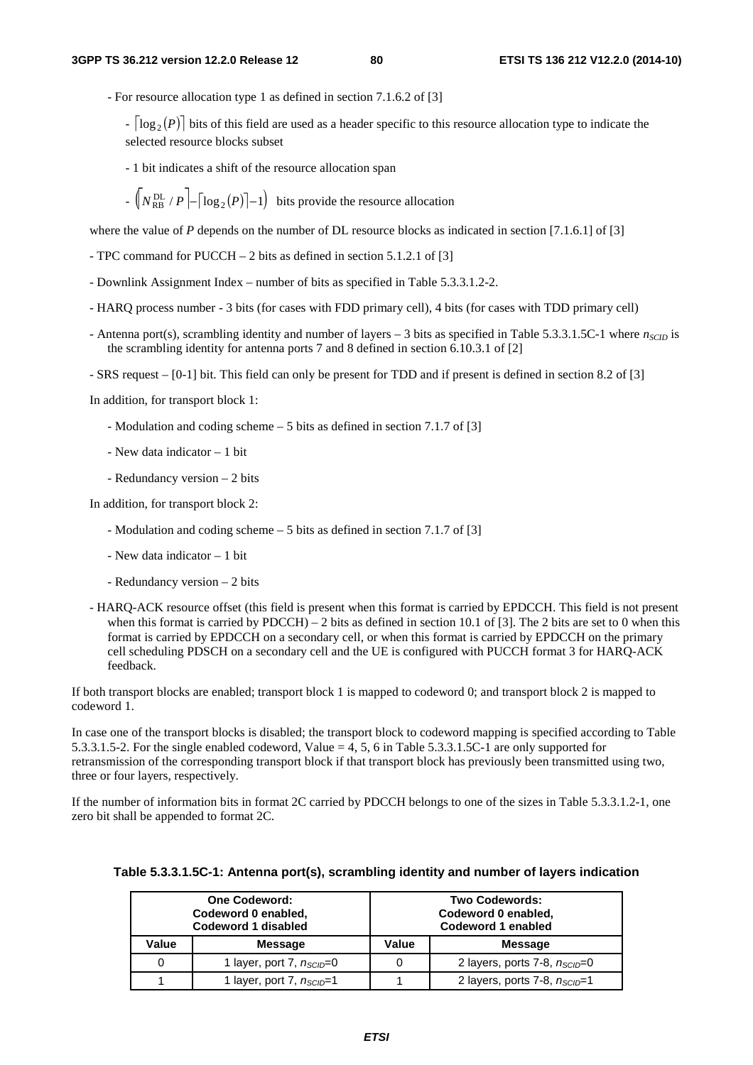- For resource allocation type 1 as defined in section 7.1.6.2 of [3]

  - $\lceil \log_2(P) \rceil$ bits of this field are used as a header specific to this resource allocation type to indicate the selected resource blocks subset

  - 1 bit indicates a shift of the resource allocation span

  - $\left(\lceil N_{RB}^{DL} / P \rceil - \lceil \log_2(P) \rceil - 1\right)$ bits provide the resource allocation

where the value of $P$ depends on the number of DL resource blocks as indicated in section [7.1.6.1] of [3]

- TPC command for PUCCH – 2 bits as defined in section 5.1.2.1 of [3]

- Downlink Assignment Index – number of bits as specified in Table 5.3.3.1.2-2.

- HARQ process number - 3 bits (for cases with FDD primary cell), 4 bits (for cases with TDD primary cell)

- Antenna port(s), scrambling identity and number of layers – 3 bits as specified in Table 5.3.3.1.5C-1 where $n_{SCID}$ is the scrambling identity for antenna ports 7 and 8 defined in section 6.10.3.1 of [2]

- SRS request – [0-1] bit. This field can only be present for TDD and if present is defined in section 8.2 of [3]

In addition, for transport block 1:

  - Modulation and coding scheme – 5 bits as defined in section 7.1.7 of [3]

  - New data indicator – 1 bit

  - Redundancy version – 2 bits

In addition, for transport block 2:

  - Modulation and coding scheme – 5 bits as defined in section 7.1.7 of [3]

  - New data indicator – 1 bit

  - Redundancy version – 2 bits

- HARQ-ACK resource offset (this field is present when this format is carried by EPDCCH. This field is not present when this format is carried by PDCCH) – 2 bits as defined in section 10.1 of [3]. The 2 bits are set to 0 when this format is carried by EPDCCH on a secondary cell, or when this format is carried by EPDCCH on the primary cell scheduling PDSCH on a secondary cell and the UE is configured with PUCCH format 3 for HARQ-ACK feedback.

If both transport blocks are enabled; transport block 1 is mapped to codeword 0; and transport block 2 is mapped to codeword 1.

In case one of the transport blocks is disabled; the transport block to codeword mapping is specified according to Table 5.3.3.1.5-2. For the single enabled codeword, Value = 4, 5, 6 in Table 5.3.3.1.5C-1 are only supported for retransmission of the corresponding transport block if that transport block has previously been transmitted using two, three or four layers, respectively.

If the number of information bits in format 2C carried by PDCCH belongs to one of the sizes in Table 5.3.3.1.2-1, one zero bit shall be appended to format 2C.

**Table 5.3.3.1.5C-1: Antenna port(s), scrambling identity and number of layers indication**

| One Codeword: Codeword 0 enabled, Codeword 1 disabled | | Two Codewords: Codeword 0 enabled, Codeword 1 enabled | |
|---|---|---|---|
| **Value** | **Message** | **Value** | **Message** |
| 0 | 1 layer, port 7, $n_{SCID}$=0 | 0 | 2 layers, ports 7-8, $n_{SCID}$=0 |
| 1 | 1 layer, port 7, $n_{SCID}$=1 | 1 | 2 layers, ports 7-8, $n_{SCID}$=1 |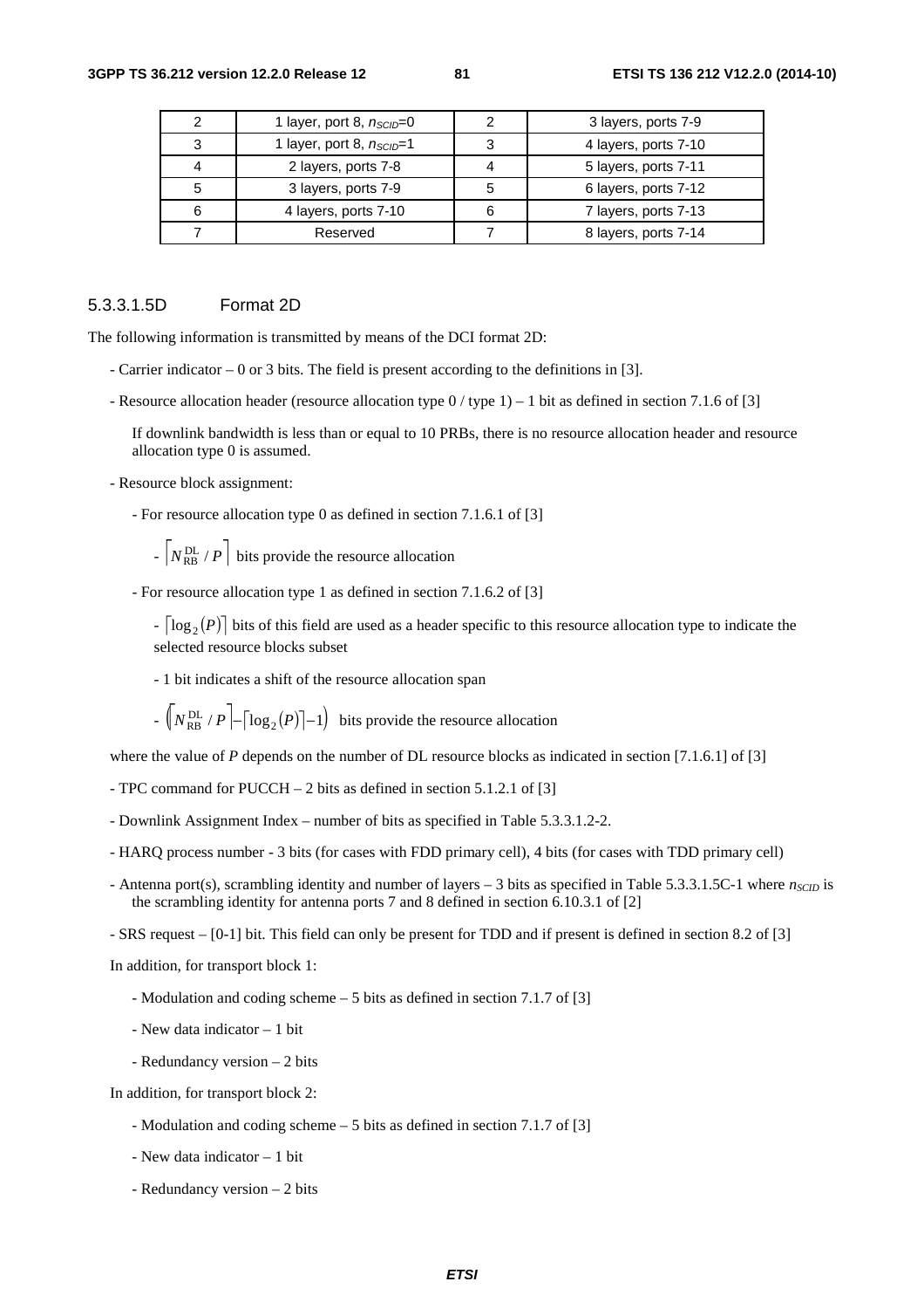| 2 | 1 layer, port 8, $n_{SCID}$=0 | 2 | 3 layers, ports 7-9 |
|---|---|---|---|
| 3 | 1 layer, port 8, $n_{SCID}$=1 | 3 | 4 layers, ports 7-10 |
| 4 | 2 layers, ports 7-8 | 4 | 5 layers, ports 7-11 |
| 5 | 3 layers, ports 7-9 | 5 | 6 layers, ports 7-12 |
| 6 | 4 layers, ports 7-10 | 6 | 7 layers, ports 7-13 |
| 7 | Reserved | 7 | 8 layers, ports 7-14 |

#### 5.3.3.1.5D Format 2D

The following information is transmitted by means of the DCI format 2D:

- Carrier indicator – 0 or 3 bits. The field is present according to the definitions in [3].
- Resource allocation header (resource allocation type 0 / type 1) – 1 bit as defined in section 7.1.6 of [3]

  If downlink bandwidth is less than or equal to 10 PRBs, there is no resource allocation header and resource allocation type 0 is assumed.

- Resource block assignment:
  - For resource allocation type 0 as defined in section 7.1.6.1 of [3]
    - $\left\lceil N_{\mathrm{RB}}^{\mathrm{DL}} / P \right\rceil$ bits provide the resource allocation
  - For resource allocation type 1 as defined in section 7.1.6.2 of [3]
    - $\left\lceil \log_2(P) \right\rceil$ bits of this field are used as a header specific to this resource allocation type to indicate the selected resource blocks subset
    - 1 bit indicates a shift of the resource allocation span
    - $\left( \left\lceil N_{\mathrm{RB}}^{\mathrm{DL}} / P \right\rceil - \left\lceil \log_2(P) \right\rceil - 1 \right)$ bits provide the resource allocation

  where the value of *P* depends on the number of DL resource blocks as indicated in section [7.1.6.1] of [3]

- TPC command for PUCCH – 2 bits as defined in section 5.1.2.1 of [3]
- Downlink Assignment Index – number of bits as specified in Table 5.3.3.1.2-2.
- HARQ process number - 3 bits (for cases with FDD primary cell), 4 bits (for cases with TDD primary cell)
- Antenna port(s), scrambling identity and number of layers – 3 bits as specified in Table 5.3.3.1.5C-1 where $n_{SCID}$ is the scrambling identity for antenna ports 7 and 8 defined in section 6.10.3.1 of [2]
- SRS request – [0-1] bit. This field can only be present for TDD and if present is defined in section 8.2 of [3]

In addition, for transport block 1:

- Modulation and coding scheme – 5 bits as defined in section 7.1.7 of [3]
- New data indicator – 1 bit
- Redundancy version – 2 bits

In addition, for transport block 2:

- Modulation and coding scheme – 5 bits as defined in section 7.1.7 of [3]
- New data indicator – 1 bit
- Redundancy version – 2 bits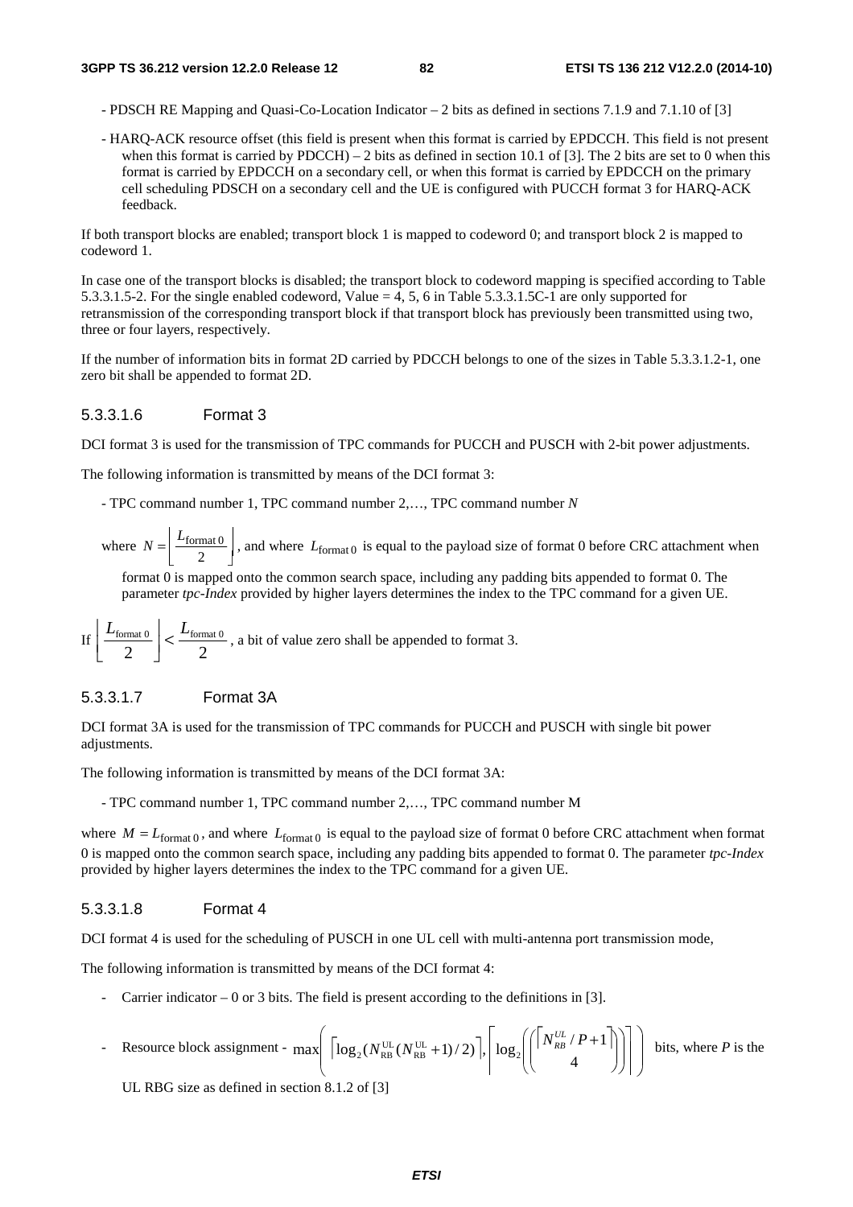- PDSCH RE Mapping and Quasi-Co-Location Indicator – 2 bits as defined in sections 7.1.9 and 7.1.10 of [3]

- HARQ-ACK resource offset (this field is present when this format is carried by EPDCCH. This field is not present when this format is carried by PDCCH) – 2 bits as defined in section 10.1 of [3]. The 2 bits are set to 0 when this format is carried by EPDCCH on a secondary cell, or when this format is carried by EPDCCH on the primary cell scheduling PDSCH on a secondary cell and the UE is configured with PUCCH format 3 for HARQ-ACK feedback.

If both transport blocks are enabled; transport block 1 is mapped to codeword 0; and transport block 2 is mapped to codeword 1.

In case one of the transport blocks is disabled; the transport block to codeword mapping is specified according to Table 5.3.3.1.5-2. For the single enabled codeword, Value = 4, 5, 6 in Table 5.3.3.1.5C-1 are only supported for retransmission of the corresponding transport block if that transport block has previously been transmitted using two, three or four layers, respectively.

If the number of information bits in format 2D carried by PDCCH belongs to one of the sizes in Table 5.3.3.1.2-1, one zero bit shall be appended to format 2D.

#### 5.3.3.1.6 Format 3

DCI format 3 is used for the transmission of TPC commands for PUCCH and PUSCH with 2-bit power adjustments.

The following information is transmitted by means of the DCI format 3:

- TPC command number 1, TPC command number 2,…, TPC command number $N$

where $N = \left\lfloor \frac{L_{\text{format 0}}}{2} \right\rfloor$, and where $L_{\text{format 0}}$ is equal to the payload size of format 0 before CRC attachment when format 0 is mapped onto the common search space, including any padding bits appended to format 0. The parameter *tpc-Index* provided by higher layers determines the index to the TPC command for a given UE.

If $\left\lfloor \frac{L_{\text{format 0}}}{2} \right\rfloor < \frac{L_{\text{format 0}}}{2}$, a bit of value zero shall be appended to format 3.

#### 5.3.3.1.7 Format 3A

DCI format 3A is used for the transmission of TPC commands for PUCCH and PUSCH with single bit power adjustments.

The following information is transmitted by means of the DCI format 3A:

- TPC command number 1, TPC command number 2,…, TPC command number M

where $M = L_{\text{format 0}}$, and where $L_{\text{format 0}}$ is equal to the payload size of format 0 before CRC attachment when format 0 is mapped onto the common search space, including any padding bits appended to format 0. The parameter *tpc-Index* provided by higher layers determines the index to the TPC command for a given UE.

#### 5.3.3.1.8 Format 4

DCI format 4 is used for the scheduling of PUSCH in one UL cell with multi-antenna port transmission mode,

The following information is transmitted by means of the DCI format 4:

- Carrier indicator – 0 or 3 bits. The field is present according to the definitions in [3].

- Resource block assignment - $\max\left( \left\lceil \log_2 (N_{\text{RB}}^{\text{UL}} (N_{\text{RB}}^{\text{UL}} + 1)/2) \right\rceil, \left\lceil \log_2 \left( \binom{\lceil N_{RB}^{UL} / P + 1 \rceil}{4} \right) \right\rceil \right)$ bits, where $P$ is the UL RBG size as defined in section 8.1.2 of [3]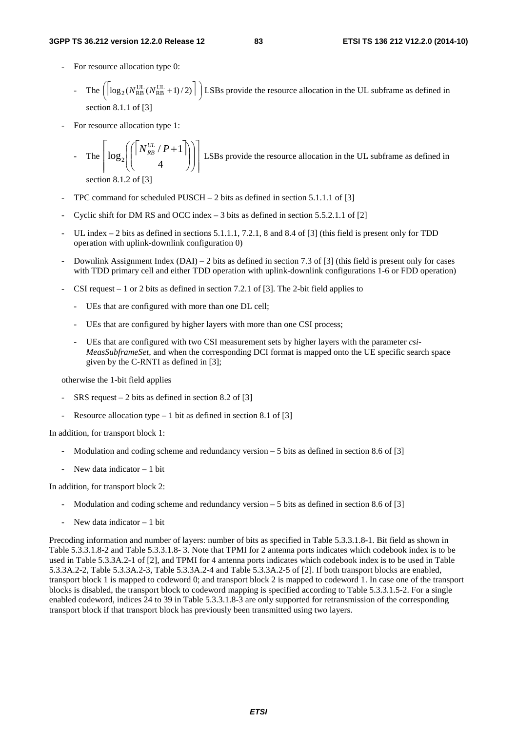- For resource allocation type 0:
  - The $\left(\left\lceil \log_2(N_{\mathrm{RB}}^{\mathrm{UL}}(N_{\mathrm{RB}}^{\mathrm{UL}}+1)/2)\right\rceil\right)$ LSBs provide the resource allocation in the UL subframe as defined in section 8.1.1 of [3]
- For resource allocation type 1:
  - The $\left\lceil \log_2\left(\binom{\left\lceil N_{RB}^{UL}/P+1\right\rceil}{4}\right)\right\rceil$ LSBs provide the resource allocation in the UL subframe as defined in section 8.1.2 of [3]
- TPC command for scheduled PUSCH – 2 bits as defined in section 5.1.1.1 of [3]
- Cyclic shift for DM RS and OCC index – 3 bits as defined in section 5.5.2.1.1 of [2]
- UL index – 2 bits as defined in sections 5.1.1.1, 7.2.1, 8 and 8.4 of [3] (this field is present only for TDD operation with uplink-downlink configuration 0)
- Downlink Assignment Index (DAI) – 2 bits as defined in section 7.3 of [3] (this field is present only for cases with TDD primary cell and either TDD operation with uplink-downlink configurations 1-6 or FDD operation)
- CSI request – 1 or 2 bits as defined in section 7.2.1 of [3]. The 2-bit field applies to
  - UEs that are configured with more than one DL cell;
  - UEs that are configured by higher layers with more than one CSI process;
  - UEs that are configured with two CSI measurement sets by higher layers with the parameter *csi-MeasSubframeSet*, and when the corresponding DCI format is mapped onto the UE specific search space given by the C-RNTI as defined in [3];

  otherwise the 1-bit field applies
- SRS request – 2 bits as defined in section 8.2 of [3]
- Resource allocation type – 1 bit as defined in section 8.1 of [3]

In addition, for transport block 1:

- Modulation and coding scheme and redundancy version – 5 bits as defined in section 8.6 of [3]
- New data indicator – 1 bit

In addition, for transport block 2:

- Modulation and coding scheme and redundancy version – 5 bits as defined in section 8.6 of [3]
- New data indicator – 1 bit

Precoding information and number of layers: number of bits as specified in Table 5.3.3.1.8-1. Bit field as shown in Table 5.3.3.1.8-2 and Table 5.3.3.1.8- 3. Note that TPMI for 2 antenna ports indicates which codebook index is to be used in Table 5.3.3A.2-1 of [2], and TPMI for 4 antenna ports indicates which codebook index is to be used in Table 5.3.3A.2-2, Table 5.3.3A.2-3, Table 5.3.3A.2-4 and Table 5.3.3A.2-5 of [2]. If both transport blocks are enabled, transport block 1 is mapped to codeword 0; and transport block 2 is mapped to codeword 1. In case one of the transport blocks is disabled, the transport block to codeword mapping is specified according to Table 5.3.3.1.5-2. For a single enabled codeword, indices 24 to 39 in Table 5.3.3.1.8-3 are only supported for retransmission of the corresponding transport block if that transport block has previously been transmitted using two layers.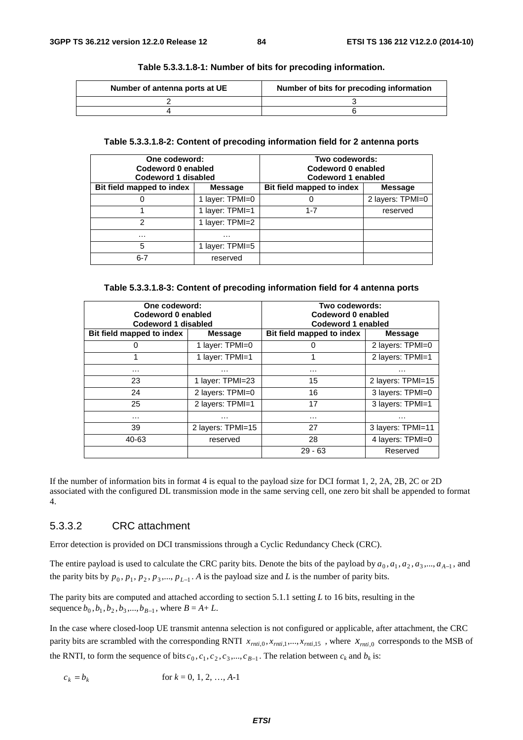**Table 5.3.3.1.8-1: Number of bits for precoding information.**

| Number of antenna ports at UE | Number of bits for precoding information |
|---|---|
| 2 | 3 |
| 4 | 6 |

**Table 5.3.3.1.8-2: Content of precoding information field for 2 antenna ports**

| One codeword: Codeword 0 enabled Codeword 1 disabled | | Two codewords: Codeword 0 enabled Codeword 1 enabled | |
|---|---|---|---|
| Bit field mapped to index | Message | Bit field mapped to index | Message |
| 0 | 1 layer: TPMI=0 | 0 | 2 layers: TPMI=0 |
| 1 | 1 layer: TPMI=1 | 1-7 | reserved |
| 2 | 1 layer: TPMI=2 | | |
| … | … | | |
| 5 | 1 layer: TPMI=5 | | |
| 6-7 | reserved | | |

**Table 5.3.3.1.8-3: Content of precoding information field for 4 antenna ports**

| One codeword: Codeword 0 enabled Codeword 1 disabled | | Two codewords: Codeword 0 enabled Codeword 1 enabled | |
|---|---|---|---|
| Bit field mapped to index | Message | Bit field mapped to index | Message |
| 0 | 1 layer: TPMI=0 | 0 | 2 layers: TPMI=0 |
| 1 | 1 layer: TPMI=1 | 1 | 2 layers: TPMI=1 |
| … | … | … | … |
| 23 | 1 layer: TPMI=23 | 15 | 2 layers: TPMI=15 |
| 24 | 2 layers: TPMI=0 | 16 | 3 layers: TPMI=0 |
| 25 | 2 layers: TPMI=1 | 17 | 3 layers: TPMI=1 |
| … | … | … | … |
| 39 | 2 layers: TPMI=15 | 27 | 3 layers: TPMI=11 |
| 40-63 | reserved | 28 | 4 layers: TPMI=0 |
| | | 29 - 63 | Reserved |

If the number of information bits in format 4 is equal to the payload size for DCI format 1, 2, 2A, 2B, 2C or 2D associated with the configured DL transmission mode in the same serving cell, one zero bit shall be appended to format 4.

### 5.3.3.2 CRC attachment

Error detection is provided on DCI transmissions through a Cyclic Redundancy Check (CRC).

The entire payload is used to calculate the CRC parity bits. Denote the bits of the payload by $a_0, a_1, a_2, a_3, ..., a_{A-1}$, and the parity bits by $p_0, p_1, p_2, p_3, ..., p_{L-1}$. *A* is the payload size and *L* is the number of parity bits.

The parity bits are computed and attached according to section 5.1.1 setting *L* to 16 bits, resulting in the sequence $b_0, b_1, b_2, b_3, ..., b_{B-1}$, where $B = A + L$.

In the case where closed-loop UE transmit antenna selection is not configured or applicable, after attachment, the CRC parity bits are scrambled with the corresponding RNTI $x_{rnti,0}, x_{rnti,1}, ..., x_{rnti,15}$, where $x_{rnti,0}$ corresponds to the MSB of the RNTI, to form the sequence of bits $c_0, c_1, c_2, c_3, ..., c_{B-1}$. The relation between $c_k$ and $b_k$ is:

$c_k = b_k$ for $k$ = 0, 1, 2, …, $A$-1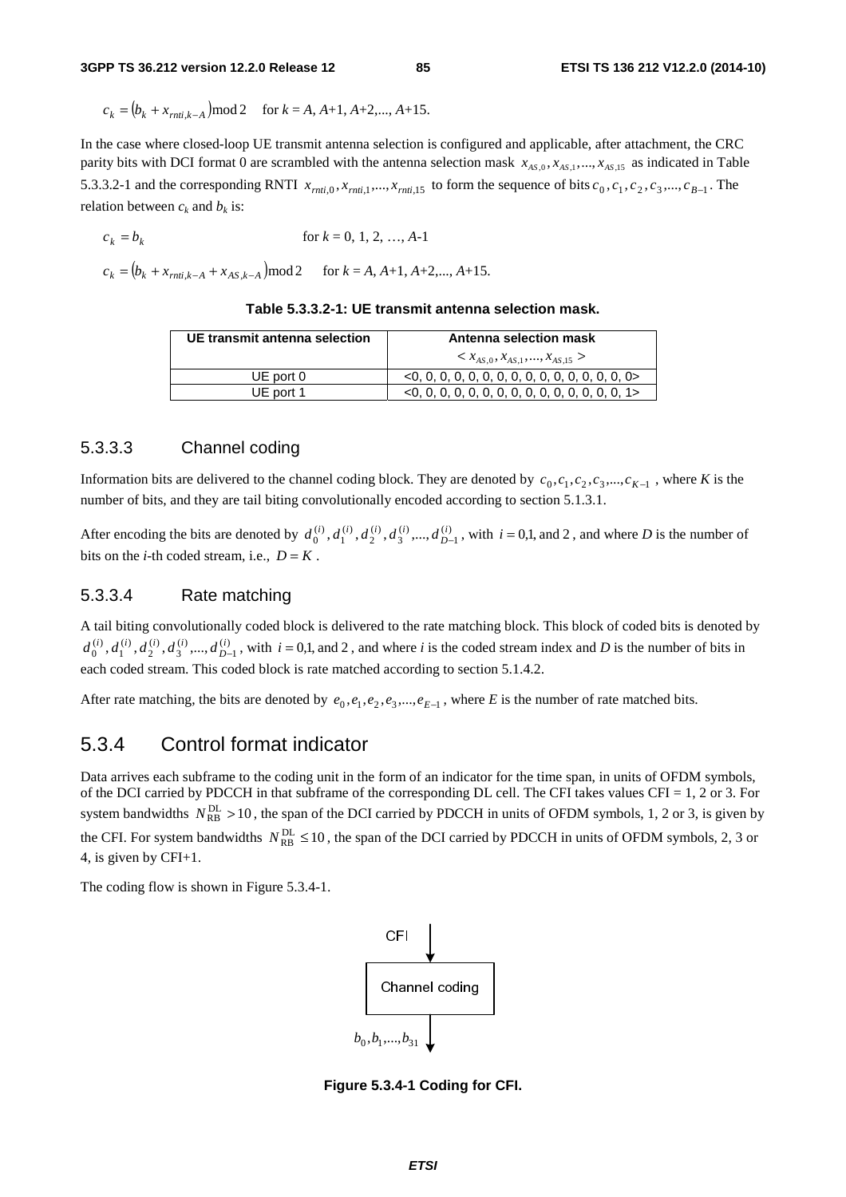$$c_k = (b_k + x_{rnti,k-A}) \bmod 2 \quad \text{for } k = A, A+1, A+2,..., A+15.$$

In the case where closed-loop UE transmit antenna selection is configured and applicable, after attachment, the CRC parity bits with DCI format 0 are scrambled with the antenna selection mask $x_{AS,0}, x_{AS,1}, ..., x_{AS,15}$ as indicated in Table 5.3.3.2-1 and the corresponding RNTI $x_{rnti,0}, x_{rnti,1}, ..., x_{rnti,15}$ to form the sequence of bits $c_0, c_1, c_2, c_3, ..., c_{B-1}$. The relation between $c_k$ and $b_k$ is:

$$c_k = b_k \quad \text{for } k = 0, 1, 2, \ldots, A\text{-}1$$

$$c_k = (b_k + x_{rnti,k-A} + x_{AS,k-A}) \bmod 2 \quad \text{for } k = A, A+1, A+2,..., A+15.$$

**Table 5.3.3.2-1: UE transmit antenna selection mask.**

| UE transmit antenna selection | Antenna selection mask $< x_{AS,0}, x_{AS,1}, ..., x_{AS,15} >$ |
|---|---|
| UE port 0 | <0, 0, 0, 0, 0, 0, 0, 0, 0, 0, 0, 0, 0, 0, 0, 0> |
| UE port 1 | <0, 0, 0, 0, 0, 0, 0, 0, 0, 0, 0, 0, 0, 0, 0, 1> |

### 5.3.3.3 Channel coding

Information bits are delivered to the channel coding block. They are denoted by $c_0, c_1, c_2, c_3, ..., c_{K-1}$, where $K$ is the number of bits, and they are tail biting convolutionally encoded according to section 5.1.3.1.

After encoding the bits are denoted by $d_0^{(i)}, d_1^{(i)}, d_2^{(i)}, d_3^{(i)}, ..., d_{D-1}^{(i)}$, with $i = 0,1, \text{and } 2$, and where $D$ is the number of bits on the $i$-th coded stream, i.e., $D = K$.

### 5.3.3.4 Rate matching

A tail biting convolutionally coded block is delivered to the rate matching block. This block of coded bits is denoted by $d_0^{(i)}, d_1^{(i)}, d_2^{(i)}, d_3^{(i)}, ..., d_{D-1}^{(i)}$, with $i = 0,1, \text{and } 2$, and where $i$ is the coded stream index and $D$ is the number of bits in each coded stream. This coded block is rate matched according to section 5.1.4.2.

After rate matching, the bits are denoted by $e_0, e_1, e_2, e_3, ..., e_{E-1}$, where $E$ is the number of rate matched bits.

## 5.3.4 Control format indicator

Data arrives each subframe to the coding unit in the form of an indicator for the time span, in units of OFDM symbols, of the DCI carried by PDCCH in that subframe of the corresponding DL cell. The CFI takes values CFI = 1, 2 or 3. For system bandwidths $N_{\text{RB}}^{\text{DL}} > 10$, the span of the DCI carried by PDCCH in units of OFDM symbols, 1, 2 or 3, is given by the CFI. For system bandwidths $N_{\text{RB}}^{\text{DL}} \leq 10$, the span of the DCI carried by PDCCH in units of OFDM symbols, 2, 3 or 4, is given by CFI+1.

The coding flow is shown in Figure 5.3.4-1.

CFI → Channel coding → $b_0, b_1, ..., b_{31}$

**Figure 5.3.4-1 Coding for CFI.**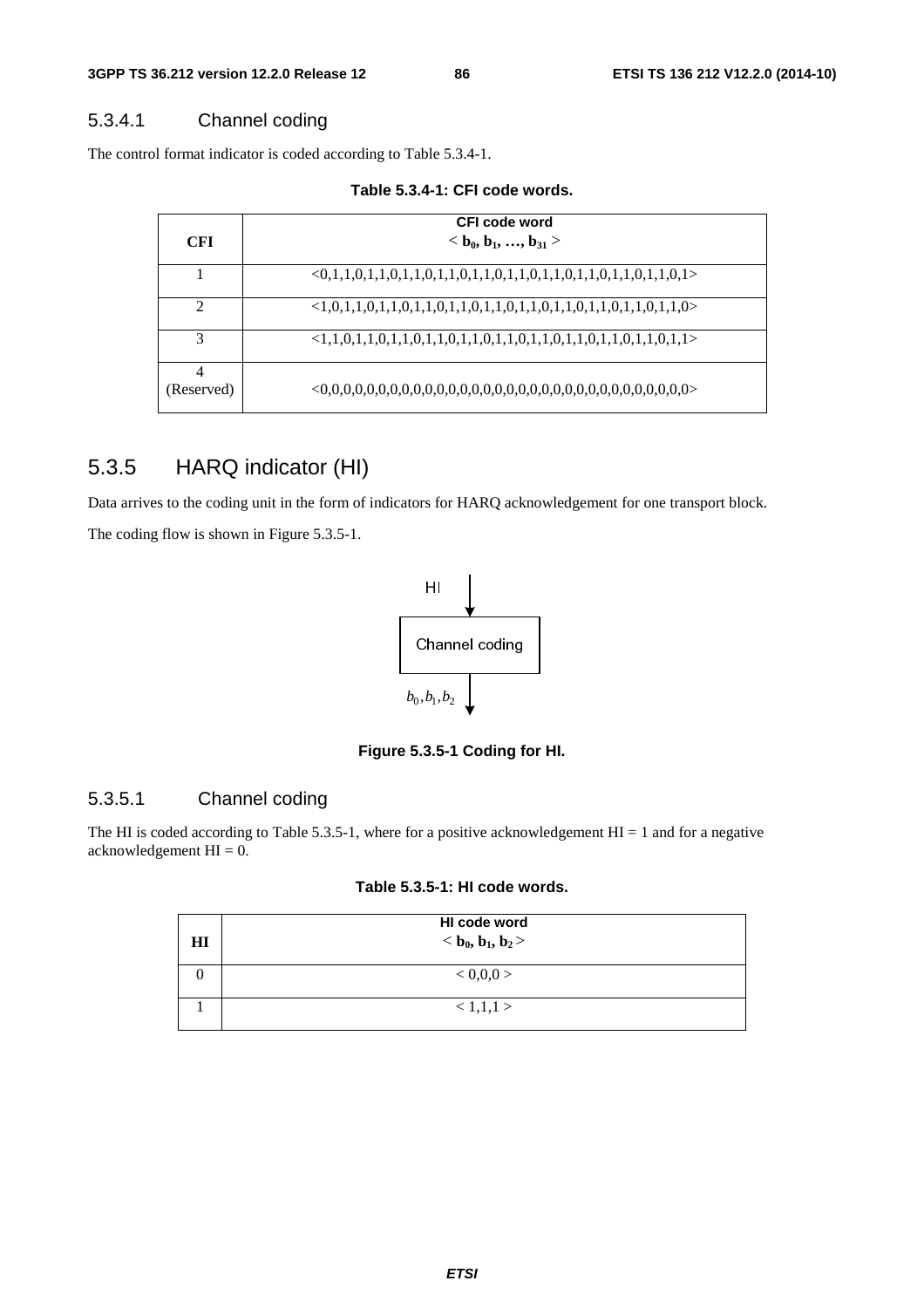### 5.3.4.1 Channel coding

The control format indicator is coded according to Table 5.3.4-1.

**Table 5.3.4-1: CFI code words.**

| CFI | CFI code word<br>$< b_0, b_1, \ldots, b_{31} >$ |
|---|---|
| 1 | <0,1,1,0,1,1,0,1,1,0,1,1,0,1,1,0,1,1,0,1,1,0,1,1,0,1,1,0,1,1,0,1> |
| 2 | <1,0,1,1,0,1,1,0,1,1,0,1,1,0,1,1,0,1,1,0,1,1,0,1,1,0,1,1,0,1,1,0> |
| 3 | <1,1,0,1,1,0,1,1,0,1,1,0,1,1,0,1,1,0,1,1,0,1,1,0,1,1,0,1,1,0,1,1> |
| 4<br>(Reserved) | <0,0,0,0,0,0,0,0,0,0,0,0,0,0,0,0,0,0,0,0,0,0,0,0,0,0,0,0,0,0,0,0> |

## 5.3.5 HARQ indicator (HI)

Data arrives to the coding unit in the form of indicators for HARQ acknowledgement for one transport block.

The coding flow is shown in Figure 5.3.5-1.

HI → Channel coding → $b_0, b_1, b_2$

**Figure 5.3.5-1 Coding for HI.**

### 5.3.5.1 Channel coding

The HI is coded according to Table 5.3.5-1, where for a positive acknowledgement HI = 1 and for a negative acknowledgement HI = 0.

**Table 5.3.5-1: HI code words.**

| HI | HI code word<br>$< b_0, b_1, b_2 >$ |
|---|---|
| 0 | < 0,0,0 > |
| 1 | < 1,1,1 > |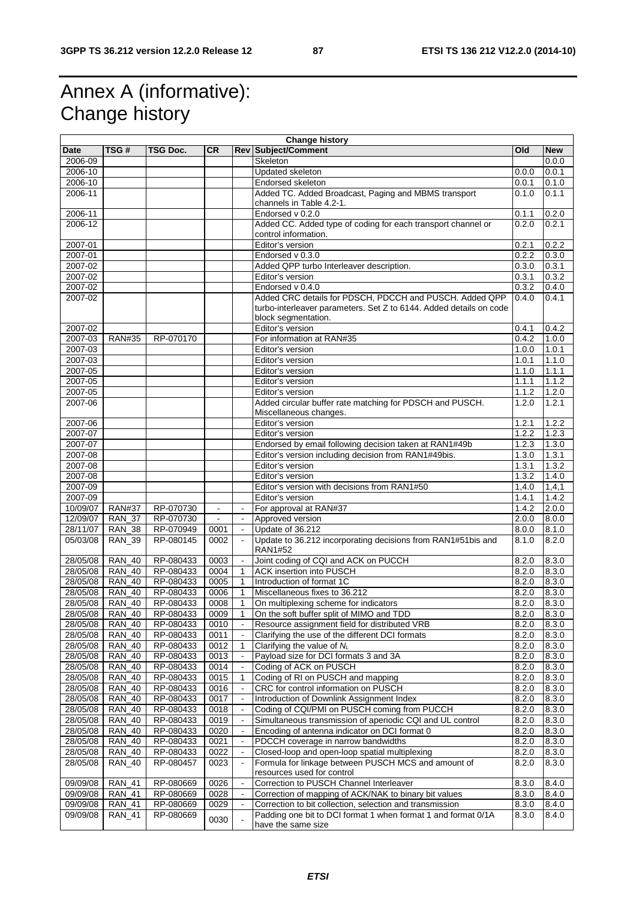# Annex A (informative): Change history

| Change history | | | | | | | |
|---|---|---|---|---|---|---|---|
| **Date** | **TSG #** | **TSG Doc.** | **CR** | **Rev** | **Subject/Comment** | **Old** | **New** |
| 2006-09 | | | | | Skeleton | | 0.0.0 |
| 2006-10 | | | | | Updated skeleton | 0.0.0 | 0.0.1 |
| 2006-10 | | | | | Endorsed skeleton | 0.0.1 | 0.1.0 |
| 2006-11 | | | | | Added TC. Added Broadcast, Paging and MBMS transport channels in Table 4.2-1. | 0.1.0 | 0.1.1 |
| 2006-11 | | | | | Endorsed v 0.2.0 | 0.1.1 | 0.2.0 |
| 2006-12 | | | | | Added CC. Added type of coding for each transport channel or control information. | 0.2.0 | 0.2.1 |
| 2007-01 | | | | | Editor's version | 0.2.1 | 0.2.2 |
| 2007-01 | | | | | Endorsed v 0.3.0 | 0.2.2 | 0.3.0 |
| 2007-02 | | | | | Added QPP turbo Interleaver description. | 0.3.0 | 0.3.1 |
| 2007-02 | | | | | Editor's version | 0.3.1 | 0.3.2 |
| 2007-02 | | | | | Endorsed v 0.4.0 | 0.3.2 | 0.4.0 |
| 2007-02 | | | | | Added CRC details for PDSCH, PDCCH and PUSCH. Added QPP turbo-interleaver parameters. Set Z to 6144. Added details on code block segmentation. | 0.4.0 | 0.4.1 |
| 2007-02 | | | | | Editor's version | 0.4.1 | 0.4.2 |
| 2007-03 | RAN#35 | RP-070170 | | | For information at RAN#35 | 0.4.2 | 1.0.0 |
| 2007-03 | | | | | Editor's version | 1.0.0 | 1.0.1 |
| 2007-03 | | | | | Editor's version | 1.0.1 | 1.1.0 |
| 2007-05 | | | | | Editor's version | 1.1.0 | 1.1.1 |
| 2007-05 | | | | | Editor's version | 1.1.1 | 1.1.2 |
| 2007-05 | | | | | Editor's version | 1.1.2 | 1.2.0 |
| 2007-06 | | | | | Added circular buffer rate matching for PDSCH and PUSCH. Miscellaneous changes. | 1.2.0 | 1.2.1 |
| 2007-06 | | | | | Editor's version | 1.2.1 | 1.2.2 |
| 2007-07 | | | | | Editor's version | 1.2.2 | 1.2.3 |
| 2007-07 | | | | | Endorsed by email following decision taken at RAN1#49b | 1.2.3 | 1.3.0 |
| 2007-08 | | | | | Editor's version including decision from RAN1#49bis. | 1.3.0 | 1.3.1 |
| 2007-08 | | | | | Editor's version | 1.3.1 | 1.3.2 |
| 2007-08 | | | | | Editor's version | 1.3.2 | 1.4.0 |
| 2007-09 | | | | | Editor's version with decisions from RAN1#50 | 1,4,0 | 1,4,1 |
| 2007-09 | | | | | Editor's version | 1.4.1 | 1.4.2 |
| 10/09/07 | RAN#37 | RP-070730 | - | - | For approval at RAN#37 | 1.4.2 | 2.0.0 |
| 12/09/07 | RAN_37 | RP-070730 | - | - | Approved version | 2.0.0 | 8.0.0 |
| 28/11/07 | RAN_38 | RP-070949 | 0001 | - | Update of 36.212 | 8.0.0 | 8.1.0 |
| 05/03/08 | RAN_39 | RP-080145 | 0002 | - | Update to 36.212 incorporating decisions from RAN1#51bis and RAN1#52 | 8.1.0 | 8.2.0 |
| 28/05/08 | RAN_40 | RP-080433 | 0003 | - | Joint coding of CQI and ACK on PUCCH | 8.2.0 | 8.3.0 |
| 28/05/08 | RAN_40 | RP-080433 | 0004 | 1 | ACK insertion into PUSCH | 8.2.0 | 8.3.0 |
| 28/05/08 | RAN_40 | RP-080433 | 0005 | 1 | Introduction of format 1C | 8.2.0 | 8.3.0 |
| 28/05/08 | RAN_40 | RP-080433 | 0006 | 1 | Miscellaneous fixes to 36.212 | 8.2.0 | 8.3.0 |
| 28/05/08 | RAN_40 | RP-080433 | 0008 | 1 | On multiplexing scheme for indicators | 8.2.0 | 8.3.0 |
| 28/05/08 | RAN_40 | RP-080433 | 0009 | 1 | On the soft buffer split of MIMO and TDD | 8.2.0 | 8.3.0 |
| 28/05/08 | RAN_40 | RP-080433 | 0010 | - | Resource assignment field for distributed VRB | 8.2.0 | 8.3.0 |
| 28/05/08 | RAN_40 | RP-080433 | 0011 | - | Clarifying the use of the different DCI formats | 8.2.0 | 8.3.0 |
| 28/05/08 | RAN_40 | RP-080433 | 0012 | 1 | Clarifying the value of $N_L$ | 8.2.0 | 8.3.0 |
| 28/05/08 | RAN_40 | RP-080433 | 0013 | - | Payload size for DCI formats 3 and 3A | 8.2.0 | 8.3.0 |
| 28/05/08 | RAN_40 | RP-080433 | 0014 | - | Coding of ACK on PUSCH | 8.2.0 | 8.3.0 |
| 28/05/08 | RAN_40 | RP-080433 | 0015 | 1 | Coding of RI on PUSCH and mapping | 8.2.0 | 8.3.0 |
| 28/05/08 | RAN_40 | RP-080433 | 0016 | - | CRC for control information on PUSCH | 8.2.0 | 8.3.0 |
| 28/05/08 | RAN_40 | RP-080433 | 0017 | - | Introduction of Downlink Assignment Index | 8.2.0 | 8.3.0 |
| 28/05/08 | RAN_40 | RP-080433 | 0018 | - | Coding of CQI/PMI on PUSCH coming from PUCCH | 8.2.0 | 8.3.0 |
| 28/05/08 | RAN_40 | RP-080433 | 0019 | - | Simultaneous transmission of aperiodic CQI and UL control | 8.2.0 | 8.3.0 |
| 28/05/08 | RAN_40 | RP-080433 | 0020 | - | Encoding of antenna indicator on DCI format 0 | 8.2.0 | 8.3.0 |
| 28/05/08 | RAN_40 | RP-080433 | 0021 | - | PDCCH coverage in narrow bandwidths | 8.2.0 | 8.3.0 |
| 28/05/08 | RAN_40 | RP-080433 | 0022 | - | Closed-loop and open-loop spatial multiplexing | 8.2.0 | 8.3.0 |
| 28/05/08 | RAN_40 | RP-080457 | 0023 | - | Formula for linkage between PUSCH MCS and amount of resources used for control | 8.2.0 | 8.3.0 |
| 09/09/08 | RAN_41 | RP-080669 | 0026 | - | Correction to PUSCH Channel Interleaver | 8.3.0 | 8.4.0 |
| 09/09/08 | RAN_41 | RP-080669 | 0028 | - | Correction of mapping of ACK/NAK to binary bit values | 8.3.0 | 8.4.0 |
| 09/09/08 | RAN_41 | RP-080669 | 0029 | - | Correction to bit collection, selection and transmission | 8.3.0 | 8.4.0 |
| 09/09/08 | RAN_41 | RP-080669 | 0030 | - | Padding one bit to DCI format 1 when format 1 and format 0/1A have the same size | 8.3.0 | 8.4.0 |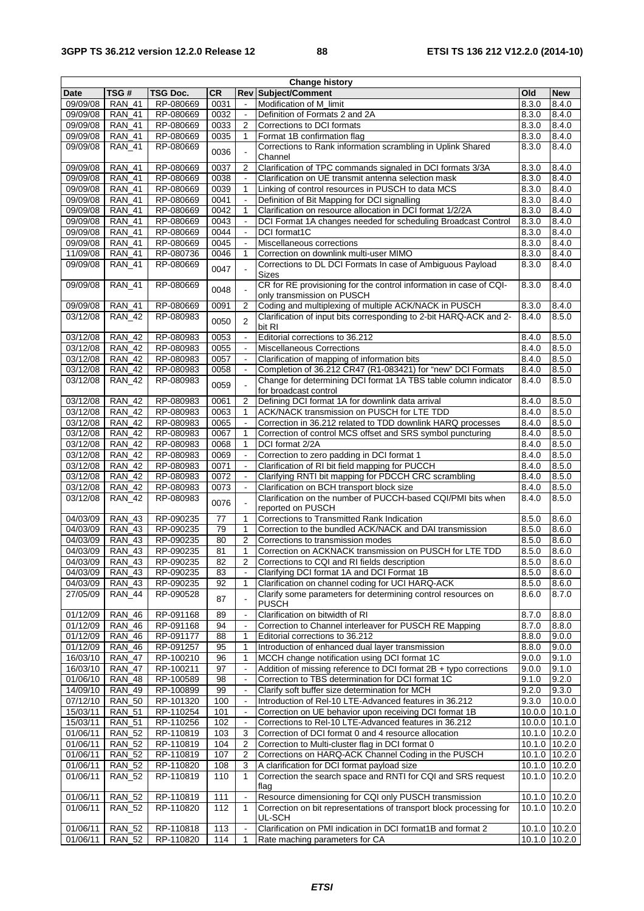| Change history | | | | | | | |
|---|---|---|---|---|---|---|---|
| **Date** | **TSG #** | **TSG Doc.** | **CR** | **Rev** | **Subject/Comment** | **Old** | **New** |
| 09/09/08 | RAN_41 | RP-080669 | 0031 | - | Modification of M_limit | 8.3.0 | 8.4.0 |
| 09/09/08 | RAN_41 | RP-080669 | 0032 | - | Definition of Formats 2 and 2A | 8.3.0 | 8.4.0 |
| 09/09/08 | RAN_41 | RP-080669 | 0033 | 2 | Corrections to DCI formats | 8.3.0 | 8.4.0 |
| 09/09/08 | RAN_41 | RP-080669 | 0035 | 1 | Format 1B confirmation flag | 8.3.0 | 8.4.0 |
| 09/09/08 | RAN_41 | RP-080669 | 0036 | - | Corrections to Rank information scrambling in Uplink Shared Channel | 8.3.0 | 8.4.0 |
| 09/09/08 | RAN_41 | RP-080669 | 0037 | 2 | Clarification of TPC commands signaled in DCI formats 3/3A | 8.3.0 | 8.4.0 |
| 09/09/08 | RAN_41 | RP-080669 | 0038 | - | Clarification on UE transmit antenna selection mask | 8.3.0 | 8.4.0 |
| 09/09/08 | RAN_41 | RP-080669 | 0039 | 1 | Linking of control resources in PUSCH to data MCS | 8.3.0 | 8.4.0 |
| 09/09/08 | RAN_41 | RP-080669 | 0041 | - | Definition of Bit Mapping for DCI signalling | 8.3.0 | 8.4.0 |
| 09/09/08 | RAN_41 | RP-080669 | 0042 | 1 | Clarification on resource allocation in DCI format 1/2/2A | 8.3.0 | 8.4.0 |
| 09/09/08 | RAN_41 | RP-080669 | 0043 | - | DCI Format 1A changes needed for scheduling Broadcast Control | 8.3.0 | 8.4.0 |
| 09/09/08 | RAN_41 | RP-080669 | 0044 | - | DCI format1C | 8.3.0 | 8.4.0 |
| 09/09/08 | RAN_41 | RP-080669 | 0045 | - | Miscellaneous corrections | 8.3.0 | 8.4.0 |
| 11/09/08 | RAN_41 | RP-080736 | 0046 | 1 | Correction on downlink multi-user MIMO | 8.3.0 | 8.4.0 |
| 09/09/08 | RAN_41 | RP-080669 | 0047 | - | Corrections to DL DCI Formats In case of Ambiguous Payload Sizes | 8.3.0 | 8.4.0 |
| 09/09/08 | RAN_41 | RP-080669 | 0048 | - | CR for RE provisioning for the control information in case of CQI-only transmission on PUSCH | 8.3.0 | 8.4.0 |
| 09/09/08 | RAN_41 | RP-080669 | 0091 | 2 | Coding and multiplexing of multiple ACK/NACK in PUSCH | 8.3.0 | 8.4.0 |
| 03/12/08 | RAN_42 | RP-080983 | 0050 | 2 | Clarification of input bits corresponding to 2-bit HARQ-ACK and 2-bit RI | 8.4.0 | 8.5.0 |
| 03/12/08 | RAN_42 | RP-080983 | 0053 | - | Editorial corrections to 36.212 | 8.4.0 | 8.5.0 |
| 03/12/08 | RAN_42 | RP-080983 | 0055 | - | Miscellaneous Corrections | 8.4.0 | 8.5.0 |
| 03/12/08 | RAN_42 | RP-080983 | 0057 | - | Clarification of mapping of information bits | 8.4.0 | 8.5.0 |
| 03/12/08 | RAN_42 | RP-080983 | 0058 | - | Completion of 36.212 CR47 (R1-083421) for "new" DCI Formats | 8.4.0 | 8.5.0 |
| 03/12/08 | RAN_42 | RP-080983 | 0059 | - | Change for determining DCI format 1A TBS table column indicator for broadcast control | 8.4.0 | 8.5.0 |
| 03/12/08 | RAN_42 | RP-080983 | 0061 | 2 | Defining DCI format 1A for downlink data arrival | 8.4.0 | 8.5.0 |
| 03/12/08 | RAN_42 | RP-080983 | 0063 | 1 | ACK/NACK transmission on PUSCH for LTE TDD | 8.4.0 | 8.5.0 |
| 03/12/08 | RAN_42 | RP-080983 | 0065 | - | Correction in 36.212 related to TDD downlink HARQ processes | 8.4.0 | 8.5.0 |
| 03/12/08 | RAN_42 | RP-080983 | 0067 | 1 | Correction of control MCS offset and SRS symbol puncturing | 8.4.0 | 8.5.0 |
| 03/12/08 | RAN_42 | RP-080983 | 0068 | 1 | DCI format 2/2A | 8.4.0 | 8.5.0 |
| 03/12/08 | RAN_42 | RP-080983 | 0069 | - | Correction to zero padding in DCI format 1 | 8.4.0 | 8.5.0 |
| 03/12/08 | RAN_42 | RP-080983 | 0071 | - | Clarification of RI bit field mapping for PUCCH | 8.4.0 | 8.5.0 |
| 03/12/08 | RAN_42 | RP-080983 | 0072 | - | Clarifying RNTI bit mapping for PDCCH CRC scrambling | 8.4.0 | 8.5.0 |
| 03/12/08 | RAN_42 | RP-080983 | 0073 | - | Clarification on BCH transport block size | 8.4.0 | 8.5.0 |
| 03/12/08 | RAN_42 | RP-080983 | 0076 | - | Clarification on the number of PUCCH-based CQI/PMI bits when reported on PUSCH | 8.4.0 | 8.5.0 |
| 04/03/09 | RAN_43 | RP-090235 | 77 | 1 | Corrections to Transmitted Rank Indication | 8.5.0 | 8.6.0 |
| 04/03/09 | RAN_43 | RP-090235 | 79 | 1 | Correction to the bundled ACK/NACK and DAI transmission | 8.5.0 | 8.6.0 |
| 04/03/09 | RAN_43 | RP-090235 | 80 | 2 | Corrections to transmission modes | 8.5.0 | 8.6.0 |
| 04/03/09 | RAN_43 | RP-090235 | 81 | 1 | Correction on ACKNACK transmission on PUSCH for LTE TDD | 8.5.0 | 8.6.0 |
| 04/03/09 | RAN_43 | RP-090235 | 82 | 2 | Corrections to CQI and RI fields description | 8.5.0 | 8.6.0 |
| 04/03/09 | RAN_43 | RP-090235 | 83 | - | Clarifying DCI format 1A and DCI Format 1B | 8.5.0 | 8.6.0 |
| 04/03/09 | RAN_43 | RP-090235 | 92 | 1 | Clarification on channel coding for UCI HARQ-ACK | 8.5.0 | 8.6.0 |
| 27/05/09 | RAN_44 | RP-090528 | 87 | - | Clarify some parameters for determining control resources on PUSCH | 8.6.0 | 8.7.0 |
| 01/12/09 | RAN_46 | RP-091168 | 89 | - | Clarification on bitwidth of RI | 8.7.0 | 8.8.0 |
| 01/12/09 | RAN_46 | RP-091168 | 94 | - | Correction to Channel interleaver for PUSCH RE Mapping | 8.7.0 | 8.8.0 |
| 01/12/09 | RAN_46 | RP-091177 | 88 | 1 | Editorial corrections to 36.212 | 8.8.0 | 9.0.0 |
| 01/12/09 | RAN_46 | RP-091257 | 95 | 1 | Introduction of enhanced dual layer transmission | 8.8.0 | 9.0.0 |
| 16/03/10 | RAN_47 | RP-100210 | 96 | 1 | MCCH change notification using DCI format 1C | 9.0.0 | 9.1.0 |
| 16/03/10 | RAN_47 | RP-100211 | 97 | - | Addition of missing reference to DCI format 2B + typo corrections | 9.0.0 | 9.1.0 |
| 01/06/10 | RAN_48 | RP-100589 | 98 | - | Correction to TBS determination for DCI format 1C | 9.1.0 | 9.2.0 |
| 14/09/10 | RAN_49 | RP-100899 | 99 | - | Clarify soft buffer size determination for MCH | 9.2.0 | 9.3.0 |
| 07/12/10 | RAN_50 | RP-101320 | 100 | - | Introduction of Rel-10 LTE-Advanced features in 36.212 | 9.3.0 | 10.0.0 |
| 15/03/11 | RAN_51 | RP-110254 | 101 | - | Correction on UE behavior upon receiving DCI format 1B | 10.0.0 | 10.1.0 |
| 15/03/11 | RAN_51 | RP-110256 | 102 | - | Corrections to Rel-10 LTE-Advanced features in 36.212 | 10.0.0 | 10.1.0 |
| 01/06/11 | RAN_52 | RP-110819 | 103 | 3 | Correction of DCI format 0 and 4 resource allocation | 10.1.0 | 10.2.0 |
| 01/06/11 | RAN_52 | RP-110819 | 104 | 2 | Correction to Multi-cluster flag in DCI format 0 | 10.1.0 | 10.2.0 |
| 01/06/11 | RAN_52 | RP-110819 | 107 | 2 | Corrections on HARQ-ACK Channel Coding in the PUSCH | 10.1.0 | 10.2.0 |
| 01/06/11 | RAN_52 | RP-110820 | 108 | 3 | A clarification for DCI format payload size | 10.1.0 | 10.2.0 |
| 01/06/11 | RAN_52 | RP-110819 | 110 | 1 | Correction the search space and RNTI for CQI and SRS request flag | 10.1.0 | 10.2.0 |
| 01/06/11 | RAN_52 | RP-110819 | 111 | - | Resource dimensioning for CQI only PUSCH transmission | 10.1.0 | 10.2.0 |
| 01/06/11 | RAN_52 | RP-110820 | 112 | 1 | Correction on bit representations of transport block processing for UL-SCH | 10.1.0 | 10.2.0 |
| 01/06/11 | RAN_52 | RP-110818 | 113 | - | Clarification on PMI indication in DCI format1B and format 2 | 10.1.0 | 10.2.0 |
| 01/06/11 | RAN_52 | RP-110820 | 114 | 1 | Rate maching parameters for CA | 10.1.0 | 10.2.0 |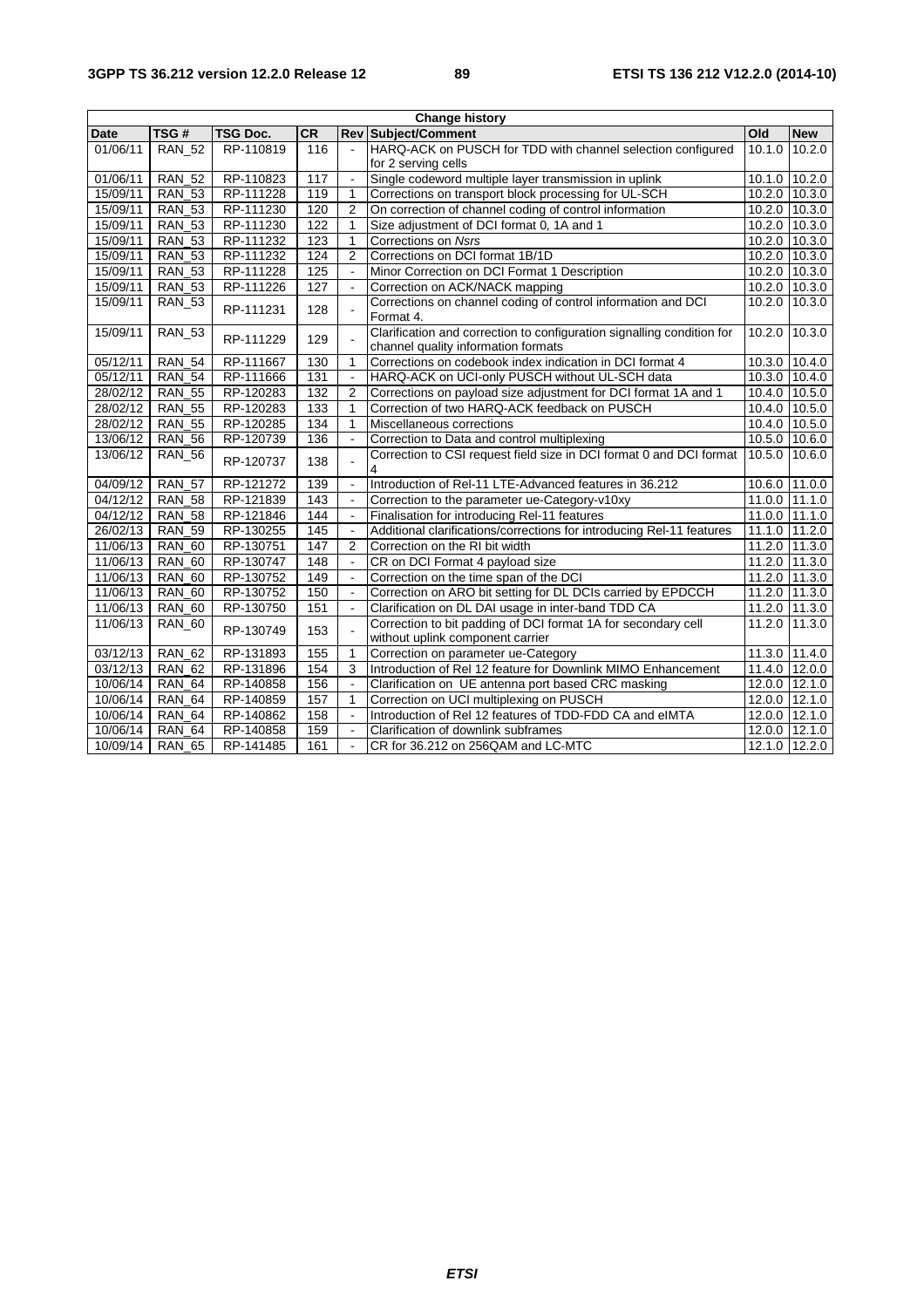| Change history | | | | | | | |
|---|---|---|---|---|---|---|---|
| **Date** | **TSG #** | **TSG Doc.** | **CR** | **Rev** | **Subject/Comment** | **Old** | **New** |
| 01/06/11 | RAN_52 | RP-110819 | 116 | - | HARQ-ACK on PUSCH for TDD with channel selection configured for 2 serving cells | 10.1.0 | 10.2.0 |
| 01/06/11 | RAN_52 | RP-110823 | 117 | - | Single codeword multiple layer transmission in uplink | 10.1.0 | 10.2.0 |
| 15/09/11 | RAN_53 | RP-111228 | 119 | 1 | Corrections on transport block processing for UL-SCH | 10.2.0 | 10.3.0 |
| 15/09/11 | RAN_53 | RP-111230 | 120 | 2 | On correction of channel coding of control information | 10.2.0 | 10.3.0 |
| 15/09/11 | RAN_53 | RP-111230 | 122 | 1 | Size adjustment of DCI format 0, 1A and 1 | 10.2.0 | 10.3.0 |
| 15/09/11 | RAN_53 | RP-111232 | 123 | 1 | Corrections on *Nsrs* | 10.2.0 | 10.3.0 |
| 15/09/11 | RAN_53 | RP-111232 | 124 | 2 | Corrections on DCI format 1B/1D | 10.2.0 | 10.3.0 |
| 15/09/11 | RAN_53 | RP-111228 | 125 | - | Minor Correction on DCI Format 1 Description | 10.2.0 | 10.3.0 |
| 15/09/11 | RAN_53 | RP-111226 | 127 | - | Correction on ACK/NACK mapping | 10.2.0 | 10.3.0 |
| 15/09/11 | RAN_53 | RP-111231 | 128 | - | Corrections on channel coding of control information and DCI Format 4. | 10.2.0 | 10.3.0 |
| 15/09/11 | RAN_53 | RP-111229 | 129 | - | Clarification and correction to configuration signalling condition for channel quality information formats | 10.2.0 | 10.3.0 |
| 05/12/11 | RAN_54 | RP-111667 | 130 | 1 | Corrections on codebook index indication in DCI format 4 | 10.3.0 | 10.4.0 |
| 05/12/11 | RAN_54 | RP-111666 | 131 | - | HARQ-ACK on UCI-only PUSCH without UL-SCH data | 10.3.0 | 10.4.0 |
| 28/02/12 | RAN_55 | RP-120283 | 132 | 2 | Corrections on payload size adjustment for DCI format 1A and 1 | 10.4.0 | 10.5.0 |
| 28/02/12 | RAN_55 | RP-120283 | 133 | 1 | Correction of two HARQ-ACK feedback on PUSCH | 10.4.0 | 10.5.0 |
| 28/02/12 | RAN_55 | RP-120285 | 134 | 1 | Miscellaneous corrections | 10.4.0 | 10.5.0 |
| 13/06/12 | RAN_56 | RP-120739 | 136 | - | Correction to Data and control multiplexing | 10.5.0 | 10.6.0 |
| 13/06/12 | RAN_56 | RP-120737 | 138 | - | Correction to CSI request field size in DCI format 0 and DCI format 4 | 10.5.0 | 10.6.0 |
| 04/09/12 | RAN_57 | RP-121272 | 139 | - | Introduction of Rel-11 LTE-Advanced features in 36.212 | 10.6.0 | 11.0.0 |
| 04/12/12 | RAN_58 | RP-121839 | 143 | - | Correction to the parameter ue-Category-v10xy | 11.0.0 | 11.1.0 |
| 04/12/12 | RAN_58 | RP-121846 | 144 | - | Finalisation for introducing Rel-11 features | 11.0.0 | 11.1.0 |
| 26/02/13 | RAN_59 | RP-130255 | 145 | - | Additional clarifications/corrections for introducing Rel-11 features | 11.1.0 | 11.2.0 |
| 11/06/13 | RAN_60 | RP-130751 | 147 | 2 | Correction on the RI bit width | 11.2.0 | 11.3.0 |
| 11/06/13 | RAN_60 | RP-130747 | 148 | - | CR on DCI Format 4 payload size | 11.2.0 | 11.3.0 |
| 11/06/13 | RAN_60 | RP-130752 | 149 | - | Correction on the time span of the DCI | 11.2.0 | 11.3.0 |
| 11/06/13 | RAN_60 | RP-130752 | 150 | - | Correction on ARO bit setting for DL DCIs carried by EPDCCH | 11.2.0 | 11.3.0 |
| 11/06/13 | RAN_60 | RP-130750 | 151 | - | Clarification on DL DAI usage in inter-band TDD CA | 11.2.0 | 11.3.0 |
| 11/06/13 | RAN_60 | RP-130749 | 153 | - | Correction to bit padding of DCI format 1A for secondary cell without uplink component carrier | 11.2.0 | 11.3.0 |
| 03/12/13 | RAN_62 | RP-131893 | 155 | 1 | Correction on parameter ue-Category | 11.3.0 | 11.4.0 |
| 03/12/13 | RAN_62 | RP-131896 | 154 | 3 | Introduction of Rel 12 feature for Downlink MIMO Enhancement | 11.4.0 | 12.0.0 |
| 10/06/14 | RAN_64 | RP-140858 | 156 | - | Clarification on UE antenna port based CRC masking | 12.0.0 | 12.1.0 |
| 10/06/14 | RAN_64 | RP-140859 | 157 | 1 | Correction on UCI multiplexing on PUSCH | 12.0.0 | 12.1.0 |
| 10/06/14 | RAN_64 | RP-140862 | 158 | - | Introduction of Rel 12 features of TDD-FDD CA and eIMTA | 12.0.0 | 12.1.0 |
| 10/06/14 | RAN_64 | RP-140858 | 159 | - | Clarification of downlink subframes | 12.0.0 | 12.1.0 |
| 10/09/14 | RAN_65 | RP-141485 | 161 | - | CR for 36.212 on 256QAM and LC-MTC | 12.1.0 | 12.2.0 |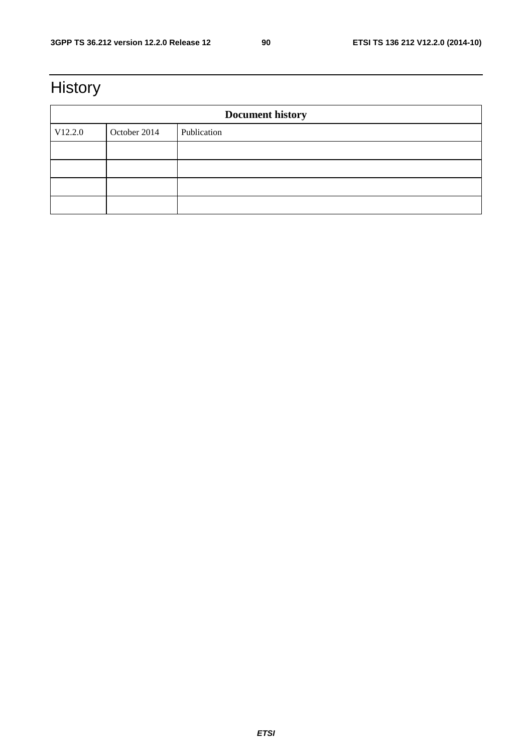# History

| Document history | | |
|---|---|---|
| V12.2.0 | October 2014 | Publication |
| | | |
| | | |
| | | |
| | | |